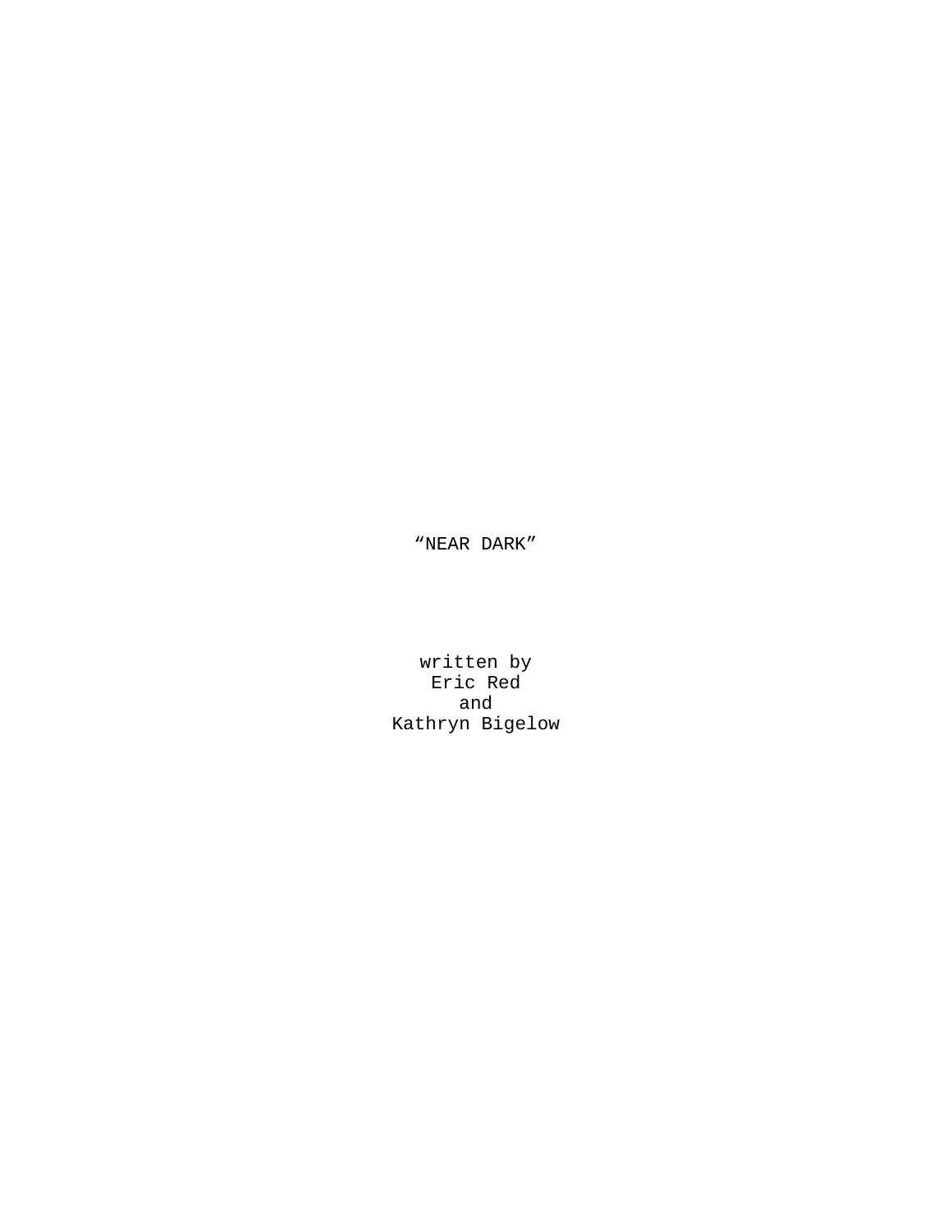# “NEAR DARK”

written by
Eric Red
and
Kathryn Bigelow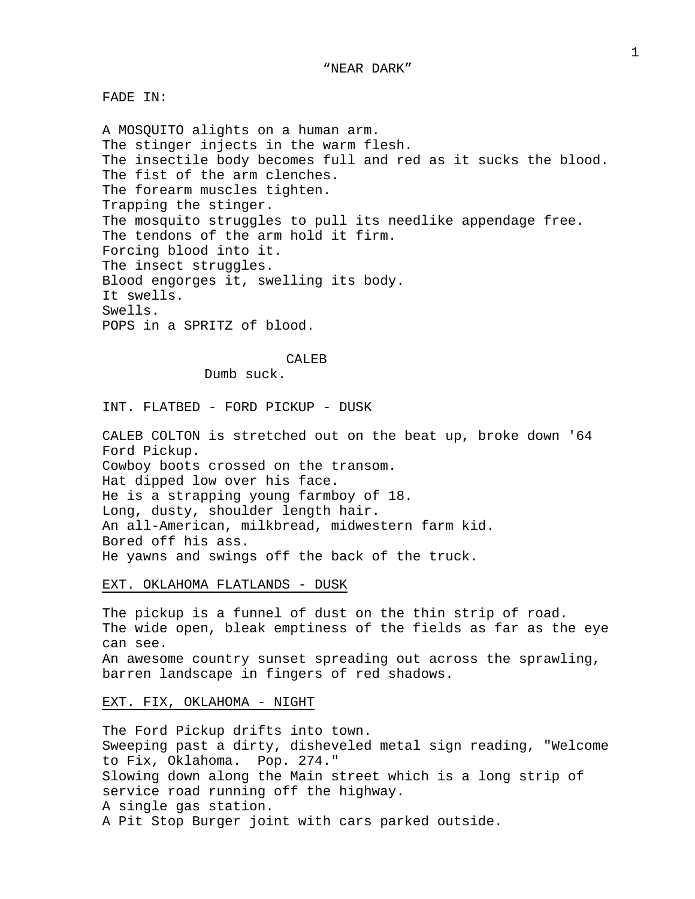"NEAR DARK"

FADE IN:

A MOSQUITO alights on a human arm.
The stinger injects in the warm flesh.
The insectile body becomes full and red as it sucks the blood.
The fist of the arm clenches.
The forearm muscles tighten.
Trapping the stinger.
The mosquito struggles to pull its needlike appendage free.
The tendons of the arm hold it firm.
Forcing blood into it.
The insect struggles.
Blood engorges it, swelling its body.
It swells.
Swells.
POPS in a SPRITZ of blood.

CALEB
Dumb suck.

INT. FLATBED - FORD PICKUP - DUSK

CALEB COLTON is stretched out on the beat up, broke down '64 Ford Pickup.
Cowboy boots crossed on the transom.
Hat dipped low over his face.
He is a strapping young farmboy of 18.
Long, dusty, shoulder length hair.
An all-American, milkbread, midwestern farm kid.
Bored off his ass.
He yawns and swings off the back of the truck.

EXT. OKLAHOMA FLATLANDS - DUSK

The pickup is a funnel of dust on the thin strip of road.
The wide open, bleak emptiness of the fields as far as the eye can see.
An awesome country sunset spreading out across the sprawling, barren landscape in fingers of red shadows.

EXT. FIX, OKLAHOMA - NIGHT

The Ford Pickup drifts into town.
Sweeping past a dirty, disheveled metal sign reading, "Welcome to Fix, Oklahoma. Pop. 274."
Slowing down along the Main street which is a long strip of service road running off the highway.
A single gas station.
A Pit Stop Burger joint with cars parked outside.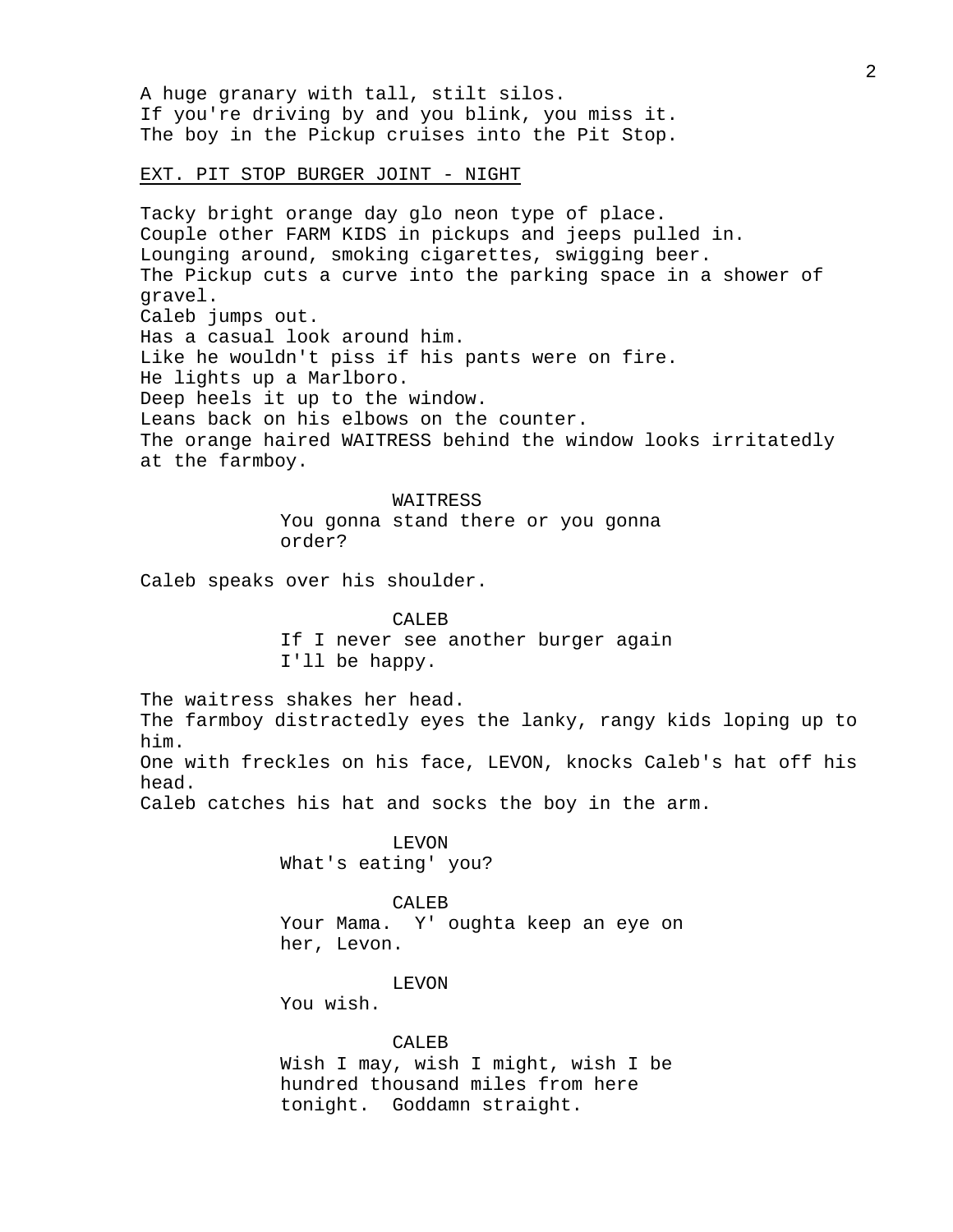A huge granary with tall, stilt silos.
If you're driving by and you blink, you miss it.
The boy in the Pickup cruises into the Pit Stop.

EXT. PIT STOP BURGER JOINT - NIGHT

Tacky bright orange day glo neon type of place.
Couple other FARM KIDS in pickups and jeeps pulled in.
Lounging around, smoking cigarettes, swigging beer.
The Pickup cuts a curve into the parking space in a shower of gravel.
Caleb jumps out.
Has a casual look around him.
Like he wouldn't piss if his pants were on fire.
He lights up a Marlboro.
Deep heels it up to the window.
Leans back on his elbows on the counter.
The orange haired WAITRESS behind the window looks irritatedly at the farmboy.

WAITRESS
You gonna stand there or you gonna order?

Caleb speaks over his shoulder.

CALEB
If I never see another burger again I'll be happy.

The waitress shakes her head.
The farmboy distractedly eyes the lanky, rangy kids loping up to him.
One with freckles on his face, LEVON, knocks Caleb's hat off his head.
Caleb catches his hat and socks the boy in the arm.

LEVON
What's eating' you?

CALEB
Your Mama.  Y' oughta keep an eye on her, Levon.

LEVON
You wish.

CALEB
Wish I may, wish I might, wish I be hundred thousand miles from here tonight.  Goddamn straight.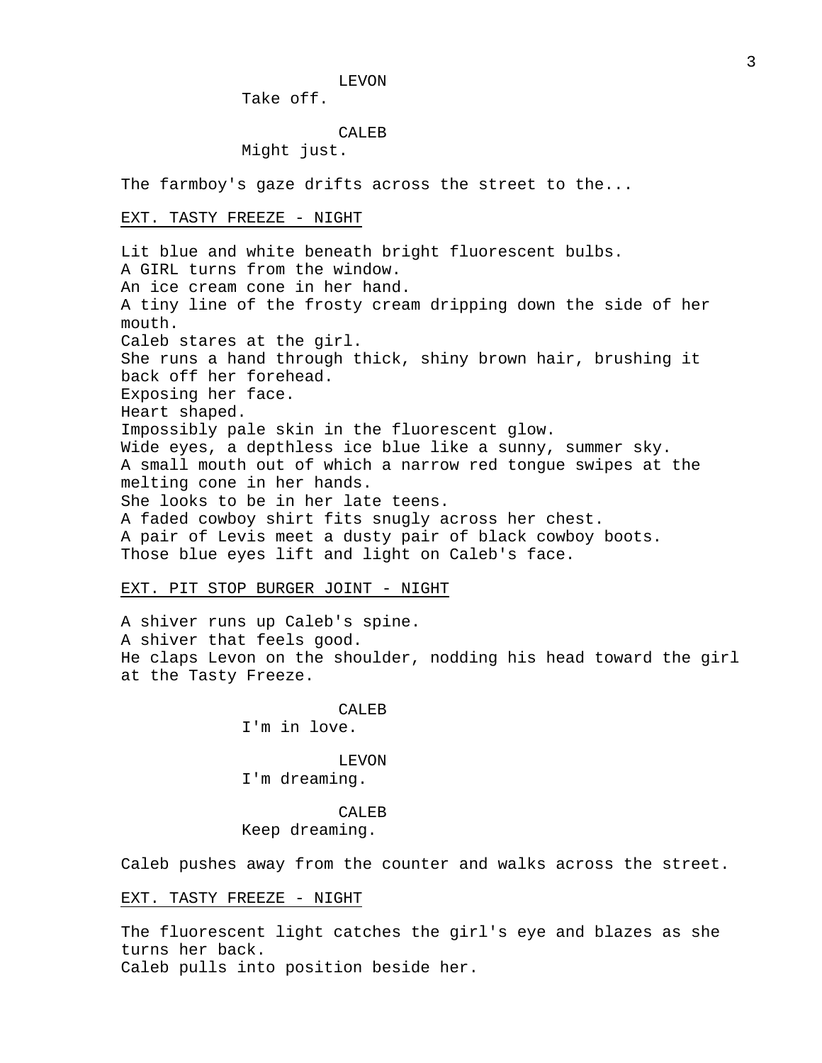LEVON
Take off.

CALEB
Might just.

The farmboy's gaze drifts across the street to the...

EXT. TASTY FREEZE - NIGHT

Lit blue and white beneath bright fluorescent bulbs.
A GIRL turns from the window.
An ice cream cone in her hand.
A tiny line of the frosty cream dripping down the side of her mouth.
Caleb stares at the girl.
She runs a hand through thick, shiny brown hair, brushing it back off her forehead.
Exposing her face.
Heart shaped.
Impossibly pale skin in the fluorescent glow.
Wide eyes, a depthless ice blue like a sunny, summer sky.
A small mouth out of which a narrow red tongue swipes at the melting cone in her hands.
She looks to be in her late teens.
A faded cowboy shirt fits snugly across her chest.
A pair of Levis meet a dusty pair of black cowboy boots.
Those blue eyes lift and light on Caleb's face.

EXT. PIT STOP BURGER JOINT - NIGHT

A shiver runs up Caleb's spine.
A shiver that feels good.
He claps Levon on the shoulder, nodding his head toward the girl at the Tasty Freeze.

CALEB
I'm in love.

LEVON
I'm dreaming.

CALEB
Keep dreaming.

Caleb pushes away from the counter and walks across the street.

EXT. TASTY FREEZE - NIGHT

The fluorescent light catches the girl's eye and blazes as she turns her back.
Caleb pulls into position beside her.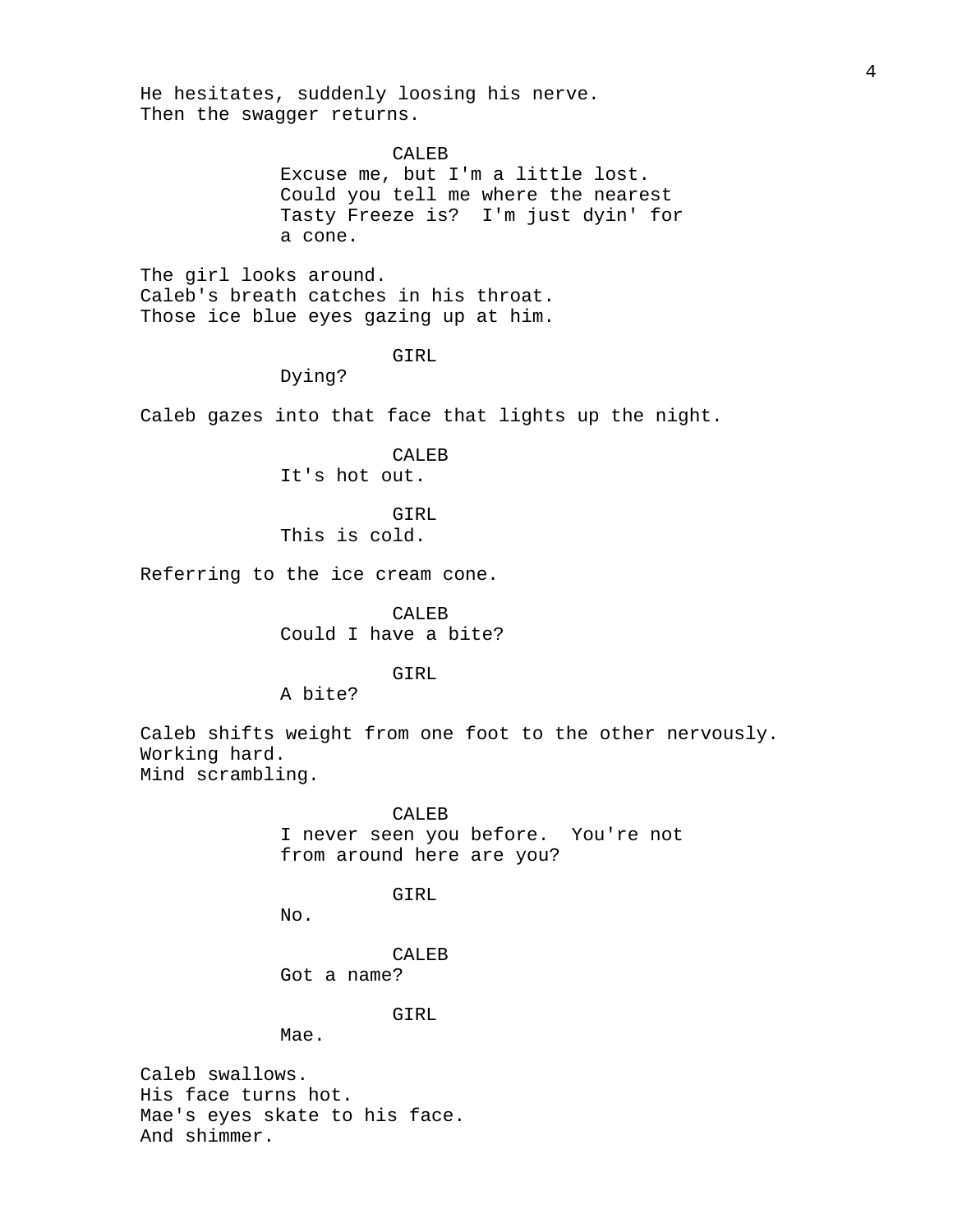He hesitates, suddenly loosing his nerve.
Then the swagger returns.

CALEB
Excuse me, but I'm a little lost. Could you tell me where the nearest Tasty Freeze is? I'm just dyin' for a cone.

The girl looks around.
Caleb's breath catches in his throat.
Those ice blue eyes gazing up at him.

GIRL
Dying?

Caleb gazes into that face that lights up the night.

CALEB
It's hot out.

GIRL
This is cold.

Referring to the ice cream cone.

CALEB
Could I have a bite?

GIRL
A bite?

Caleb shifts weight from one foot to the other nervously.
Working hard.
Mind scrambling.

CALEB
I never seen you before. You're not from around here are you?

GIRL
No.

CALEB
Got a name?

GIRL
Mae.

Caleb swallows.
His face turns hot.
Mae's eyes skate to his face.
And shimmer.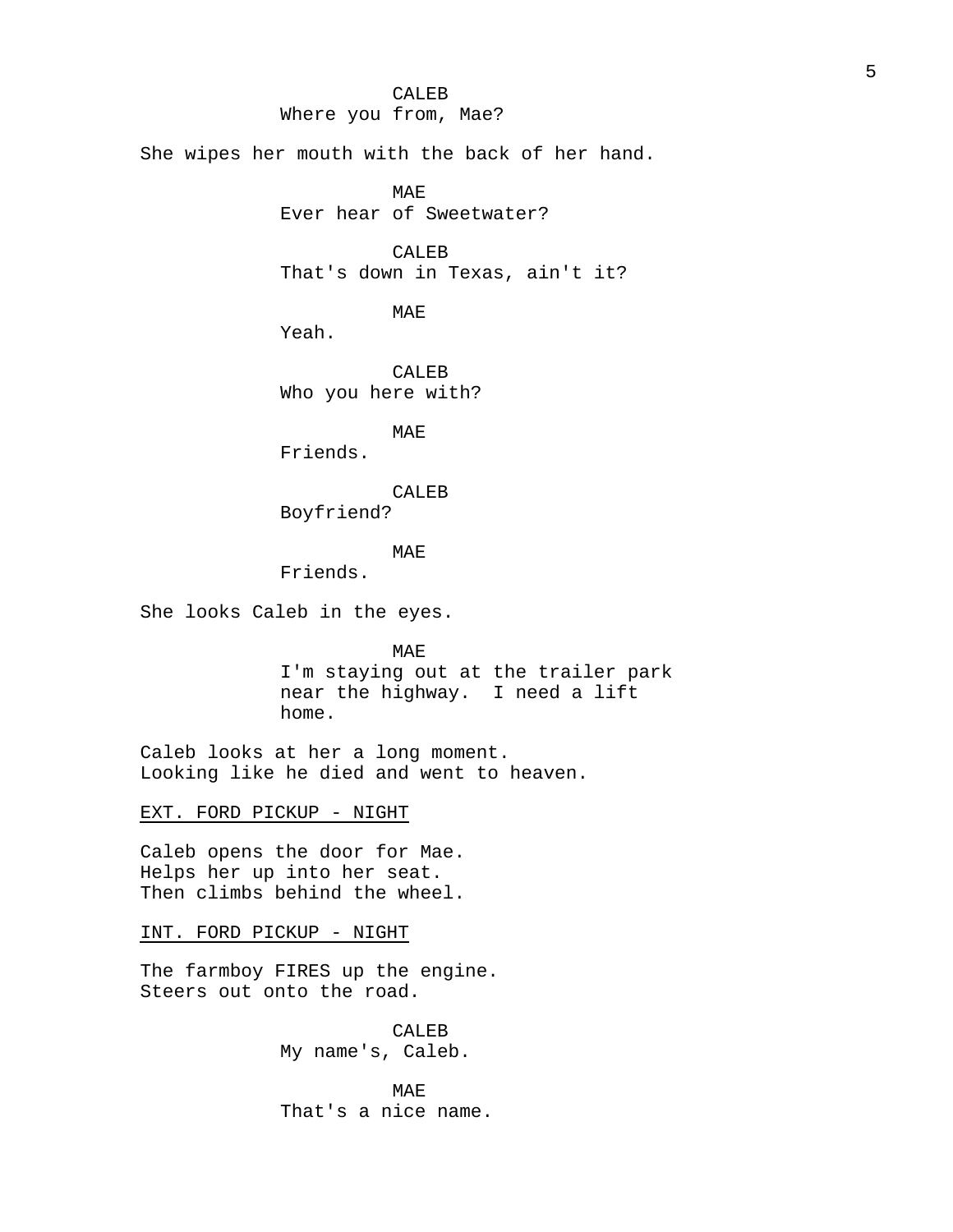CALEB
Where you from, Mae?

She wipes her mouth with the back of her hand.

MAE
Ever hear of Sweetwater?

CALEB
That's down in Texas, ain't it?

MAE
Yeah.

CALEB
Who you here with?

MAE
Friends.

CALEB
Boyfriend?

MAE
Friends.

She looks Caleb in the eyes.

MAE
I'm staying out at the trailer park near the highway. I need a lift home.

Caleb looks at her a long moment.
Looking like he died and went to heaven.

EXT. FORD PICKUP - NIGHT

Caleb opens the door for Mae.
Helps her up into her seat.
Then climbs behind the wheel.

INT. FORD PICKUP - NIGHT

The farmboy FIRES up the engine.
Steers out onto the road.

CALEB
My name's, Caleb.

MAE
That's a nice name.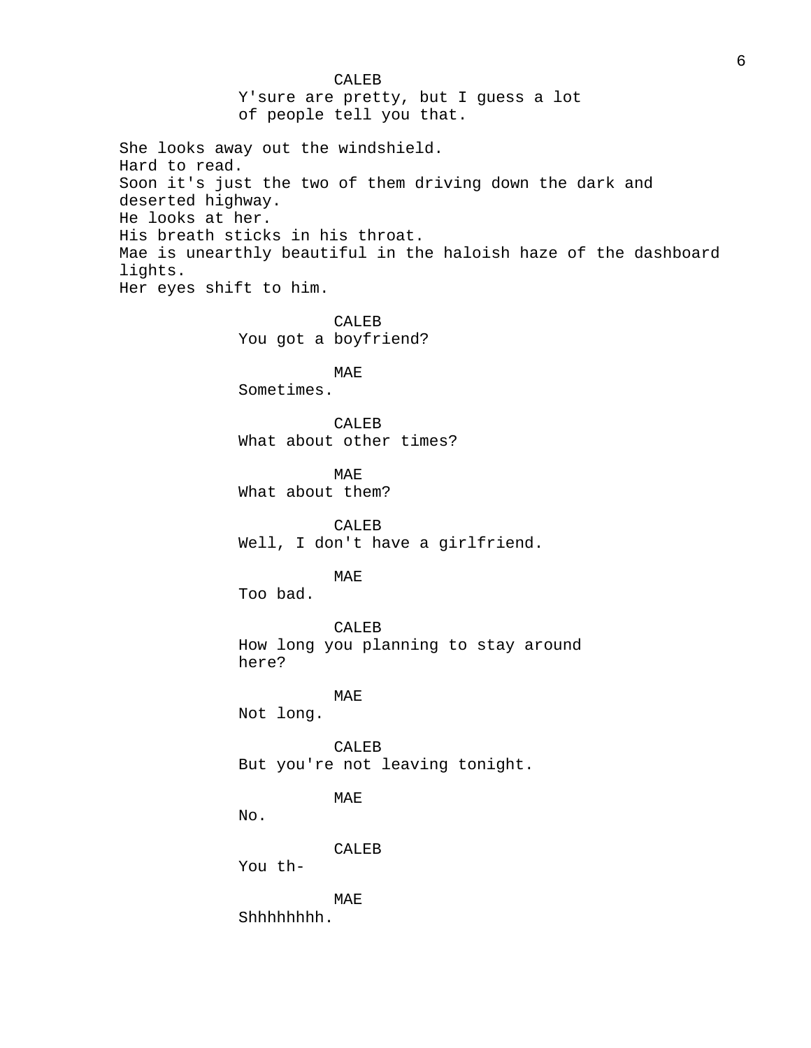CALEB
Y'sure are pretty, but I guess a lot of people tell you that.

She looks away out the windshield.
Hard to read.
Soon it's just the two of them driving down the dark and deserted highway.
He looks at her.
His breath sticks in his throat.
Mae is unearthly beautiful in the haloish haze of the dashboard lights.
Her eyes shift to him.

CALEB
You got a boyfriend?

MAE
Sometimes.

CALEB
What about other times?

MAE
What about them?

CALEB
Well, I don't have a girlfriend.

MAE
Too bad.

CALEB
How long you planning to stay around here?

MAE
Not long.

CALEB
But you're not leaving tonight.

MAE
No.

CALEB
You th-

MAE
Shhhhhhhh.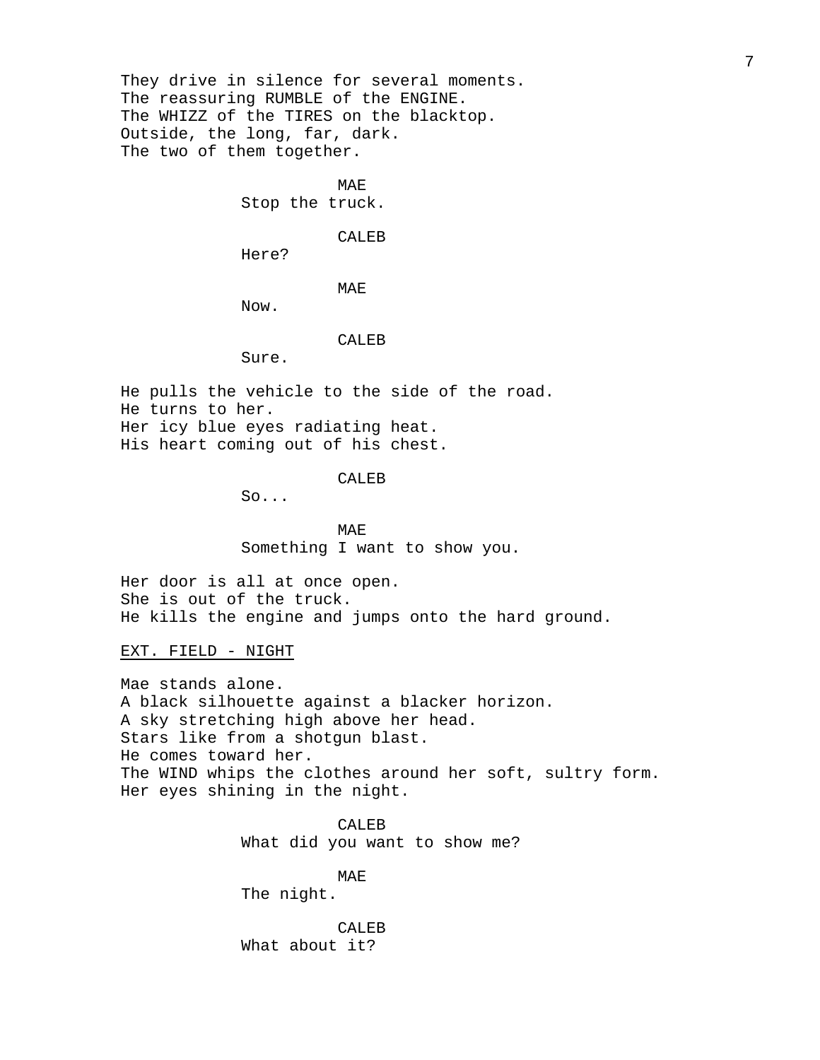They drive in silence for several moments.
The reassuring RUMBLE of the ENGINE.
The WHIZZ of the TIRES on the blacktop.
Outside, the long, far, dark.
The two of them together.

MAE
Stop the truck.

CALEB
Here?

MAE
Now.

CALEB
Sure.

He pulls the vehicle to the side of the road.
He turns to her.
Her icy blue eyes radiating heat.
His heart coming out of his chest.

CALEB
So...

MAE
Something I want to show you.

Her door is all at once open.
She is out of the truck.
He kills the engine and jumps onto the hard ground.

EXT. FIELD - NIGHT

Mae stands alone.
A black silhouette against a blacker horizon.
A sky stretching high above her head.
Stars like from a shotgun blast.
He comes toward her.
The WIND whips the clothes around her soft, sultry form.
Her eyes shining in the night.

CALEB
What did you want to show me?

MAE
The night.

CALEB
What about it?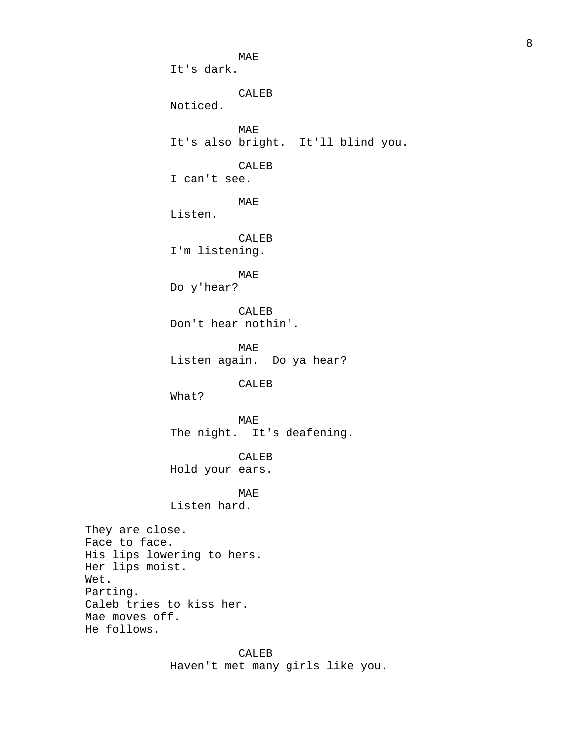MAE
It's dark.

CALEB
Noticed.

MAE
It's also bright.  It'll blind you.

CALEB
I can't see.

MAE
Listen.

CALEB
I'm listening.

MAE
Do y'hear?

CALEB
Don't hear nothin'.

MAE
Listen again.  Do ya hear?

CALEB
What?

MAE
The night.  It's deafening.

CALEB
Hold your ears.

MAE
Listen hard.

They are close.
Face to face.
His lips lowering to hers.
Her lips moist.
Wet.
Parting.
Caleb tries to kiss her.
Mae moves off.
He follows.

CALEB
Haven't met many girls like you.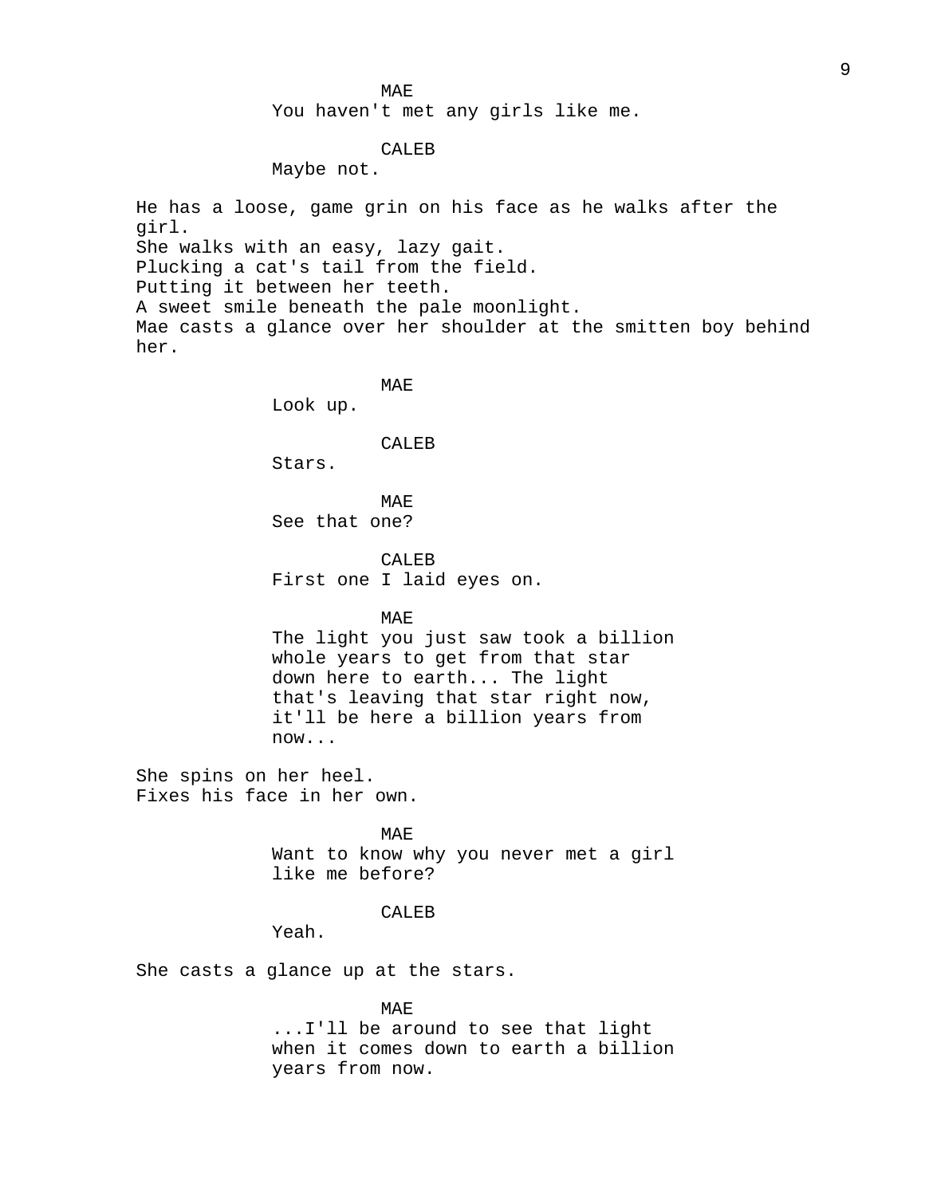MAE
You haven't met any girls like me.

CALEB
Maybe not.

He has a loose, game grin on his face as he walks after the girl.
She walks with an easy, lazy gait.
Plucking a cat's tail from the field.
Putting it between her teeth.
A sweet smile beneath the pale moonlight.
Mae casts a glance over her shoulder at the smitten boy behind her.

MAE
Look up.

CALEB
Stars.

MAE
See that one?

CALEB
First one I laid eyes on.

MAE
The light you just saw took a billion whole years to get from that star down here to earth... The light that's leaving that star right now, it'll be here a billion years from now...

She spins on her heel.
Fixes his face in her own.

MAE
Want to know why you never met a girl like me before?

CALEB
Yeah.

She casts a glance up at the stars.

MAE
...I'll be around to see that light when it comes down to earth a billion years from now.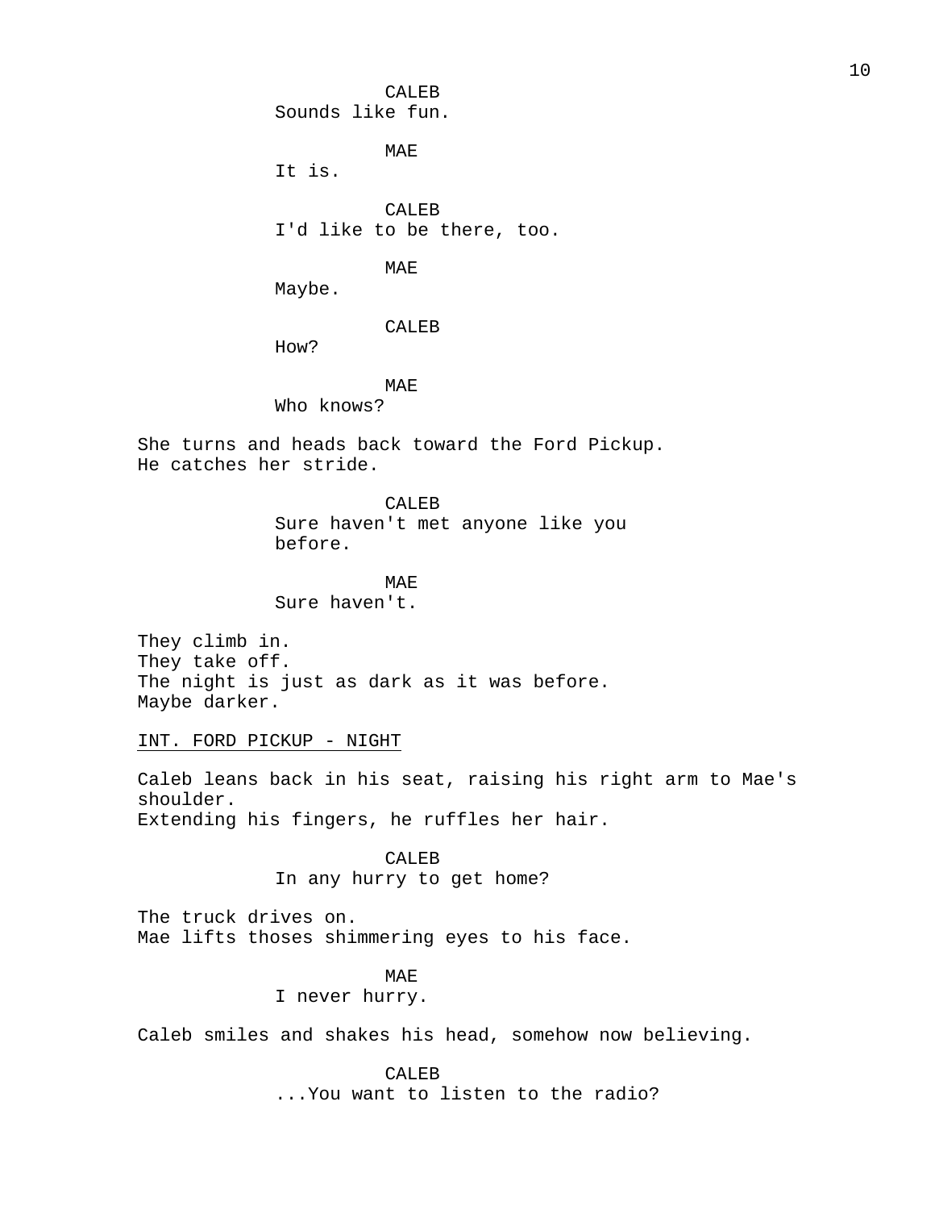CALEB
Sounds like fun.

MAE
It is.

CALEB
I'd like to be there, too.

MAE
Maybe.

CALEB
How?

MAE
Who knows?

She turns and heads back toward the Ford Pickup.
He catches her stride.

CALEB
Sure haven't met anyone like you before.

MAE
Sure haven't.

They climb in.
They take off.
The night is just as dark as it was before.
Maybe darker.

INT. FORD PICKUP - NIGHT

Caleb leans back in his seat, raising his right arm to Mae's shoulder.
Extending his fingers, he ruffles her hair.

CALEB
In any hurry to get home?

The truck drives on.
Mae lifts thoses shimmering eyes to his face.

MAE
I never hurry.

Caleb smiles and shakes his head, somehow now believing.

CALEB
...You want to listen to the radio?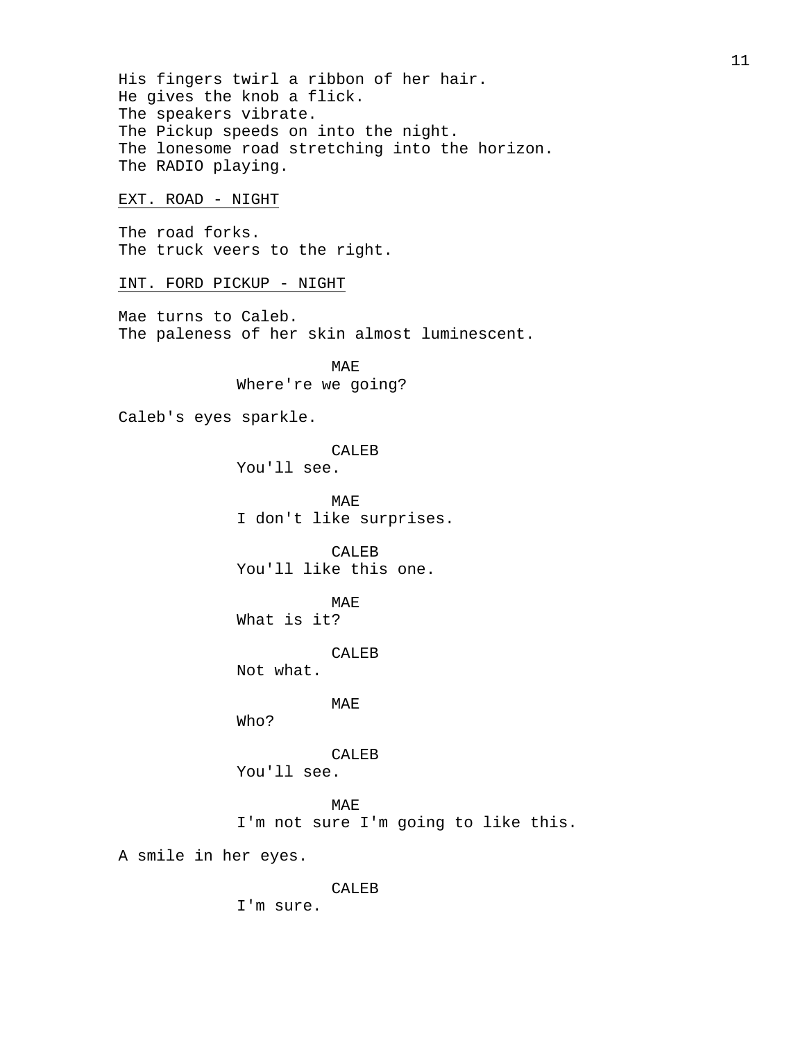His fingers twirl a ribbon of her hair.
He gives the knob a flick.
The speakers vibrate.
The Pickup speeds on into the night.
The lonesome road stretching into the horizon.
The RADIO playing.

EXT. ROAD - NIGHT

The road forks.
The truck veers to the right.

INT. FORD PICKUP - NIGHT

Mae turns to Caleb.
The paleness of her skin almost luminescent.

MAE
Where're we going?

Caleb's eyes sparkle.

CALEB
You'll see.

MAE
I don't like surprises.

CALEB
You'll like this one.

MAE
What is it?

CALEB
Not what.

MAE
Who?

CALEB
You'll see.

MAE
I'm not sure I'm going to like this.

A smile in her eyes.

CALEB
I'm sure.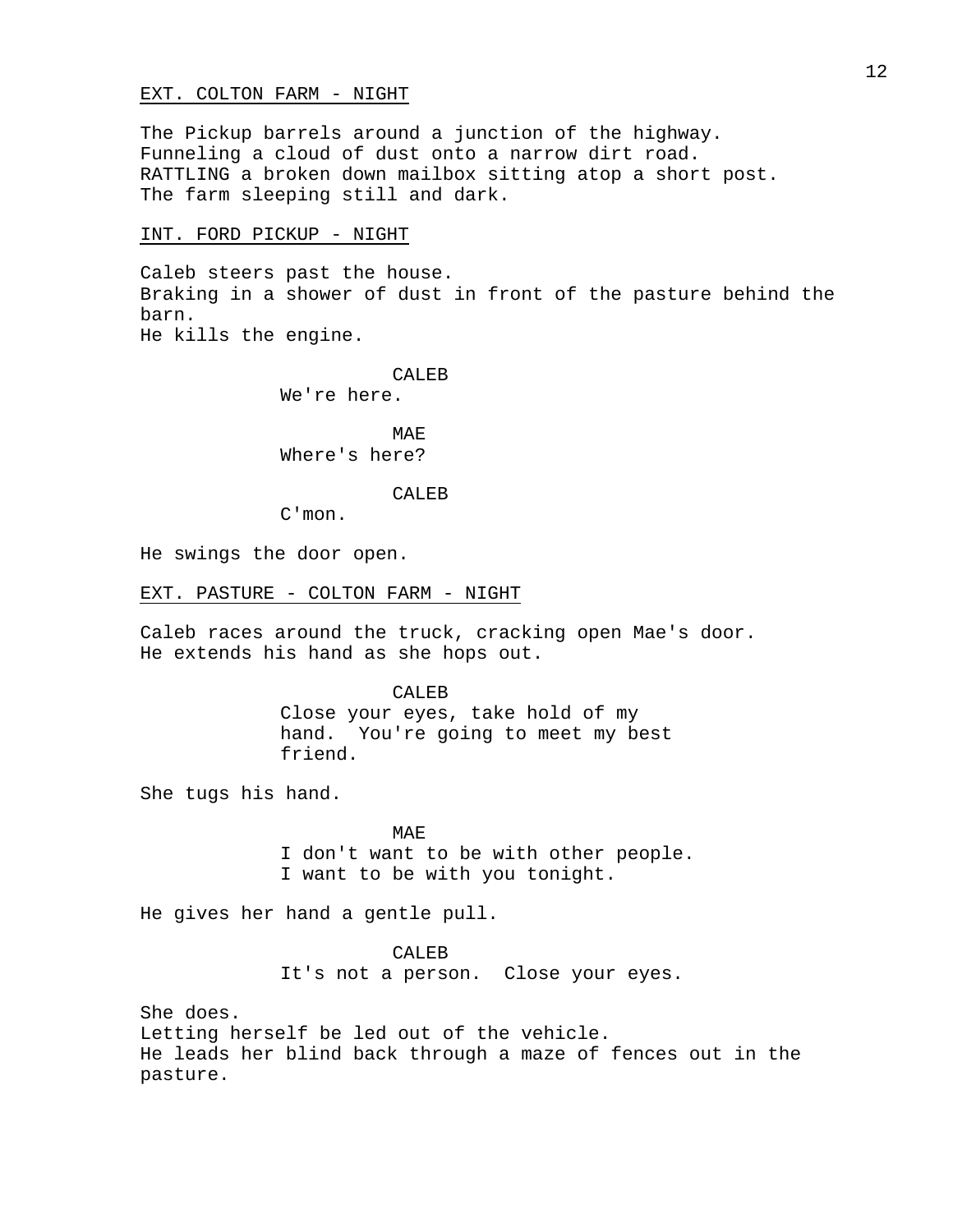EXT. COLTON FARM - NIGHT

The Pickup barrels around a junction of the highway.
Funneling a cloud of dust onto a narrow dirt road.
RATTLING a broken down mailbox sitting atop a short post.
The farm sleeping still and dark.

INT. FORD PICKUP - NIGHT

Caleb steers past the house.
Braking in a shower of dust in front of the pasture behind the barn.
He kills the engine.

CALEB
We're here.

MAE
Where's here?

CALEB
C'mon.

He swings the door open.

EXT. PASTURE - COLTON FARM - NIGHT

Caleb races around the truck, cracking open Mae's door.
He extends his hand as she hops out.

CALEB
Close your eyes, take hold of my hand. You're going to meet my best friend.

She tugs his hand.

MAE
I don't want to be with other people.
I want to be with you tonight.

He gives her hand a gentle pull.

CALEB
It's not a person. Close your eyes.

She does.
Letting herself be led out of the vehicle.
He leads her blind back through a maze of fences out in the pasture.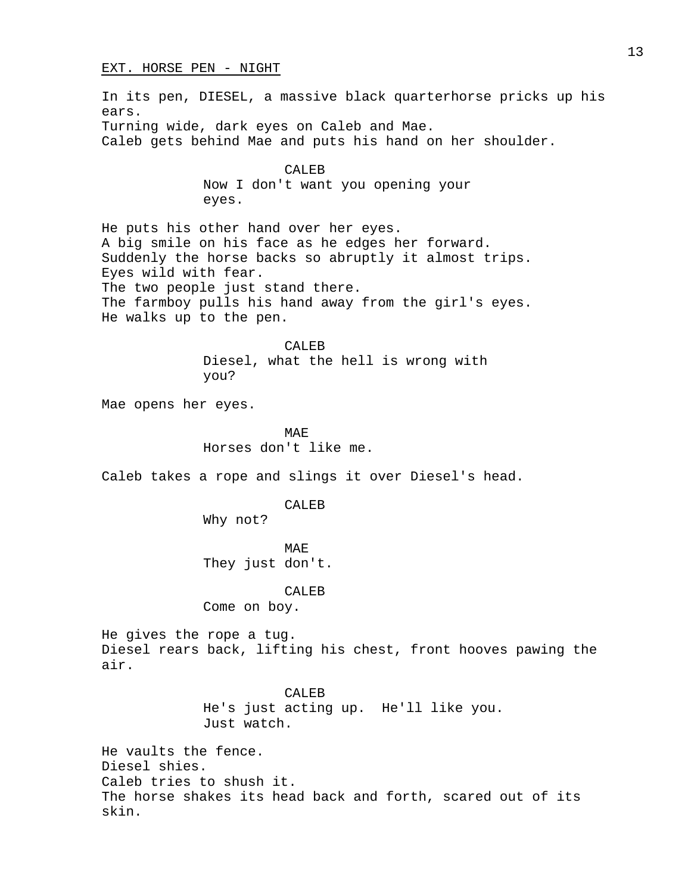EXT. HORSE PEN - NIGHT

In its pen, DIESEL, a massive black quarterhorse pricks up his ears.
Turning wide, dark eyes on Caleb and Mae.
Caleb gets behind Mae and puts his hand on her shoulder.

CALEB
Now I don't want you opening your eyes.

He puts his other hand over her eyes.
A big smile on his face as he edges her forward.
Suddenly the horse backs so abruptly it almost trips.
Eyes wild with fear.
The two people just stand there.
The farmboy pulls his hand away from the girl's eyes.
He walks up to the pen.

CALEB
Diesel, what the hell is wrong with you?

Mae opens her eyes.

MAE
Horses don't like me.

Caleb takes a rope and slings it over Diesel's head.

CALEB
Why not?

MAE
They just don't.

CALEB
Come on boy.

He gives the rope a tug.
Diesel rears back, lifting his chest, front hooves pawing the air.

CALEB
He's just acting up. He'll like you. Just watch.

He vaults the fence.
Diesel shies.
Caleb tries to shush it.
The horse shakes its head back and forth, scared out of its skin.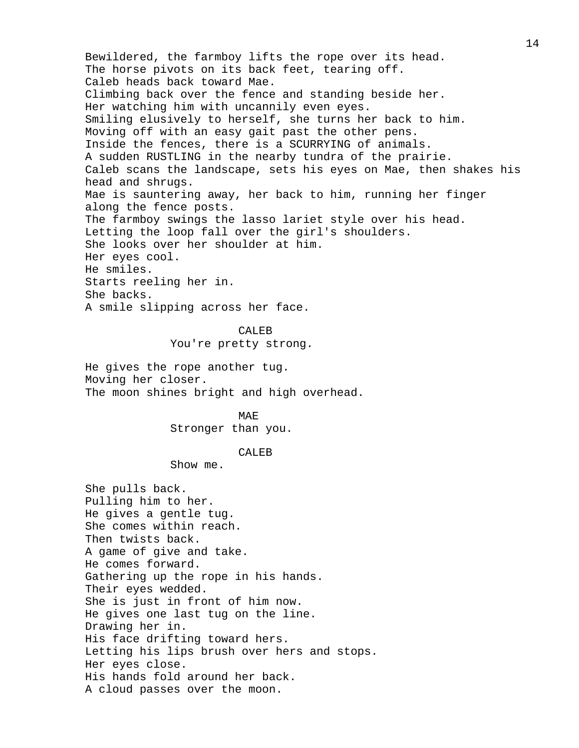Bewildered, the farmboy lifts the rope over its head.
The horse pivots on its back feet, tearing off.
Caleb heads back toward Mae.
Climbing back over the fence and standing beside her.
Her watching him with uncannily even eyes.
Smiling elusively to herself, she turns her back to him.
Moving off with an easy gait past the other pens.
Inside the fences, there is a SCURRYING of animals.
A sudden RUSTLING in the nearby tundra of the prairie.
Caleb scans the landscape, sets his eyes on Mae, then shakes his head and shrugs.
Mae is sauntering away, her back to him, running her finger along the fence posts.
The farmboy swings the lasso lariet style over his head.
Letting the loop fall over the girl's shoulders.
She looks over her shoulder at him.
Her eyes cool.
He smiles.
Starts reeling her in.
She backs.
A smile slipping across her face.

CALEB
You're pretty strong.

He gives the rope another tug.
Moving her closer.
The moon shines bright and high overhead.

MAE
Stronger than you.

CALEB
Show me.

She pulls back.
Pulling him to her.
He gives a gentle tug.
She comes within reach.
Then twists back.
A game of give and take.
He comes forward.
Gathering up the rope in his hands.
Their eyes wedded.
She is just in front of him now.
He gives one last tug on the line.
Drawing her in.
His face drifting toward hers.
Letting his lips brush over hers and stops.
Her eyes close.
His hands fold around her back.
A cloud passes over the moon.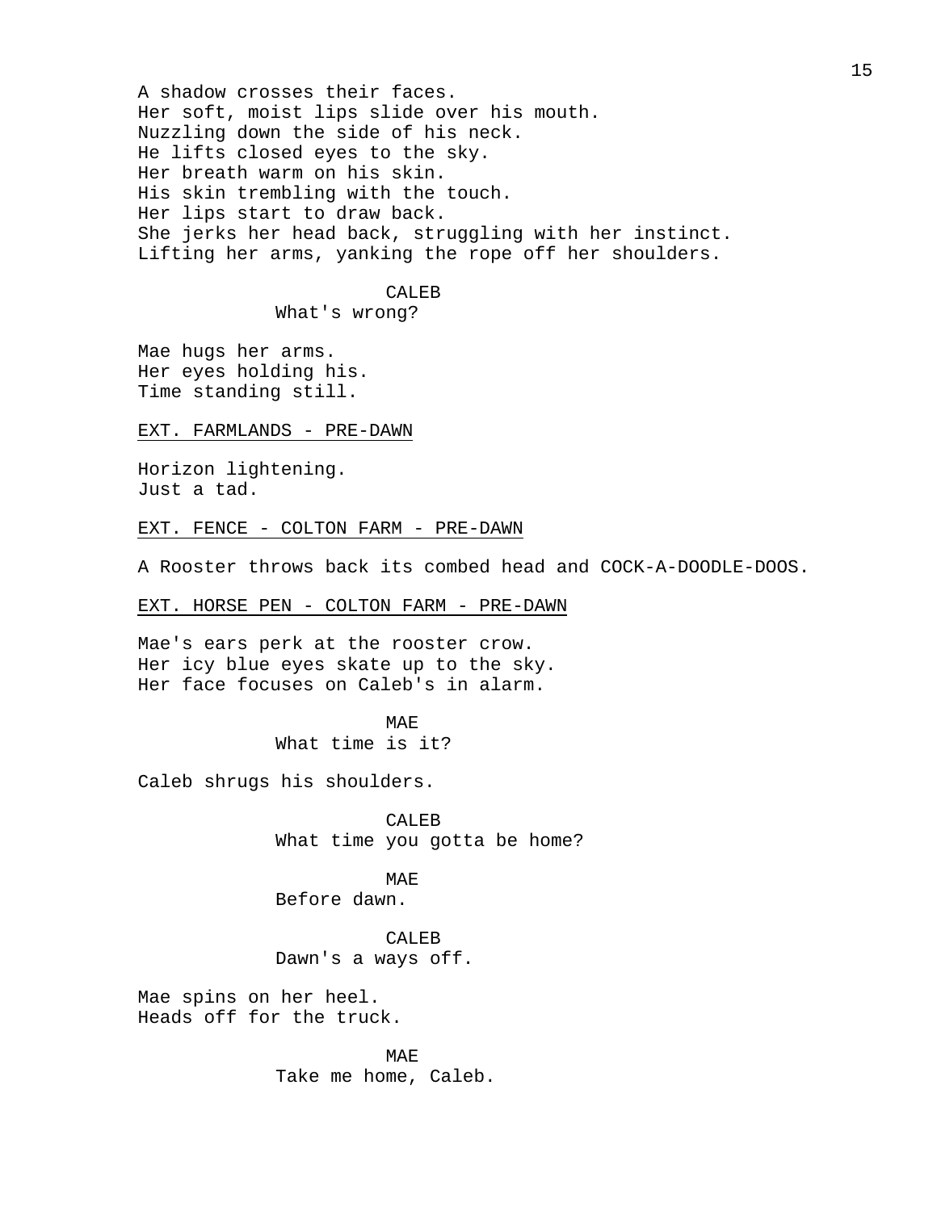A shadow crosses their faces.
Her soft, moist lips slide over his mouth.
Nuzzling down the side of his neck.
He lifts closed eyes to the sky.
Her breath warm on his skin.
His skin trembling with the touch.
Her lips start to draw back.
She jerks her head back, struggling with her instinct.
Lifting her arms, yanking the rope off her shoulders.

CALEB
What's wrong?

Mae hugs her arms.
Her eyes holding his.
Time standing still.

EXT. FARMLANDS - PRE-DAWN

Horizon lightening.
Just a tad.

EXT. FENCE - COLTON FARM - PRE-DAWN

A Rooster throws back its combed head and COCK-A-DOODLE-DOOS.

EXT. HORSE PEN - COLTON FARM - PRE-DAWN

Mae's ears perk at the rooster crow.
Her icy blue eyes skate up to the sky.
Her face focuses on Caleb's in alarm.

MAE
What time is it?

Caleb shrugs his shoulders.

CALEB
What time you gotta be home?

MAE
Before dawn.

CALEB
Dawn's a ways off.

Mae spins on her heel.
Heads off for the truck.

MAE
Take me home, Caleb.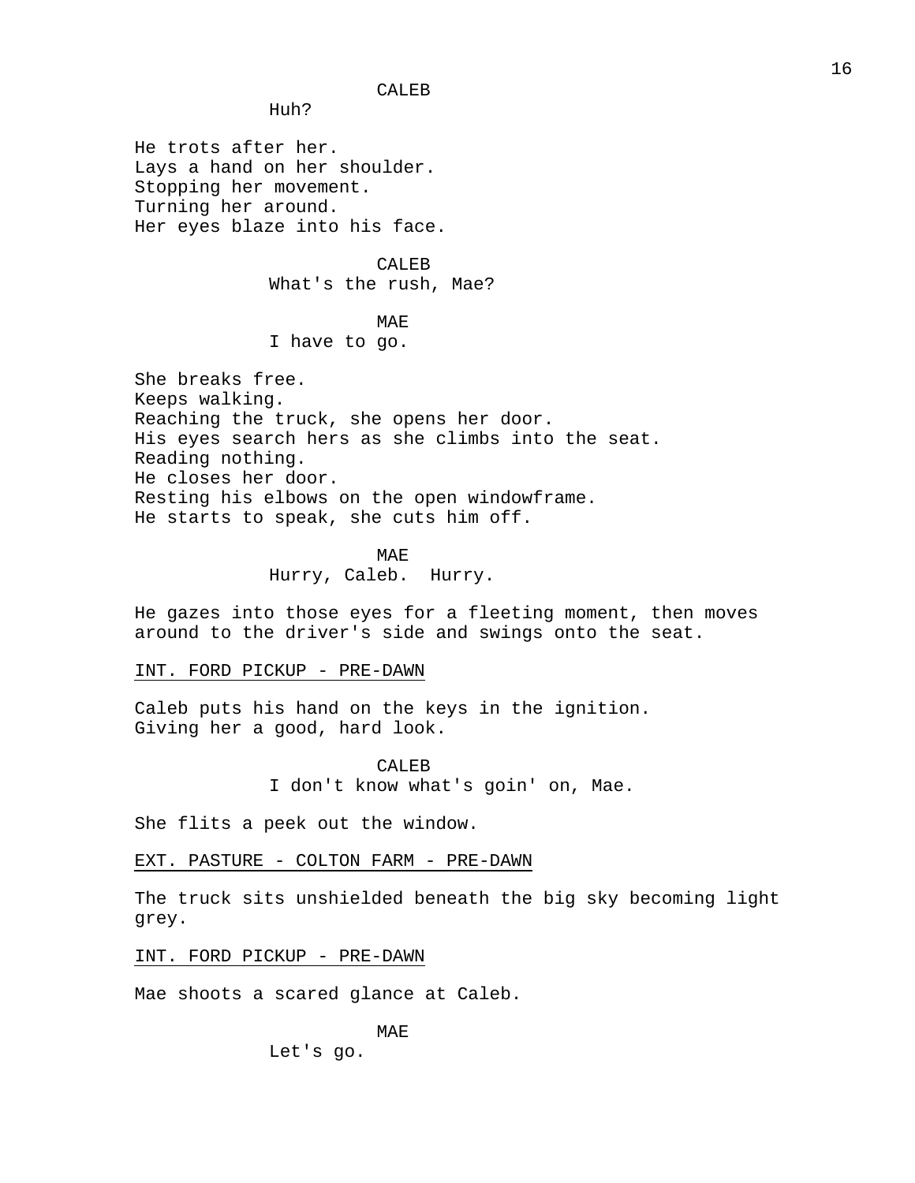CALEB

Huh?

He trots after her.
Lays a hand on her shoulder.
Stopping her movement.
Turning her around.
Her eyes blaze into his face.

CALEB

What's the rush, Mae?

MAE

I have to go.

She breaks free.
Keeps walking.
Reaching the truck, she opens her door.
His eyes search hers as she climbs into the seat.
Reading nothing.
He closes her door.
Resting his elbows on the open windowframe.
He starts to speak, she cuts him off.

MAE

Hurry, Caleb. Hurry.

He gazes into those eyes for a fleeting moment, then moves around to the driver's side and swings onto the seat.

INT. FORD PICKUP - PRE-DAWN

Caleb puts his hand on the keys in the ignition.
Giving her a good, hard look.

CALEB

I don't know what's goin' on, Mae.

She flits a peek out the window.

EXT. PASTURE - COLTON FARM - PRE-DAWN

The truck sits unshielded beneath the big sky becoming light grey.

INT. FORD PICKUP - PRE-DAWN

Mae shoots a scared glance at Caleb.

MAE

Let's go.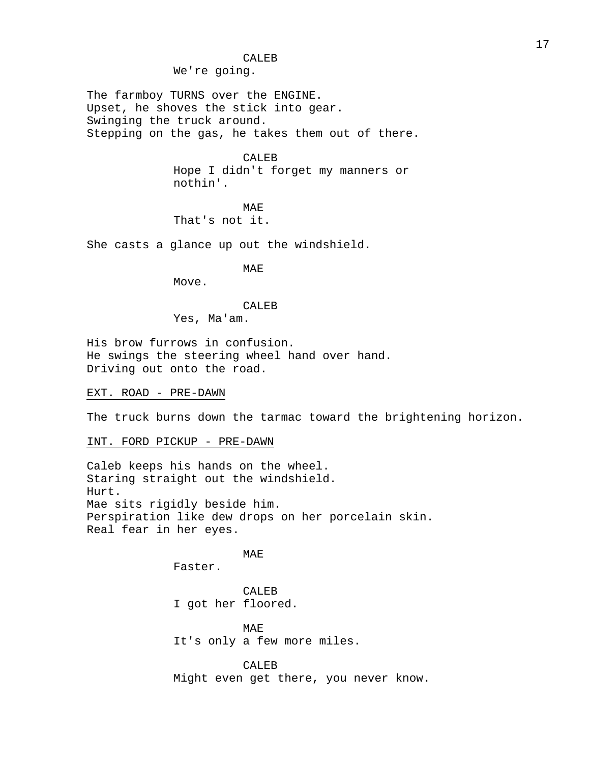CALEB
We're going.

The farmboy TURNS over the ENGINE.
Upset, he shoves the stick into gear.
Swinging the truck around.
Stepping on the gas, he takes them out of there.

CALEB
Hope I didn't forget my manners or nothin'.

MAE
That's not it.

She casts a glance up out the windshield.

MAE
Move.

CALEB
Yes, Ma'am.

His brow furrows in confusion.
He swings the steering wheel hand over hand.
Driving out onto the road.

EXT. ROAD - PRE-DAWN

The truck burns down the tarmac toward the brightening horizon.

INT. FORD PICKUP - PRE-DAWN

Caleb keeps his hands on the wheel.
Staring straight out the windshield.
Hurt.
Mae sits rigidly beside him.
Perspiration like dew drops on her porcelain skin.
Real fear in her eyes.

MAE
Faster.

CALEB
I got her floored.

MAE
It's only a few more miles.

CALEB
Might even get there, you never know.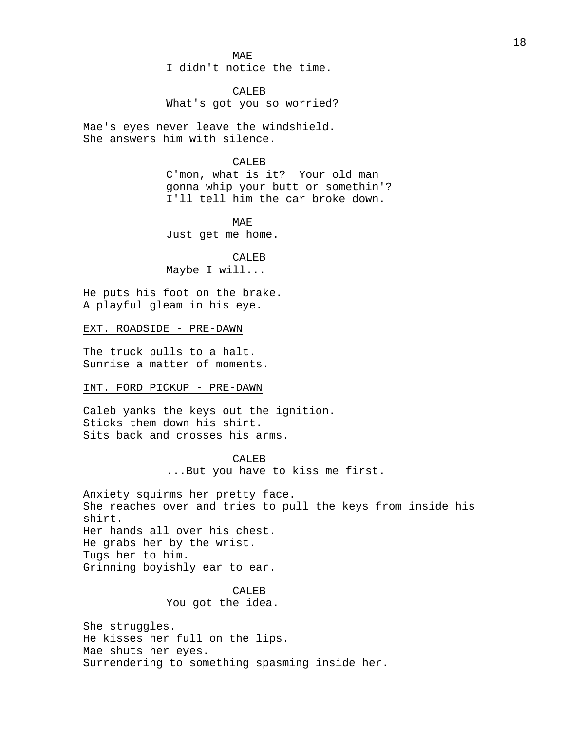MAE
I didn't notice the time.

CALEB
What's got you so worried?

Mae's eyes never leave the windshield.
She answers him with silence.

CALEB
C'mon, what is it?  Your old man
gonna whip your butt or somethin'?
I'll tell him the car broke down.

MAE
Just get me home.

CALEB
Maybe I will...

He puts his foot on the brake.
A playful gleam in his eye.

EXT. ROADSIDE - PRE-DAWN

The truck pulls to a halt.
Sunrise a matter of moments.

INT. FORD PICKUP - PRE-DAWN

Caleb yanks the keys out the ignition.
Sticks them down his shirt.
Sits back and crosses his arms.

CALEB
...But you have to kiss me first.

Anxiety squirms her pretty face.
She reaches over and tries to pull the keys from inside his shirt.
Her hands all over his chest.
He grabs her by the wrist.
Tugs her to him.
Grinning boyishly ear to ear.

CALEB
You got the idea.

She struggles.
He kisses her full on the lips.
Mae shuts her eyes.
Surrendering to something spasming inside her.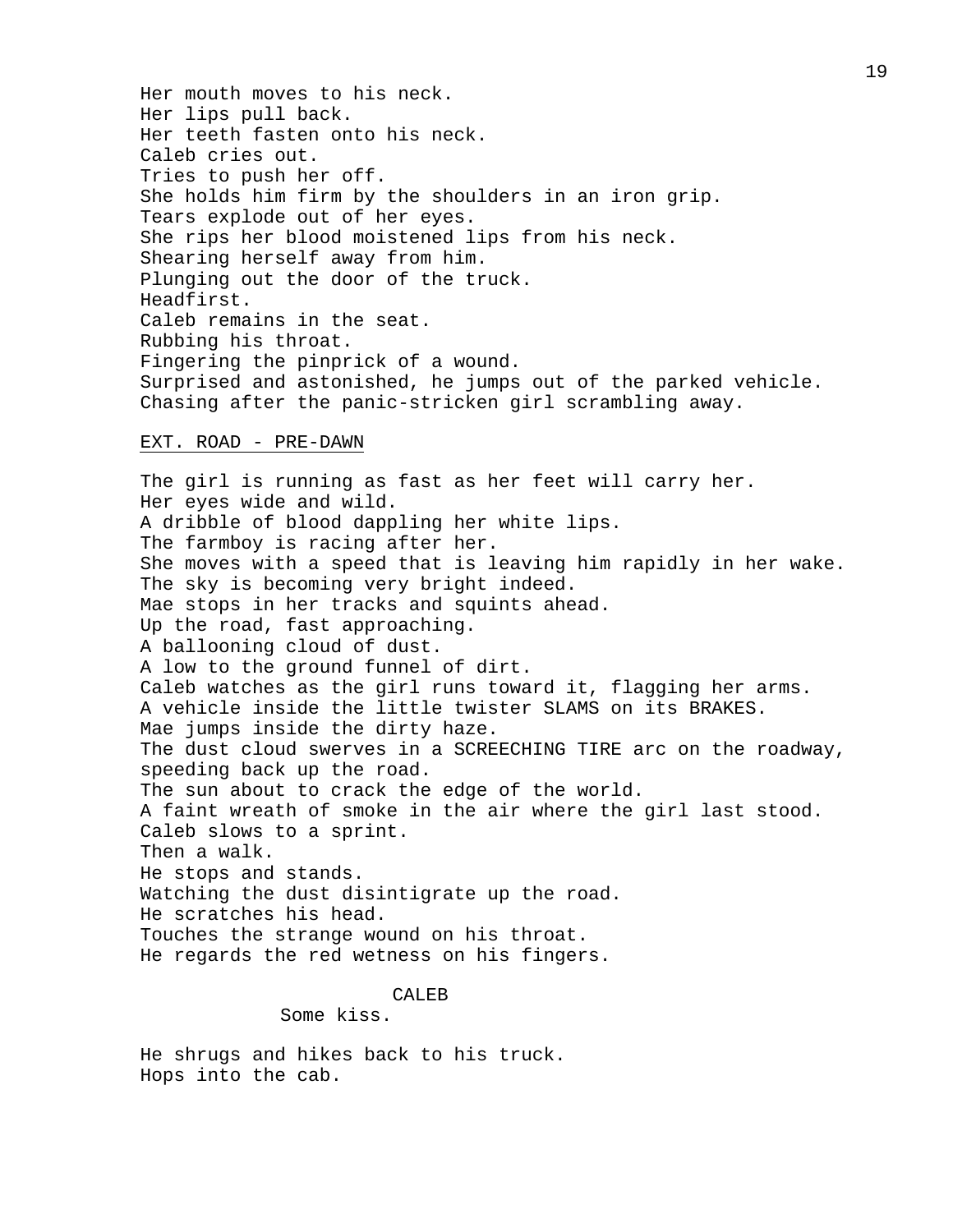Her mouth moves to his neck.
Her lips pull back.
Her teeth fasten onto his neck.
Caleb cries out.
Tries to push her off.
She holds him firm by the shoulders in an iron grip.
Tears explode out of her eyes.
She rips her blood moistened lips from his neck.
Shearing herself away from him.
Plunging out the door of the truck.
Headfirst.
Caleb remains in the seat.
Rubbing his throat.
Fingering the pinprick of a wound.
Surprised and astonished, he jumps out of the parked vehicle.
Chasing after the panic-stricken girl scrambling away.

<u>EXT. ROAD - PRE-DAWN</u>

The girl is running as fast as her feet will carry her.
Her eyes wide and wild.
A dribble of blood dappling her white lips.
The farmboy is racing after her.
She moves with a speed that is leaving him rapidly in her wake.
The sky is becoming very bright indeed.
Mae stops in her tracks and squints ahead.
Up the road, fast approaching.
A ballooning cloud of dust.
A low to the ground funnel of dirt.
Caleb watches as the girl runs toward it, flagging her arms.
A vehicle inside the little twister SLAMS on its BRAKES.
Mae jumps inside the dirty haze.
The dust cloud swerves in a SCREECHING TIRE arc on the roadway, speeding back up the road.
The sun about to crack the edge of the world.
A faint wreath of smoke in the air where the girl last stood.
Caleb slows to a sprint.
Then a walk.
He stops and stands.
Watching the dust disintigrate up the road.
He scratches his head.
Touches the strange wound on his throat.
He regards the red wetness on his fingers.

CALEB
Some kiss.

He shrugs and hikes back to his truck.
Hops into the cab.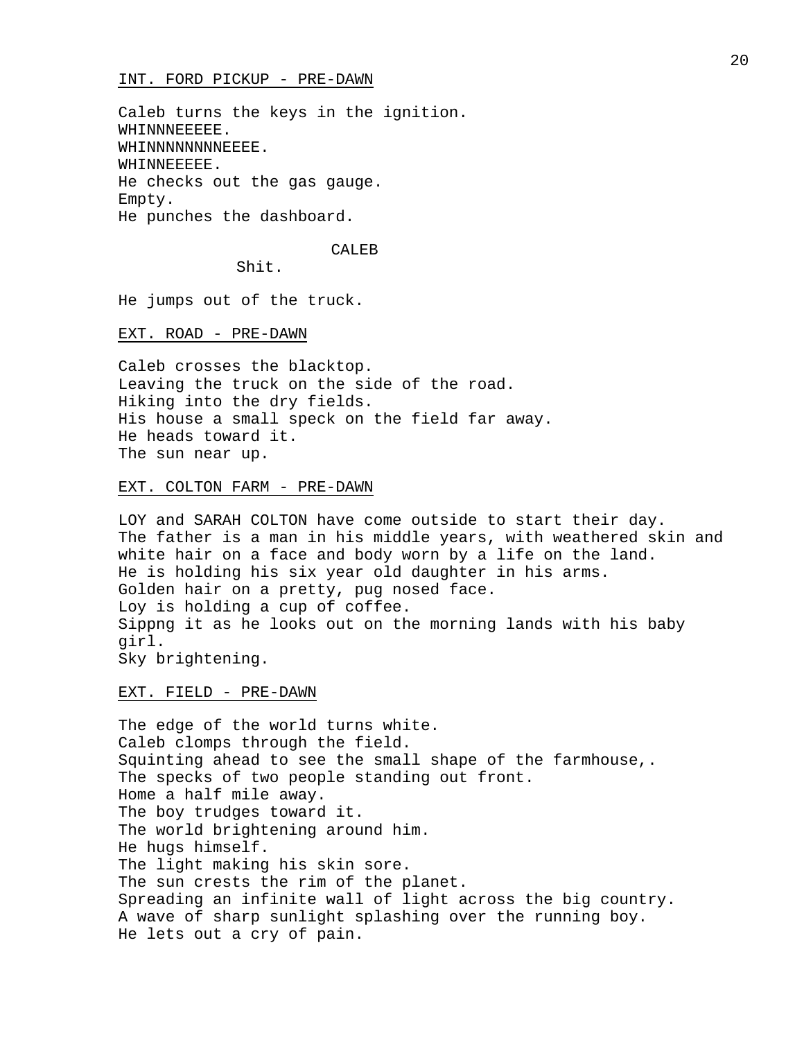INT. FORD PICKUP - PRE-DAWN

Caleb turns the keys in the ignition.
WHINNNEEEEE.
WHINNNNNNNNNEEEE.
WHINNEEEEE.
He checks out the gas gauge.
Empty.
He punches the dashboard.

CALEB
Shit.

He jumps out of the truck.

EXT. ROAD - PRE-DAWN

Caleb crosses the blacktop.
Leaving the truck on the side of the road.
Hiking into the dry fields.
His house a small speck on the field far away.
He heads toward it.
The sun near up.

EXT. COLTON FARM - PRE-DAWN

LOY and SARAH COLTON have come outside to start their day.
The father is a man in his middle years, with weathered skin and white hair on a face and body worn by a life on the land.
He is holding his six year old daughter in his arms.
Golden hair on a pretty, pug nosed face.
Loy is holding a cup of coffee.
Sippng it as he looks out on the morning lands with his baby girl.
Sky brightening.

EXT. FIELD - PRE-DAWN

The edge of the world turns white.
Caleb clomps through the field.
Squinting ahead to see the small shape of the farmhouse,.
The specks of two people standing out front.
Home a half mile away.
The boy trudges toward it.
The world brightening around him.
He hugs himself.
The light making his skin sore.
The sun crests the rim of the planet.
Spreading an infinite wall of light across the big country.
A wave of sharp sunlight splashing over the running boy.
He lets out a cry of pain.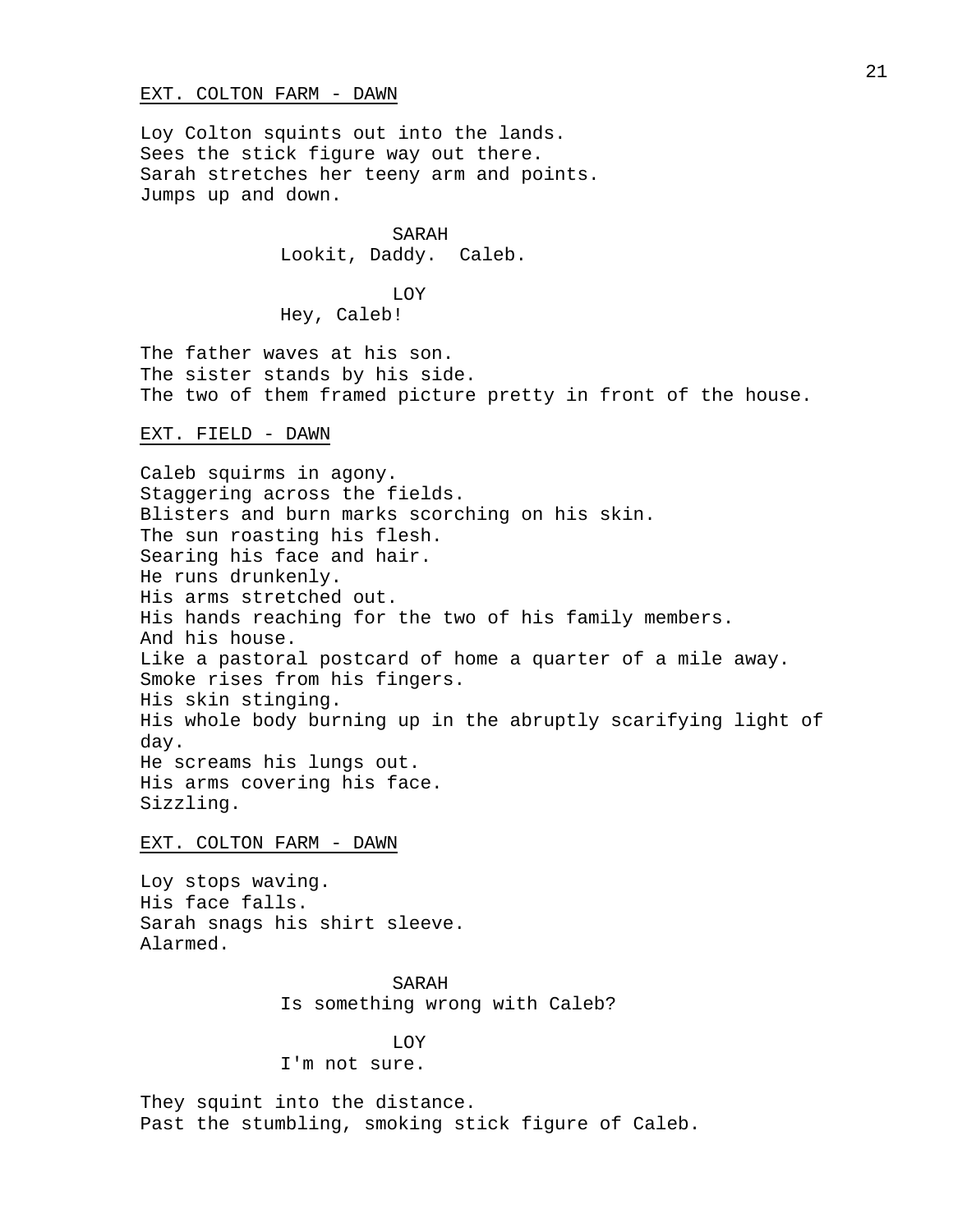EXT. COLTON FARM - DAWN

Loy Colton squints out into the lands.
Sees the stick figure way out there.
Sarah stretches her teeny arm and points.
Jumps up and down.

SARAH
Lookit, Daddy.  Caleb.

LOY
Hey, Caleb!

The father waves at his son.
The sister stands by his side.
The two of them framed picture pretty in front of the house.

EXT. FIELD - DAWN

Caleb squirms in agony.
Staggering across the fields.
Blisters and burn marks scorching on his skin.
The sun roasting his flesh.
Searing his face and hair.
He runs drunkenly.
His arms stretched out.
His hands reaching for the two of his family members.
And his house.
Like a pastoral postcard of home a quarter of a mile away.
Smoke rises from his fingers.
His skin stinging.
His whole body burning up in the abruptly scarifying light of day.
He screams his lungs out.
His arms covering his face.
Sizzling.

EXT. COLTON FARM - DAWN

Loy stops waving.
His face falls.
Sarah snags his shirt sleeve.
Alarmed.

SARAH
Is something wrong with Caleb?

LOY
I'm not sure.

They squint into the distance.
Past the stumbling, smoking stick figure of Caleb.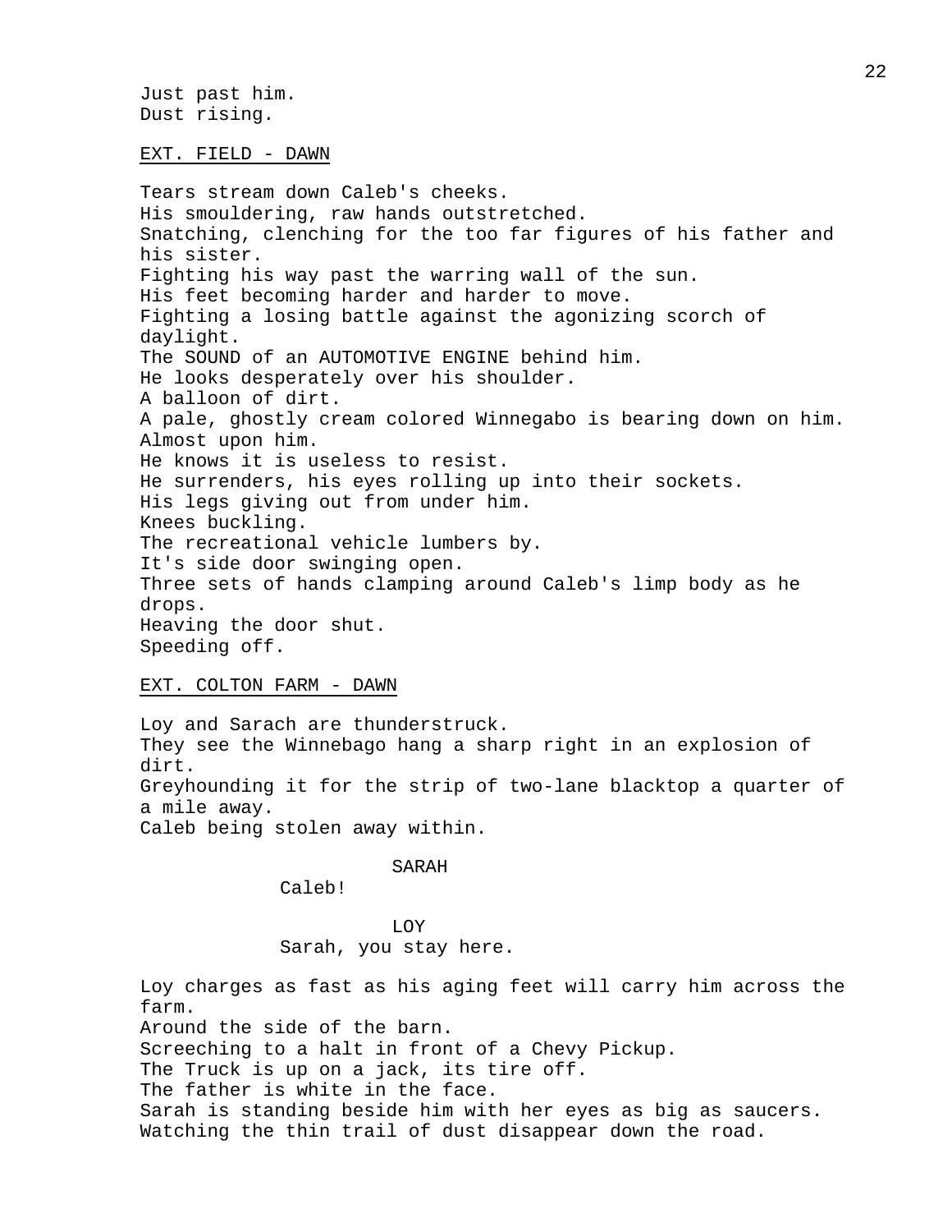Just past him.
Dust rising.

EXT. FIELD - DAWN

Tears stream down Caleb's cheeks.
His smouldering, raw hands outstretched.
Snatching, clenching for the too far figures of his father and his sister.
Fighting his way past the warring wall of the sun.
His feet becoming harder and harder to move.
Fighting a losing battle against the agonizing scorch of daylight.
The SOUND of an AUTOMOTIVE ENGINE behind him.
He looks desperately over his shoulder.
A balloon of dirt.
A pale, ghostly cream colored Winnegabo is bearing down on him.
Almost upon him.
He knows it is useless to resist.
He surrenders, his eyes rolling up into their sockets.
His legs giving out from under him.
Knees buckling.
The recreational vehicle lumbers by.
It's side door swinging open.
Three sets of hands clamping around Caleb's limp body as he drops.
Heaving the door shut.
Speeding off.

EXT. COLTON FARM - DAWN

Loy and Sarach are thunderstruck.
They see the Winnebago hang a sharp right in an explosion of dirt.
Greyhounding it for the strip of two-lane blacktop a quarter of a mile away.
Caleb being stolen away within.

SARAH
Caleb!

LOY
Sarah, you stay here.

Loy charges as fast as his aging feet will carry him across the farm.
Around the side of the barn.
Screeching to a halt in front of a Chevy Pickup.
The Truck is up on a jack, its tire off.
The father is white in the face.
Sarah is standing beside him with her eyes as big as saucers.
Watching the thin trail of dust disappear down the road.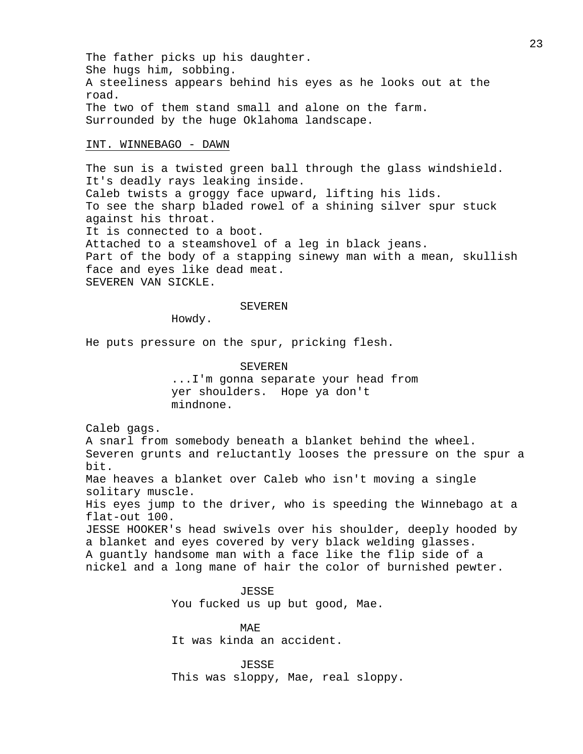The father picks up his daughter.
She hugs him, sobbing.
A steeliness appears behind his eyes as he looks out at the road.
The two of them stand small and alone on the farm.
Surrounded by the huge Oklahoma landscape.

INT. WINNEBAGO - DAWN

The sun is a twisted green ball through the glass windshield.
It's deadly rays leaking inside.
Caleb twists a groggy face upward, lifting his lids.
To see the sharp bladed rowel of a shining silver spur stuck against his throat.
It is connected to a boot.
Attached to a steamshovel of a leg in black jeans.
Part of the body of a stapping sinewy man with a mean, skullish face and eyes like dead meat.
SEVEREN VAN SICKLE.

SEVEREN
Howdy.

He puts pressure on the spur, pricking flesh.

SEVEREN
...I'm gonna separate your head from yer shoulders. Hope ya don't mindnone.

Caleb gags.
A snarl from somebody beneath a blanket behind the wheel.
Severen grunts and reluctantly looses the pressure on the spur a bit.
Mae heaves a blanket over Caleb who isn't moving a single solitary muscle.
His eyes jump to the driver, who is speeding the Winnebago at a flat-out 100.
JESSE HOOKER's head swivels over his shoulder, deeply hooded by a blanket and eyes covered by very black welding glasses.
A guantly handsome man with a face like the flip side of a nickel and a long mane of hair the color of burnished pewter.

JESSE
You fucked us up but good, Mae.

MAE
It was kinda an accident.

JESSE
This was sloppy, Mae, real sloppy.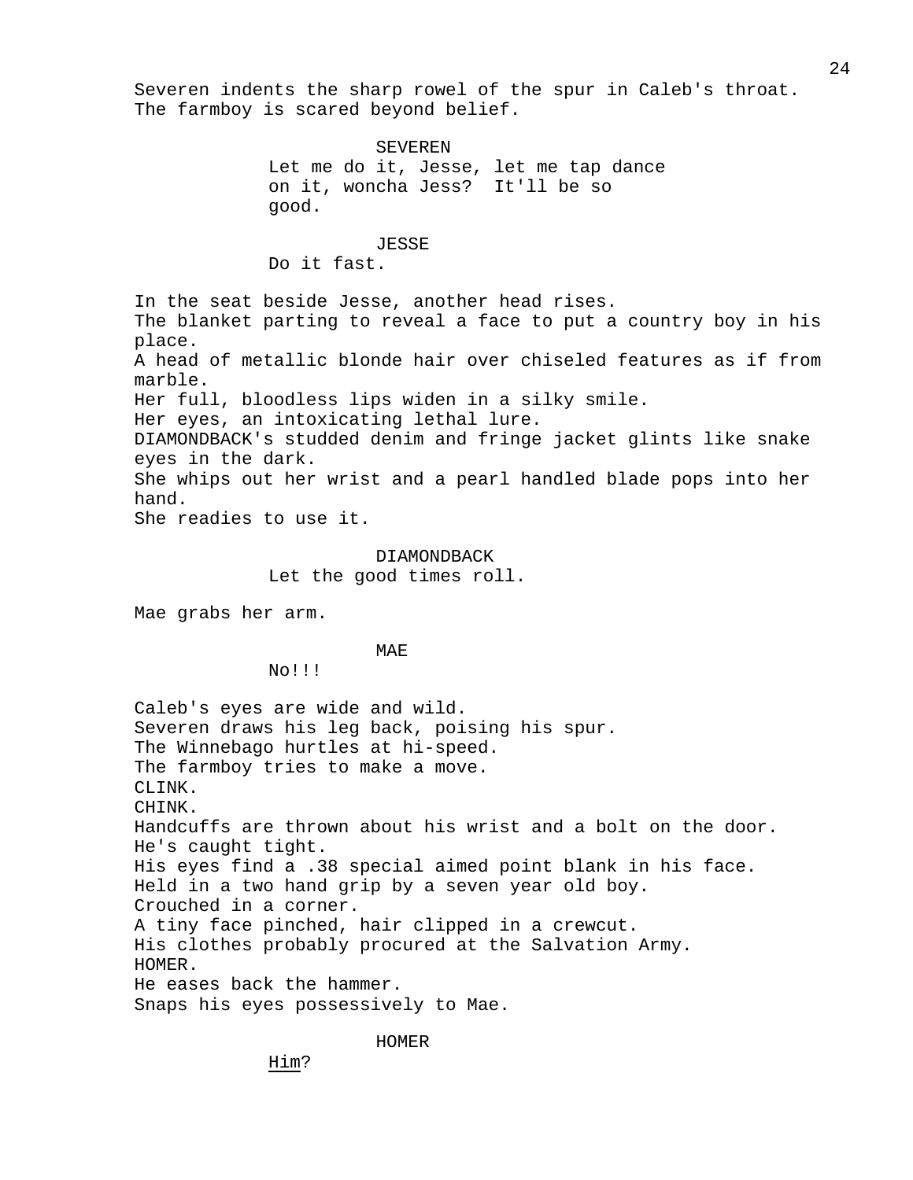Severen indents the sharp rowel of the spur in Caleb's throat.
The farmboy is scared beyond belief.

SEVEREN
Let me do it, Jesse, let me tap dance on it, woncha Jess? It'll be so good.

JESSE
Do it fast.

In the seat beside Jesse, another head rises.
The blanket parting to reveal a face to put a country boy in his place.
A head of metallic blonde hair over chiseled features as if from marble.
Her full, bloodless lips widen in a silky smile.
Her eyes, an intoxicating lethal lure.
DIAMONDBACK's studded denim and fringe jacket glints like snake eyes in the dark.
She whips out her wrist and a pearl handled blade pops into her hand.
She readies to use it.

DIAMONDBACK
Let the good times roll.

Mae grabs her arm.

MAE
No!!!

Caleb's eyes are wide and wild.
Severen draws his leg back, poising his spur.
The Winnebago hurtles at hi-speed.
The farmboy tries to make a move.
CLINK.
CHINK.
Handcuffs are thrown about his wrist and a bolt on the door.
He's caught tight.
His eyes find a .38 special aimed point blank in his face.
Held in a two hand grip by a seven year old boy.
Crouched in a corner.
A tiny face pinched, hair clipped in a crewcut.
His clothes probably procured at the Salvation Army.
HOMER.
He eases back the hammer.
Snaps his eyes possessively to Mae.

HOMER
<u>Him</u>?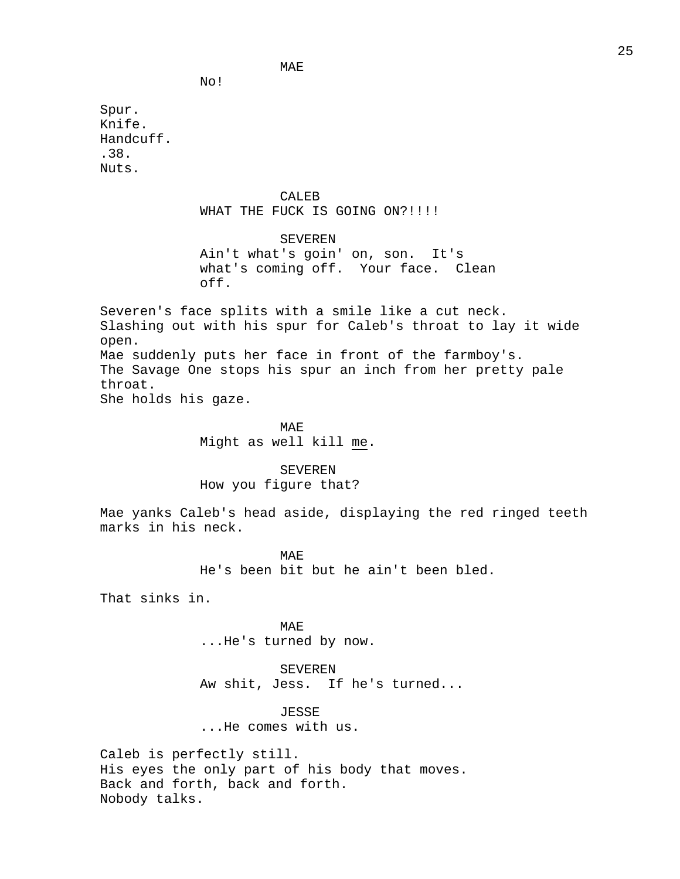MAE

No!

Spur.
Knife.
Handcuff.
.38.
Nuts.

CALEB

WHAT THE FUCK IS GOING ON?!!!!

SEVEREN

Ain't what's goin' on, son. It's what's coming off. Your face. Clean off.

Severen's face splits with a smile like a cut neck.
Slashing out with his spur for Caleb's throat to lay it wide open.
Mae suddenly puts her face in front of the farmboy's.
The Savage One stops his spur an inch from her pretty pale throat.
She holds his gaze.

MAE

Might as well kill <u>me</u>.

SEVEREN

How you figure that?

Mae yanks Caleb's head aside, displaying the red ringed teeth marks in his neck.

MAE

He's been bit but he ain't been bled.

That sinks in.

MAE

...He's turned by now.

SEVEREN

Aw shit, Jess. If he's turned...

JESSE

...He comes with us.

Caleb is perfectly still.
His eyes the only part of his body that moves.
Back and forth, back and forth.
Nobody talks.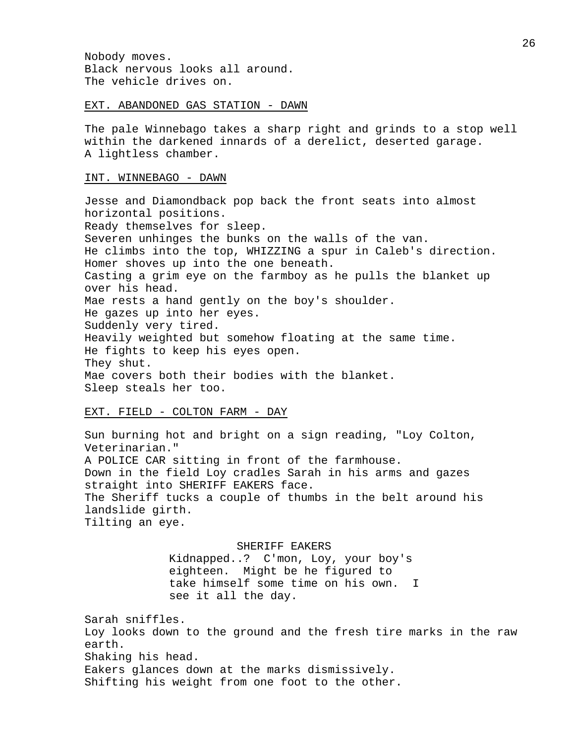Nobody moves.
Black nervous looks all around.
The vehicle drives on.

EXT. ABANDONED GAS STATION - DAWN

The pale Winnebago takes a sharp right and grinds to a stop well within the darkened innards of a derelict, deserted garage.
A lightless chamber.

INT. WINNEBAGO - DAWN

Jesse and Diamondback pop back the front seats into almost horizontal positions.
Ready themselves for sleep.
Severen unhinges the bunks on the walls of the van.
He climbs into the top, WHIZZING a spur in Caleb's direction.
Homer shoves up into the one beneath.
Casting a grim eye on the farmboy as he pulls the blanket up over his head.
Mae rests a hand gently on the boy's shoulder.
He gazes up into her eyes.
Suddenly very tired.
Heavily weighted but somehow floating at the same time.
He fights to keep his eyes open.
They shut.
Mae covers both their bodies with the blanket.
Sleep steals her too.

EXT. FIELD - COLTON FARM - DAY

Sun burning hot and bright on a sign reading, "Loy Colton, Veterinarian."
A POLICE CAR sitting in front of the farmhouse.
Down in the field Loy cradles Sarah in his arms and gazes straight into SHERIFF EAKERS face.
The Sheriff tucks a couple of thumbs in the belt around his landslide girth.
Tilting an eye.

SHERIFF EAKERS
Kidnapped..? C'mon, Loy, your boy's eighteen. Might be he figured to take himself some time on his own. I see it all the day.

Sarah sniffles.
Loy looks down to the ground and the fresh tire marks in the raw earth.
Shaking his head.
Eakers glances down at the marks dismissively.
Shifting his weight from one foot to the other.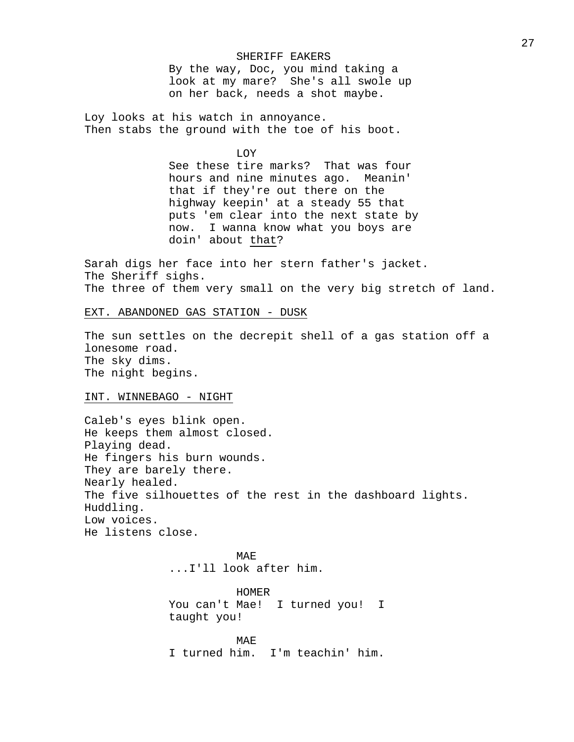SHERIFF EAKERS
By the way, Doc, you mind taking a look at my mare?  She's all swole up on her back, needs a shot maybe.

Loy looks at his watch in annoyance.
Then stabs the ground with the toe of his boot.

LOY
See these tire marks?  That was four hours and nine minutes ago.  Meanin' that if they're out there on the highway keepin' at a steady 55 that puts 'em clear into the next state by now.  I wanna know what you boys are doin' about <u>that</u>?

Sarah digs her face into her stern father's jacket.
The Sheriff sighs.
The three of them very small on the very big stretch of land.

<u>EXT. ABANDONED GAS STATION - DUSK</u>

The sun settles on the decrepit shell of a gas station off a lonesome road.
The sky dims.
The night begins.

<u>INT. WINNEBAGO - NIGHT</u>

Caleb's eyes blink open.
He keeps them almost closed.
Playing dead.
He fingers his burn wounds.
They are barely there.
Nearly healed.
The five silhouettes of the rest in the dashboard lights.
Huddling.
Low voices.
He listens close.

MAE
...I'll look after him.

HOMER
You can't Mae!  I turned you!  I taught you!

MAE
I turned him.  I'm teachin' him.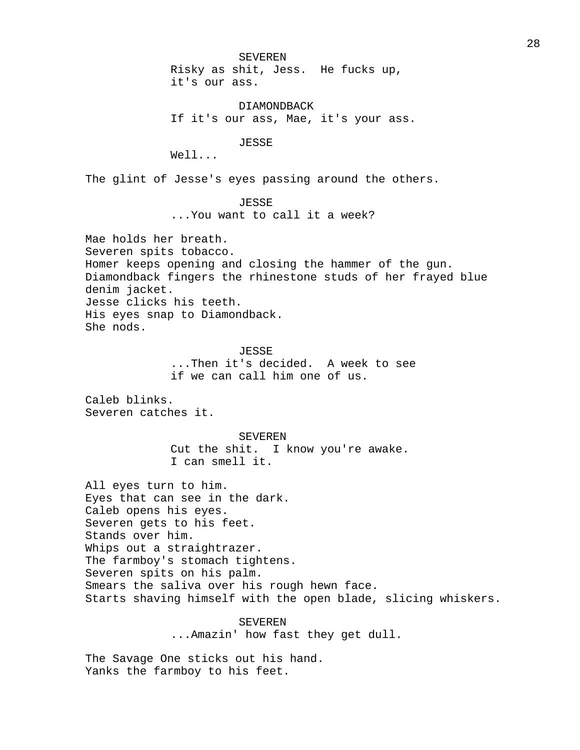SEVEREN
Risky as shit, Jess. He fucks up, it's our ass.

DIAMONDBACK
If it's our ass, Mae, it's your ass.

JESSE
Well...

The glint of Jesse's eyes passing around the others.

JESSE
...You want to call it a week?

Mae holds her breath.
Severen spits tobacco.
Homer keeps opening and closing the hammer of the gun.
Diamondback fingers the rhinestone studs of her frayed blue denim jacket.
Jesse clicks his teeth.
His eyes snap to Diamondback.
She nods.

JESSE
...Then it's decided. A week to see if we can call him one of us.

Caleb blinks.
Severen catches it.

SEVEREN
Cut the shit. I know you're awake. I can smell it.

All eyes turn to him.
Eyes that can see in the dark.
Caleb opens his eyes.
Severen gets to his feet.
Stands over him.
Whips out a straightrazer.
The farmboy's stomach tightens.
Severen spits on his palm.
Smears the saliva over his rough hewn face.
Starts shaving himself with the open blade, slicing whiskers.

SEVEREN
...Amazin' how fast they get dull.

The Savage One sticks out his hand.
Yanks the farmboy to his feet.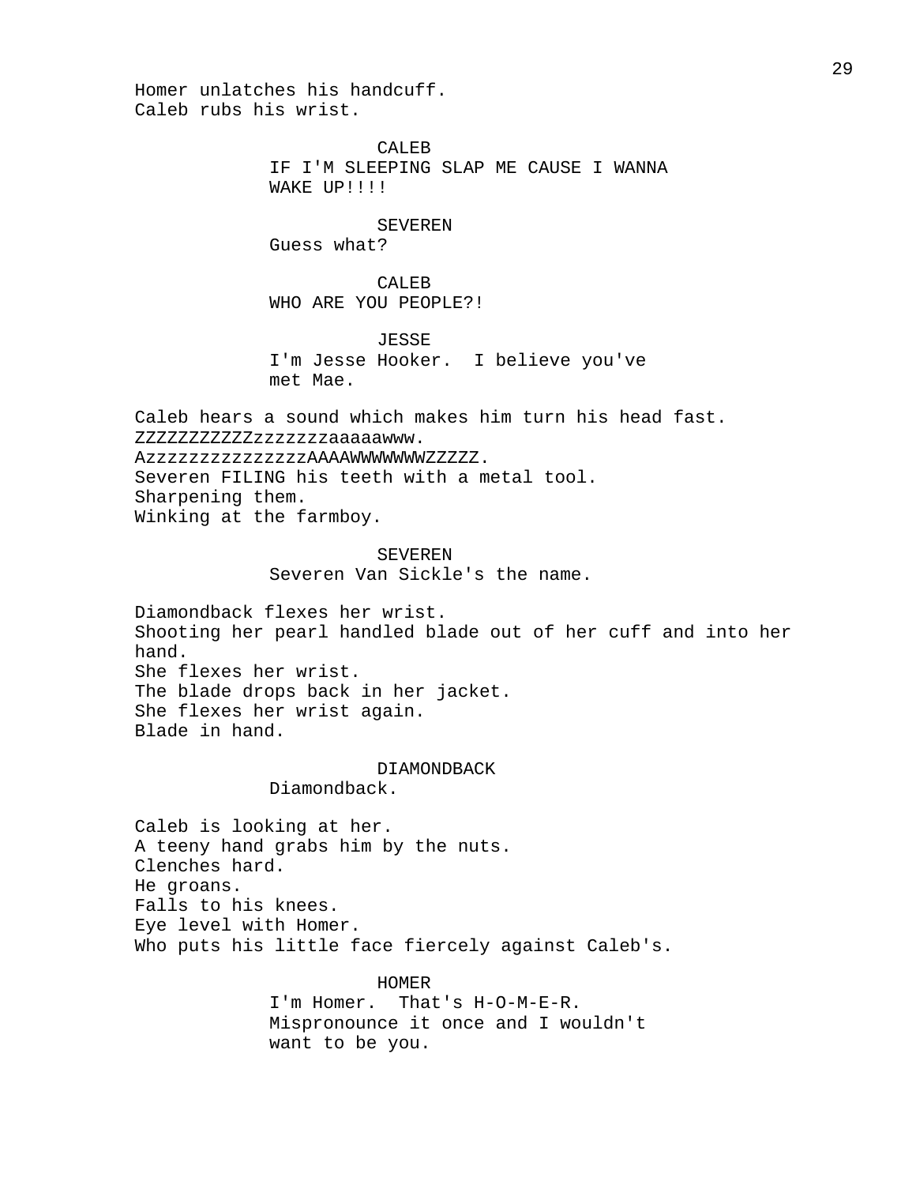Homer unlatches his handcuff.
Caleb rubs his wrist.

CALEB
IF I'M SLEEPING SLAP ME CAUSE I WANNA WAKE UP!!!!

SEVEREN
Guess what?

CALEB
WHO ARE YOU PEOPLE?!

JESSE
I'm Jesse Hooker. I believe you've met Mae.

Caleb hears a sound which makes him turn his head fast.
ZZZZZZZZZZZzzzzzzzaaaaawww.
AzzzzzzzzzzzzzzAAAAWWWWWWWZZZZZ.
Severen FILING his teeth with a metal tool.
Sharpening them.
Winking at the farmboy.

SEVEREN
Severen Van Sickle's the name.

Diamondback flexes her wrist.
Shooting her pearl handled blade out of her cuff and into her hand.
She flexes her wrist.
The blade drops back in her jacket.
She flexes her wrist again.
Blade in hand.

DIAMONDBACK
Diamondback.

Caleb is looking at her.
A teeny hand grabs him by the nuts.
Clenches hard.
He groans.
Falls to his knees.
Eye level with Homer.
Who puts his little face fiercely against Caleb's.

HOMER
I'm Homer. That's H-O-M-E-R. Mispronounce it once and I wouldn't want to be you.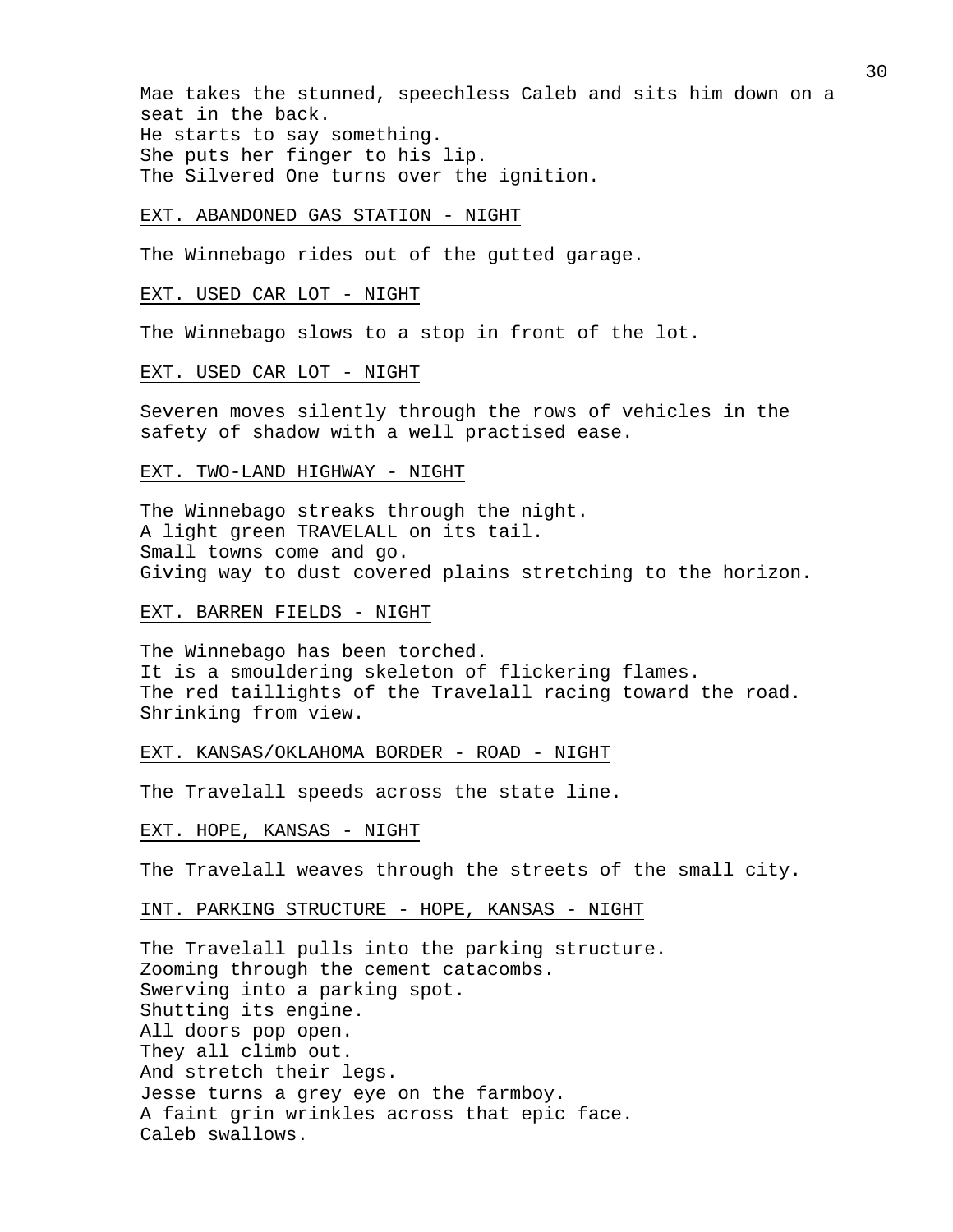Mae takes the stunned, speechless Caleb and sits him down on a seat in the back.
He starts to say something.
She puts her finger to his lip.
The Silvered One turns over the ignition.

EXT. ABANDONED GAS STATION - NIGHT

The Winnebago rides out of the gutted garage.

EXT. USED CAR LOT - NIGHT

The Winnebago slows to a stop in front of the lot.

EXT. USED CAR LOT - NIGHT

Severen moves silently through the rows of vehicles in the safety of shadow with a well practised ease.

EXT. TWO-LAND HIGHWAY - NIGHT

The Winnebago streaks through the night.
A light green TRAVELALL on its tail.
Small towns come and go.
Giving way to dust covered plains stretching to the horizon.

EXT. BARREN FIELDS - NIGHT

The Winnebago has been torched.
It is a smouldering skeleton of flickering flames.
The red taillights of the Travelall racing toward the road.
Shrinking from view.

EXT. KANSAS/OKLAHOMA BORDER - ROAD - NIGHT

The Travelall speeds across the state line.

EXT. HOPE, KANSAS - NIGHT

The Travelall weaves through the streets of the small city.

INT. PARKING STRUCTURE - HOPE, KANSAS - NIGHT

The Travelall pulls into the parking structure.
Zooming through the cement catacombs.
Swerving into a parking spot.
Shutting its engine.
All doors pop open.
They all climb out.
And stretch their legs.
Jesse turns a grey eye on the farmboy.
A faint grin wrinkles across that epic face.
Caleb swallows.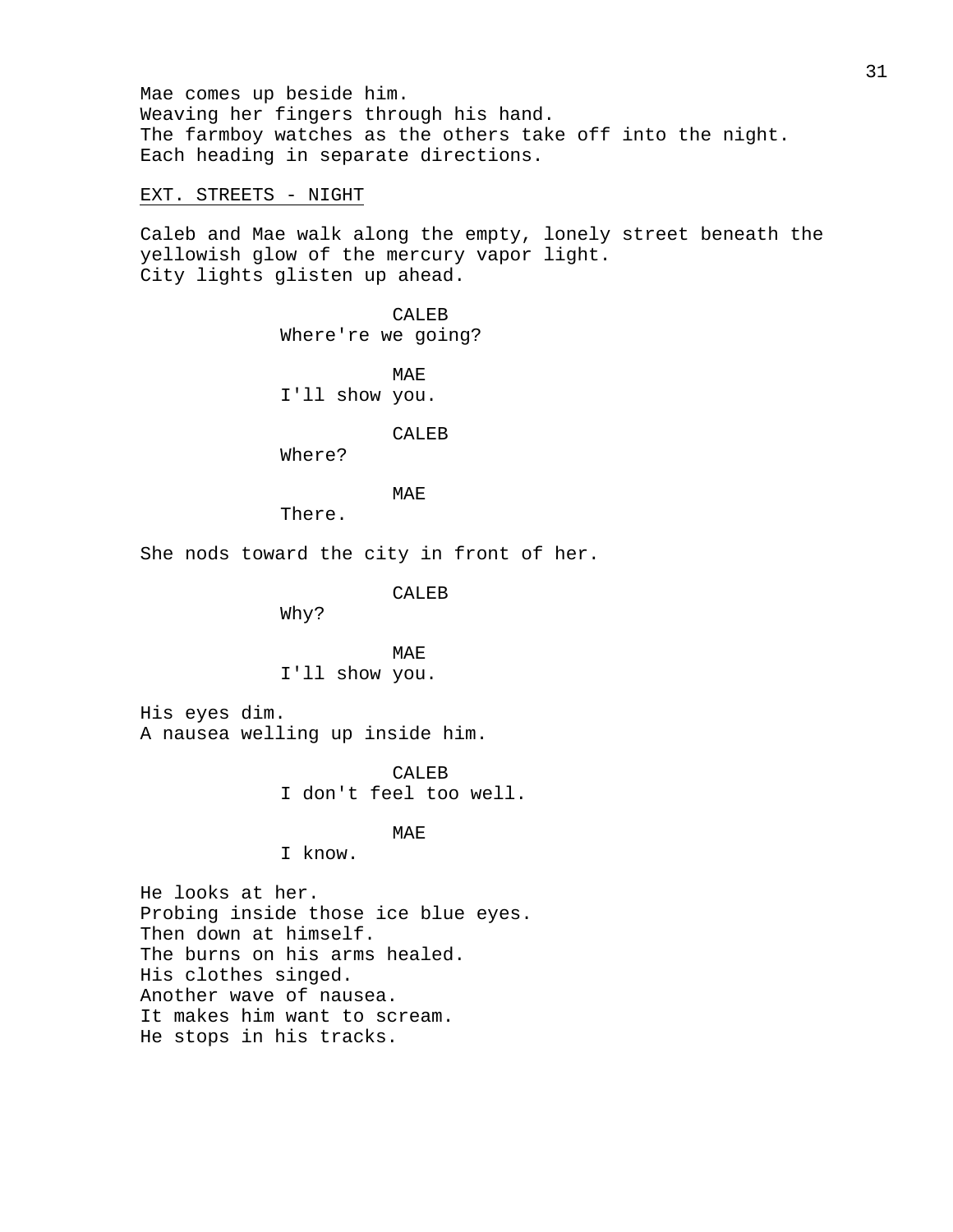Mae comes up beside him.
Weaving her fingers through his hand.
The farmboy watches as the others take off into the night.
Each heading in separate directions.

EXT. STREETS - NIGHT

Caleb and Mae walk along the empty, lonely street beneath the yellowish glow of the mercury vapor light.
City lights glisten up ahead.

CALEB
Where're we going?

MAE
I'll show you.

CALEB
Where?

MAE
There.

She nods toward the city in front of her.

CALEB
Why?

MAE
I'll show you.

His eyes dim.
A nausea welling up inside him.

CALEB
I don't feel too well.

MAE
I know.

He looks at her.
Probing inside those ice blue eyes.
Then down at himself.
The burns on his arms healed.
His clothes singed.
Another wave of nausea.
It makes him want to scream.
He stops in his tracks.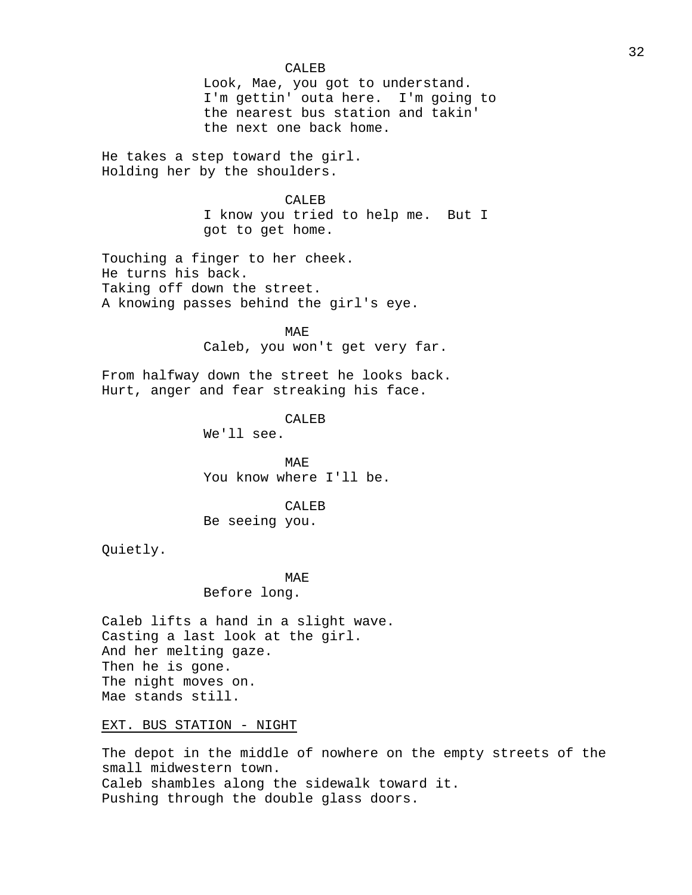CALEB

Look, Mae, you got to understand. I'm gettin' outa here. I'm going to the nearest bus station and takin' the next one back home.

He takes a step toward the girl.
Holding her by the shoulders.

CALEB

I know you tried to help me. But I got to get home.

Touching a finger to her cheek.
He turns his back.
Taking off down the street.
A knowing passes behind the girl's eye.

MAE

Caleb, you won't get very far.

From halfway down the street he looks back.
Hurt, anger and fear streaking his face.

CALEB

We'll see.

MAE

You know where I'll be.

CALEB

Be seeing you.

Quietly.

MAE

Before long.

Caleb lifts a hand in a slight wave.
Casting a last look at the girl.
And her melting gaze.
Then he is gone.
The night moves on.
Mae stands still.

EXT. BUS STATION - NIGHT

The depot in the middle of nowhere on the empty streets of the small midwestern town.
Caleb shambles along the sidewalk toward it.
Pushing through the double glass doors.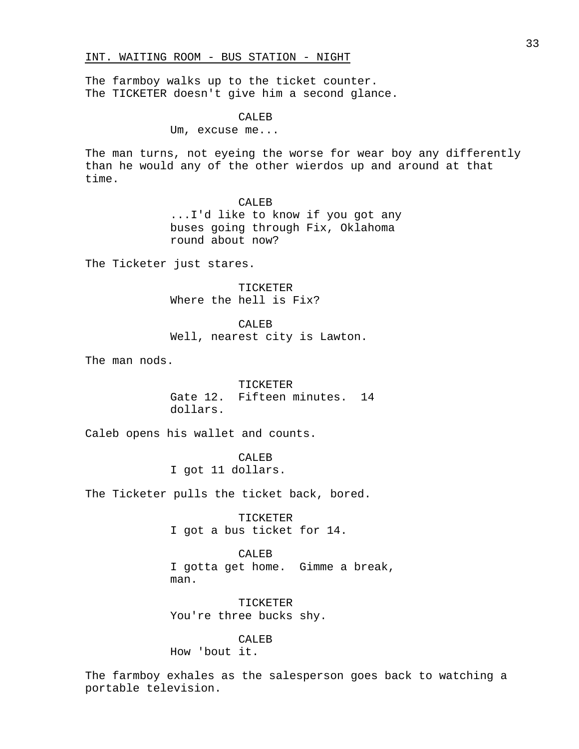INT. WAITING ROOM - BUS STATION - NIGHT

The farmboy walks up to the ticket counter.
The TICKETER doesn't give him a second glance.

CALEB
Um, excuse me...

The man turns, not eyeing the worse for wear boy any differently than he would any of the other wierdos up and around at that time.

CALEB
...I'd like to know if you got any buses going through Fix, Oklahoma round about now?

The Ticketer just stares.

TICKETER
Where the hell is Fix?

CALEB
Well, nearest city is Lawton.

The man nods.

TICKETER
Gate 12. Fifteen minutes. 14 dollars.

Caleb opens his wallet and counts.

CALEB
I got 11 dollars.

The Ticketer pulls the ticket back, bored.

TICKETER
I got a bus ticket for 14.

CALEB
I gotta get home. Gimme a break, man.

TICKETER
You're three bucks shy.

CALEB
How 'bout it.

The farmboy exhales as the salesperson goes back to watching a portable television.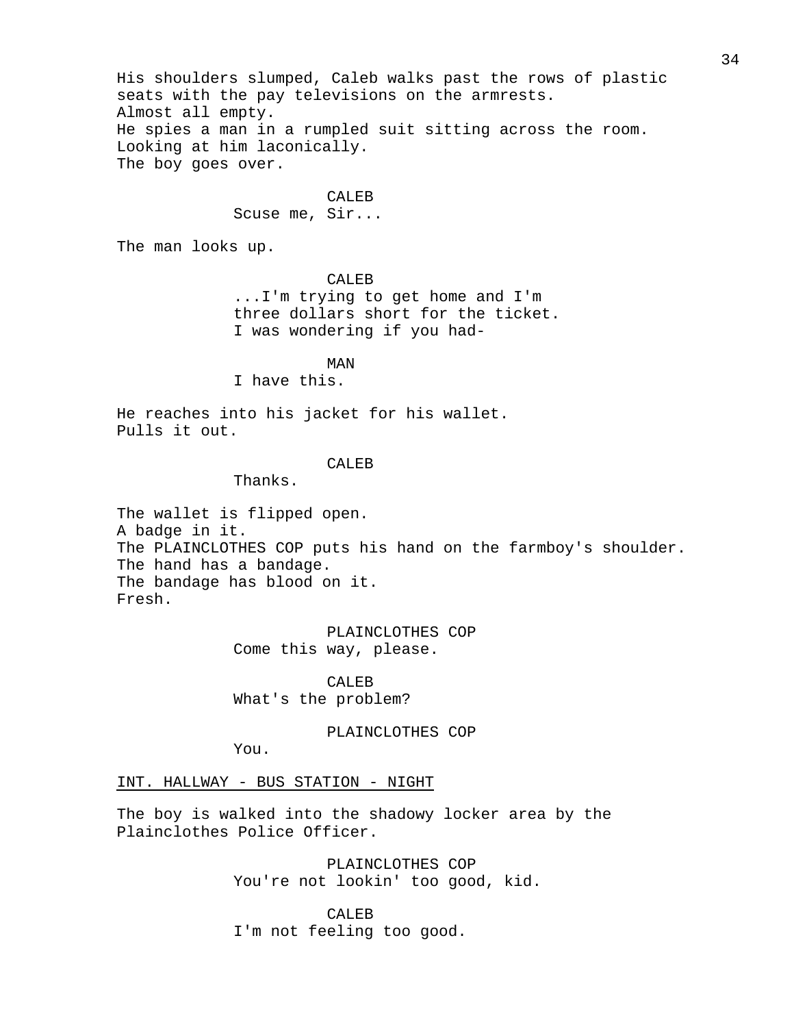His shoulders slumped, Caleb walks past the rows of plastic seats with the pay televisions on the armrests.
Almost all empty.
He spies a man in a rumpled suit sitting across the room.
Looking at him laconically.
The boy goes over.

CALEB
Scuse me, Sir...

The man looks up.

CALEB
...I'm trying to get home and I'm three dollars short for the ticket. I was wondering if you had-

MAN
I have this.

He reaches into his jacket for his wallet.
Pulls it out.

CALEB
Thanks.

The wallet is flipped open.
A badge in it.
The PLAINCLOTHES COP puts his hand on the farmboy's shoulder.
The hand has a bandage.
The bandage has blood on it.
Fresh.

PLAINCLOTHES COP
Come this way, please.

CALEB
What's the problem?

PLAINCLOTHES COP
You.

INT. HALLWAY - BUS STATION - NIGHT

The boy is walked into the shadowy locker area by the Plainclothes Police Officer.

PLAINCLOTHES COP
You're not lookin' too good, kid.

CALEB
I'm not feeling too good.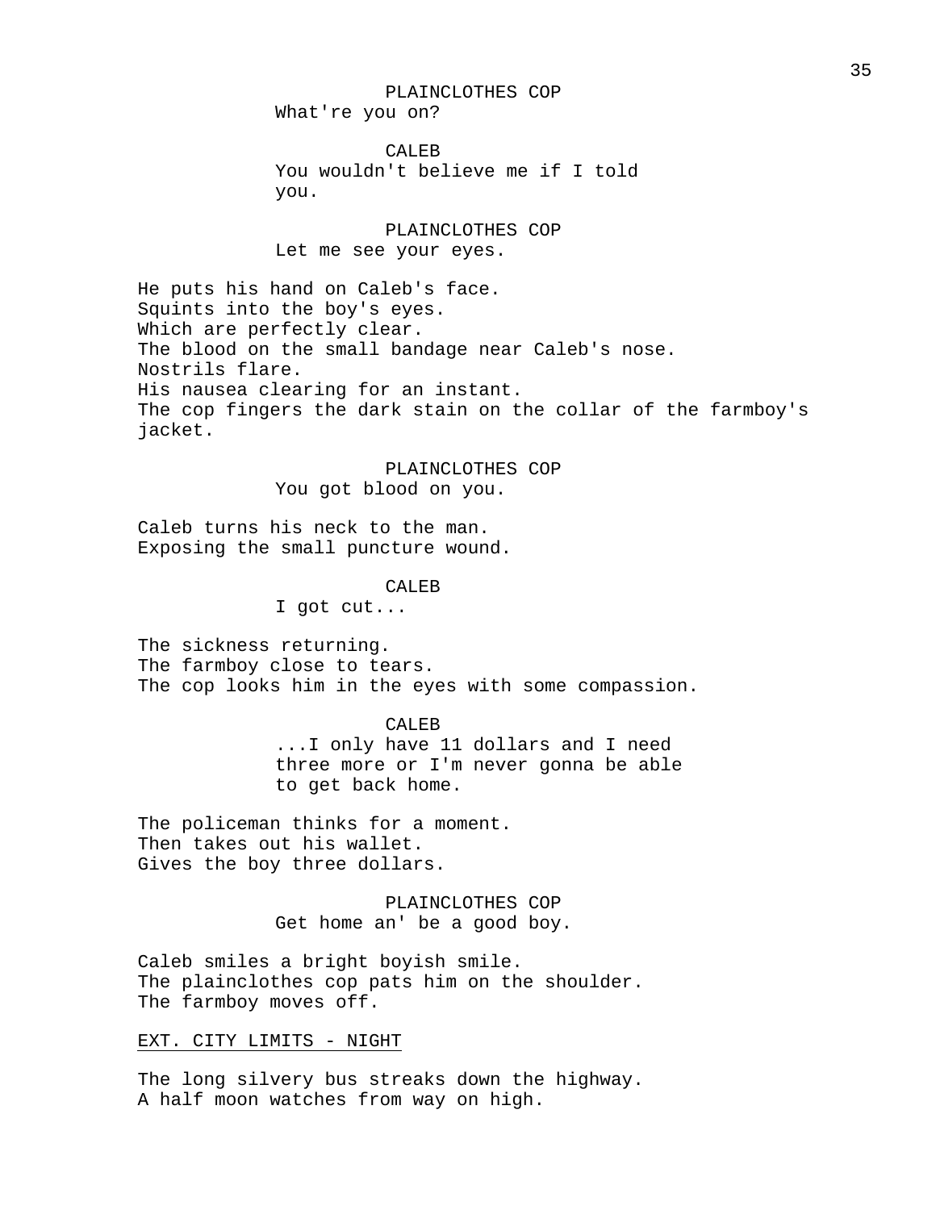PLAINCLOTHES COP
What're you on?

CALEB
You wouldn't believe me if I told you.

PLAINCLOTHES COP
Let me see your eyes.

He puts his hand on Caleb's face.
Squints into the boy's eyes.
Which are perfectly clear.
The blood on the small bandage near Caleb's nose.
Nostrils flare.
His nausea clearing for an instant.
The cop fingers the dark stain on the collar of the farmboy's jacket.

PLAINCLOTHES COP
You got blood on you.

Caleb turns his neck to the man.
Exposing the small puncture wound.

CALEB
I got cut...

The sickness returning.
The farmboy close to tears.
The cop looks him in the eyes with some compassion.

CALEB
...I only have 11 dollars and I need three more or I'm never gonna be able to get back home.

The policeman thinks for a moment.
Then takes out his wallet.
Gives the boy three dollars.

PLAINCLOTHES COP
Get home an' be a good boy.

Caleb smiles a bright boyish smile.
The plainclothes cop pats him on the shoulder.
The farmboy moves off.

EXT. CITY LIMITS - NIGHT

The long silvery bus streaks down the highway.
A half moon watches from way on high.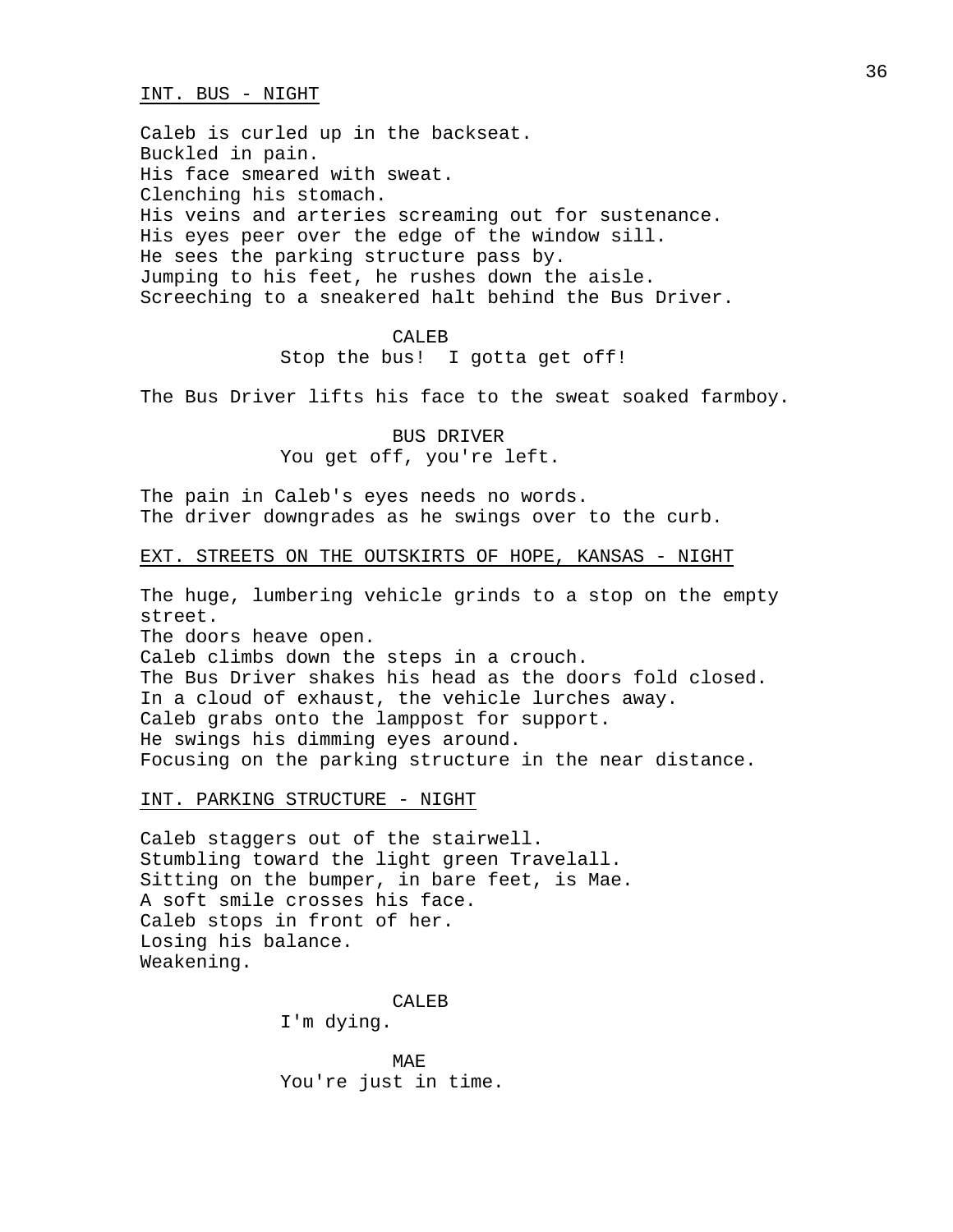INT. BUS - NIGHT

Caleb is curled up in the backseat.
Buckled in pain.
His face smeared with sweat.
Clenching his stomach.
His veins and arteries screaming out for sustenance.
His eyes peer over the edge of the window sill.
He sees the parking structure pass by.
Jumping to his feet, he rushes down the aisle.
Screeching to a sneakered halt behind the Bus Driver.

CALEB
Stop the bus! I gotta get off!

The Bus Driver lifts his face to the sweat soaked farmboy.

BUS DRIVER
You get off, you're left.

The pain in Caleb's eyes needs no words.
The driver downgrades as he swings over to the curb.

EXT. STREETS ON THE OUTSKIRTS OF HOPE, KANSAS - NIGHT

The huge, lumbering vehicle grinds to a stop on the empty street.
The doors heave open.
Caleb climbs down the steps in a crouch.
The Bus Driver shakes his head as the doors fold closed.
In a cloud of exhaust, the vehicle lurches away.
Caleb grabs onto the lamppost for support.
He swings his dimming eyes around.
Focusing on the parking structure in the near distance.

INT. PARKING STRUCTURE - NIGHT

Caleb staggers out of the stairwell.
Stumbling toward the light green Travelall.
Sitting on the bumper, in bare feet, is Mae.
A soft smile crosses his face.
Caleb stops in front of her.
Losing his balance.
Weakening.

CALEB
I'm dying.

MAE
You're just in time.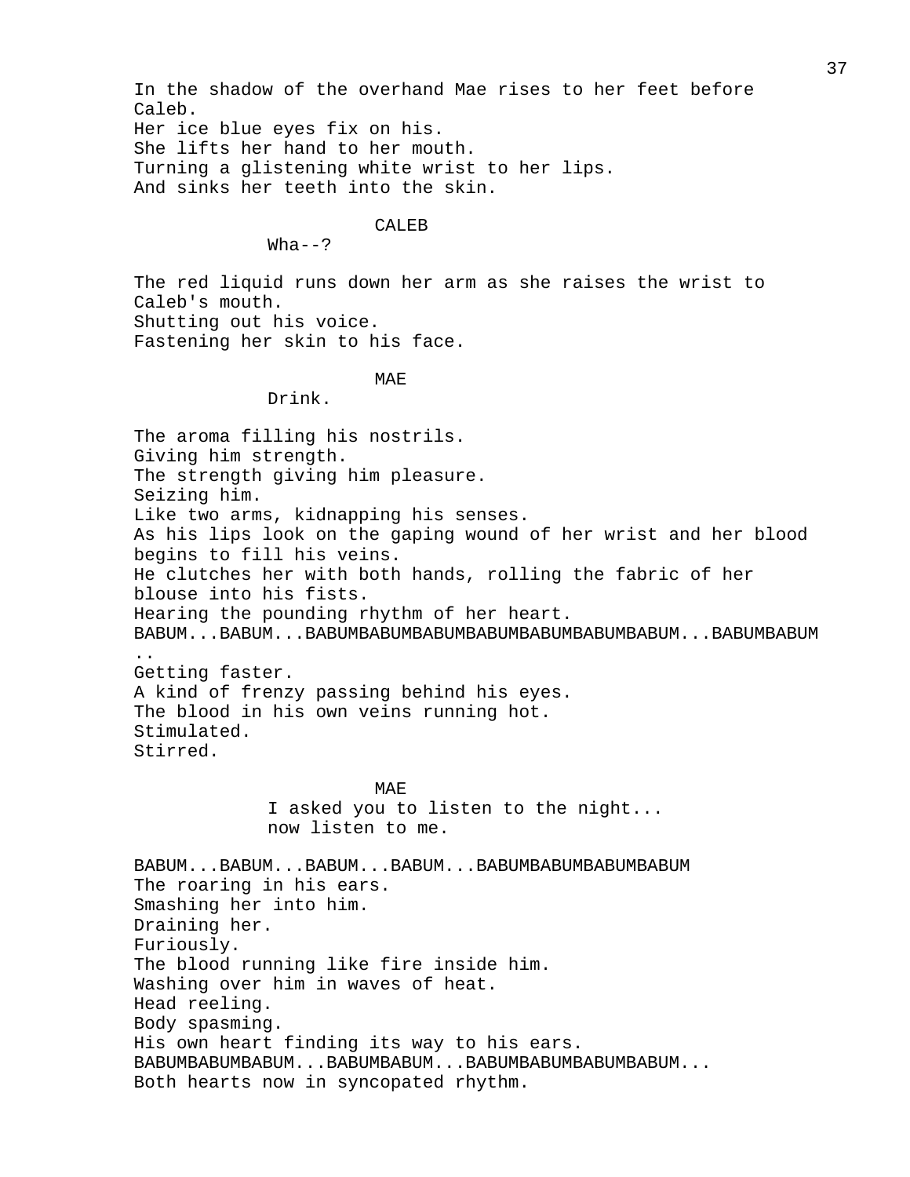In the shadow of the overhand Mae rises to her feet before Caleb.
Her ice blue eyes fix on his.
She lifts her hand to her mouth.
Turning a glistening white wrist to her lips.
And sinks her teeth into the skin.

CALEB
Wha--?

The red liquid runs down her arm as she raises the wrist to Caleb's mouth.
Shutting out his voice.
Fastening her skin to his face.

MAE
Drink.

The aroma filling his nostrils.
Giving him strength.
The strength giving him pleasure.
Seizing him.
Like two arms, kidnapping his senses.
As his lips look on the gaping wound of her wrist and her blood begins to fill his veins.
He clutches her with both hands, rolling the fabric of her blouse into his fists.
Hearing the pounding rhythm of her heart.
BABUM...BABUM...BABUMBABUMBABUMBABUMBABUMBABUMBABUM...BABUMBABUM
..
Getting faster.
A kind of frenzy passing behind his eyes.
The blood in his own veins running hot.
Stimulated.
Stirred.

MAE
I asked you to listen to the night...
now listen to me.

BABUM...BABUM...BABUM...BABUM...BABUMBABUMBABUMBABUM
The roaring in his ears.
Smashing her into him.
Draining her.
Furiously.
The blood running like fire inside him.
Washing over him in waves of heat.
Head reeling.
Body spasming.
His own heart finding its way to his ears.
BABUMBABUMBABUM...BABUMBABUM...BABUMBABUMBABUMBABUM...
Both hearts now in syncopated rhythm.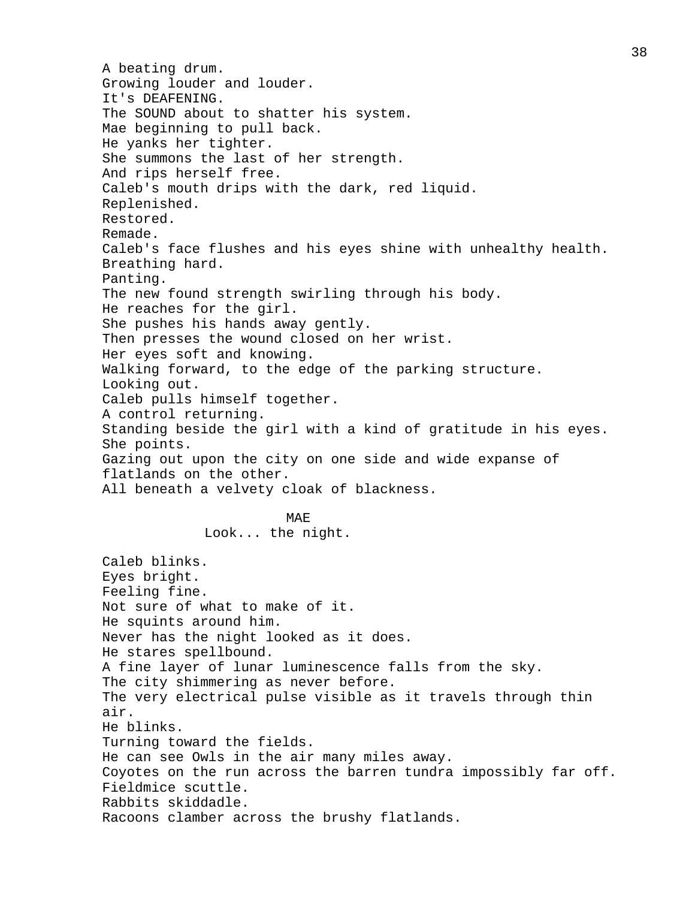A beating drum.
Growing louder and louder.
It's DEAFENING.
The SOUND about to shatter his system.
Mae beginning to pull back.
He yanks her tighter.
She summons the last of her strength.
And rips herself free.
Caleb's mouth drips with the dark, red liquid.
Replenished.
Restored.
Remade.
Caleb's face flushes and his eyes shine with unhealthy health.
Breathing hard.
Panting.
The new found strength swirling through his body.
He reaches for the girl.
She pushes his hands away gently.
Then presses the wound closed on her wrist.
Her eyes soft and knowing.
Walking forward, to the edge of the parking structure.
Looking out.
Caleb pulls himself together.
A control returning.
Standing beside the girl with a kind of gratitude in his eyes.
She points.
Gazing out upon the city on one side and wide expanse of flatlands on the other.
All beneath a velvety cloak of blackness.

MAE
Look... the night.

Caleb blinks.
Eyes bright.
Feeling fine.
Not sure of what to make of it.
He squints around him.
Never has the night looked as it does.
He stares spellbound.
A fine layer of lunar luminescence falls from the sky.
The city shimmering as never before.
The very electrical pulse visible as it travels through thin air.
He blinks.
Turning toward the fields.
He can see Owls in the air many miles away.
Coyotes on the run across the barren tundra impossibly far off.
Fieldmice scuttle.
Rabbits skiddadle.
Racoons clamber across the brushy flatlands.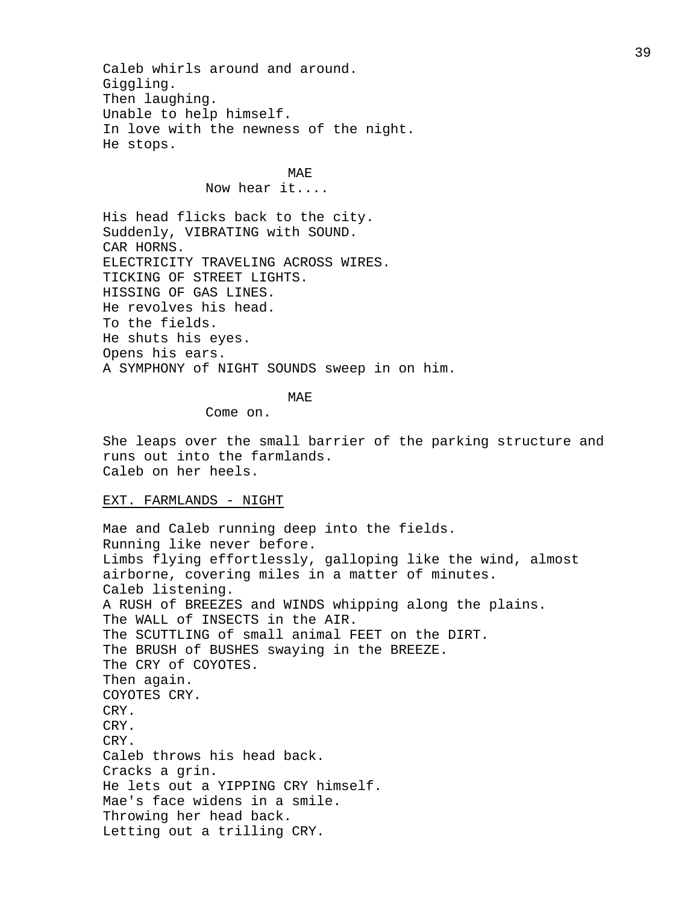Caleb whirls around and around.
Giggling.
Then laughing.
Unable to help himself.
In love with the newness of the night.
He stops.

MAE
Now hear it....

His head flicks back to the city.
Suddenly, VIBRATING with SOUND.
CAR HORNS.
ELECTRICITY TRAVELING ACROSS WIRES.
TICKING OF STREET LIGHTS.
HISSING OF GAS LINES.
He revolves his head.
To the fields.
He shuts his eyes.
Opens his ears.
A SYMPHONY of NIGHT SOUNDS sweep in on him.

MAE
Come on.

She leaps over the small barrier of the parking structure and runs out into the farmlands.
Caleb on her heels.

EXT. FARMLANDS - NIGHT

Mae and Caleb running deep into the fields.
Running like never before.
Limbs flying effortlessly, galloping like the wind, almost airborne, covering miles in a matter of minutes.
Caleb listening.
A RUSH of BREEZES and WINDS whipping along the plains.
The WALL of INSECTS in the AIR.
The SCUTTLING of small animal FEET on the DIRT.
The BRUSH of BUSHES swaying in the BREEZE.
The CRY of COYOTES.
Then again.
COYOTES CRY.
CRY.
CRY.
CRY.
Caleb throws his head back.
Cracks a grin.
He lets out a YIPPING CRY himself.
Mae's face widens in a smile.
Throwing her head back.
Letting out a trilling CRY.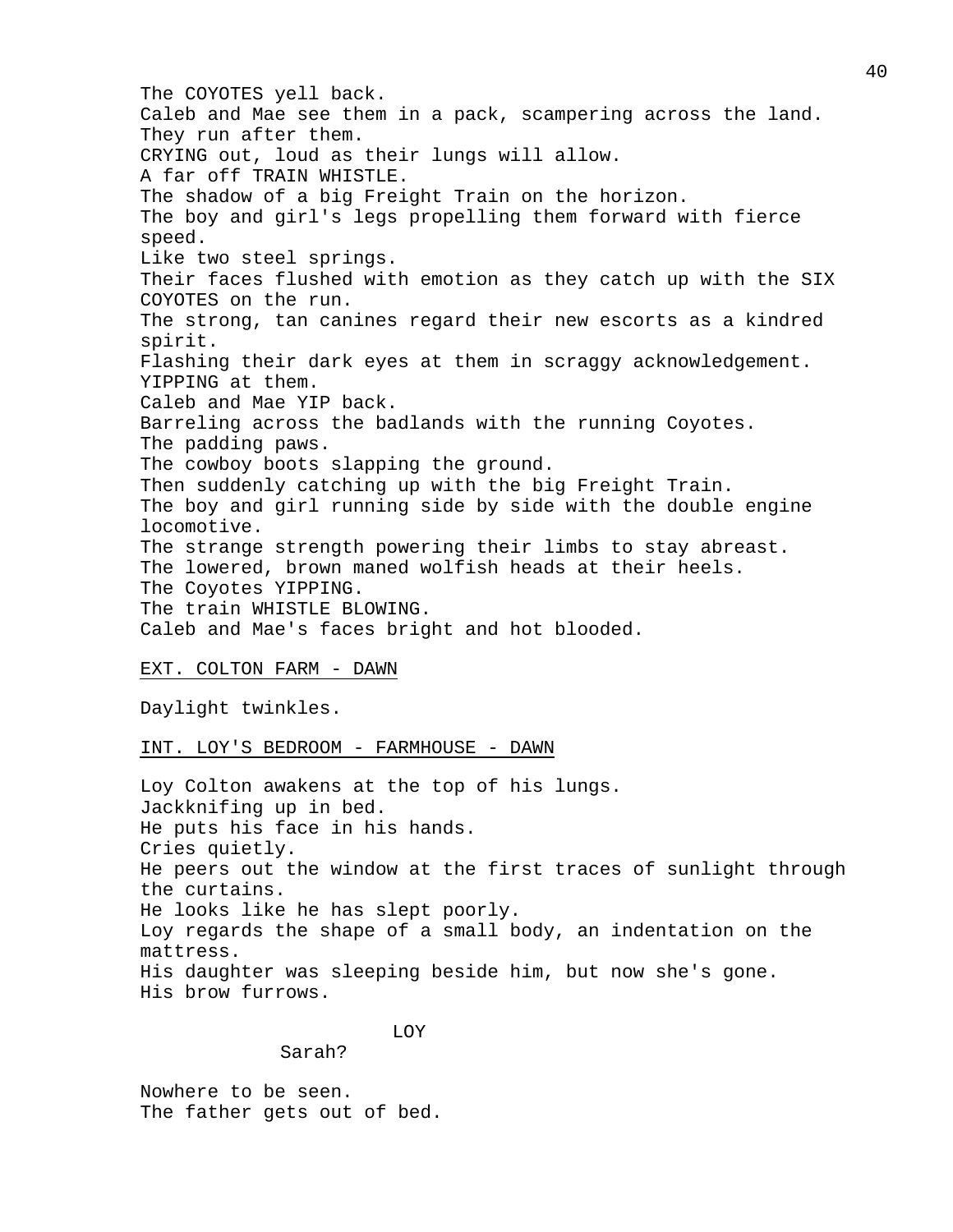The COYOTES yell back.
Caleb and Mae see them in a pack, scampering across the land.
They run after them.
CRYING out, loud as their lungs will allow.
A far off TRAIN WHISTLE.
The shadow of a big Freight Train on the horizon.
The boy and girl's legs propelling them forward with fierce speed.
Like two steel springs.
Their faces flushed with emotion as they catch up with the SIX COYOTES on the run.
The strong, tan canines regard their new escorts as a kindred spirit.
Flashing their dark eyes at them in scraggy acknowledgement.
YIPPING at them.
Caleb and Mae YIP back.
Barreling across the badlands with the running Coyotes.
The padding paws.
The cowboy boots slapping the ground.
Then suddenly catching up with the big Freight Train.
The boy and girl running side by side with the double engine locomotive.
The strange strength powering their limbs to stay abreast.
The lowered, brown maned wolfish heads at their heels.
The Coyotes YIPPING.
The train WHISTLE BLOWING.
Caleb and Mae's faces bright and hot blooded.

<u>EXT. COLTON FARM - DAWN</u>

Daylight twinkles.

<u>INT. LOY'S BEDROOM - FARMHOUSE - DAWN</u>

Loy Colton awakens at the top of his lungs.
Jackknifing up in bed.
He puts his face in his hands.
Cries quietly.
He peers out the window at the first traces of sunlight through the curtains.
He looks like he has slept poorly.
Loy regards the shape of a small body, an indentation on the mattress.
His daughter was sleeping beside him, but now she's gone.
His brow furrows.

LOY
Sarah?

Nowhere to be seen.
The father gets out of bed.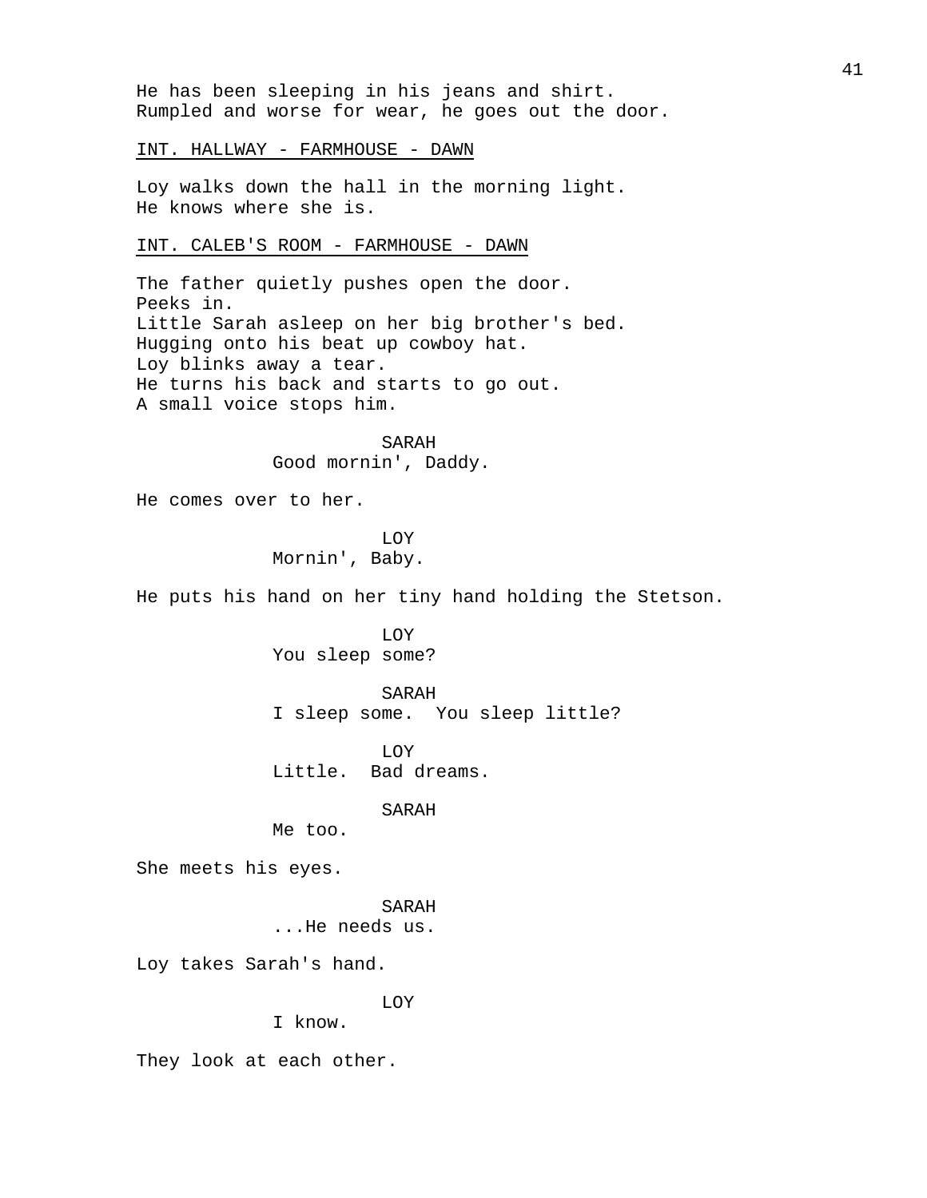He has been sleeping in his jeans and shirt.
Rumpled and worse for wear, he goes out the door.

INT. HALLWAY - FARMHOUSE - DAWN

Loy walks down the hall in the morning light.
He knows where she is.

INT. CALEB'S ROOM - FARMHOUSE - DAWN

The father quietly pushes open the door.
Peeks in.
Little Sarah asleep on her big brother's bed.
Hugging onto his beat up cowboy hat.
Loy blinks away a tear.
He turns his back and starts to go out.
A small voice stops him.

SARAH
Good mornin', Daddy.

He comes over to her.

LOY
Mornin', Baby.

He puts his hand on her tiny hand holding the Stetson.

LOY
You sleep some?

SARAH
I sleep some. You sleep little?

LOY
Little. Bad dreams.

SARAH
Me too.

She meets his eyes.

SARAH
...He needs us.

Loy takes Sarah's hand.

LOY
I know.

They look at each other.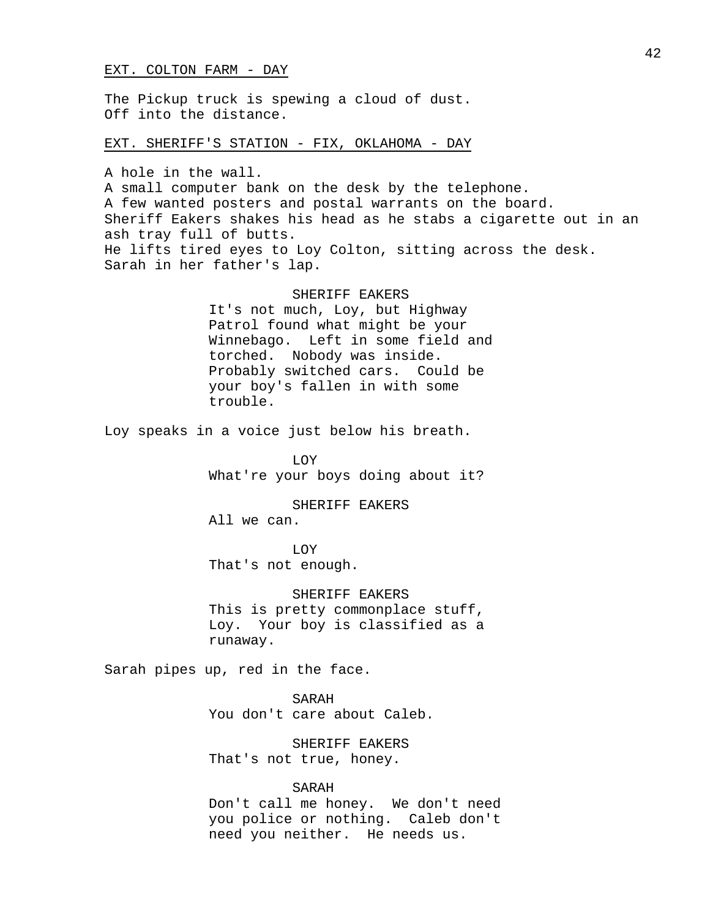EXT. COLTON FARM - DAY

The Pickup truck is spewing a cloud of dust.
Off into the distance.

EXT. SHERIFF'S STATION - FIX, OKLAHOMA - DAY

A hole in the wall.
A small computer bank on the desk by the telephone.
A few wanted posters and postal warrants on the board.
Sheriff Eakers shakes his head as he stabs a cigarette out in an ash tray full of butts.
He lifts tired eyes to Loy Colton, sitting across the desk.
Sarah in her father's lap.

SHERIFF EAKERS
It's not much, Loy, but Highway Patrol found what might be your Winnebago. Left in some field and torched. Nobody was inside. Probably switched cars. Could be your boy's fallen in with some trouble.

Loy speaks in a voice just below his breath.

LOY
What're your boys doing about it?

SHERIFF EAKERS
All we can.

LOY
That's not enough.

SHERIFF EAKERS
This is pretty commonplace stuff, Loy. Your boy is classified as a runaway.

Sarah pipes up, red in the face.

SARAH
You don't care about Caleb.

SHERIFF EAKERS
That's not true, honey.

SARAH
Don't call me honey. We don't need you police or nothing. Caleb don't need you neither. He needs us.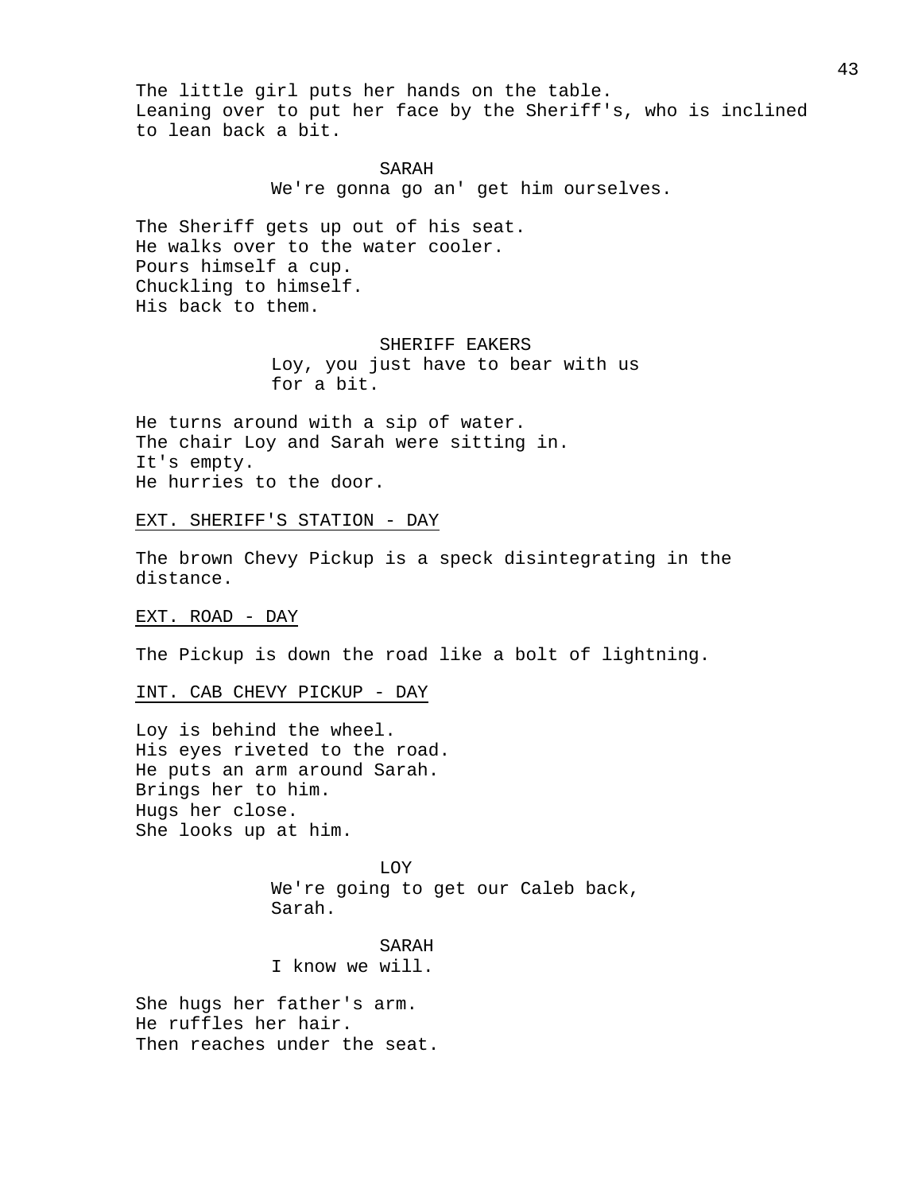The little girl puts her hands on the table.
Leaning over to put her face by the Sheriff's, who is inclined to lean back a bit.

SARAH
We're gonna go an' get him ourselves.

The Sheriff gets up out of his seat.
He walks over to the water cooler.
Pours himself a cup.
Chuckling to himself.
His back to them.

SHERIFF EAKERS
Loy, you just have to bear with us for a bit.

He turns around with a sip of water.
The chair Loy and Sarah were sitting in.
It's empty.
He hurries to the door.

EXT. SHERIFF'S STATION - DAY

The brown Chevy Pickup is a speck disintegrating in the distance.

EXT. ROAD - DAY

The Pickup is down the road like a bolt of lightning.

INT. CAB CHEVY PICKUP - DAY

Loy is behind the wheel.
His eyes riveted to the road.
He puts an arm around Sarah.
Brings her to him.
Hugs her close.
She looks up at him.

LOY
We're going to get our Caleb back, Sarah.

SARAH
I know we will.

She hugs her father's arm.
He ruffles her hair.
Then reaches under the seat.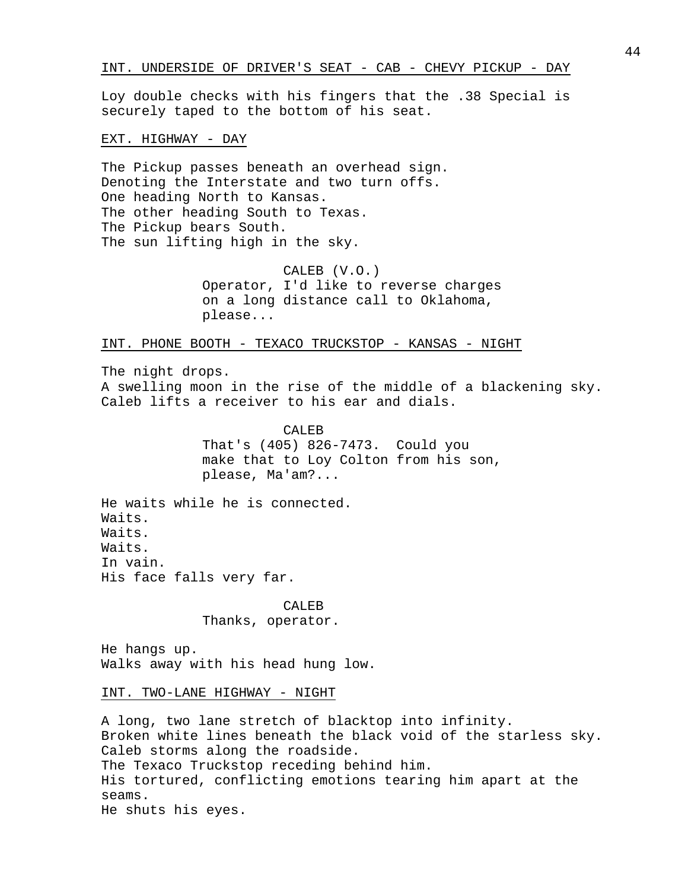INT. UNDERSIDE OF DRIVER'S SEAT - CAB - CHEVY PICKUP - DAY

Loy double checks with his fingers that the .38 Special is securely taped to the bottom of his seat.

EXT. HIGHWAY - DAY

The Pickup passes beneath an overhead sign.
Denoting the Interstate and two turn offs.
One heading North to Kansas.
The other heading South to Texas.
The Pickup bears South.
The sun lifting high in the sky.

CALEB (V.O.)
Operator, I'd like to reverse charges on a long distance call to Oklahoma, please...

INT. PHONE BOOTH - TEXACO TRUCKSTOP - KANSAS - NIGHT

The night drops.
A swelling moon in the rise of the middle of a blackening sky.
Caleb lifts a receiver to his ear and dials.

CALEB
That's (405) 826-7473. Could you make that to Loy Colton from his son, please, Ma'am?...

He waits while he is connected.
Waits.
Waits.
Waits.
In vain.
His face falls very far.

CALEB
Thanks, operator.

He hangs up.
Walks away with his head hung low.

INT. TWO-LANE HIGHWAY - NIGHT

A long, two lane stretch of blacktop into infinity.
Broken white lines beneath the black void of the starless sky.
Caleb storms along the roadside.
The Texaco Truckstop receding behind him.
His tortured, conflicting emotions tearing him apart at the seams.
He shuts his eyes.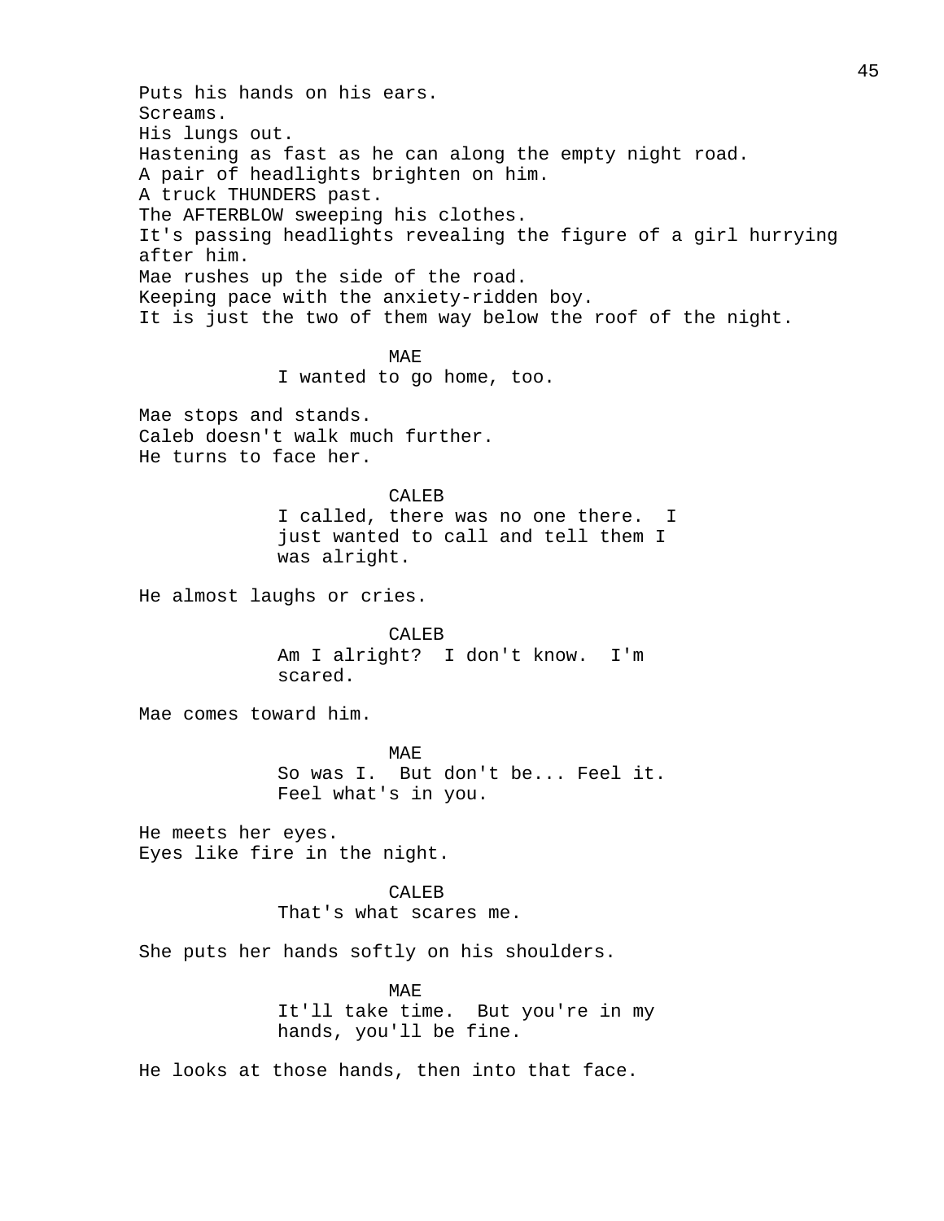Puts his hands on his ears.
Screams.
His lungs out.
Hastening as fast as he can along the empty night road.
A pair of headlights brighten on him.
A truck THUNDERS past.
The AFTERBLOW sweeping his clothes.
It's passing headlights revealing the figure of a girl hurrying after him.
Mae rushes up the side of the road.
Keeping pace with the anxiety-ridden boy.
It is just the two of them way below the roof of the night.

MAE
I wanted to go home, too.

Mae stops and stands.
Caleb doesn't walk much further.
He turns to face her.

CALEB
I called, there was no one there. I just wanted to call and tell them I was alright.

He almost laughs or cries.

CALEB
Am I alright? I don't know. I'm scared.

Mae comes toward him.

MAE
So was I. But don't be... Feel it. Feel what's in you.

He meets her eyes.
Eyes like fire in the night.

CALEB
That's what scares me.

She puts her hands softly on his shoulders.

MAE
It'll take time. But you're in my hands, you'll be fine.

He looks at those hands, then into that face.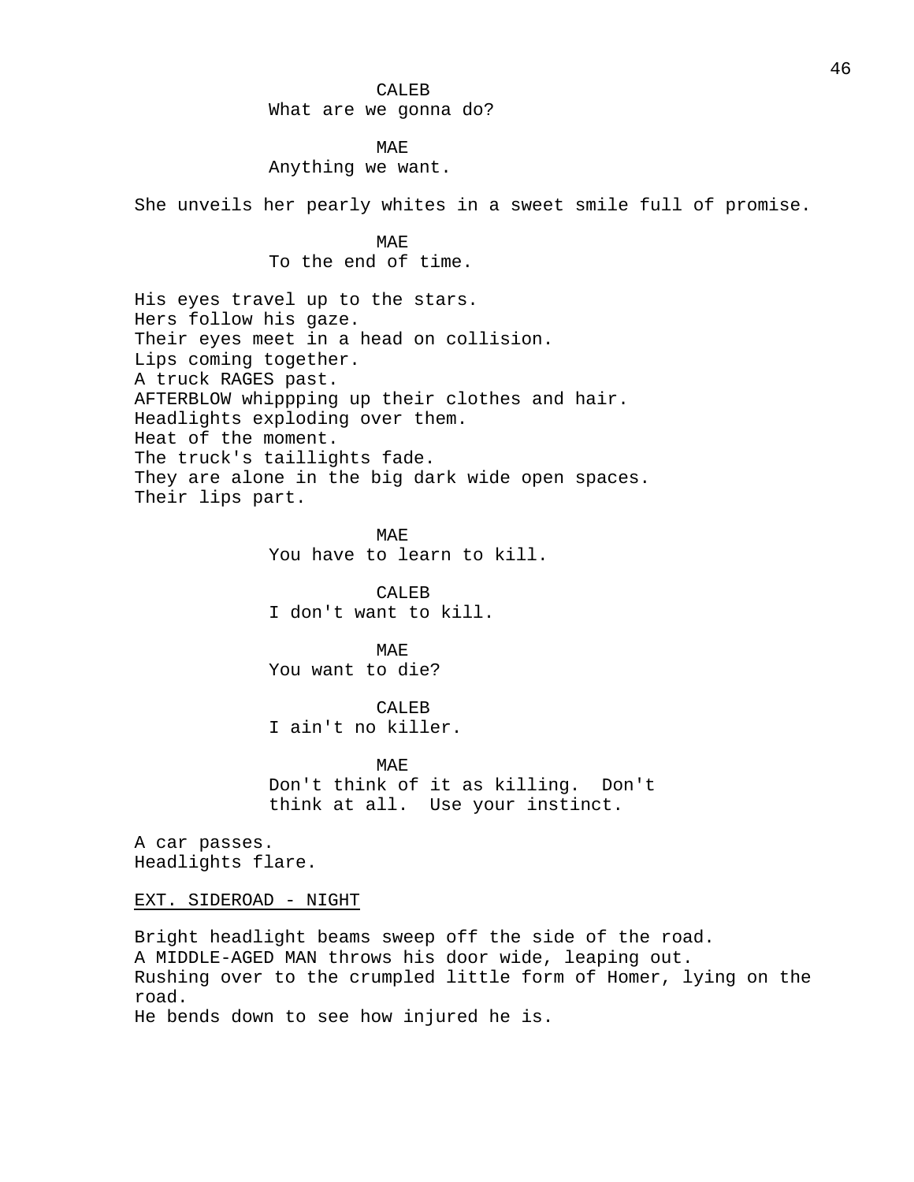CALEB
What are we gonna do?

MAE
Anything we want.

She unveils her pearly whites in a sweet smile full of promise.

MAE
To the end of time.

His eyes travel up to the stars.
Hers follow his gaze.
Their eyes meet in a head on collision.
Lips coming together.
A truck RAGES past.
AFTERBLOW whippping up their clothes and hair.
Headlights exploding over them.
Heat of the moment.
The truck's taillights fade.
They are alone in the big dark wide open spaces.
Their lips part.

MAE
You have to learn to kill.

CALEB
I don't want to kill.

MAE
You want to die?

CALEB
I ain't no killer.

MAE
Don't think of it as killing. Don't think at all. Use your instinct.

A car passes.
Headlights flare.

EXT. SIDEROAD - NIGHT

Bright headlight beams sweep off the side of the road.
A MIDDLE-AGED MAN throws his door wide, leaping out.
Rushing over to the crumpled little form of Homer, lying on the road.
He bends down to see how injured he is.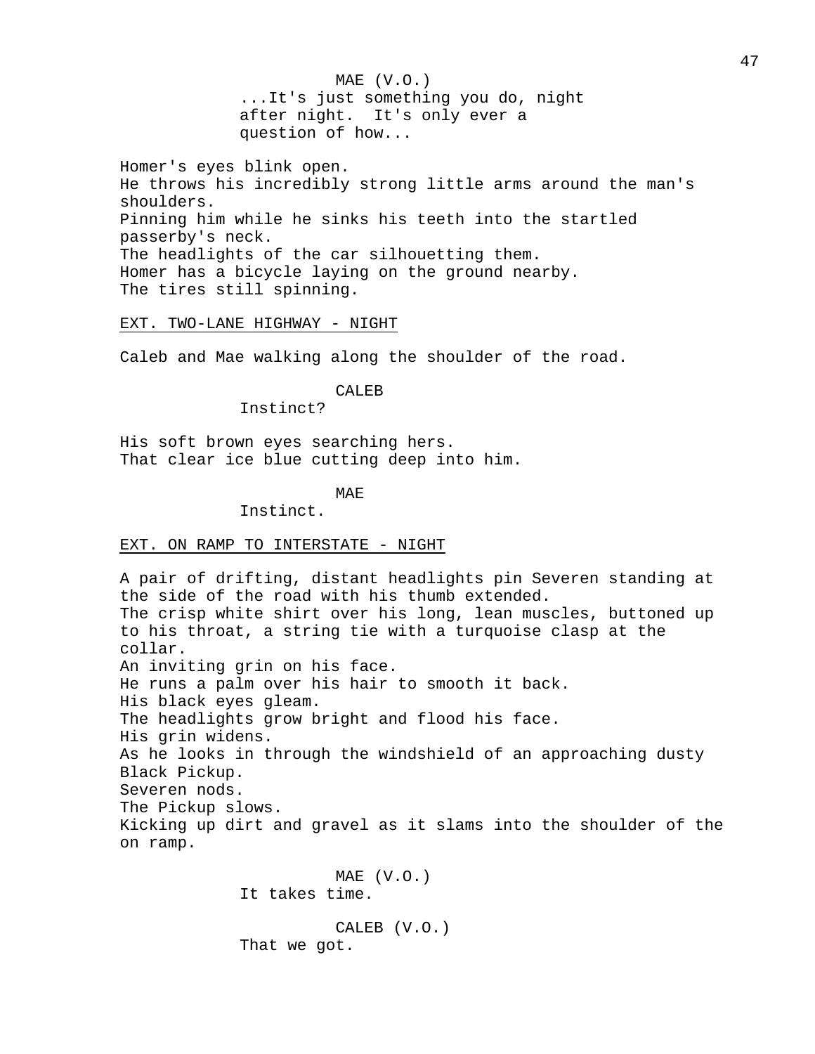MAE (V.O.)
...It's just something you do, night after night. It's only ever a question of how...

Homer's eyes blink open.
He throws his incredibly strong little arms around the man's shoulders.
Pinning him while he sinks his teeth into the startled passerby's neck.
The headlights of the car silhouetting them.
Homer has a bicycle laying on the ground nearby.
The tires still spinning.

EXT. TWO-LANE HIGHWAY - NIGHT

Caleb and Mae walking along the shoulder of the road.

CALEB
Instinct?

His soft brown eyes searching hers.
That clear ice blue cutting deep into him.

MAE
Instinct.

EXT. ON RAMP TO INTERSTATE - NIGHT

A pair of drifting, distant headlights pin Severen standing at the side of the road with his thumb extended.
The crisp white shirt over his long, lean muscles, buttoned up to his throat, a string tie with a turquoise clasp at the collar.
An inviting grin on his face.
He runs a palm over his hair to smooth it back.
His black eyes gleam.
The headlights grow bright and flood his face.
His grin widens.
As he looks in through the windshield of an approaching dusty Black Pickup.
Severen nods.
The Pickup slows.
Kicking up dirt and gravel as it slams into the shoulder of the on ramp.

MAE (V.O.)
It takes time.

CALEB (V.O.)
That we got.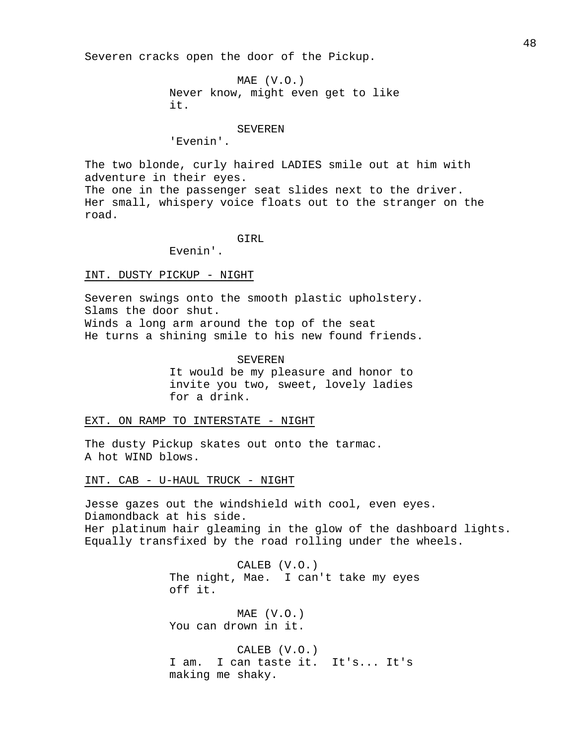Severen cracks open the door of the Pickup.

MAE (V.O.)
Never know, might even get to like it.

SEVEREN
'Evenin'.

The two blonde, curly haired LADIES smile out at him with adventure in their eyes.
The one in the passenger seat slides next to the driver.
Her small, whispery voice floats out to the stranger on the road.

GIRL
Evenin'.

INT. DUSTY PICKUP - NIGHT

Severen swings onto the smooth plastic upholstery.
Slams the door shut.
Winds a long arm around the top of the seat
He turns a shining smile to his new found friends.

SEVEREN
It would be my pleasure and honor to invite you two, sweet, lovely ladies for a drink.

EXT. ON RAMP TO INTERSTATE - NIGHT

The dusty Pickup skates out onto the tarmac.
A hot WIND blows.

INT. CAB - U-HAUL TRUCK - NIGHT

Jesse gazes out the windshield with cool, even eyes.
Diamondback at his side.
Her platinum hair gleaming in the glow of the dashboard lights.
Equally transfixed by the road rolling under the wheels.

CALEB (V.O.)
The night, Mae. I can't take my eyes off it.

MAE (V.O.)
You can drown in it.

CALEB (V.O.)
I am. I can taste it. It's... It's making me shaky.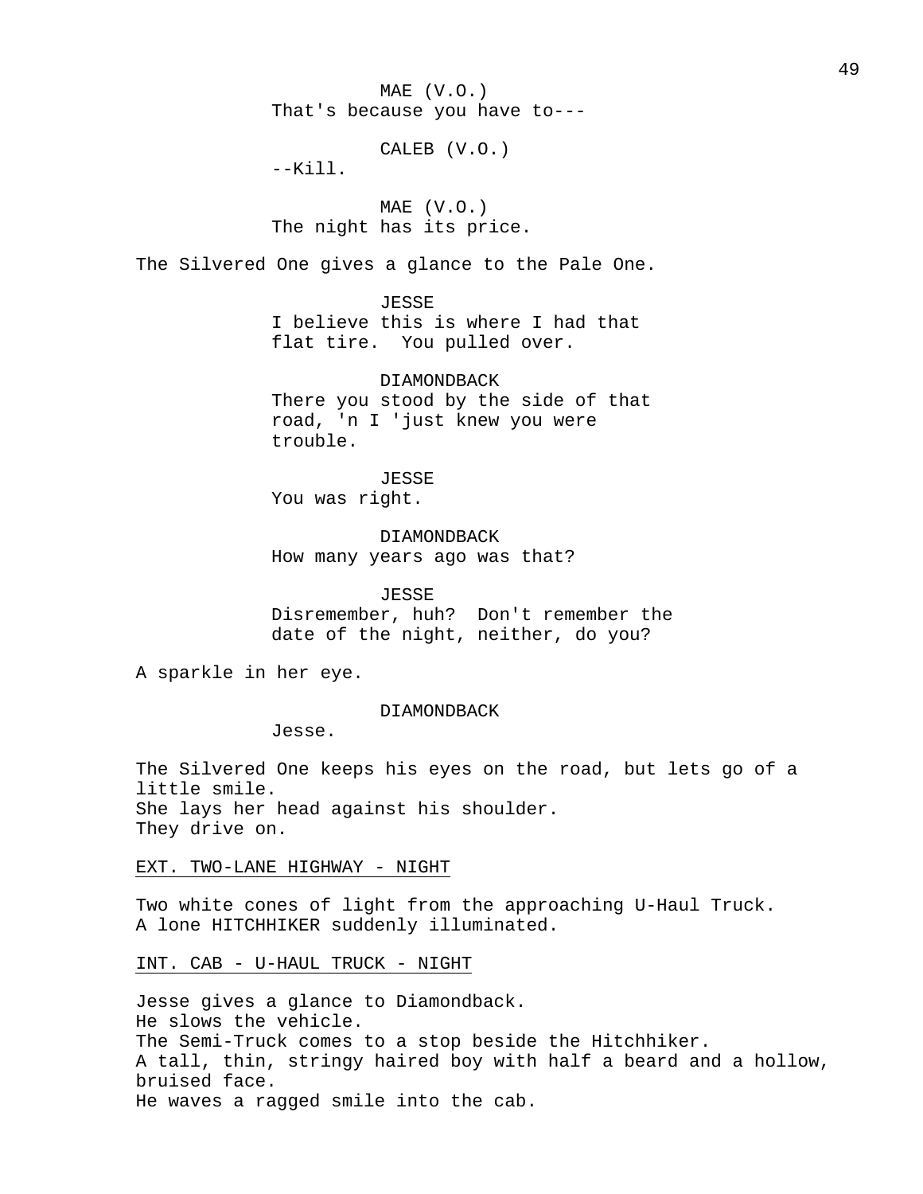MAE (V.O.)
That's because you have to---

CALEB (V.O.)
--Kill.

MAE (V.O.)
The night has its price.

The Silvered One gives a glance to the Pale One.

JESSE
I believe this is where I had that flat tire.  You pulled over.

DIAMONDBACK
There you stood by the side of that road, 'n I 'just knew you were trouble.

JESSE
You was right.

DIAMONDBACK
How many years ago was that?

JESSE
Disremember, huh?  Don't remember the date of the night, neither, do you?

A sparkle in her eye.

DIAMONDBACK
Jesse.

The Silvered One keeps his eyes on the road, but lets go of a little smile.
She lays her head against his shoulder.
They drive on.

EXT. TWO-LANE HIGHWAY - NIGHT

Two white cones of light from the approaching U-Haul Truck.
A lone HITCHHIKER suddenly illuminated.

INT. CAB - U-HAUL TRUCK - NIGHT

Jesse gives a glance to Diamondback.
He slows the vehicle.
The Semi-Truck comes to a stop beside the Hitchhiker.
A tall, thin, stringy haired boy with half a beard and a hollow, bruised face.
He waves a ragged smile into the cab.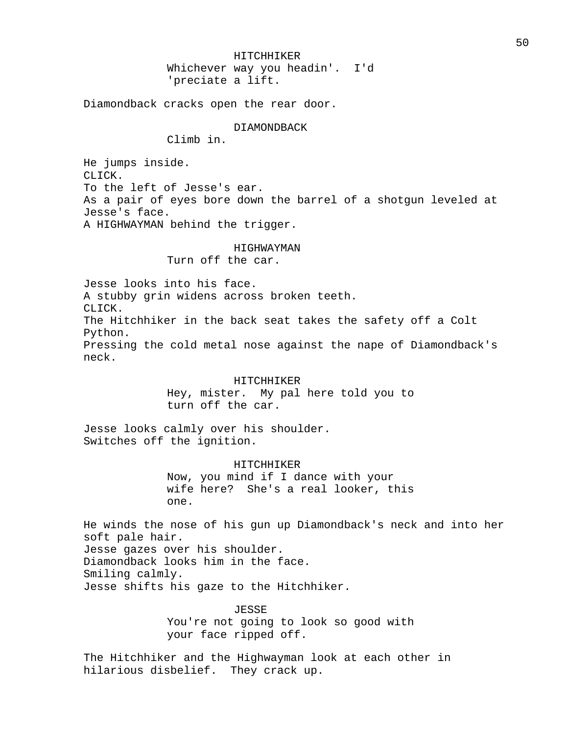HITCHHIKER
Whichever way you headin'.  I'd 'preciate a lift.

Diamondback cracks open the rear door.

DIAMONDBACK
Climb in.

He jumps inside.
CLICK.
To the left of Jesse's ear.
As a pair of eyes bore down the barrel of a shotgun leveled at Jesse's face.
A HIGHWAYMAN behind the trigger.

HIGHWAYMAN
Turn off the car.

Jesse looks into his face.
A stubby grin widens across broken teeth.
CLICK.
The Hitchhiker in the back seat takes the safety off a Colt Python.
Pressing the cold metal nose against the nape of Diamondback's neck.

HITCHHIKER
Hey, mister.  My pal here told you to turn off the car.

Jesse looks calmly over his shoulder.
Switches off the ignition.

HITCHHIKER
Now, you mind if I dance with your wife here?  She's a real looker, this one.

He winds the nose of his gun up Diamondback's neck and into her soft pale hair.
Jesse gazes over his shoulder.
Diamondback looks him in the face.
Smiling calmly.
Jesse shifts his gaze to the Hitchhiker.

JESSE
You're not going to look so good with your face ripped off.

The Hitchhiker and the Highwayman look at each other in hilarious disbelief.  They crack up.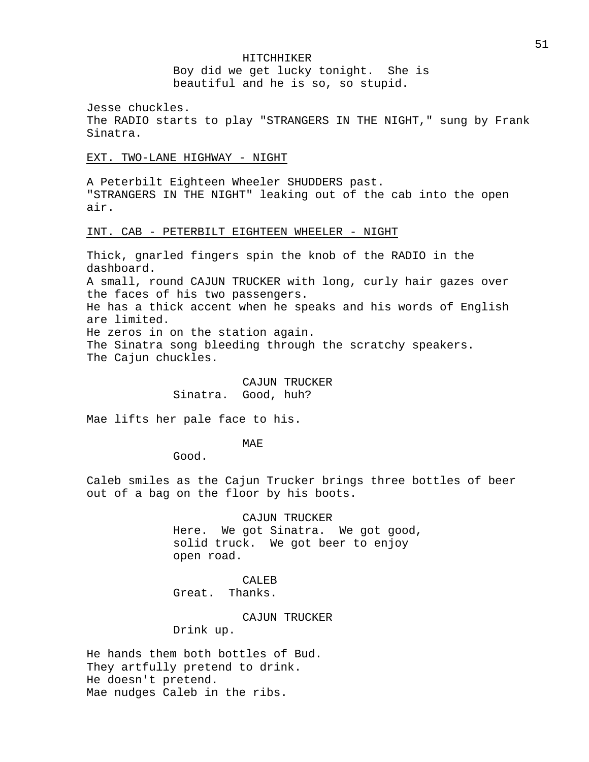HITCHHIKER

Boy did we get lucky tonight. She is beautiful and he is so, so stupid.

Jesse chuckles.
The RADIO starts to play "STRANGERS IN THE NIGHT," sung by Frank Sinatra.

EXT. TWO-LANE HIGHWAY - NIGHT

A Peterbilt Eighteen Wheeler SHUDDERS past.
"STRANGERS IN THE NIGHT" leaking out of the cab into the open air.

INT. CAB - PETERBILT EIGHTEEN WHEELER - NIGHT

Thick, gnarled fingers spin the knob of the RADIO in the dashboard.
A small, round CAJUN TRUCKER with long, curly hair gazes over the faces of his two passengers.
He has a thick accent when he speaks and his words of English are limited.
He zeros in on the station again.
The Sinatra song bleeding through the scratchy speakers.
The Cajun chuckles.

CAJUN TRUCKER

Sinatra. Good, huh?

Mae lifts her pale face to his.

MAE

Good.

Caleb smiles as the Cajun Trucker brings three bottles of beer out of a bag on the floor by his boots.

CAJUN TRUCKER

Here. We got Sinatra. We got good, solid truck. We got beer to enjoy open road.

CALEB

Great. Thanks.

CAJUN TRUCKER

Drink up.

He hands them both bottles of Bud.
They artfully pretend to drink.
He doesn't pretend.
Mae nudges Caleb in the ribs.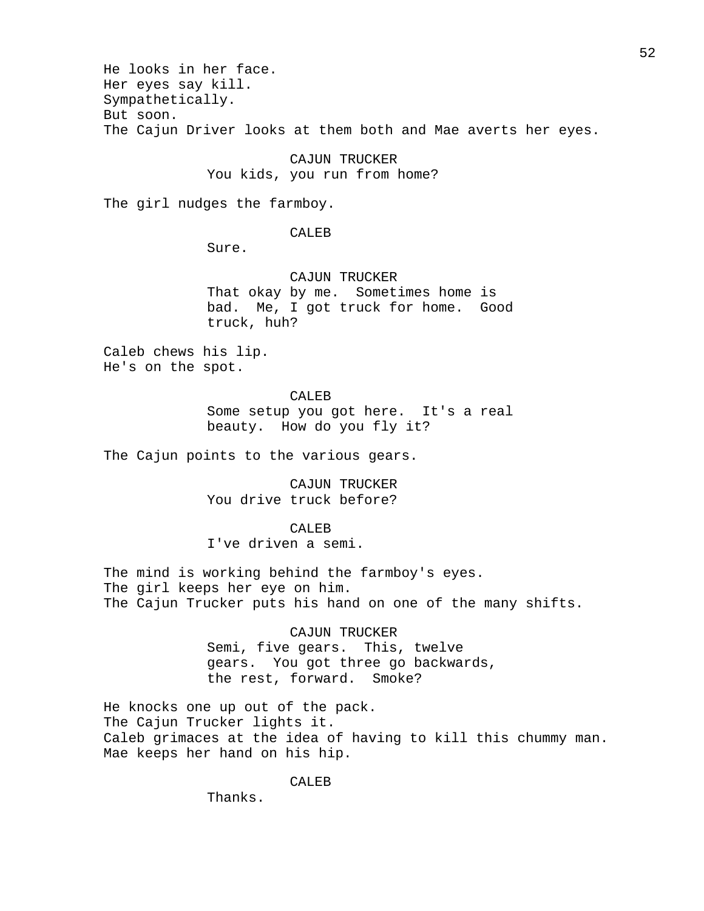He looks in her face.
Her eyes say kill.
Sympathetically.
But soon.
The Cajun Driver looks at them both and Mae averts her eyes.

CAJUN TRUCKER
You kids, you run from home?

The girl nudges the farmboy.

CALEB
Sure.

CAJUN TRUCKER
That okay by me. Sometimes home is bad. Me, I got truck for home. Good truck, huh?

Caleb chews his lip.
He's on the spot.

CALEB
Some setup you got here. It's a real beauty. How do you fly it?

The Cajun points to the various gears.

CAJUN TRUCKER
You drive truck before?

CALEB
I've driven a semi.

The mind is working behind the farmboy's eyes.
The girl keeps her eye on him.
The Cajun Trucker puts his hand on one of the many shifts.

CAJUN TRUCKER
Semi, five gears. This, twelve gears. You got three go backwards, the rest, forward. Smoke?

He knocks one up out of the pack.
The Cajun Trucker lights it.
Caleb grimaces at the idea of having to kill this chummy man.
Mae keeps her hand on his hip.

CALEB
Thanks.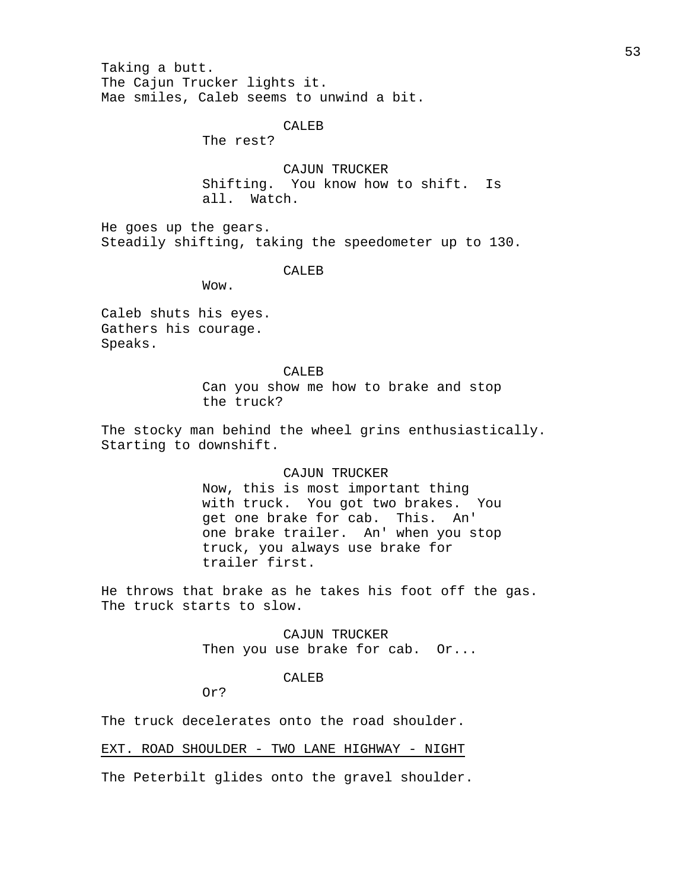Taking a butt.
The Cajun Trucker lights it.
Mae smiles, Caleb seems to unwind a bit.

CALEB
The rest?

CAJUN TRUCKER
Shifting. You know how to shift. Is all. Watch.

He goes up the gears.
Steadily shifting, taking the speedometer up to 130.

CALEB
Wow.

Caleb shuts his eyes.
Gathers his courage.
Speaks.

CALEB
Can you show me how to brake and stop the truck?

The stocky man behind the wheel grins enthusiastically.
Starting to downshift.

CAJUN TRUCKER
Now, this is most important thing with truck. You got two brakes. You get one brake for cab. This. An' one brake trailer. An' when you stop truck, you always use brake for trailer first.

He throws that brake as he takes his foot off the gas.
The truck starts to slow.

CAJUN TRUCKER
Then you use brake for cab. Or...

CALEB
Or?

The truck decelerates onto the road shoulder.

EXT. ROAD SHOULDER - TWO LANE HIGHWAY - NIGHT

The Peterbilt glides onto the gravel shoulder.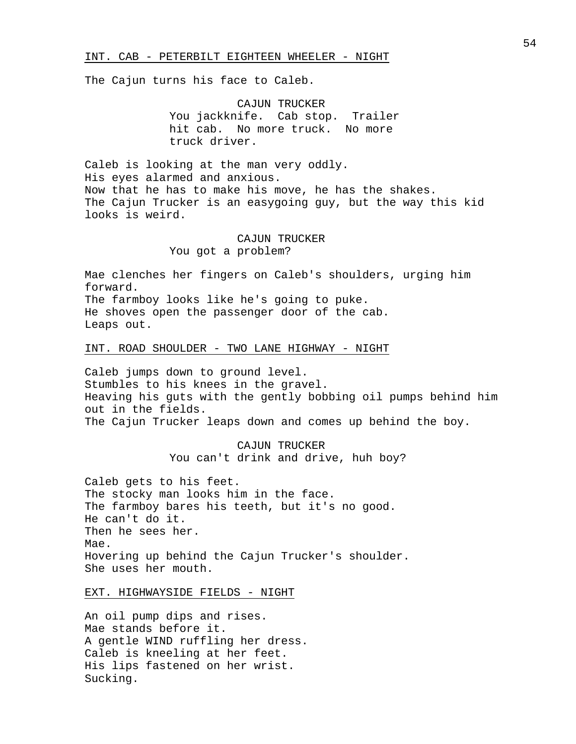INT. CAB - PETERBILT EIGHTEEN WHEELER - NIGHT

The Cajun turns his face to Caleb.

CAJUN TRUCKER
You jackknife. Cab stop. Trailer hit cab. No more truck. No more truck driver.

Caleb is looking at the man very oddly.
His eyes alarmed and anxious.
Now that he has to make his move, he has the shakes.
The Cajun Trucker is an easygoing guy, but the way this kid looks is weird.

CAJUN TRUCKER
You got a problem?

Mae clenches her fingers on Caleb's shoulders, urging him forward.
The farmboy looks like he's going to puke.
He shoves open the passenger door of the cab.
Leaps out.

INT. ROAD SHOULDER - TWO LANE HIGHWAY - NIGHT

Caleb jumps down to ground level.
Stumbles to his knees in the gravel.
Heaving his guts with the gently bobbing oil pumps behind him out in the fields.
The Cajun Trucker leaps down and comes up behind the boy.

CAJUN TRUCKER
You can't drink and drive, huh boy?

Caleb gets to his feet.
The stocky man looks him in the face.
The farmboy bares his teeth, but it's no good.
He can't do it.
Then he sees her.
Mae.
Hovering up behind the Cajun Trucker's shoulder.
She uses her mouth.

EXT. HIGHWAYSIDE FIELDS - NIGHT

An oil pump dips and rises.
Mae stands before it.
A gentle WIND ruffling her dress.
Caleb is kneeling at her feet.
His lips fastened on her wrist.
Sucking.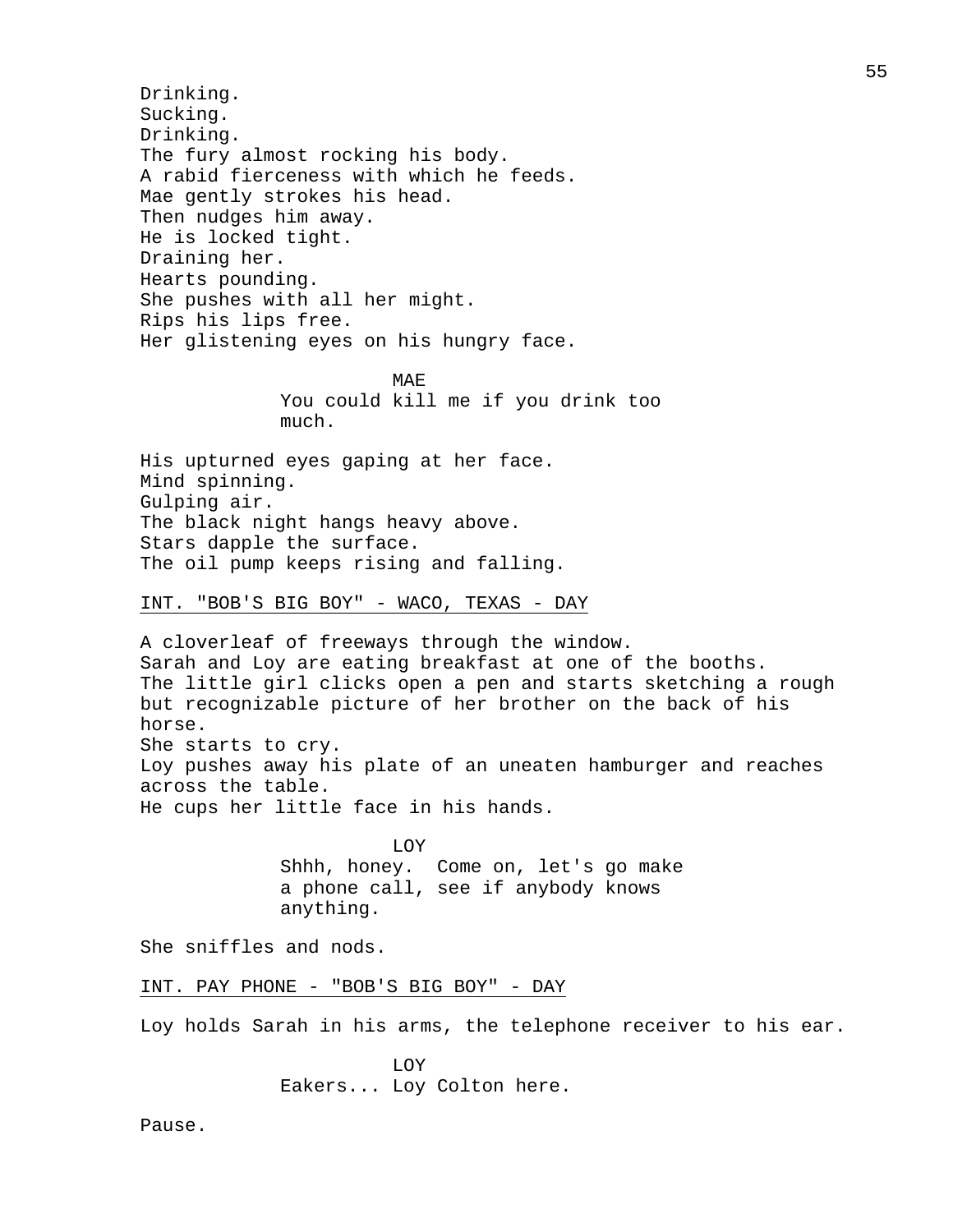Drinking.
Sucking.
Drinking.
The fury almost rocking his body.
A rabid fierceness with which he feeds.
Mae gently strokes his head.
Then nudges him away.
He is locked tight.
Draining her.
Hearts pounding.
She pushes with all her might.
Rips his lips free.
Her glistening eyes on his hungry face.

MAE

You could kill me if you drink too much.

His upturned eyes gaping at her face.
Mind spinning.
Gulping air.
The black night hangs heavy above.
Stars dapple the surface.
The oil pump keeps rising and falling.

INT. "BOB'S BIG BOY" - WACO, TEXAS - DAY

A cloverleaf of freeways through the window.
Sarah and Loy are eating breakfast at one of the booths.
The little girl clicks open a pen and starts sketching a rough but recognizable picture of her brother on the back of his horse.
She starts to cry.
Loy pushes away his plate of an uneaten hamburger and reaches across the table.
He cups her little face in his hands.

LOY

Shhh, honey. Come on, let's go make a phone call, see if anybody knows anything.

She sniffles and nods.

INT. PAY PHONE - "BOB'S BIG BOY" - DAY

Loy holds Sarah in his arms, the telephone receiver to his ear.

LOY

Eakers... Loy Colton here.

Pause.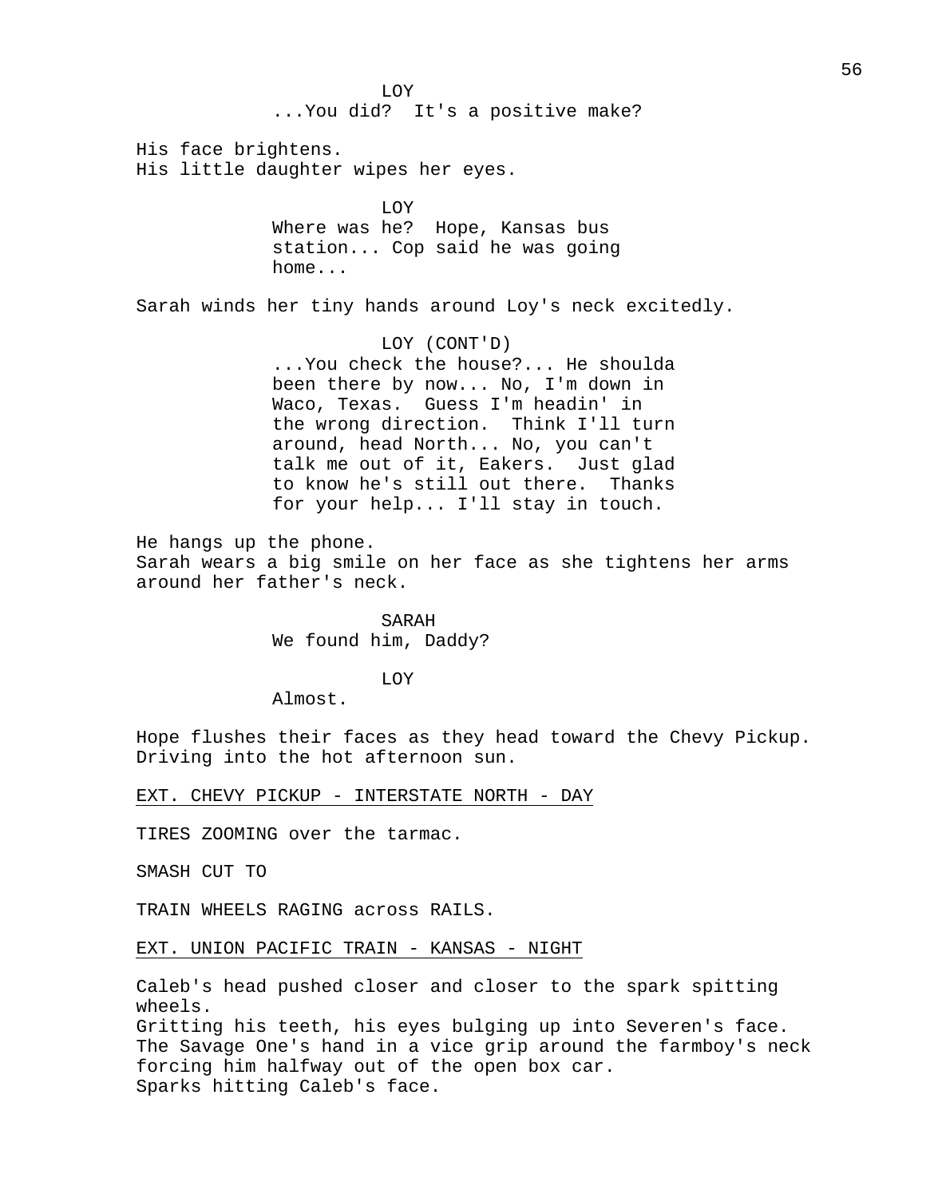LOY

...You did? It's a positive make?

His face brightens.
His little daughter wipes her eyes.

LOY

Where was he? Hope, Kansas bus station... Cop said he was going home...

Sarah winds her tiny hands around Loy's neck excitedly.

LOY (CONT'D)

...You check the house?... He shoulda been there by now... No, I'm down in Waco, Texas. Guess I'm headin' in the wrong direction. Think I'll turn around, head North... No, you can't talk me out of it, Eakers. Just glad to know he's still out there. Thanks for your help... I'll stay in touch.

He hangs up the phone.
Sarah wears a big smile on her face as she tightens her arms around her father's neck.

SARAH

We found him, Daddy?

LOY

Almost.

Hope flushes their faces as they head toward the Chevy Pickup. Driving into the hot afternoon sun.

EXT. CHEVY PICKUP - INTERSTATE NORTH - DAY

TIRES ZOOMING over the tarmac.

SMASH CUT TO

TRAIN WHEELS RAGING across RAILS.

EXT. UNION PACIFIC TRAIN - KANSAS - NIGHT

Caleb's head pushed closer and closer to the spark spitting wheels.
Gritting his teeth, his eyes bulging up into Severen's face.
The Savage One's hand in a vice grip around the farmboy's neck forcing him halfway out of the open box car.
Sparks hitting Caleb's face.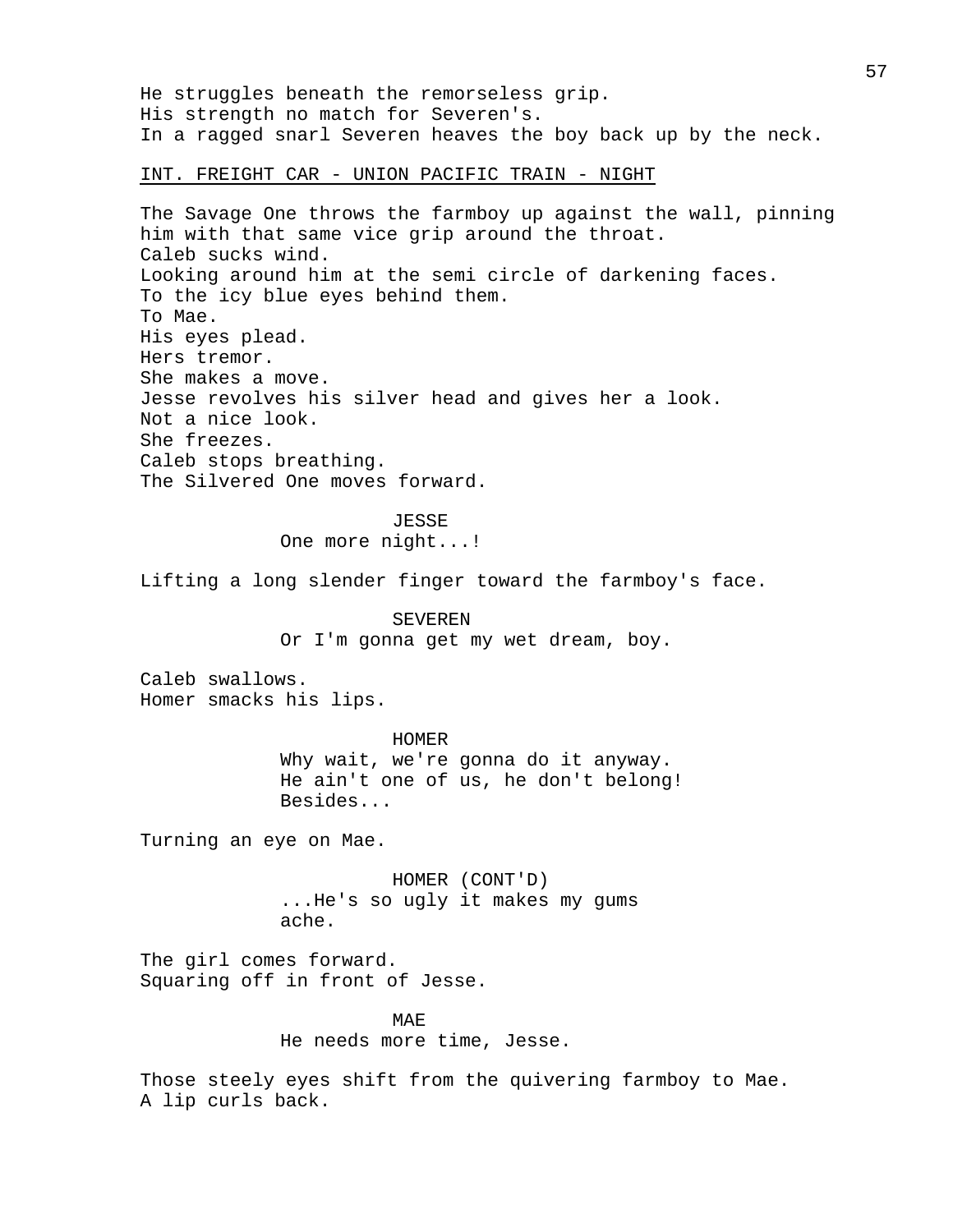He struggles beneath the remorseless grip.
His strength no match for Severen's.
In a ragged snarl Severen heaves the boy back up by the neck.

INT. FREIGHT CAR - UNION PACIFIC TRAIN - NIGHT

The Savage One throws the farmboy up against the wall, pinning him with that same vice grip around the throat.
Caleb sucks wind.
Looking around him at the semi circle of darkening faces.
To the icy blue eyes behind them.
To Mae.
His eyes plead.
Hers tremor.
She makes a move.
Jesse revolves his silver head and gives her a look.
Not a nice look.
She freezes.
Caleb stops breathing.
The Silvered One moves forward.

JESSE
One more night...!

Lifting a long slender finger toward the farmboy's face.

SEVEREN
Or I'm gonna get my wet dream, boy.

Caleb swallows.
Homer smacks his lips.

HOMER
Why wait, we're gonna do it anyway.
He ain't one of us, he don't belong!
Besides...

Turning an eye on Mae.

HOMER (CONT'D)
...He's so ugly it makes my gums ache.

The girl comes forward.
Squaring off in front of Jesse.

MAE
He needs more time, Jesse.

Those steely eyes shift from the quivering farmboy to Mae.
A lip curls back.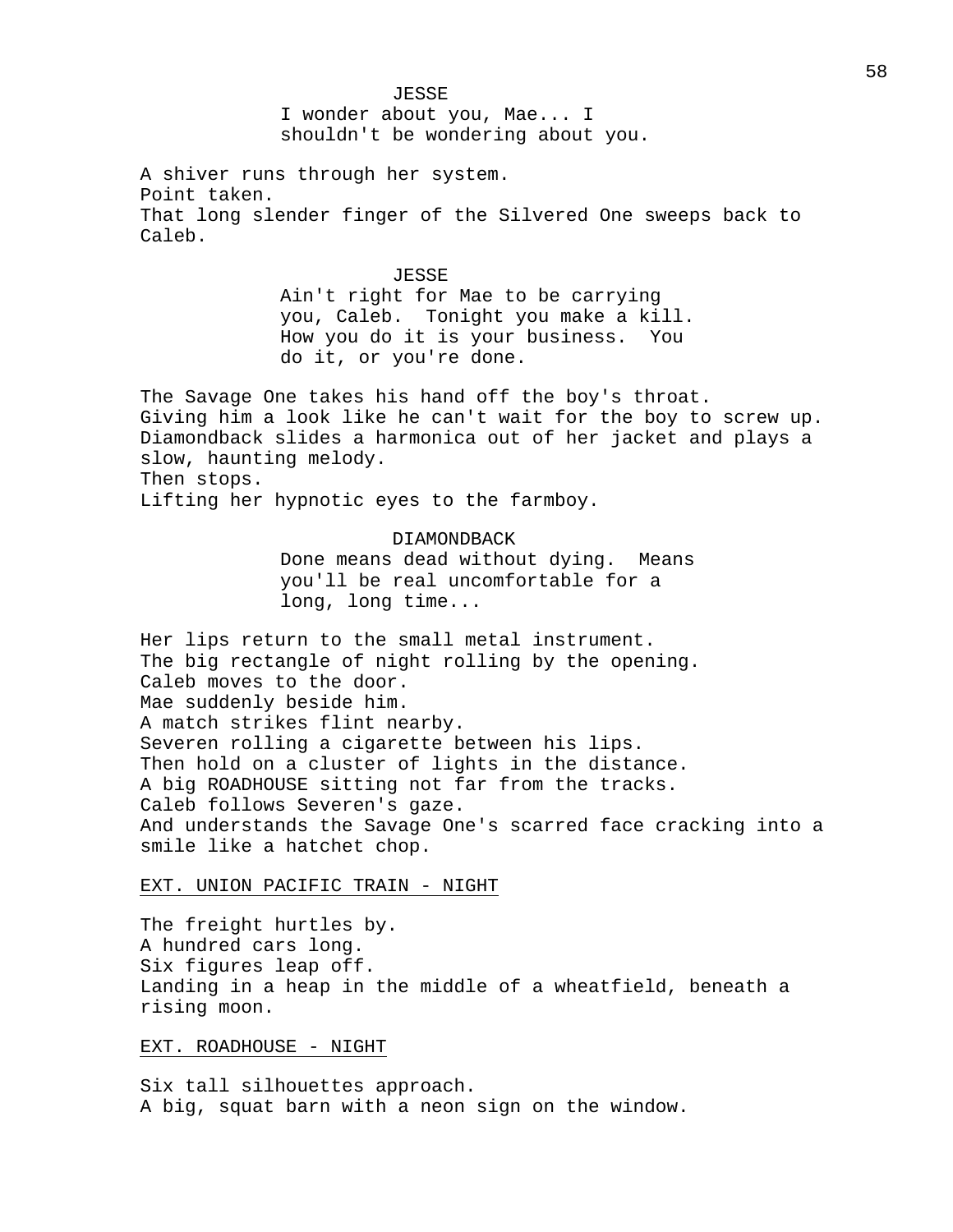JESSE

I wonder about you, Mae... I shouldn't be wondering about you.

A shiver runs through her system.
Point taken.
That long slender finger of the Silvered One sweeps back to Caleb.

JESSE

Ain't right for Mae to be carrying you, Caleb.  Tonight you make a kill.  How you do it is your business.  You do it, or you're done.

The Savage One takes his hand off the boy's throat.
Giving him a look like he can't wait for the boy to screw up.
Diamondback slides a harmonica out of her jacket and plays a slow, haunting melody.
Then stops.
Lifting her hypnotic eyes to the farmboy.

DIAMONDBACK

Done means dead without dying.  Means you'll be real uncomfortable for a long, long time...

Her lips return to the small metal instrument.
The big rectangle of night rolling by the opening.
Caleb moves to the door.
Mae suddenly beside him.
A match strikes flint nearby.
Severen rolling a cigarette between his lips.
Then hold on a cluster of lights in the distance.
A big ROADHOUSE sitting not far from the tracks.
Caleb follows Severen's gaze.
And understands the Savage One's scarred face cracking into a smile like a hatchet chop.

EXT. UNION PACIFIC TRAIN - NIGHT

The freight hurtles by.
A hundred cars long.
Six figures leap off.
Landing in a heap in the middle of a wheatfield, beneath a rising moon.

EXT. ROADHOUSE - NIGHT

Six tall silhouettes approach.
A big, squat barn with a neon sign on the window.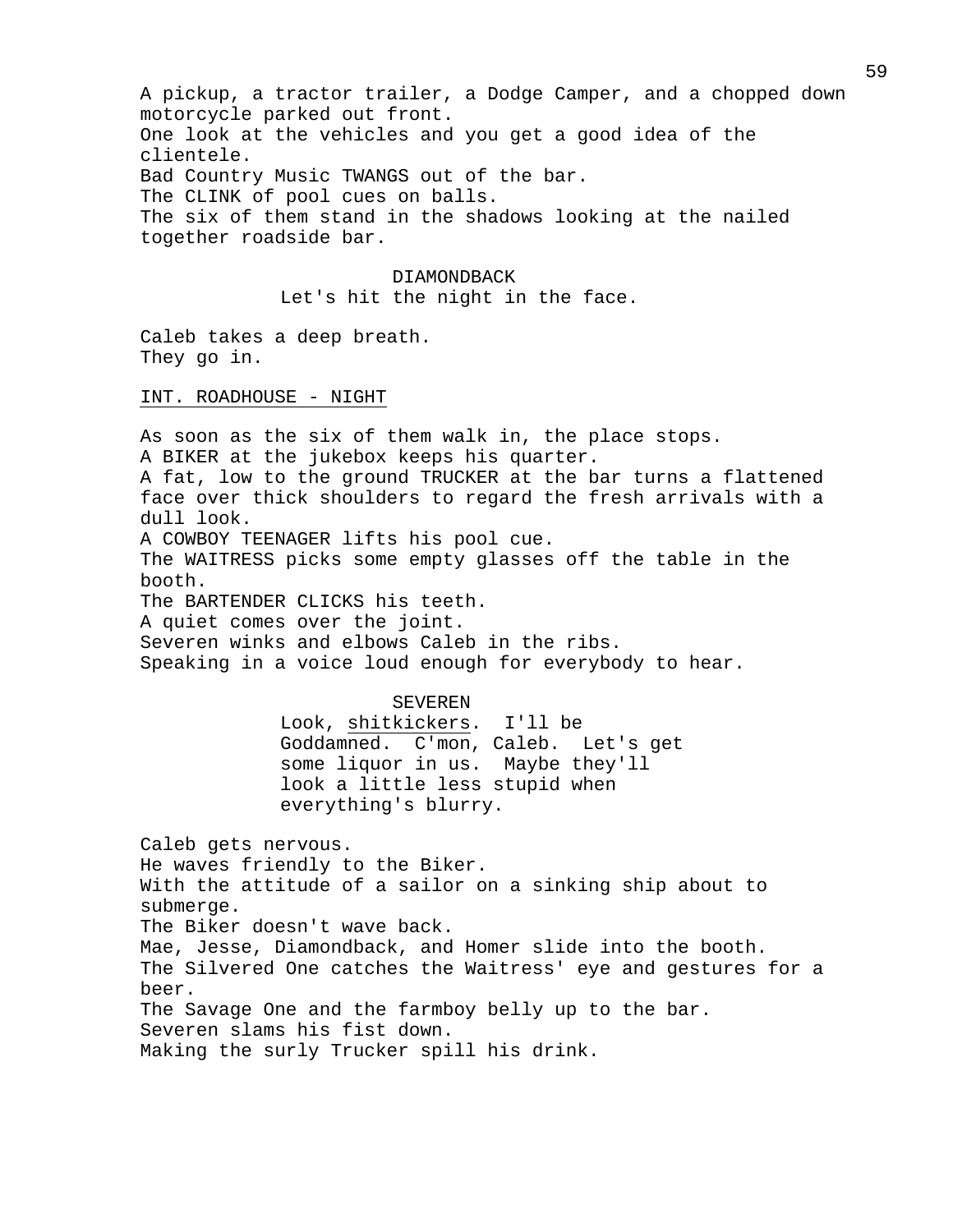A pickup, a tractor trailer, a Dodge Camper, and a chopped down motorcycle parked out front.
One look at the vehicles and you get a good idea of the clientele.
Bad Country Music TWANGS out of the bar.
The CLINK of pool cues on balls.
The six of them stand in the shadows looking at the nailed together roadside bar.

DIAMONDBACK
Let's hit the night in the face.

Caleb takes a deep breath.
They go in.

INT. ROADHOUSE - NIGHT

As soon as the six of them walk in, the place stops.
A BIKER at the jukebox keeps his quarter.
A fat, low to the ground TRUCKER at the bar turns a flattened face over thick shoulders to regard the fresh arrivals with a dull look.
A COWBOY TEENAGER lifts his pool cue.
The WAITRESS picks some empty glasses off the table in the booth.
The BARTENDER CLICKS his teeth.
A quiet comes over the joint.
Severen winks and elbows Caleb in the ribs.
Speaking in a voice loud enough for everybody to hear.

SEVEREN
Look, shitkickers. I'll be Goddamned. C'mon, Caleb. Let's get some liquor in us. Maybe they'll look a little less stupid when everything's blurry.

Caleb gets nervous.
He waves friendly to the Biker.
With the attitude of a sailor on a sinking ship about to submerge.
The Biker doesn't wave back.
Mae, Jesse, Diamondback, and Homer slide into the booth.
The Silvered One catches the Waitress' eye and gestures for a beer.
The Savage One and the farmboy belly up to the bar.
Severen slams his fist down.
Making the surly Trucker spill his drink.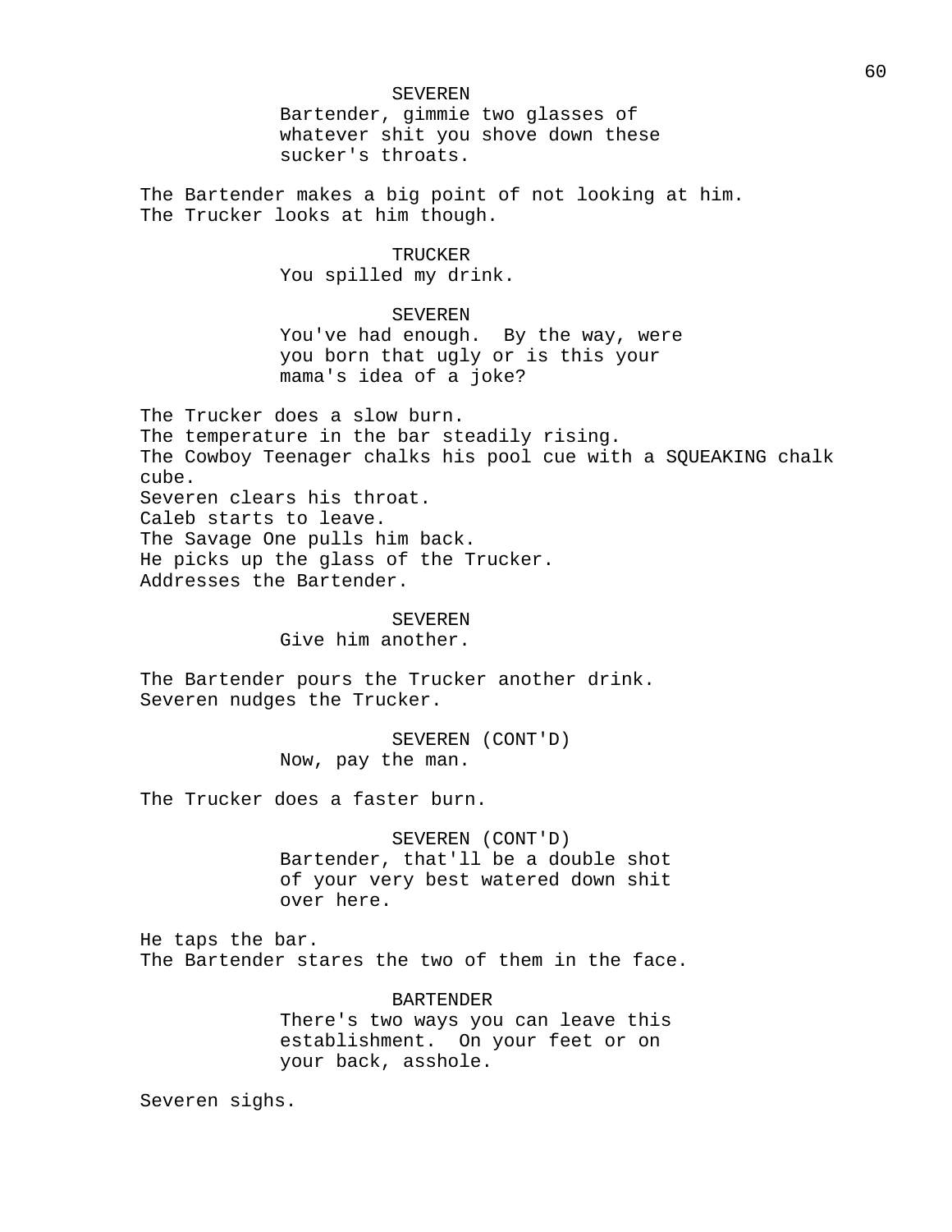SEVEREN
Bartender, gimmie two glasses of whatever shit you shove down these sucker's throats.

The Bartender makes a big point of not looking at him.
The Trucker looks at him though.

TRUCKER
You spilled my drink.

SEVEREN
You've had enough. By the way, were you born that ugly or is this your mama's idea of a joke?

The Trucker does a slow burn.
The temperature in the bar steadily rising.
The Cowboy Teenager chalks his pool cue with a SQUEAKING chalk cube.
Severen clears his throat.
Caleb starts to leave.
The Savage One pulls him back.
He picks up the glass of the Trucker.
Addresses the Bartender.

SEVEREN
Give him another.

The Bartender pours the Trucker another drink.
Severen nudges the Trucker.

SEVEREN (CONT'D)
Now, pay the man.

The Trucker does a faster burn.

SEVEREN (CONT'D)
Bartender, that'll be a double shot of your very best watered down shit over here.

He taps the bar.
The Bartender stares the two of them in the face.

BARTENDER
There's two ways you can leave this establishment. On your feet or on your back, asshole.

Severen sighs.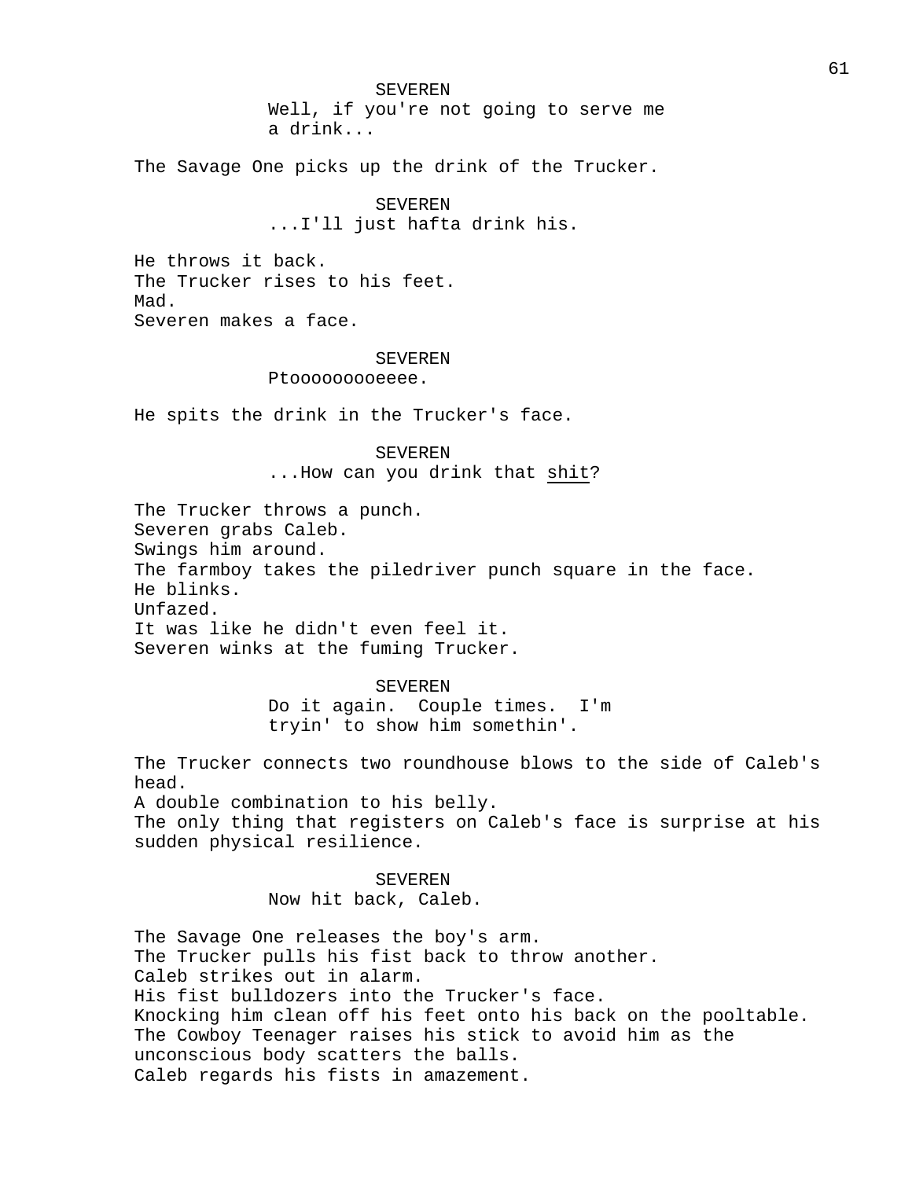SEVEREN
Well, if you're not going to serve me a drink...

The Savage One picks up the drink of the Trucker.

SEVEREN
...I'll just hafta drink his.

He throws it back.
The Trucker rises to his feet.
Mad.
Severen makes a face.

SEVEREN
Ptooooooooeeee.

He spits the drink in the Trucker's face.

SEVEREN
...How can you drink that <u>shit</u>?

The Trucker throws a punch.
Severen grabs Caleb.
Swings him around.
The farmboy takes the piledriver punch square in the face.
He blinks.
Unfazed.
It was like he didn't even feel it.
Severen winks at the fuming Trucker.

SEVEREN
Do it again. Couple times. I'm tryin' to show him somethin'.

The Trucker connects two roundhouse blows to the side of Caleb's head.
A double combination to his belly.
The only thing that registers on Caleb's face is surprise at his sudden physical resilience.

SEVEREN
Now hit back, Caleb.

The Savage One releases the boy's arm.
The Trucker pulls his fist back to throw another.
Caleb strikes out in alarm.
His fist bulldozers into the Trucker's face.
Knocking him clean off his feet onto his back on the pooltable.
The Cowboy Teenager raises his stick to avoid him as the unconscious body scatters the balls.
Caleb regards his fists in amazement.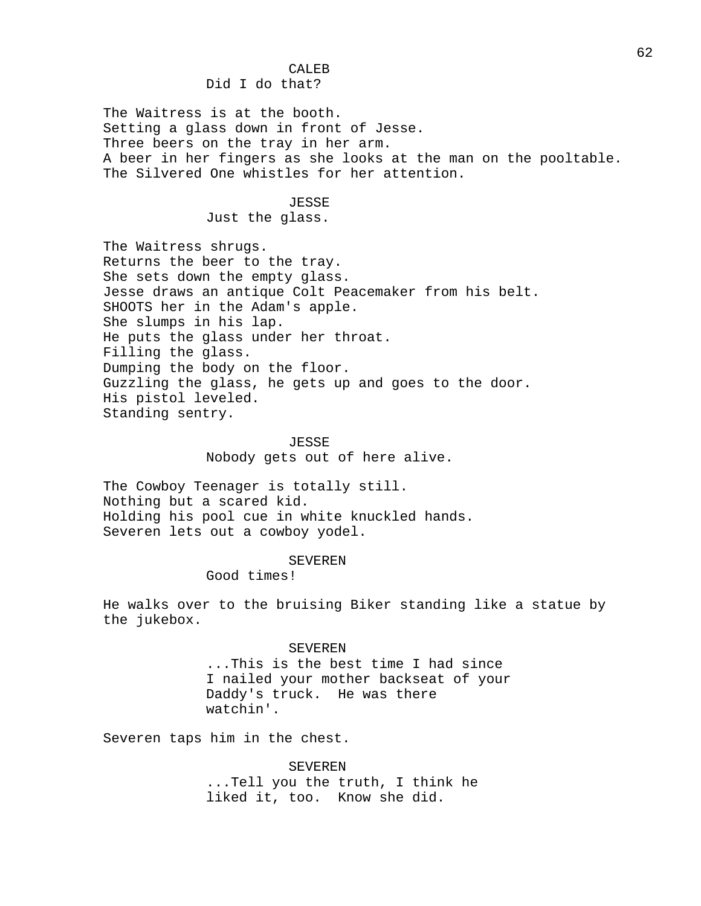CALEB

Did I do that?

The Waitress is at the booth.
Setting a glass down in front of Jesse.
Three beers on the tray in her arm.
A beer in her fingers as she looks at the man on the pooltable.
The Silvered One whistles for her attention.

JESSE

Just the glass.

The Waitress shrugs.
Returns the beer to the tray.
She sets down the empty glass.
Jesse draws an antique Colt Peacemaker from his belt.
SHOOTS her in the Adam's apple.
She slumps in his lap.
He puts the glass under her throat.
Filling the glass.
Dumping the body on the floor.
Guzzling the glass, he gets up and goes to the door.
His pistol leveled.
Standing sentry.

JESSE

Nobody gets out of here alive.

The Cowboy Teenager is totally still.
Nothing but a scared kid.
Holding his pool cue in white knuckled hands.
Severen lets out a cowboy yodel.

SEVEREN

Good times!

He walks over to the bruising Biker standing like a statue by the jukebox.

SEVEREN

...This is the best time I had since I nailed your mother backseat of your Daddy's truck. He was there watchin'.

Severen taps him in the chest.

SEVEREN

...Tell you the truth, I think he liked it, too. Know she did.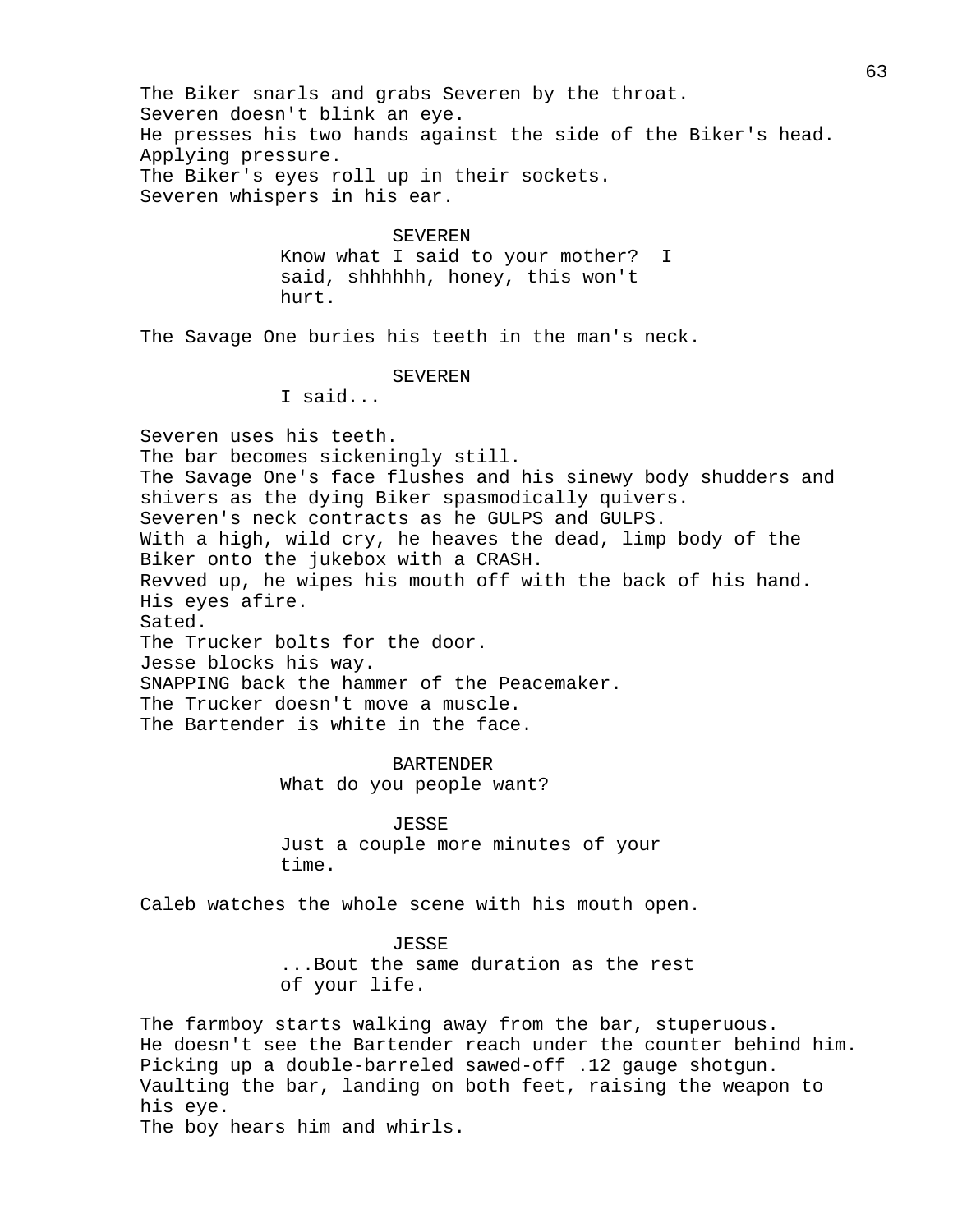The Biker snarls and grabs Severen by the throat.
Severen doesn't blink an eye.
He presses his two hands against the side of the Biker's head.
Applying pressure.
The Biker's eyes roll up in their sockets.
Severen whispers in his ear.

SEVEREN
Know what I said to your mother? I said, shhhhhh, honey, this won't hurt.

The Savage One buries his teeth in the man's neck.

SEVEREN
I said...

Severen uses his teeth.
The bar becomes sickeningly still.
The Savage One's face flushes and his sinewy body shudders and shivers as the dying Biker spasmodically quivers.
Severen's neck contracts as he GULPS and GULPS.
With a high, wild cry, he heaves the dead, limp body of the Biker onto the jukebox with a CRASH.
Revved up, he wipes his mouth off with the back of his hand.
His eyes afire.
Sated.
The Trucker bolts for the door.
Jesse blocks his way.
SNAPPING back the hammer of the Peacemaker.
The Trucker doesn't move a muscle.
The Bartender is white in the face.

BARTENDER
What do you people want?

JESSE
Just a couple more minutes of your time.

Caleb watches the whole scene with his mouth open.

JESSE
...Bout the same duration as the rest of your life.

The farmboy starts walking away from the bar, stuperuous.
He doesn't see the Bartender reach under the counter behind him.
Picking up a double-barreled sawed-off .12 gauge shotgun.
Vaulting the bar, landing on both feet, raising the weapon to his eye.
The boy hears him and whirls.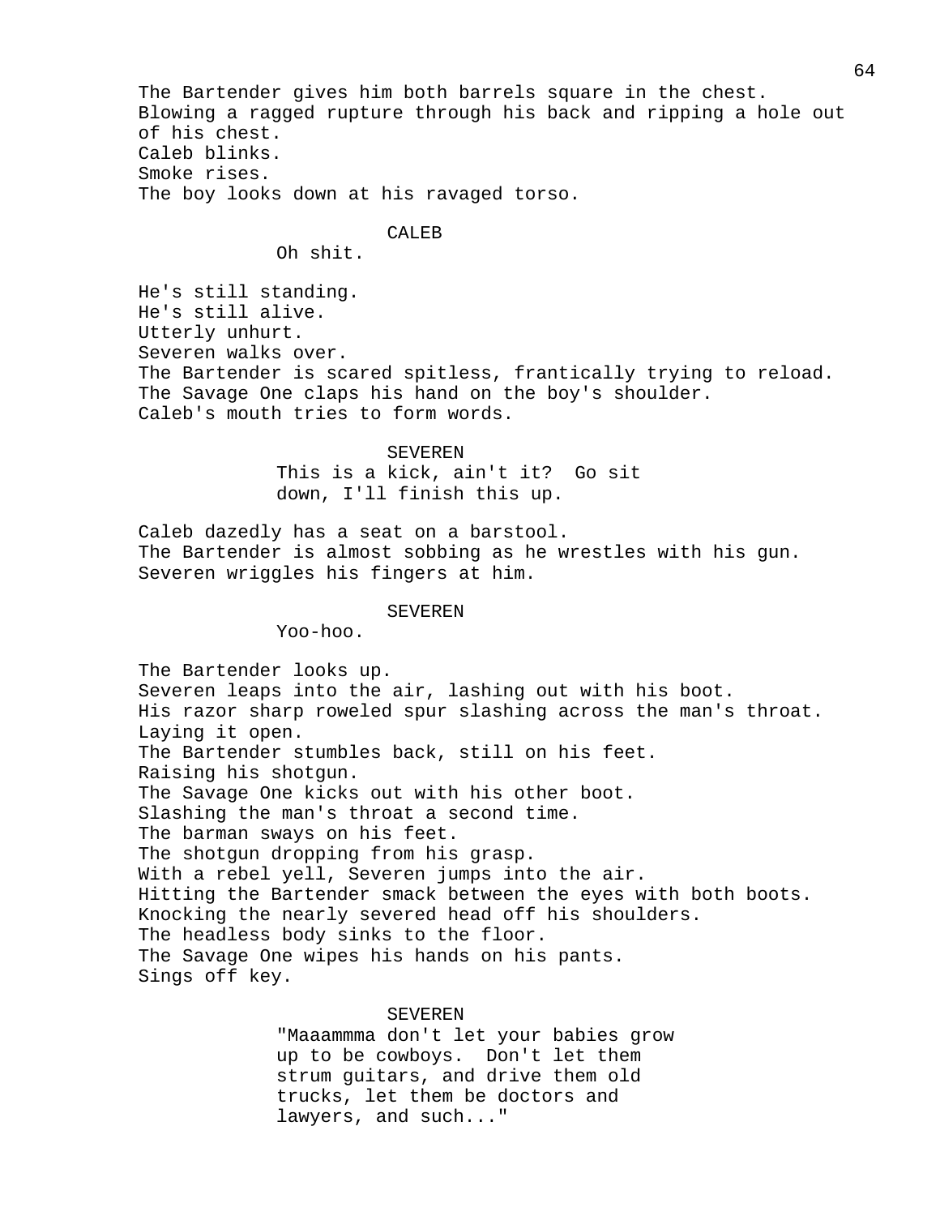The Bartender gives him both barrels square in the chest. Blowing a ragged rupture through his back and ripping a hole out of his chest.
Caleb blinks.
Smoke rises.
The boy looks down at his ravaged torso.

CALEB
Oh shit.

He's still standing.
He's still alive.
Utterly unhurt.
Severen walks over.
The Bartender is scared spitless, frantically trying to reload.
The Savage One claps his hand on the boy's shoulder.
Caleb's mouth tries to form words.

SEVEREN
This is a kick, ain't it? Go sit down, I'll finish this up.

Caleb dazedly has a seat on a barstool.
The Bartender is almost sobbing as he wrestles with his gun.
Severen wriggles his fingers at him.

SEVEREN
Yoo-hoo.

The Bartender looks up.
Severen leaps into the air, lashing out with his boot.
His razor sharp roweled spur slashing across the man's throat.
Laying it open.
The Bartender stumbles back, still on his feet.
Raising his shotgun.
The Savage One kicks out with his other boot.
Slashing the man's throat a second time.
The barman sways on his feet.
The shotgun dropping from his grasp.
With a rebel yell, Severen jumps into the air.
Hitting the Bartender smack between the eyes with both boots.
Knocking the nearly severed head off his shoulders.
The headless body sinks to the floor.
The Savage One wipes his hands on his pants.
Sings off key.

SEVEREN
"Maaammma don't let your babies grow up to be cowboys. Don't let them strum guitars, and drive them old trucks, let them be doctors and lawyers, and such..."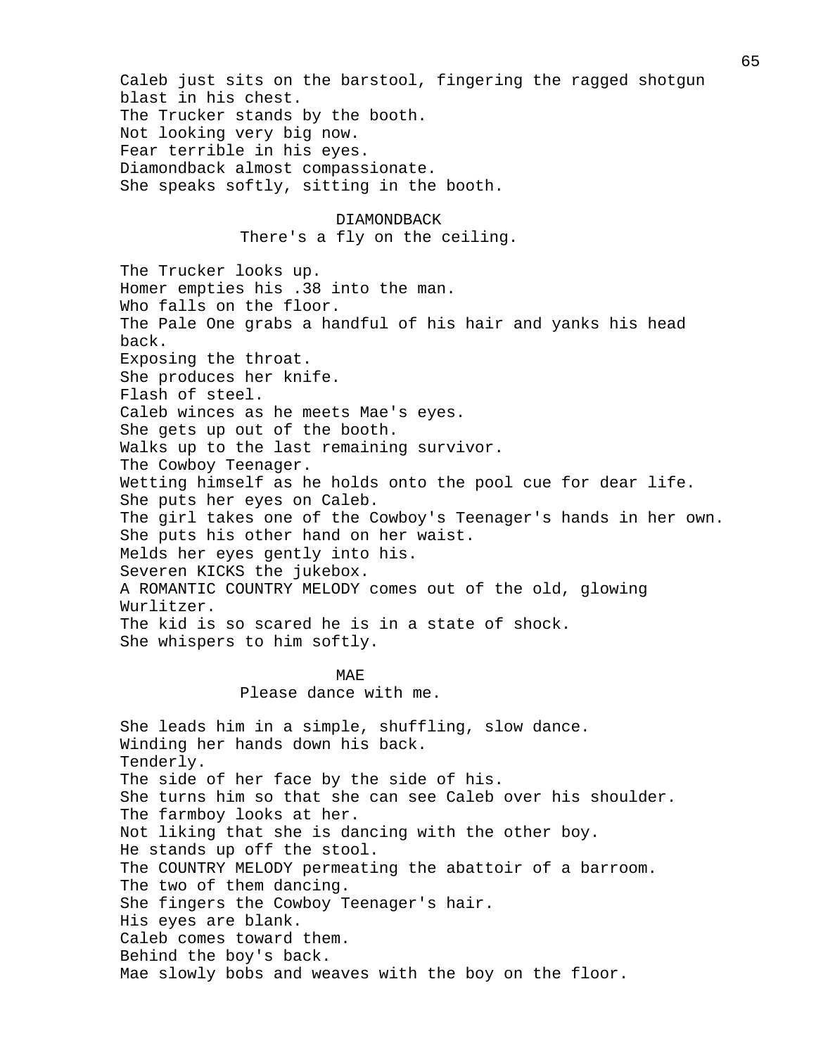Caleb just sits on the barstool, fingering the ragged shotgun blast in his chest.
The Trucker stands by the booth.
Not looking very big now.
Fear terrible in his eyes.
Diamondback almost compassionate.
She speaks softly, sitting in the booth.

DIAMONDBACK
There's a fly on the ceiling.

The Trucker looks up.
Homer empties his .38 into the man.
Who falls on the floor.
The Pale One grabs a handful of his hair and yanks his head back.
Exposing the throat.
She produces her knife.
Flash of steel.
Caleb winces as he meets Mae's eyes.
She gets up out of the booth.
Walks up to the last remaining survivor.
The Cowboy Teenager.
Wetting himself as he holds onto the pool cue for dear life.
She puts her eyes on Caleb.
The girl takes one of the Cowboy's Teenager's hands in her own.
She puts his other hand on her waist.
Melds her eyes gently into his.
Severen KICKS the jukebox.
A ROMANTIC COUNTRY MELODY comes out of the old, glowing Wurlitzer.
The kid is so scared he is in a state of shock.
She whispers to him softly.

MAE
Please dance with me.

She leads him in a simple, shuffling, slow dance.
Winding her hands down his back.
Tenderly.
The side of her face by the side of his.
She turns him so that she can see Caleb over his shoulder.
The farmboy looks at her.
Not liking that she is dancing with the other boy.
He stands up off the stool.
The COUNTRY MELODY permeating the abattoir of a barroom.
The two of them dancing.
She fingers the Cowboy Teenager's hair.
His eyes are blank.
Caleb comes toward them.
Behind the boy's back.
Mae slowly bobs and weaves with the boy on the floor.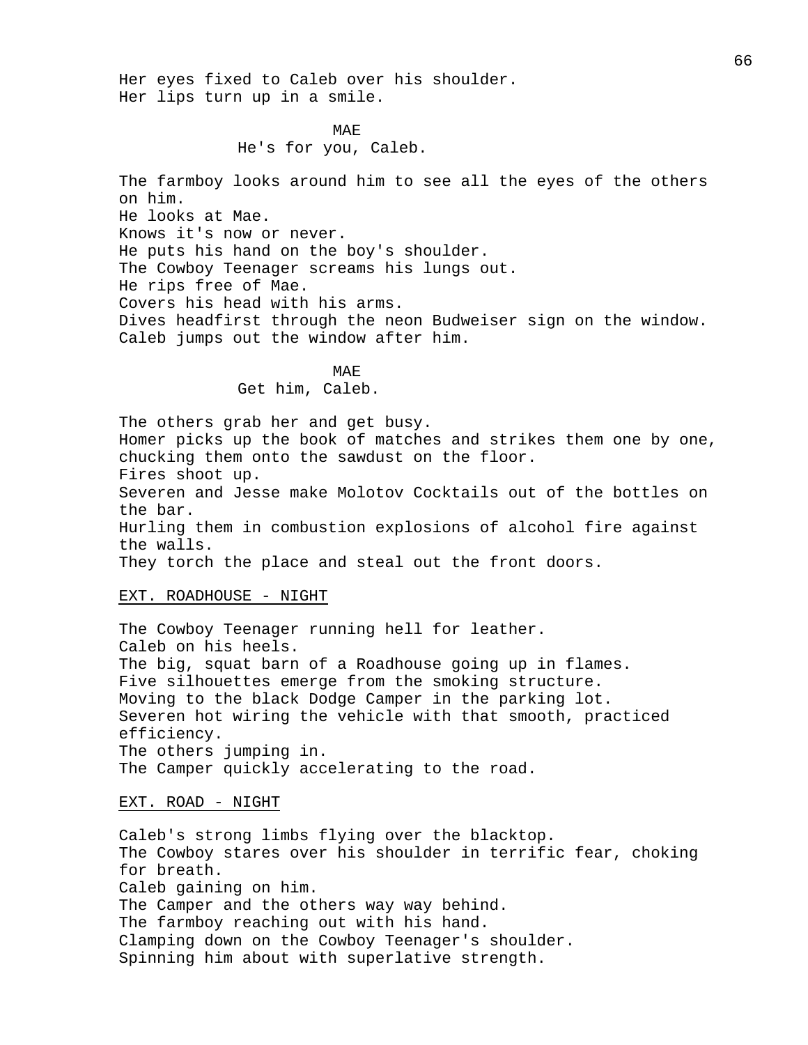Her eyes fixed to Caleb over his shoulder.
Her lips turn up in a smile.

MAE
He's for you, Caleb.

The farmboy looks around him to see all the eyes of the others on him.
He looks at Mae.
Knows it's now or never.
He puts his hand on the boy's shoulder.
The Cowboy Teenager screams his lungs out.
He rips free of Mae.
Covers his head with his arms.
Dives headfirst through the neon Budweiser sign on the window.
Caleb jumps out the window after him.

MAE
Get him, Caleb.

The others grab her and get busy.
Homer picks up the book of matches and strikes them one by one, chucking them onto the sawdust on the floor.
Fires shoot up.
Severen and Jesse make Molotov Cocktails out of the bottles on the bar.
Hurling them in combustion explosions of alcohol fire against the walls.
They torch the place and steal out the front doors.

EXT. ROADHOUSE - NIGHT

The Cowboy Teenager running hell for leather.
Caleb on his heels.
The big, squat barn of a Roadhouse going up in flames.
Five silhouettes emerge from the smoking structure.
Moving to the black Dodge Camper in the parking lot.
Severen hot wiring the vehicle with that smooth, practiced efficiency.
The others jumping in.
The Camper quickly accelerating to the road.

EXT. ROAD - NIGHT

Caleb's strong limbs flying over the blacktop.
The Cowboy stares over his shoulder in terrific fear, choking for breath.
Caleb gaining on him.
The Camper and the others way way behind.
The farmboy reaching out with his hand.
Clamping down on the Cowboy Teenager's shoulder.
Spinning him about with superlative strength.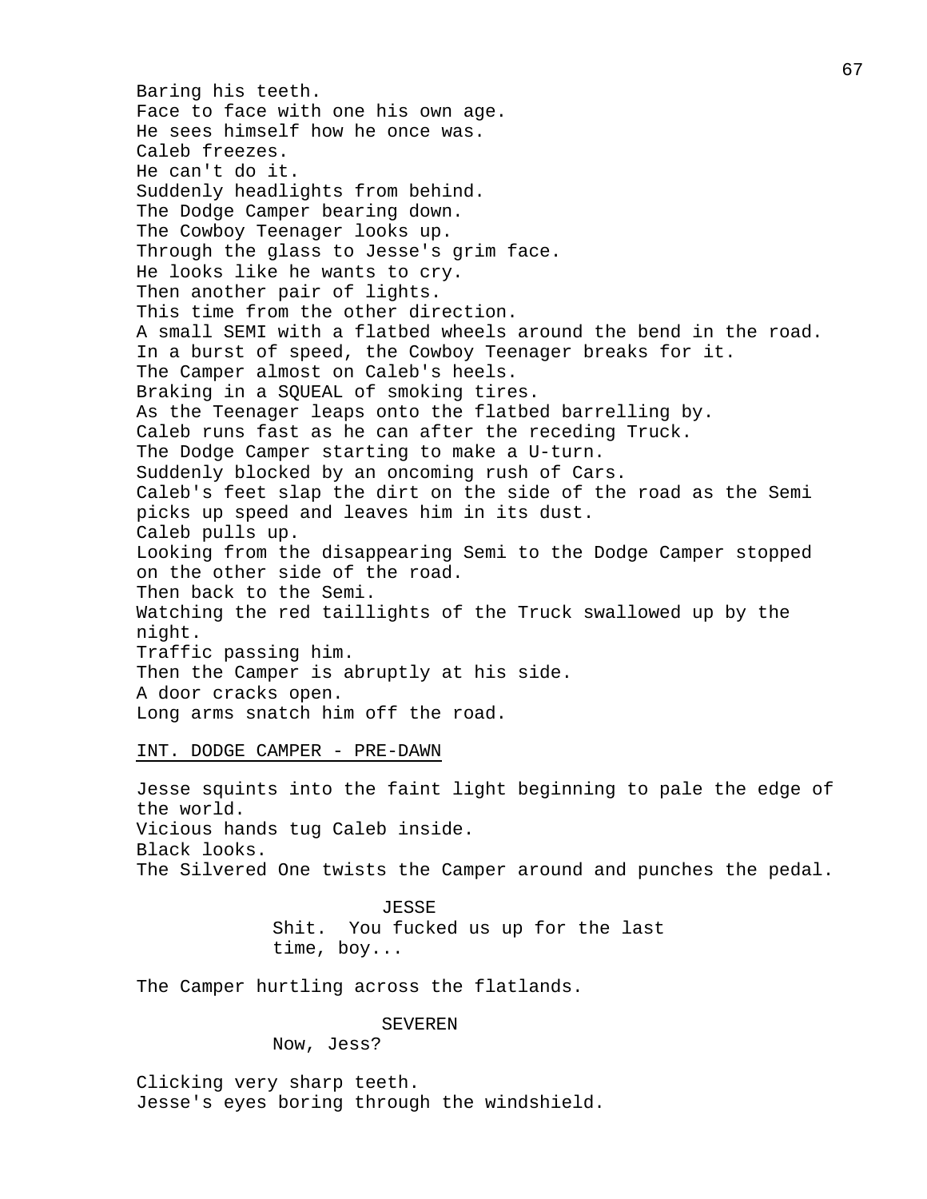Baring his teeth.
Face to face with one his own age.
He sees himself how he once was.
Caleb freezes.
He can't do it.
Suddenly headlights from behind.
The Dodge Camper bearing down.
The Cowboy Teenager looks up.
Through the glass to Jesse's grim face.
He looks like he wants to cry.
Then another pair of lights.
This time from the other direction.
A small SEMI with a flatbed wheels around the bend in the road.
In a burst of speed, the Cowboy Teenager breaks for it.
The Camper almost on Caleb's heels.
Braking in a SQUEAL of smoking tires.
As the Teenager leaps onto the flatbed barrelling by.
Caleb runs fast as he can after the receding Truck.
The Dodge Camper starting to make a U-turn.
Suddenly blocked by an oncoming rush of Cars.
Caleb's feet slap the dirt on the side of the road as the Semi picks up speed and leaves him in its dust.
Caleb pulls up.
Looking from the disappearing Semi to the Dodge Camper stopped on the other side of the road.
Then back to the Semi.
Watching the red taillights of the Truck swallowed up by the night.
Traffic passing him.
Then the Camper is abruptly at his side.
A door cracks open.
Long arms snatch him off the road.

<u>INT. DODGE CAMPER - PRE-DAWN</u>

Jesse squints into the faint light beginning to pale the edge of the world.
Vicious hands tug Caleb inside.
Black looks.
The Silvered One twists the Camper around and punches the pedal.

JESSE
Shit. You fucked us up for the last time, boy...

The Camper hurtling across the flatlands.

SEVEREN
Now, Jess?

Clicking very sharp teeth.
Jesse's eyes boring through the windshield.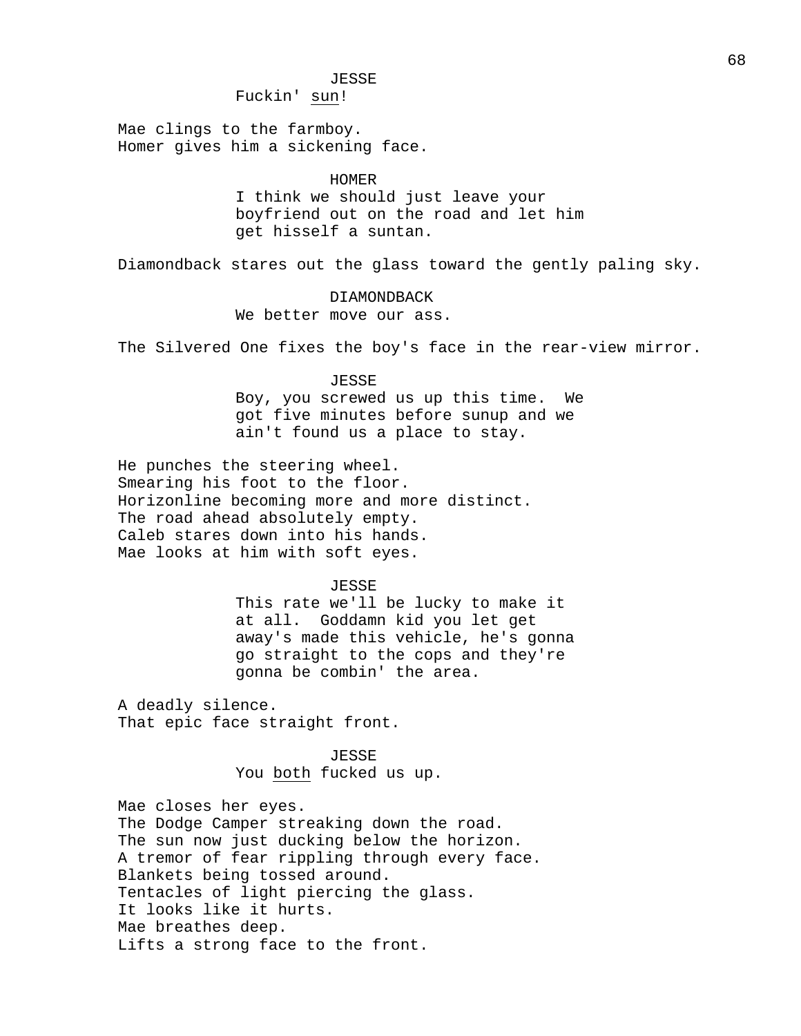JESSE

Fuckin' <u>sun</u>!

Mae clings to the farmboy.
Homer gives him a sickening face.

HOMER

I think we should just leave your boyfriend out on the road and let him get hisself a suntan.

Diamondback stares out the glass toward the gently paling sky.

DIAMONDBACK

We better move our ass.

The Silvered One fixes the boy's face in the rear-view mirror.

JESSE

Boy, you screwed us up this time. We got five minutes before sunup and we ain't found us a place to stay.

He punches the steering wheel.
Smearing his foot to the floor.
Horizonline becoming more and more distinct.
The road ahead absolutely empty.
Caleb stares down into his hands.
Mae looks at him with soft eyes.

JESSE

This rate we'll be lucky to make it at all. Goddamn kid you let get away's made this vehicle, he's gonna go straight to the cops and they're gonna be combin' the area.

A deadly silence.
That epic face straight front.

JESSE

You <u>both</u> fucked us up.

Mae closes her eyes.
The Dodge Camper streaking down the road.
The sun now just ducking below the horizon.
A tremor of fear rippling through every face.
Blankets being tossed around.
Tentacles of light piercing the glass.
It looks like it hurts.
Mae breathes deep.
Lifts a strong face to the front.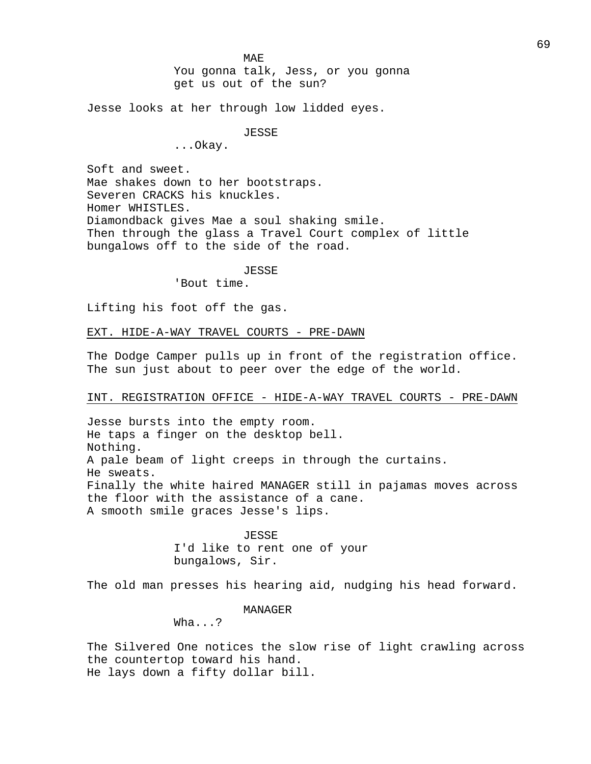MAE
You gonna talk, Jess, or you gonna get us out of the sun?

Jesse looks at her through low lidded eyes.

JESSE
...Okay.

Soft and sweet.
Mae shakes down to her bootstraps.
Severen CRACKS his knuckles.
Homer WHISTLES.
Diamondback gives Mae a soul shaking smile.
Then through the glass a Travel Court complex of little bungalows off to the side of the road.

JESSE
'Bout time.

Lifting his foot off the gas.

EXT. HIDE-A-WAY TRAVEL COURTS - PRE-DAWN

The Dodge Camper pulls up in front of the registration office.
The sun just about to peer over the edge of the world.

INT. REGISTRATION OFFICE - HIDE-A-WAY TRAVEL COURTS - PRE-DAWN

Jesse bursts into the empty room.
He taps a finger on the desktop bell.
Nothing.
A pale beam of light creeps in through the curtains.
He sweats.
Finally the white haired MANAGER still in pajamas moves across the floor with the assistance of a cane.
A smooth smile graces Jesse's lips.

JESSE
I'd like to rent one of your bungalows, Sir.

The old man presses his hearing aid, nudging his head forward.

MANAGER
Wha...?

The Silvered One notices the slow rise of light crawling across the countertop toward his hand.
He lays down a fifty dollar bill.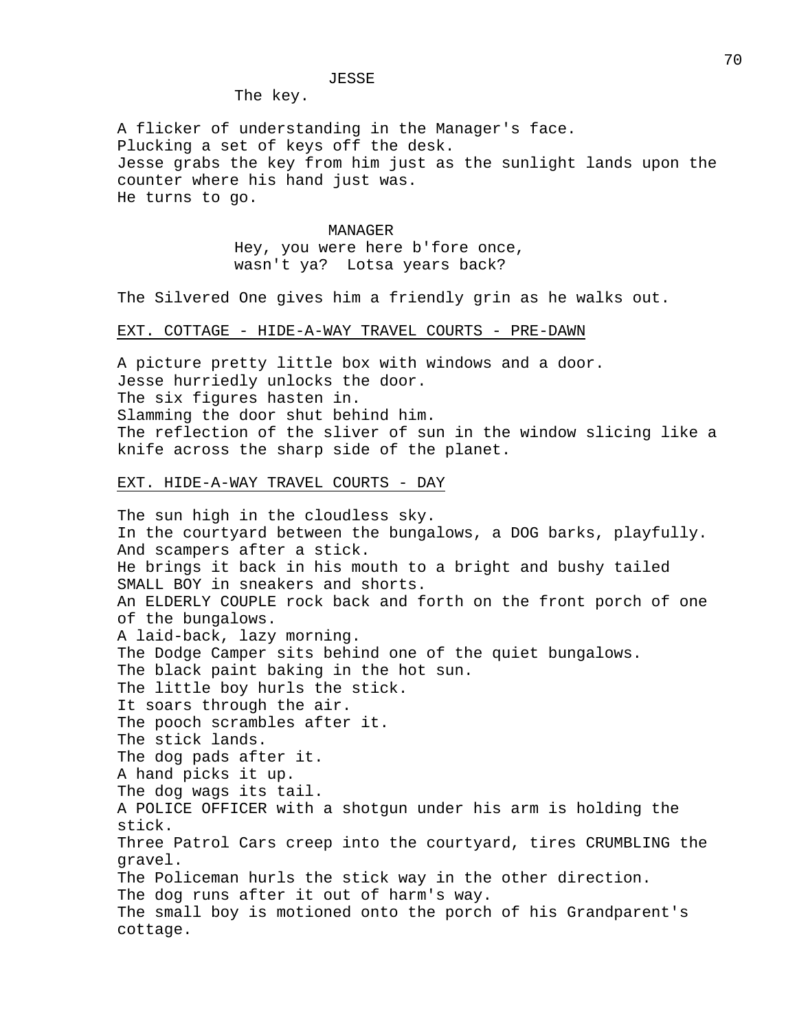JESSE

The key.

A flicker of understanding in the Manager's face.
Plucking a set of keys off the desk.
Jesse grabs the key from him just as the sunlight lands upon the counter where his hand just was.
He turns to go.

MANAGER

Hey, you were here b'fore once, wasn't ya?  Lotsa years back?

The Silvered One gives him a friendly grin as he walks out.

EXT. COTTAGE - HIDE-A-WAY TRAVEL COURTS - PRE-DAWN

A picture pretty little box with windows and a door.
Jesse hurriedly unlocks the door.
The six figures hasten in.
Slamming the door shut behind him.
The reflection of the sliver of sun in the window slicing like a knife across the sharp side of the planet.

EXT. HIDE-A-WAY TRAVEL COURTS - DAY

The sun high in the cloudless sky.
In the courtyard between the bungalows, a DOG barks, playfully.
And scampers after a stick.
He brings it back in his mouth to a bright and bushy tailed SMALL BOY in sneakers and shorts.
An ELDERLY COUPLE rock back and forth on the front porch of one of the bungalows.
A laid-back, lazy morning.
The Dodge Camper sits behind one of the quiet bungalows.
The black paint baking in the hot sun.
The little boy hurls the stick.
It soars through the air.
The pooch scrambles after it.
The stick lands.
The dog pads after it.
A hand picks it up.
The dog wags its tail.
A POLICE OFFICER with a shotgun under his arm is holding the stick.
Three Patrol Cars creep into the courtyard, tires CRUMBLING the gravel.
The Policeman hurls the stick way in the other direction.
The dog runs after it out of harm's way.
The small boy is motioned onto the porch of his Grandparent's cottage.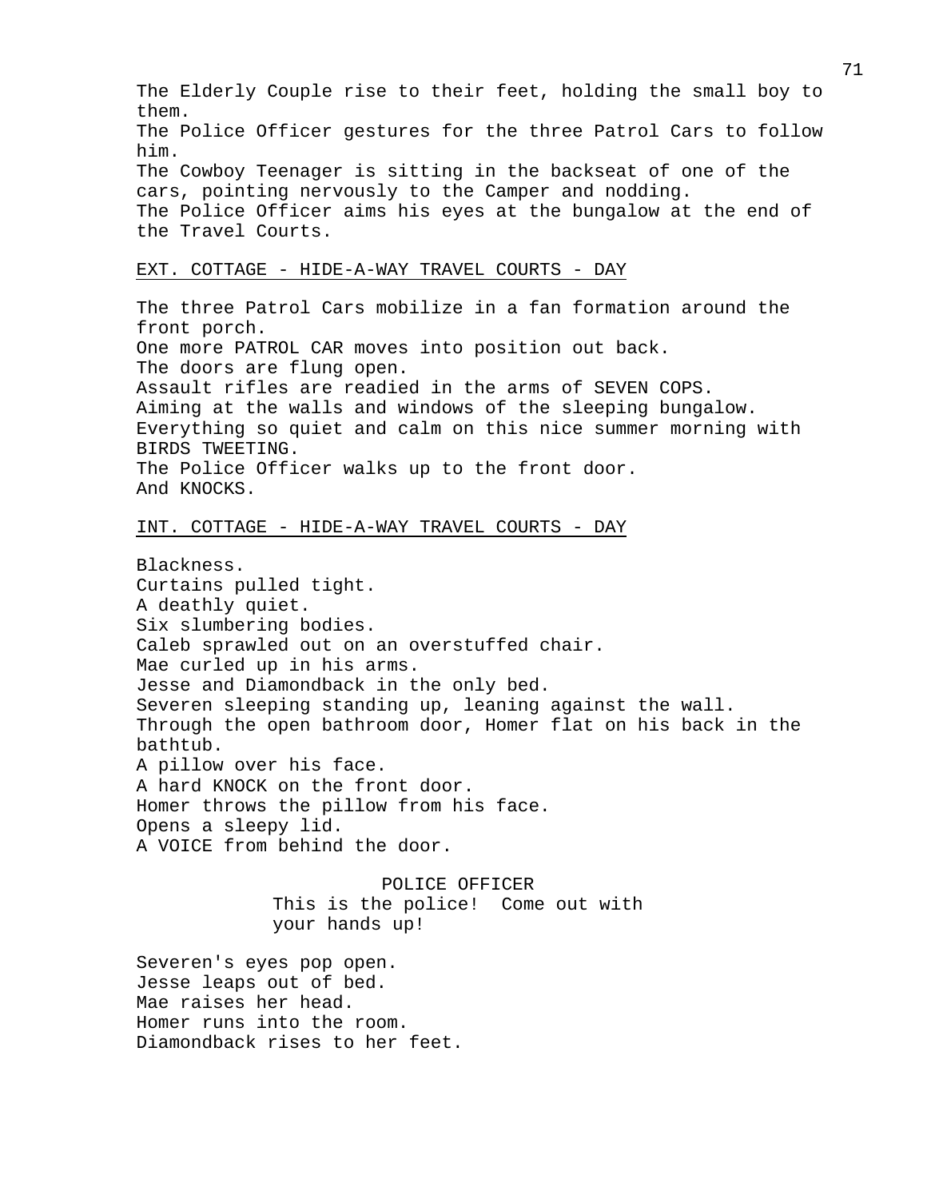The Elderly Couple rise to their feet, holding the small boy to them.
The Police Officer gestures for the three Patrol Cars to follow him.
The Cowboy Teenager is sitting in the backseat of one of the cars, pointing nervously to the Camper and nodding.
The Police Officer aims his eyes at the bungalow at the end of the Travel Courts.

EXT. COTTAGE - HIDE-A-WAY TRAVEL COURTS - DAY

The three Patrol Cars mobilize in a fan formation around the front porch.
One more PATROL CAR moves into position out back.
The doors are flung open.
Assault rifles are readied in the arms of SEVEN COPS.
Aiming at the walls and windows of the sleeping bungalow.
Everything so quiet and calm on this nice summer morning with BIRDS TWEETING.
The Police Officer walks up to the front door.
And KNOCKS.

INT. COTTAGE - HIDE-A-WAY TRAVEL COURTS - DAY

Blackness.
Curtains pulled tight.
A deathly quiet.
Six slumbering bodies.
Caleb sprawled out on an overstuffed chair.
Mae curled up in his arms.
Jesse and Diamondback in the only bed.
Severen sleeping standing up, leaning against the wall.
Through the open bathroom door, Homer flat on his back in the bathtub.
A pillow over his face.
A hard KNOCK on the front door.
Homer throws the pillow from his face.
Opens a sleepy lid.
A VOICE from behind the door.

POLICE OFFICER
This is the police! Come out with your hands up!

Severen's eyes pop open.
Jesse leaps out of bed.
Mae raises her head.
Homer runs into the room.
Diamondback rises to her feet.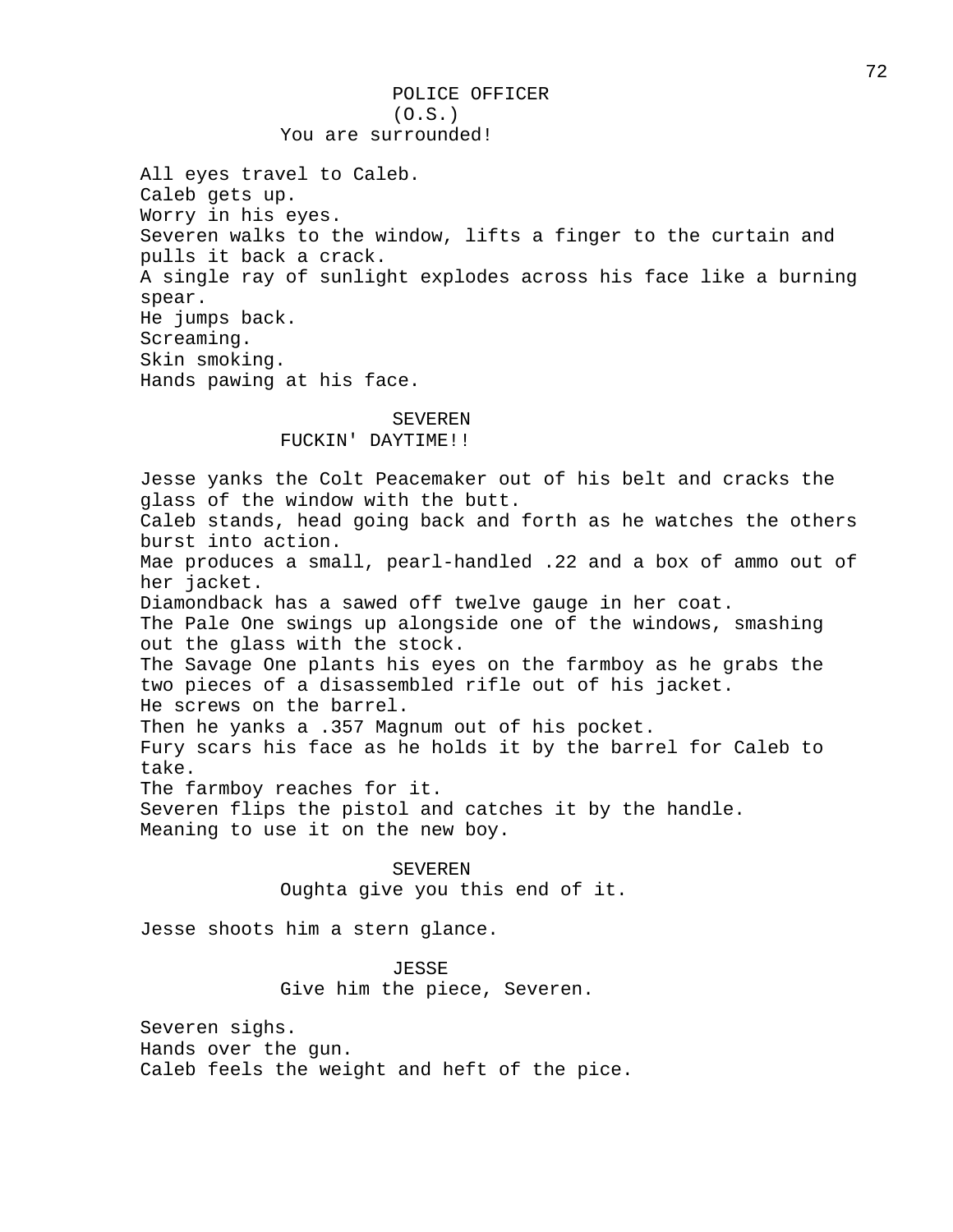POLICE OFFICER
(O.S.)
You are surrounded!

All eyes travel to Caleb.
Caleb gets up.
Worry in his eyes.
Severen walks to the window, lifts a finger to the curtain and pulls it back a crack.
A single ray of sunlight explodes across his face like a burning spear.
He jumps back.
Screaming.
Skin smoking.
Hands pawing at his face.

SEVEREN
FUCKIN' DAYTIME!!

Jesse yanks the Colt Peacemaker out of his belt and cracks the glass of the window with the butt.
Caleb stands, head going back and forth as he watches the others burst into action.
Mae produces a small, pearl-handled .22 and a box of ammo out of her jacket.
Diamondback has a sawed off twelve gauge in her coat.
The Pale One swings up alongside one of the windows, smashing out the glass with the stock.
The Savage One plants his eyes on the farmboy as he grabs the two pieces of a disassembled rifle out of his jacket.
He screws on the barrel.
Then he yanks a .357 Magnum out of his pocket.
Fury scars his face as he holds it by the barrel for Caleb to take.
The farmboy reaches for it.
Severen flips the pistol and catches it by the handle.
Meaning to use it on the new boy.

SEVEREN
Oughta give you this end of it.

Jesse shoots him a stern glance.

JESSE
Give him the piece, Severen.

Severen sighs.
Hands over the gun.
Caleb feels the weight and heft of the pice.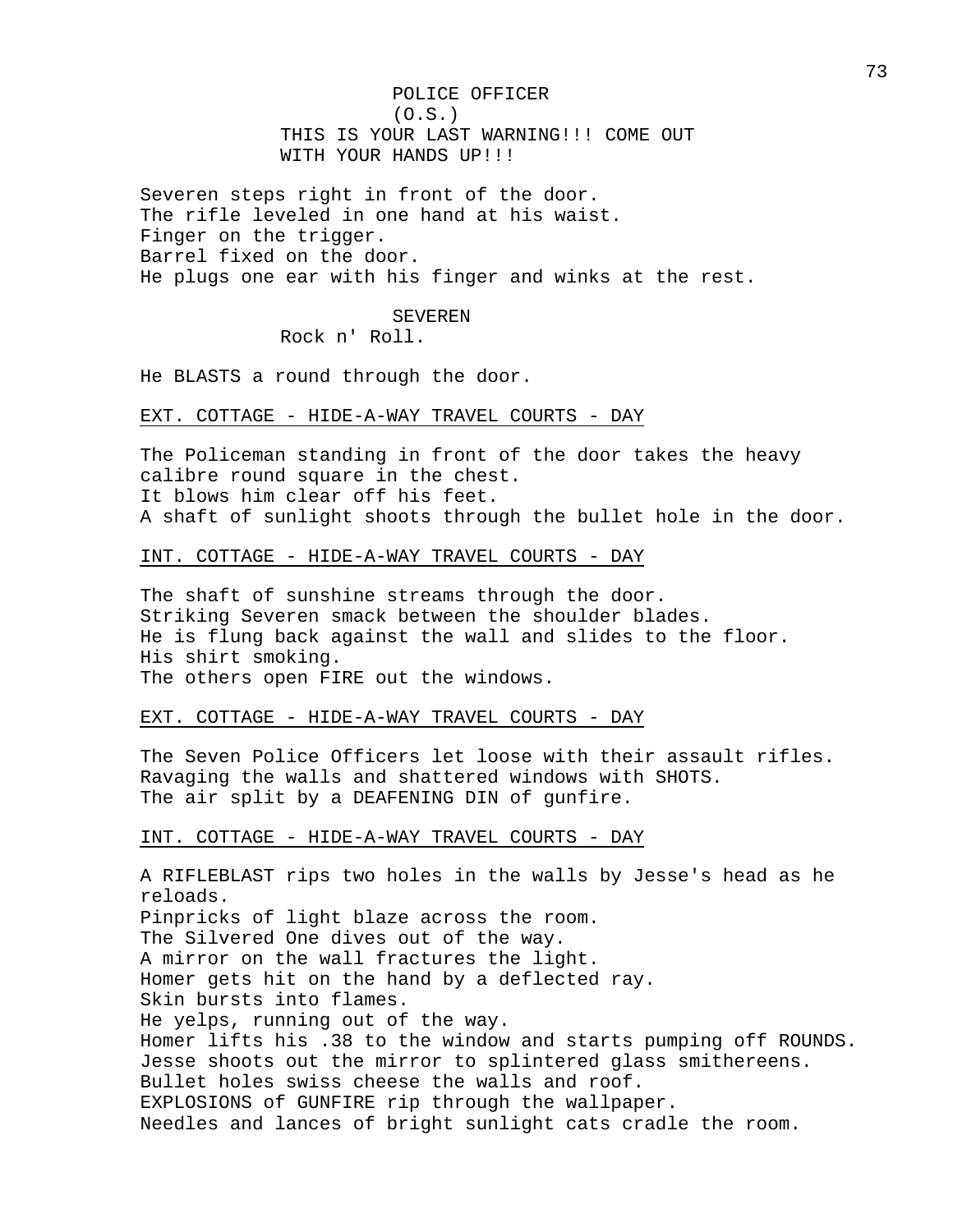POLICE OFFICER
(O.S.)
THIS IS YOUR LAST WARNING!!! COME OUT WITH YOUR HANDS UP!!!

Severen steps right in front of the door.
The rifle leveled in one hand at his waist.
Finger on the trigger.
Barrel fixed on the door.
He plugs one ear with his finger and winks at the rest.

SEVEREN
Rock n' Roll.

He BLASTS a round through the door.

EXT. COTTAGE - HIDE-A-WAY TRAVEL COURTS - DAY

The Policeman standing in front of the door takes the heavy calibre round square in the chest.
It blows him clear off his feet.
A shaft of sunlight shoots through the bullet hole in the door.

INT. COTTAGE - HIDE-A-WAY TRAVEL COURTS - DAY

The shaft of sunshine streams through the door.
Striking Severen smack between the shoulder blades.
He is flung back against the wall and slides to the floor.
His shirt smoking.
The others open FIRE out the windows.

EXT. COTTAGE - HIDE-A-WAY TRAVEL COURTS - DAY

The Seven Police Officers let loose with their assault rifles.
Ravaging the walls and shattered windows with SHOTS.
The air split by a DEAFENING DIN of gunfire.

INT. COTTAGE - HIDE-A-WAY TRAVEL COURTS - DAY

A RIFLEBLAST rips two holes in the walls by Jesse's head as he reloads.
Pinpricks of light blaze across the room.
The Silvered One dives out of the way.
A mirror on the wall fractures the light.
Homer gets hit on the hand by a deflected ray.
Skin bursts into flames.
He yelps, running out of the way.
Homer lifts his .38 to the window and starts pumping off ROUNDS.
Jesse shoots out the mirror to splintered glass smithereens.
Bullet holes swiss cheese the walls and roof.
EXPLOSIONS of GUNFIRE rip through the wallpaper.
Needles and lances of bright sunlight cats cradle the room.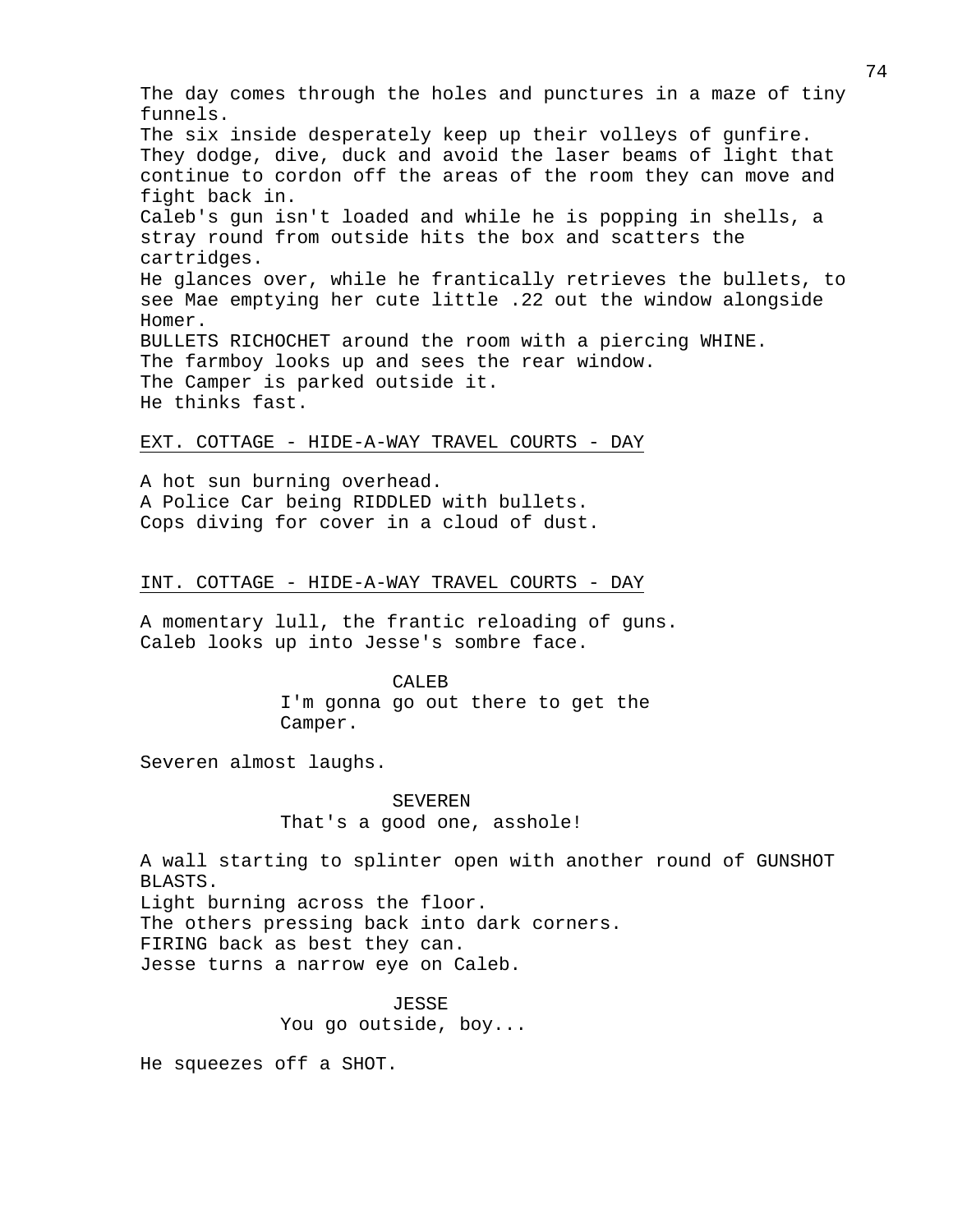The day comes through the holes and punctures in a maze of tiny funnels.
The six inside desperately keep up their volleys of gunfire. They dodge, dive, duck and avoid the laser beams of light that continue to cordon off the areas of the room they can move and fight back in.
Caleb's gun isn't loaded and while he is popping in shells, a stray round from outside hits the box and scatters the cartridges.
He glances over, while he frantically retrieves the bullets, to see Mae emptying her cute little .22 out the window alongside Homer.
BULLETS RICHOCHET around the room with a piercing WHINE.
The farmboy looks up and sees the rear window.
The Camper is parked outside it.
He thinks fast.

EXT. COTTAGE - HIDE-A-WAY TRAVEL COURTS - DAY

A hot sun burning overhead.
A Police Car being RIDDLED with bullets.
Cops diving for cover in a cloud of dust.

INT. COTTAGE - HIDE-A-WAY TRAVEL COURTS - DAY

A momentary lull, the frantic reloading of guns.
Caleb looks up into Jesse's sombre face.

CALEB
I'm gonna go out there to get the Camper.

Severen almost laughs.

SEVEREN
That's a good one, asshole!

A wall starting to splinter open with another round of GUNSHOT BLASTS.
Light burning across the floor.
The others pressing back into dark corners.
FIRING back as best they can.
Jesse turns a narrow eye on Caleb.

JESSE
You go outside, boy...

He squeezes off a SHOT.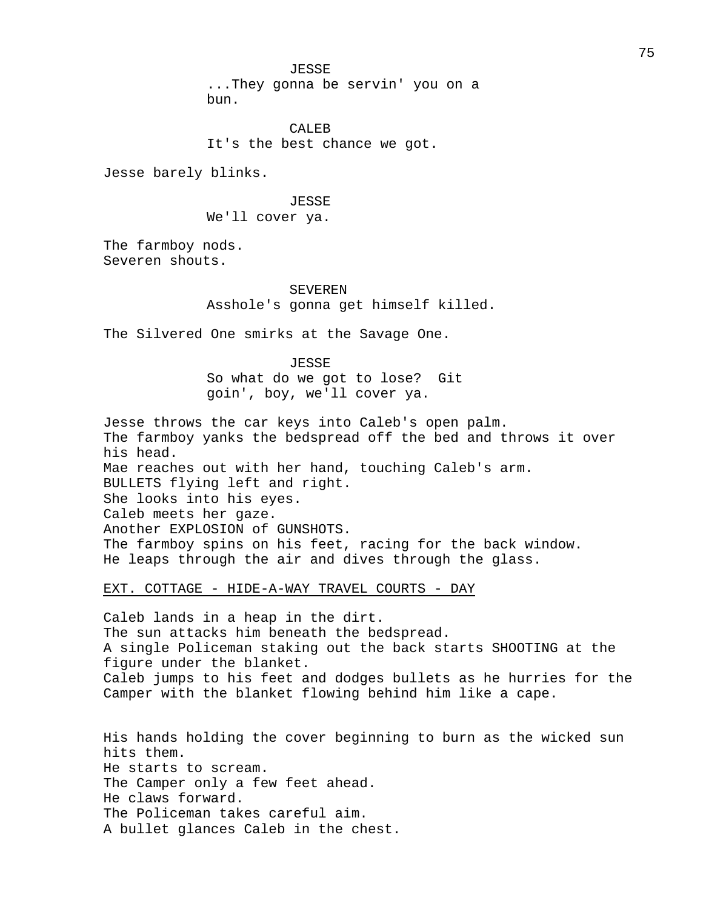JESSE
...They gonna be servin' you on a bun.

CALEB
It's the best chance we got.

Jesse barely blinks.

JESSE
We'll cover ya.

The farmboy nods.
Severen shouts.

SEVEREN
Asshole's gonna get himself killed.

The Silvered One smirks at the Savage One.

JESSE
So what do we got to lose? Git goin', boy, we'll cover ya.

Jesse throws the car keys into Caleb's open palm.
The farmboy yanks the bedspread off the bed and throws it over his head.
Mae reaches out with her hand, touching Caleb's arm.
BULLETS flying left and right.
She looks into his eyes.
Caleb meets her gaze.
Another EXPLOSION of GUNSHOTS.
The farmboy spins on his feet, racing for the back window.
He leaps through the air and dives through the glass.

EXT. COTTAGE - HIDE-A-WAY TRAVEL COURTS - DAY

Caleb lands in a heap in the dirt.
The sun attacks him beneath the bedspread.
A single Policeman staking out the back starts SHOOTING at the figure under the blanket.
Caleb jumps to his feet and dodges bullets as he hurries for the Camper with the blanket flowing behind him like a cape.

His hands holding the cover beginning to burn as the wicked sun hits them.
He starts to scream.
The Camper only a few feet ahead.
He claws forward.
The Policeman takes careful aim.
A bullet glances Caleb in the chest.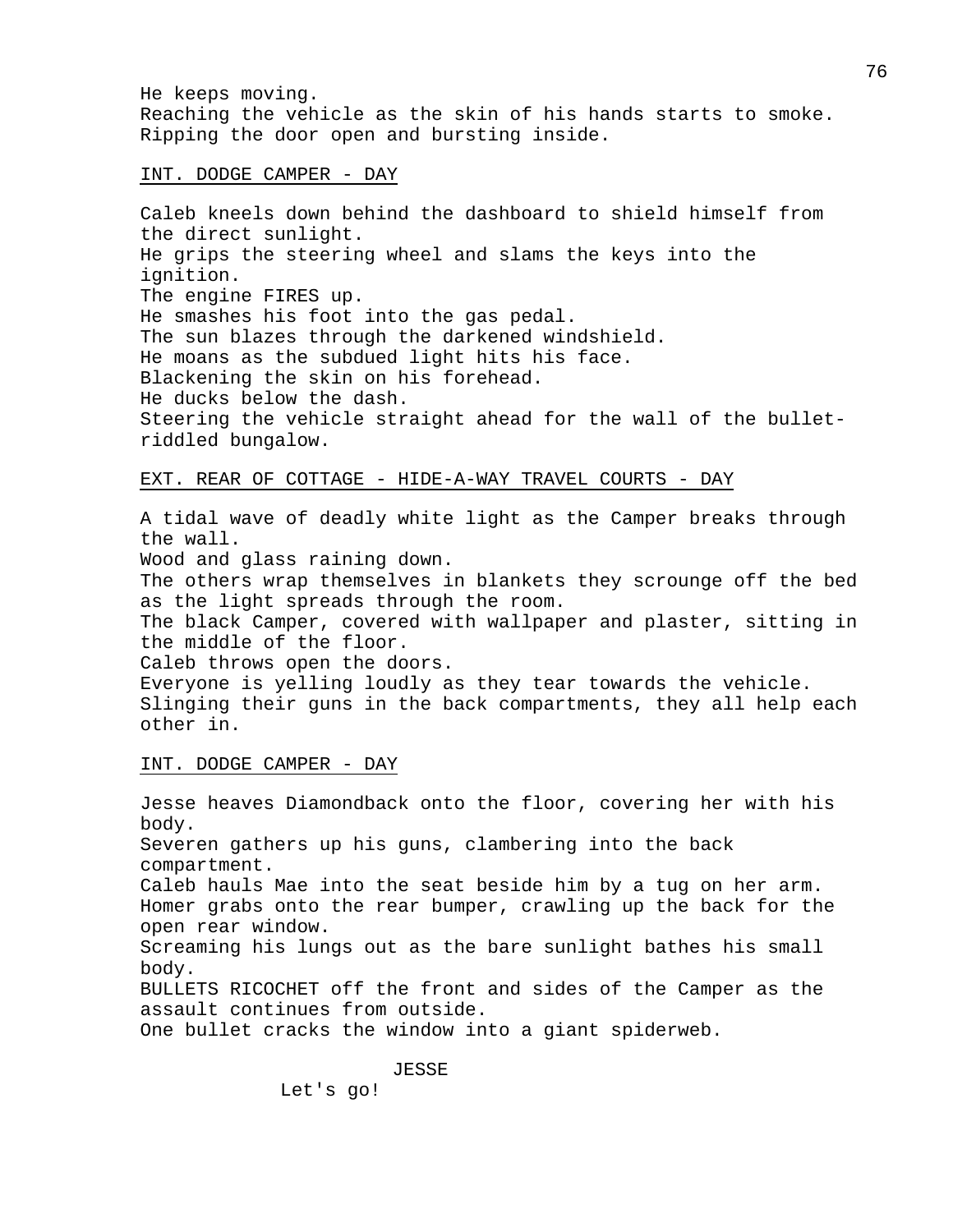He keeps moving.
Reaching the vehicle as the skin of his hands starts to smoke.
Ripping the door open and bursting inside.

INT. DODGE CAMPER - DAY

Caleb kneels down behind the dashboard to shield himself from the direct sunlight.
He grips the steering wheel and slams the keys into the ignition.
The engine FIRES up.
He smashes his foot into the gas pedal.
The sun blazes through the darkened windshield.
He moans as the subdued light hits his face.
Blackening the skin on his forehead.
He ducks below the dash.
Steering the vehicle straight ahead for the wall of the bullet-riddled bungalow.

EXT. REAR OF COTTAGE - HIDE-A-WAY TRAVEL COURTS - DAY

A tidal wave of deadly white light as the Camper breaks through the wall.
Wood and glass raining down.
The others wrap themselves in blankets they scrounge off the bed as the light spreads through the room.
The black Camper, covered with wallpaper and plaster, sitting in the middle of the floor.
Caleb throws open the doors.
Everyone is yelling loudly as they tear towards the vehicle.
Slinging their guns in the back compartments, they all help each other in.

INT. DODGE CAMPER - DAY

Jesse heaves Diamondback onto the floor, covering her with his body.
Severen gathers up his guns, clambering into the back compartment.
Caleb hauls Mae into the seat beside him by a tug on her arm.
Homer grabs onto the rear bumper, crawling up the back for the open rear window.
Screaming his lungs out as the bare sunlight bathes his small body.
BULLETS RICOCHET off the front and sides of the Camper as the assault continues from outside.
One bullet cracks the window into a giant spiderweb.

JESSE
Let's go!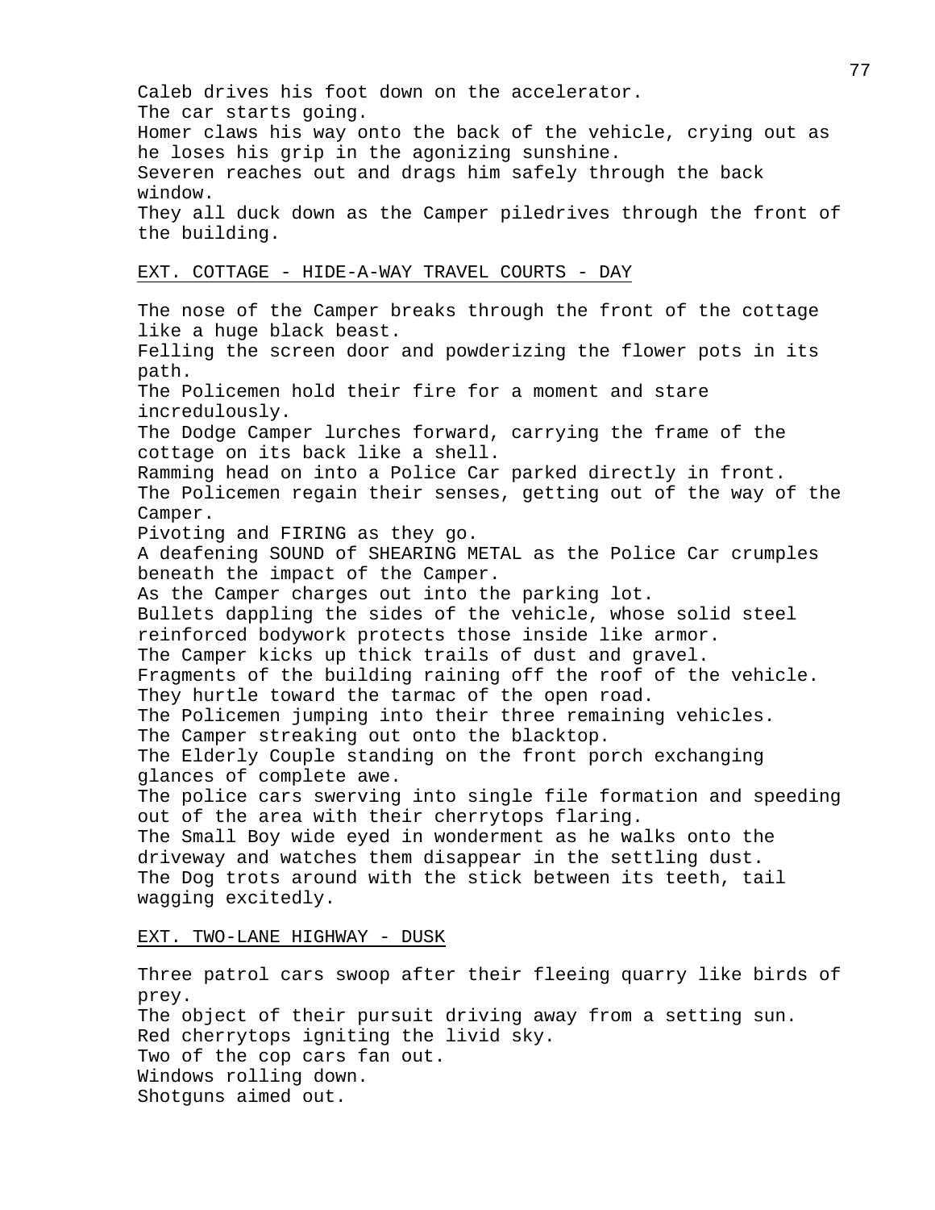Caleb drives his foot down on the accelerator.
The car starts going.
Homer claws his way onto the back of the vehicle, crying out as he loses his grip in the agonizing sunshine.
Severen reaches out and drags him safely through the back window.
They all duck down as the Camper piledrives through the front of the building.

EXT. COTTAGE - HIDE-A-WAY TRAVEL COURTS - DAY

The nose of the Camper breaks through the front of the cottage like a huge black beast.
Felling the screen door and powderizing the flower pots in its path.
The Policemen hold their fire for a moment and stare incredulously.
The Dodge Camper lurches forward, carrying the frame of the cottage on its back like a shell.
Ramming head on into a Police Car parked directly in front.
The Policemen regain their senses, getting out of the way of the Camper.
Pivoting and FIRING as they go.
A deafening SOUND of SHEARING METAL as the Police Car crumples beneath the impact of the Camper.
As the Camper charges out into the parking lot.
Bullets dappling the sides of the vehicle, whose solid steel reinforced bodywork protects those inside like armor.
The Camper kicks up thick trails of dust and gravel.
Fragments of the building raining off the roof of the vehicle.
They hurtle toward the tarmac of the open road.
The Policemen jumping into their three remaining vehicles.
The Camper streaking out onto the blacktop.
The Elderly Couple standing on the front porch exchanging glances of complete awe.
The police cars swerving into single file formation and speeding out of the area with their cherrytops flaring.
The Small Boy wide eyed in wonderment as he walks onto the driveway and watches them disappear in the settling dust.
The Dog trots around with the stick between its teeth, tail wagging excitedly.

EXT. TWO-LANE HIGHWAY - DUSK

Three patrol cars swoop after their fleeing quarry like birds of prey.
The object of their pursuit driving away from a setting sun.
Red cherrytops igniting the livid sky.
Two of the cop cars fan out.
Windows rolling down.
Shotguns aimed out.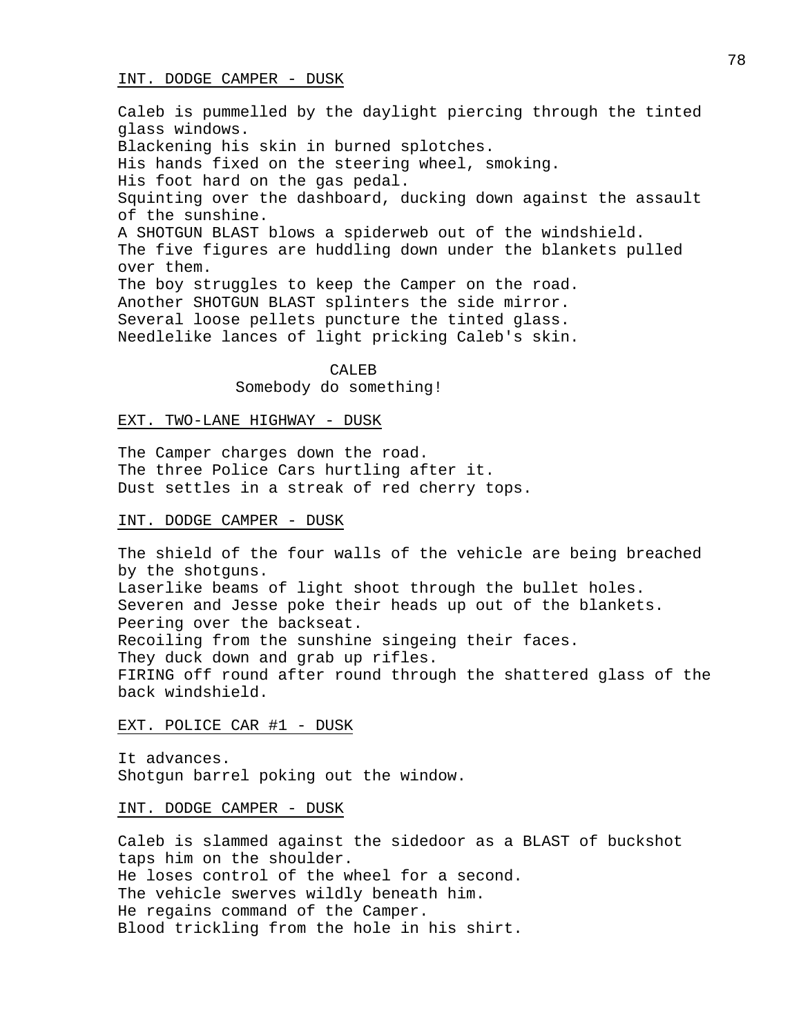INT. DODGE CAMPER - DUSK

Caleb is pummelled by the daylight piercing through the tinted glass windows.
Blackening his skin in burned splotches.
His hands fixed on the steering wheel, smoking.
His foot hard on the gas pedal.
Squinting over the dashboard, ducking down against the assault of the sunshine.
A SHOTGUN BLAST blows a spiderweb out of the windshield.
The five figures are huddling down under the blankets pulled over them.
The boy struggles to keep the Camper on the road.
Another SHOTGUN BLAST splinters the side mirror.
Several loose pellets puncture the tinted glass.
Needlelike lances of light pricking Caleb's skin.

CALEB
Somebody do something!

EXT. TWO-LANE HIGHWAY - DUSK

The Camper charges down the road.
The three Police Cars hurtling after it.
Dust settles in a streak of red cherry tops.

INT. DODGE CAMPER - DUSK

The shield of the four walls of the vehicle are being breached by the shotguns.
Laserlike beams of light shoot through the bullet holes.
Severen and Jesse poke their heads up out of the blankets.
Peering over the backseat.
Recoiling from the sunshine singeing their faces.
They duck down and grab up rifles.
FIRING off round after round through the shattered glass of the back windshield.

EXT. POLICE CAR #1 - DUSK

It advances.
Shotgun barrel poking out the window.

INT. DODGE CAMPER - DUSK

Caleb is slammed against the sidedoor as a BLAST of buckshot taps him on the shoulder.
He loses control of the wheel for a second.
The vehicle swerves wildly beneath him.
He regains command of the Camper.
Blood trickling from the hole in his shirt.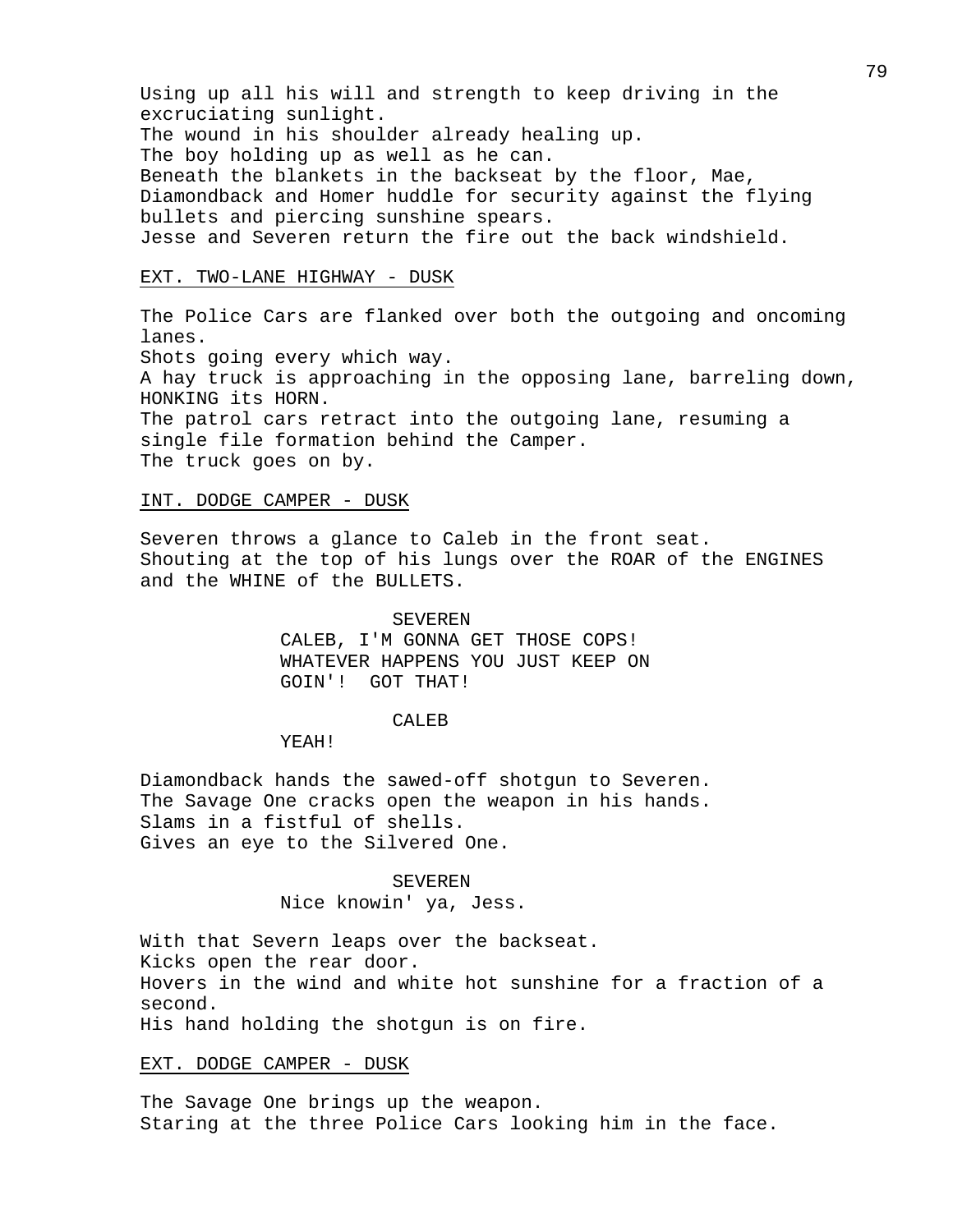Using up all his will and strength to keep driving in the excruciating sunlight.
The wound in his shoulder already healing up.
The boy holding up as well as he can.
Beneath the blankets in the backseat by the floor, Mae, Diamondback and Homer huddle for security against the flying bullets and piercing sunshine spears.
Jesse and Severen return the fire out the back windshield.

EXT. TWO-LANE HIGHWAY - DUSK

The Police Cars are flanked over both the outgoing and oncoming lanes.
Shots going every which way.
A hay truck is approaching in the opposing lane, barreling down, HONKING its HORN.
The patrol cars retract into the outgoing lane, resuming a single file formation behind the Camper.
The truck goes on by.

INT. DODGE CAMPER - DUSK

Severen throws a glance to Caleb in the front seat.
Shouting at the top of his lungs over the ROAR of the ENGINES and the WHINE of the BULLETS.

SEVEREN
CALEB, I'M GONNA GET THOSE COPS!
WHATEVER HAPPENS YOU JUST KEEP ON GOIN'! GOT THAT!

CALEB
YEAH!

Diamondback hands the sawed-off shotgun to Severen.
The Savage One cracks open the weapon in his hands.
Slams in a fistful of shells.
Gives an eye to the Silvered One.

SEVEREN
Nice knowin' ya, Jess.

With that Severn leaps over the backseat.
Kicks open the rear door.
Hovers in the wind and white hot sunshine for a fraction of a second.
His hand holding the shotgun is on fire.

EXT. DODGE CAMPER - DUSK

The Savage One brings up the weapon.
Staring at the three Police Cars looking him in the face.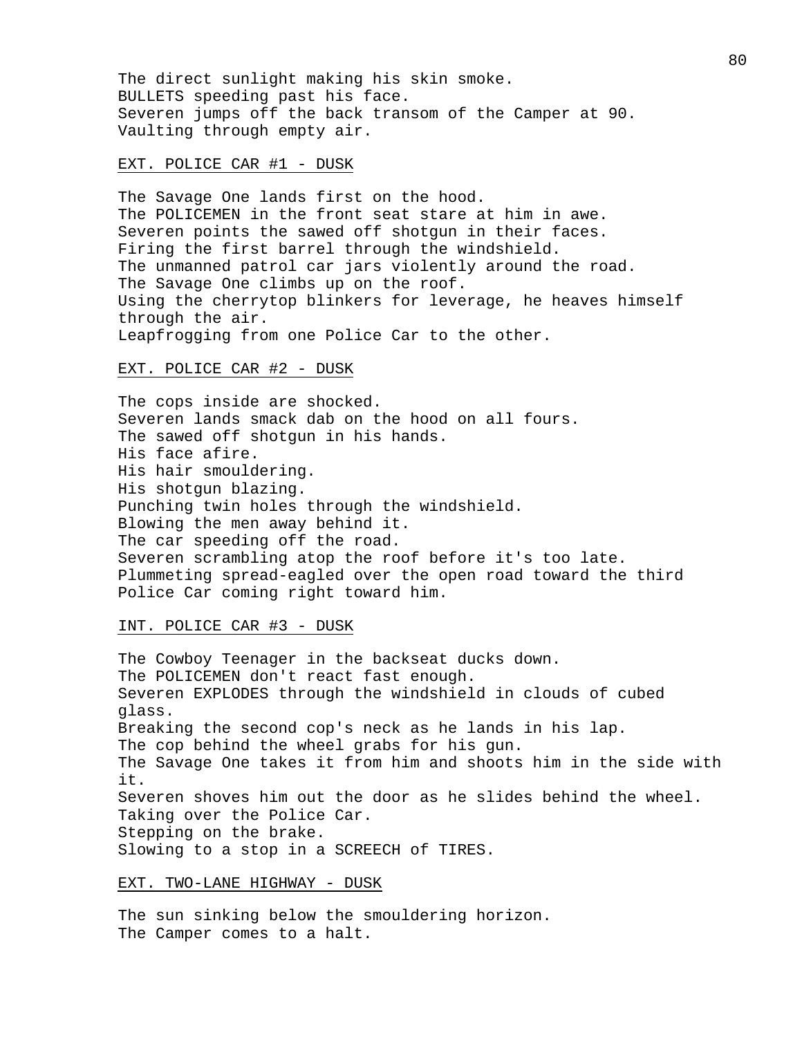The direct sunlight making his skin smoke.
BULLETS speeding past his face.
Severen jumps off the back transom of the Camper at 90.
Vaulting through empty air.

EXT. POLICE CAR #1 - DUSK

The Savage One lands first on the hood.
The POLICEMEN in the front seat stare at him in awe.
Severen points the sawed off shotgun in their faces.
Firing the first barrel through the windshield.
The unmanned patrol car jars violently around the road.
The Savage One climbs up on the roof.
Using the cherrytop blinkers for leverage, he heaves himself through the air.
Leapfrogging from one Police Car to the other.

EXT. POLICE CAR #2 - DUSK

The cops inside are shocked.
Severen lands smack dab on the hood on all fours.
The sawed off shotgun in his hands.
His face afire.
His hair smouldering.
His shotgun blazing.
Punching twin holes through the windshield.
Blowing the men away behind it.
The car speeding off the road.
Severen scrambling atop the roof before it's too late.
Plummeting spread-eagled over the open road toward the third Police Car coming right toward him.

INT. POLICE CAR #3 - DUSK

The Cowboy Teenager in the backseat ducks down.
The POLICEMEN don't react fast enough.
Severen EXPLODES through the windshield in clouds of cubed glass.
Breaking the second cop's neck as he lands in his lap.
The cop behind the wheel grabs for his gun.
The Savage One takes it from him and shoots him in the side with it.
Severen shoves him out the door as he slides behind the wheel.
Taking over the Police Car.
Stepping on the brake.
Slowing to a stop in a SCREECH of TIRES.

EXT. TWO-LANE HIGHWAY - DUSK

The sun sinking below the smouldering horizon.
The Camper comes to a halt.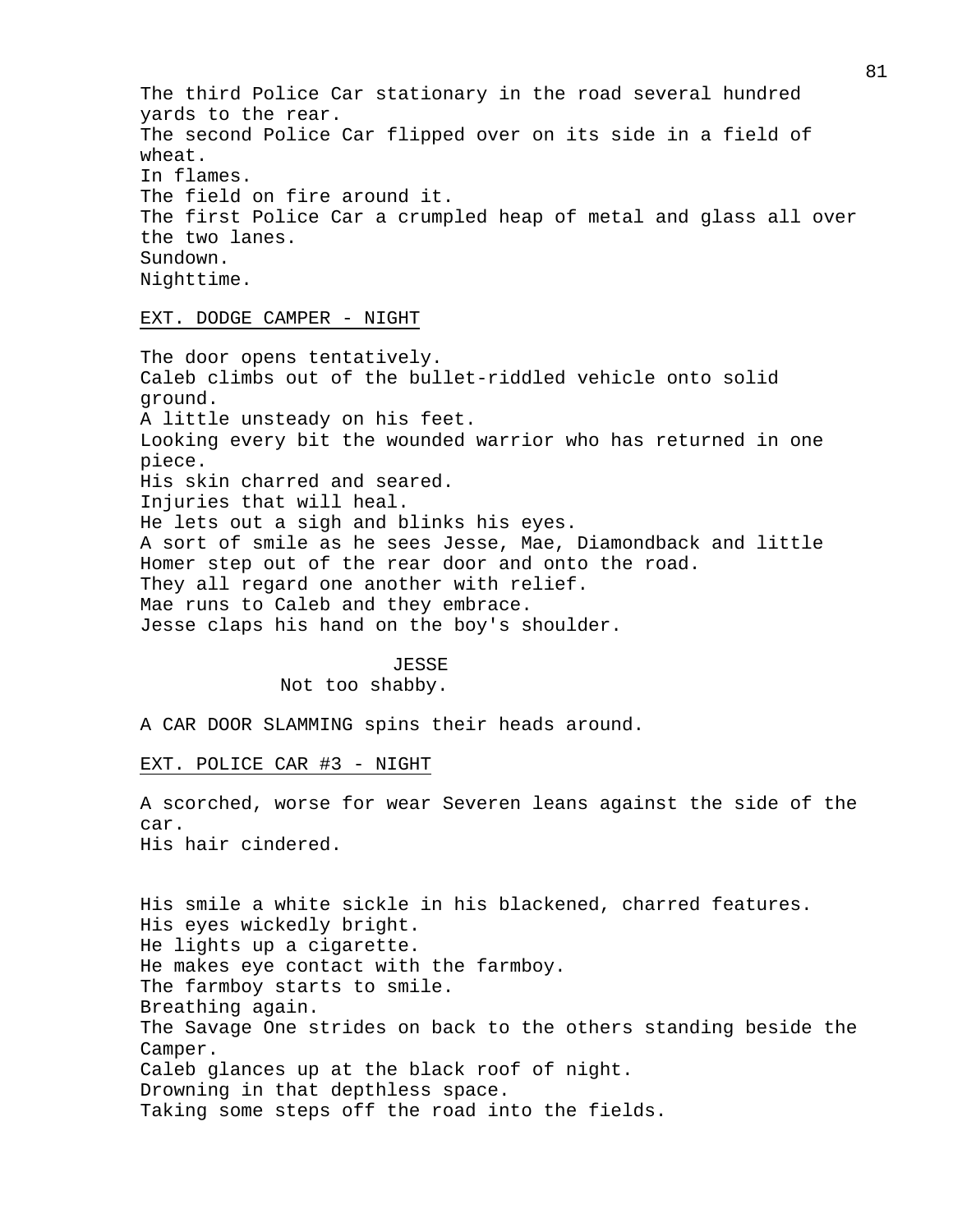The third Police Car stationary in the road several hundred yards to the rear.
The second Police Car flipped over on its side in a field of wheat.
In flames.
The field on fire around it.
The first Police Car a crumpled heap of metal and glass all over the two lanes.
Sundown.
Nighttime.

EXT. DODGE CAMPER - NIGHT

The door opens tentatively.
Caleb climbs out of the bullet-riddled vehicle onto solid ground.
A little unsteady on his feet.
Looking every bit the wounded warrior who has returned in one piece.
His skin charred and seared.
Injuries that will heal.
He lets out a sigh and blinks his eyes.
A sort of smile as he sees Jesse, Mae, Diamondback and little Homer step out of the rear door and onto the road.
They all regard one another with relief.
Mae runs to Caleb and they embrace.
Jesse claps his hand on the boy's shoulder.

JESSE
Not too shabby.

A CAR DOOR SLAMMING spins their heads around.

EXT. POLICE CAR #3 - NIGHT

A scorched, worse for wear Severen leans against the side of the car.
His hair cindered.

His smile a white sickle in his blackened, charred features.
His eyes wickedly bright.
He lights up a cigarette.
He makes eye contact with the farmboy.
The farmboy starts to smile.
Breathing again.
The Savage One strides on back to the others standing beside the Camper.
Caleb glances up at the black roof of night.
Drowning in that depthless space.
Taking some steps off the road into the fields.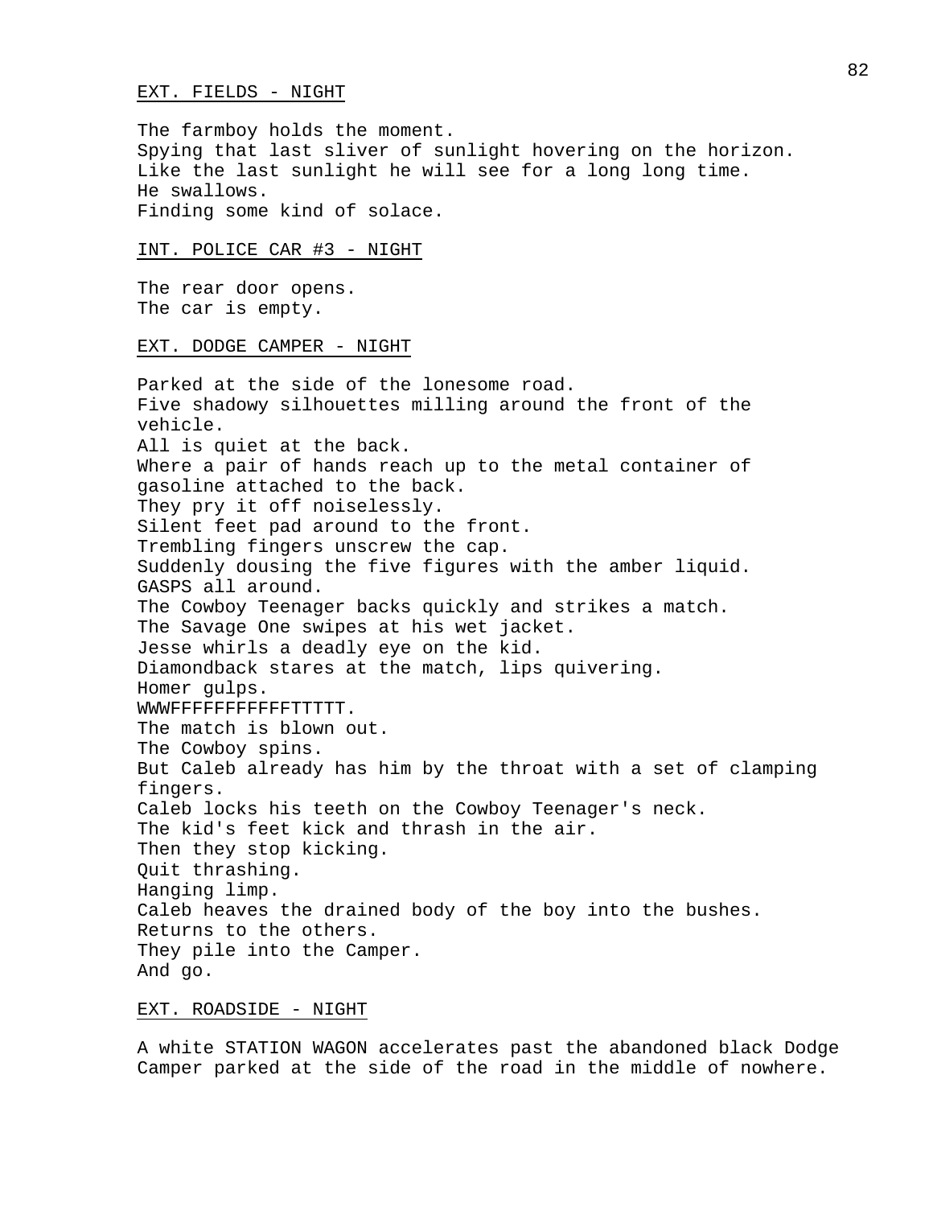EXT. FIELDS - NIGHT

The farmboy holds the moment.
Spying that last sliver of sunlight hovering on the horizon.
Like the last sunlight he will see for a long long time.
He swallows.
Finding some kind of solace.

INT. POLICE CAR #3 - NIGHT

The rear door opens.
The car is empty.

EXT. DODGE CAMPER - NIGHT

Parked at the side of the lonesome road.
Five shadowy silhouettes milling around the front of the vehicle.
All is quiet at the back.
Where a pair of hands reach up to the metal container of gasoline attached to the back.
They pry it off noiselessly.
Silent feet pad around to the front.
Trembling fingers unscrew the cap.
Suddenly dousing the five figures with the amber liquid.
GASPS all around.
The Cowboy Teenager backs quickly and strikes a match.
The Savage One swipes at his wet jacket.
Jesse whirls a deadly eye on the kid.
Diamondback stares at the match, lips quivering.
Homer gulps.
WWWFFFFFFFFFFFTTTTT.
The match is blown out.
The Cowboy spins.
But Caleb already has him by the throat with a set of clamping fingers.
Caleb locks his teeth on the Cowboy Teenager's neck.
The kid's feet kick and thrash in the air.
Then they stop kicking.
Quit thrashing.
Hanging limp.
Caleb heaves the drained body of the boy into the bushes.
Returns to the others.
They pile into the Camper.
And go.

EXT. ROADSIDE - NIGHT

A white STATION WAGON accelerates past the abandoned black Dodge Camper parked at the side of the road in the middle of nowhere.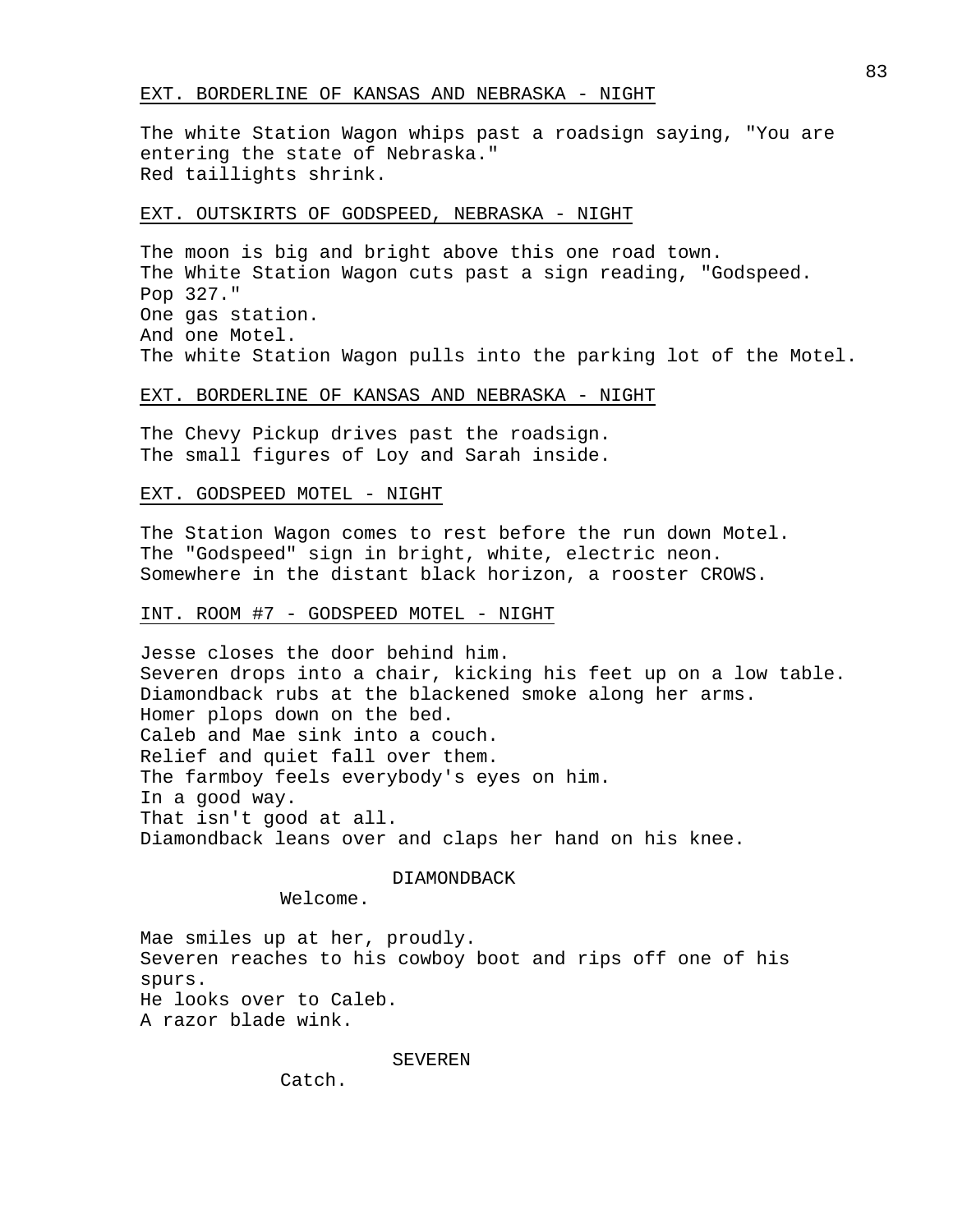EXT. BORDERLINE OF KANSAS AND NEBRASKA - NIGHT

The white Station Wagon whips past a roadsign saying, "You are entering the state of Nebraska."
Red taillights shrink.

EXT. OUTSKIRTS OF GODSPEED, NEBRASKA - NIGHT

The moon is big and bright above this one road town.
The White Station Wagon cuts past a sign reading, "Godspeed. Pop 327."
One gas station.
And one Motel.
The white Station Wagon pulls into the parking lot of the Motel.

EXT. BORDERLINE OF KANSAS AND NEBRASKA - NIGHT

The Chevy Pickup drives past the roadsign.
The small figures of Loy and Sarah inside.

EXT. GODSPEED MOTEL - NIGHT

The Station Wagon comes to rest before the run down Motel.
The "Godspeed" sign in bright, white, electric neon.
Somewhere in the distant black horizon, a rooster CROWS.

INT. ROOM #7 - GODSPEED MOTEL - NIGHT

Jesse closes the door behind him.
Severen drops into a chair, kicking his feet up on a low table.
Diamondback rubs at the blackened smoke along her arms.
Homer plops down on the bed.
Caleb and Mae sink into a couch.
Relief and quiet fall over them.
The farmboy feels everybody's eyes on him.
In a good way.
That isn't good at all.
Diamondback leans over and claps her hand on his knee.

DIAMONDBACK

Welcome.

Mae smiles up at her, proudly.
Severen reaches to his cowboy boot and rips off one of his spurs.
He looks over to Caleb.
A razor blade wink.

SEVEREN

Catch.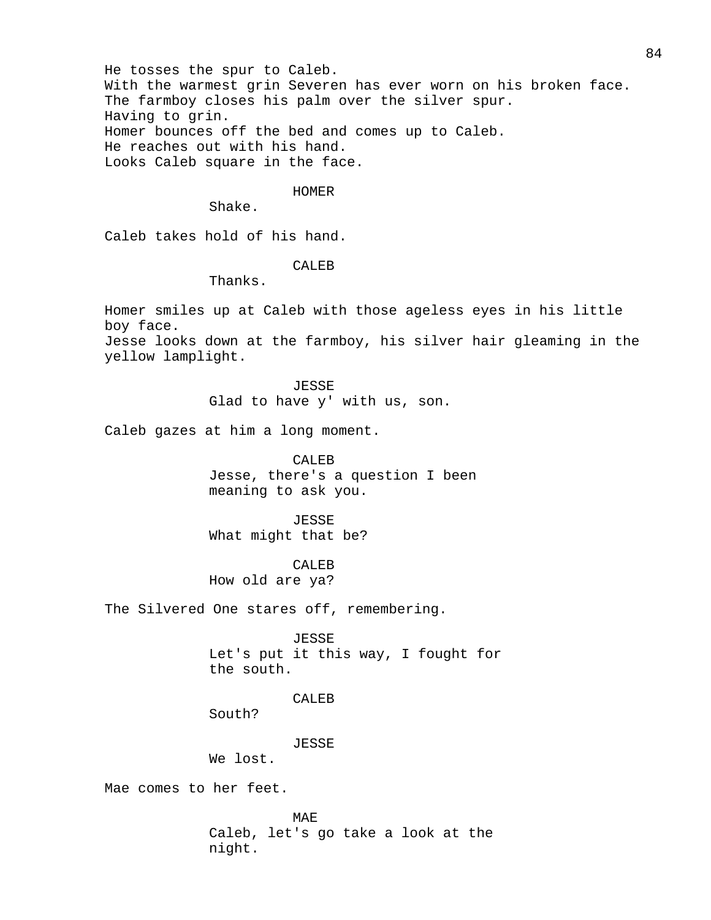He tosses the spur to Caleb.
With the warmest grin Severen has ever worn on his broken face.
The farmboy closes his palm over the silver spur.
Having to grin.
Homer bounces off the bed and comes up to Caleb.
He reaches out with his hand.
Looks Caleb square in the face.

HOMER
Shake.

Caleb takes hold of his hand.

CALEB
Thanks.

Homer smiles up at Caleb with those ageless eyes in his little boy face.
Jesse looks down at the farmboy, his silver hair gleaming in the yellow lamplight.

JESSE
Glad to have y' with us, son.

Caleb gazes at him a long moment.

CALEB
Jesse, there's a question I been meaning to ask you.

JESSE
What might that be?

CALEB
How old are ya?

The Silvered One stares off, remembering.

JESSE
Let's put it this way, I fought for the south.

CALEB
South?

JESSE
We lost.

Mae comes to her feet.

MAE
Caleb, let's go take a look at the night.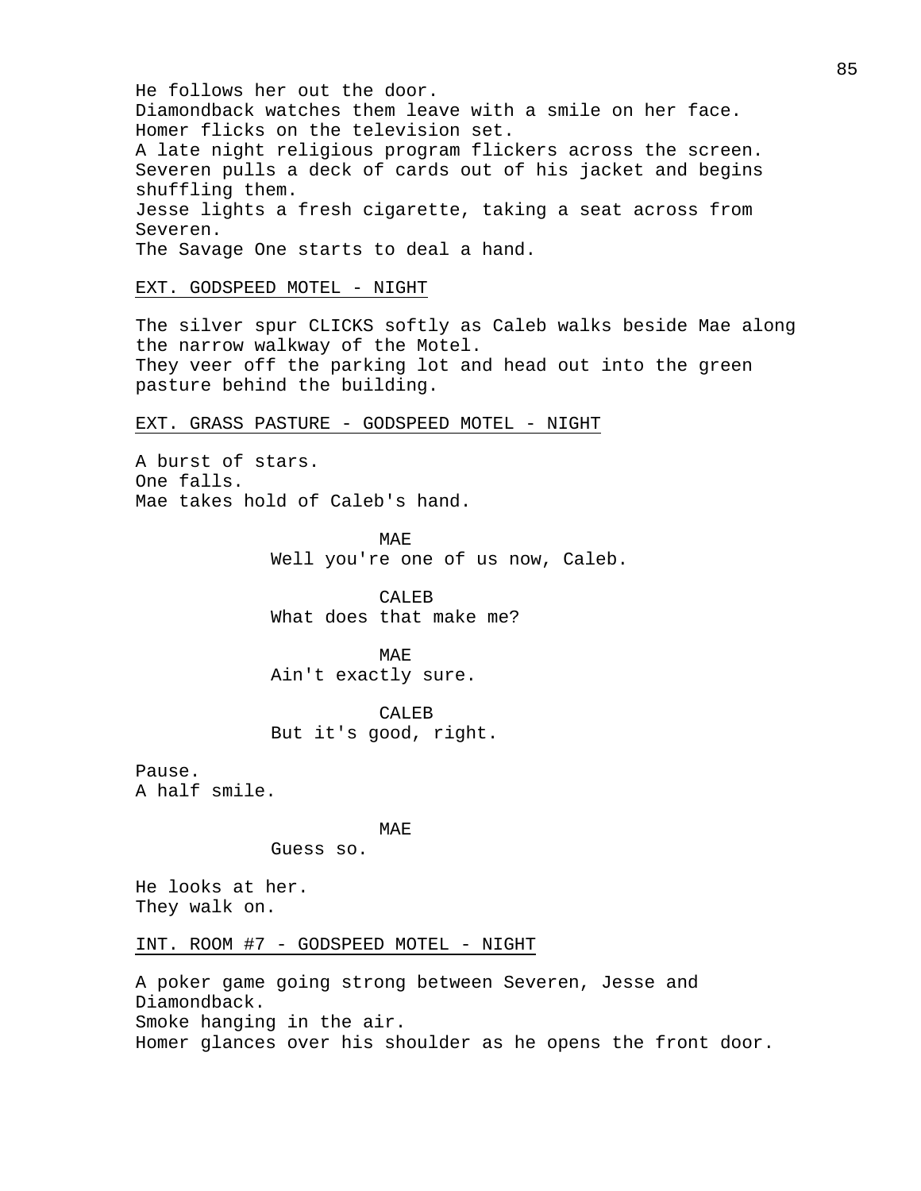He follows her out the door.
Diamondback watches them leave with a smile on her face.
Homer flicks on the television set.
A late night religious program flickers across the screen.
Severen pulls a deck of cards out of his jacket and begins shuffling them.
Jesse lights a fresh cigarette, taking a seat across from Severen.
The Savage One starts to deal a hand.

EXT. GODSPEED MOTEL - NIGHT

The silver spur CLICKS softly as Caleb walks beside Mae along the narrow walkway of the Motel.
They veer off the parking lot and head out into the green pasture behind the building.

EXT. GRASS PASTURE - GODSPEED MOTEL - NIGHT

A burst of stars.
One falls.
Mae takes hold of Caleb's hand.

MAE
Well you're one of us now, Caleb.

CALEB
What does that make me?

MAE
Ain't exactly sure.

CALEB
But it's good, right.

Pause.
A half smile.

MAE
Guess so.

He looks at her.
They walk on.

INT. ROOM #7 - GODSPEED MOTEL - NIGHT

A poker game going strong between Severen, Jesse and Diamondback.
Smoke hanging in the air.
Homer glances over his shoulder as he opens the front door.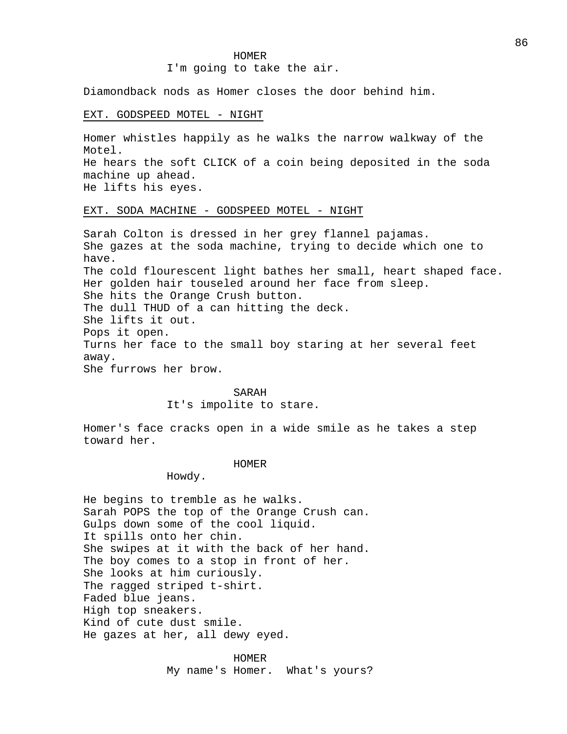HOMER

I'm going to take the air.

Diamondback nods as Homer closes the door behind him.

EXT. GODSPEED MOTEL - NIGHT

Homer whistles happily as he walks the narrow walkway of the Motel.
He hears the soft CLICK of a coin being deposited in the soda machine up ahead.
He lifts his eyes.

EXT. SODA MACHINE - GODSPEED MOTEL - NIGHT

Sarah Colton is dressed in her grey flannel pajamas.
She gazes at the soda machine, trying to decide which one to have.
The cold flourescent light bathes her small, heart shaped face.
Her golden hair touseled around her face from sleep.
She hits the Orange Crush button.
The dull THUD of a can hitting the deck.
She lifts it out.
Pops it open.
Turns her face to the small boy staring at her several feet away.
She furrows her brow.

SARAH

It's impolite to stare.

Homer's face cracks open in a wide smile as he takes a step toward her.

HOMER

Howdy.

He begins to tremble as he walks.
Sarah POPS the top of the Orange Crush can.
Gulps down some of the cool liquid.
It spills onto her chin.
She swipes at it with the back of her hand.
The boy comes to a stop in front of her.
She looks at him curiously.
The ragged striped t-shirt.
Faded blue jeans.
High top sneakers.
Kind of cute dust smile.
He gazes at her, all dewy eyed.

HOMER

My name's Homer.  What's yours?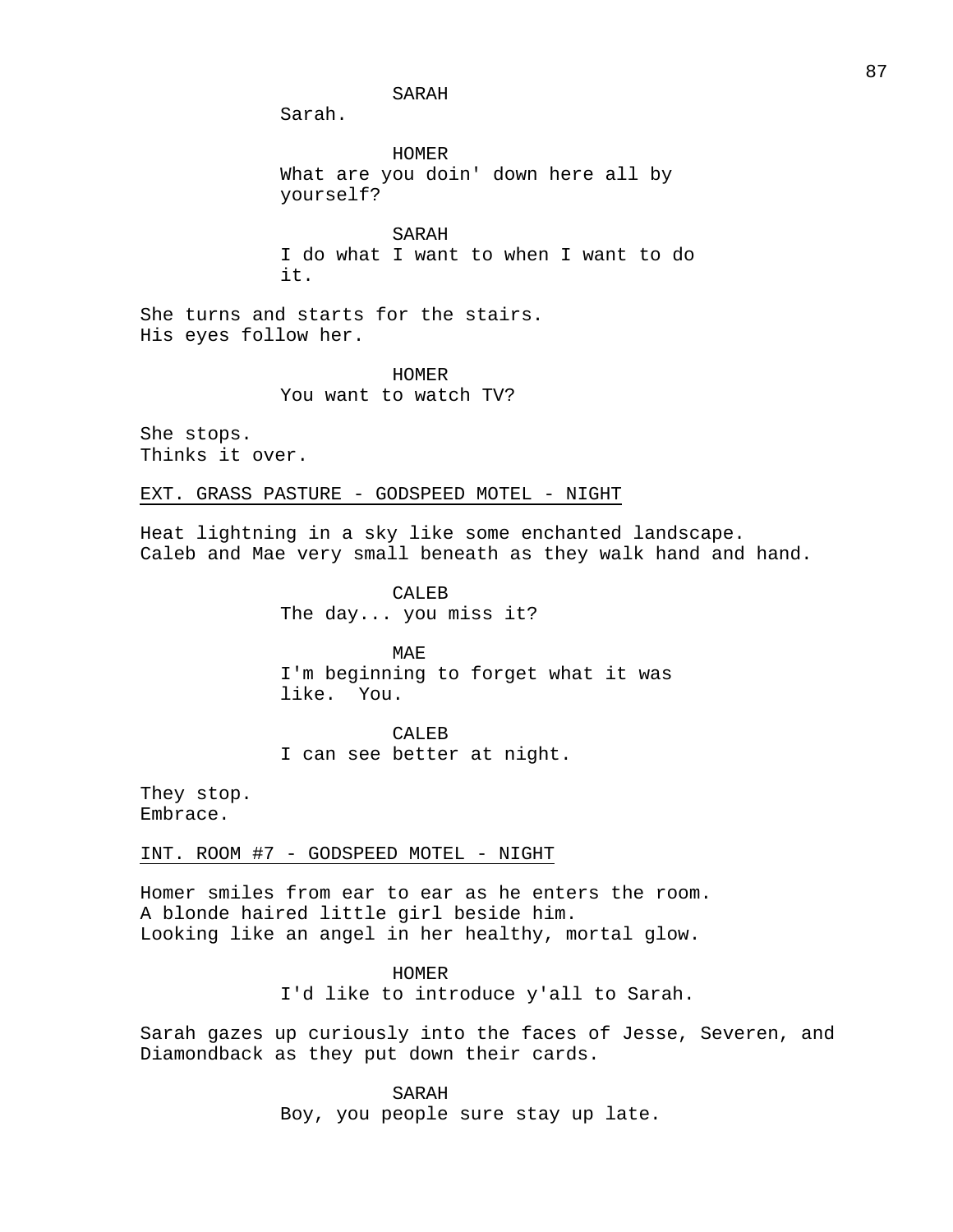SARAH

Sarah.

HOMER

What are you doin' down here all by yourself?

SARAH

I do what I want to when I want to do it.

She turns and starts for the stairs.
His eyes follow her.

HOMER

You want to watch TV?

She stops.
Thinks it over.

EXT. GRASS PASTURE - GODSPEED MOTEL - NIGHT

Heat lightning in a sky like some enchanted landscape.
Caleb and Mae very small beneath as they walk hand and hand.

CALEB

The day... you miss it?

MAE

I'm beginning to forget what it was like. You.

CALEB

I can see better at night.

They stop.
Embrace.

INT. ROOM #7 - GODSPEED MOTEL - NIGHT

Homer smiles from ear to ear as he enters the room.
A blonde haired little girl beside him.
Looking like an angel in her healthy, mortal glow.

HOMER

I'd like to introduce y'all to Sarah.

Sarah gazes up curiously into the faces of Jesse, Severen, and Diamondback as they put down their cards.

SARAH

Boy, you people sure stay up late.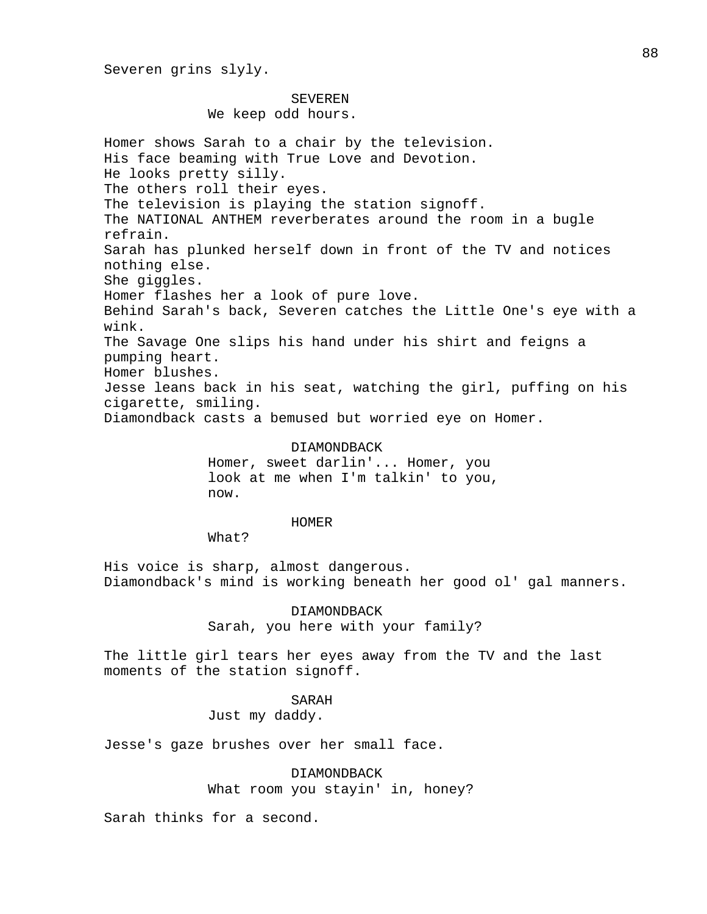Severen grins slyly.

SEVEREN
We keep odd hours.

Homer shows Sarah to a chair by the television.
His face beaming with True Love and Devotion.
He looks pretty silly.
The others roll their eyes.
The television is playing the station signoff.
The NATIONAL ANTHEM reverberates around the room in a bugle refrain.
Sarah has plunked herself down in front of the TV and notices nothing else.
She giggles.
Homer flashes her a look of pure love.
Behind Sarah's back, Severen catches the Little One's eye with a wink.
The Savage One slips his hand under his shirt and feigns a pumping heart.
Homer blushes.
Jesse leans back in his seat, watching the girl, puffing on his cigarette, smiling.
Diamondback casts a bemused but worried eye on Homer.

DIAMONDBACK
Homer, sweet darlin'... Homer, you look at me when I'm talkin' to you, now.

HOMER
What?

His voice is sharp, almost dangerous.
Diamondback's mind is working beneath her good ol' gal manners.

DIAMONDBACK
Sarah, you here with your family?

The little girl tears her eyes away from the TV and the last moments of the station signoff.

SARAH
Just my daddy.

Jesse's gaze brushes over her small face.

DIAMONDBACK
What room you stayin' in, honey?

Sarah thinks for a second.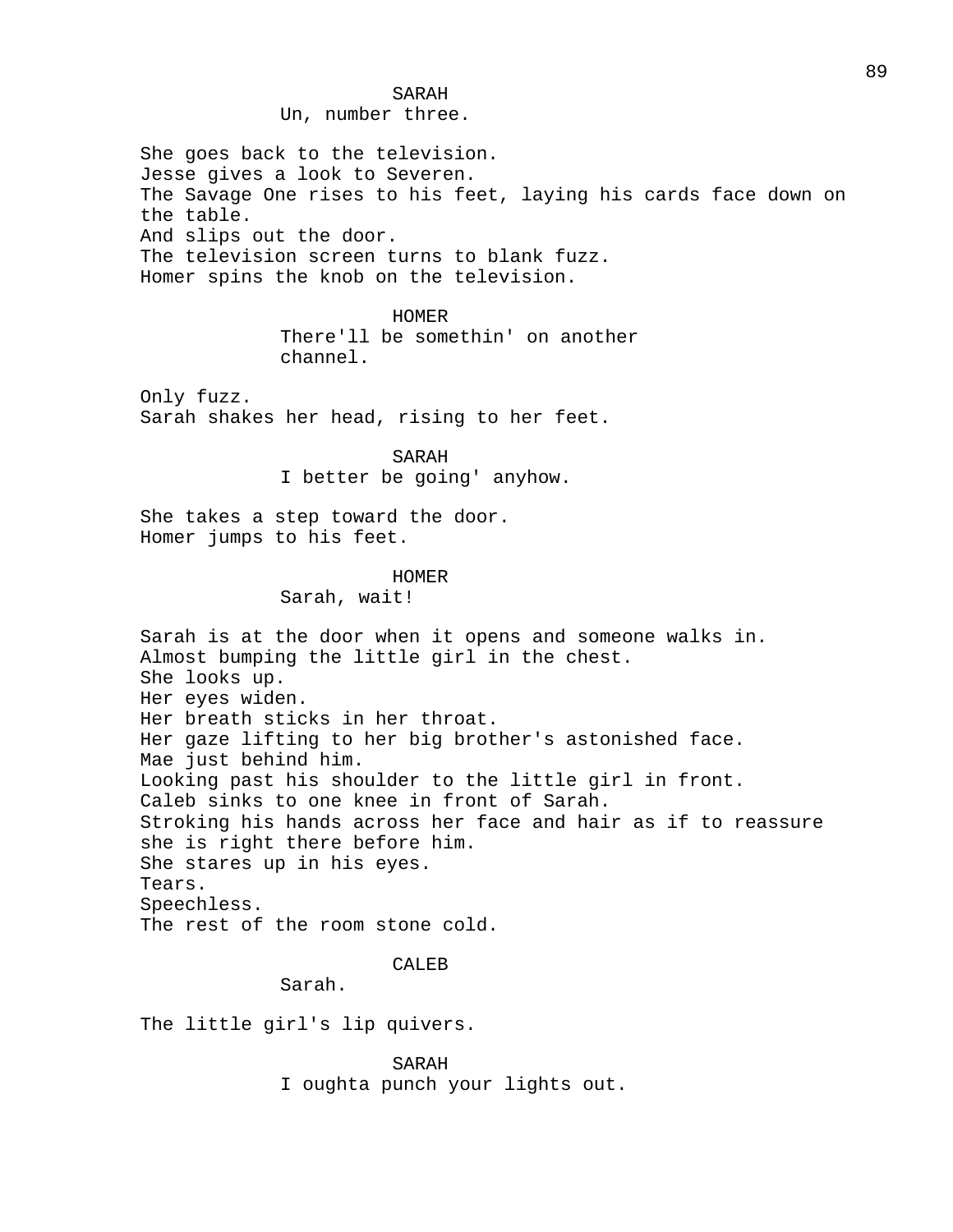SARAH

Un, number three.

She goes back to the television.
Jesse gives a look to Severen.
The Savage One rises to his feet, laying his cards face down on the table.
And slips out the door.
The television screen turns to blank fuzz.
Homer spins the knob on the television.

HOMER

There'll be somethin' on another channel.

Only fuzz.
Sarah shakes her head, rising to her feet.

SARAH

I better be going' anyhow.

She takes a step toward the door.
Homer jumps to his feet.

HOMER

Sarah, wait!

Sarah is at the door when it opens and someone walks in.
Almost bumping the little girl in the chest.
She looks up.
Her eyes widen.
Her breath sticks in her throat.
Her gaze lifting to her big brother's astonished face.
Mae just behind him.
Looking past his shoulder to the little girl in front.
Caleb sinks to one knee in front of Sarah.
Stroking his hands across her face and hair as if to reassure she is right there before him.
She stares up in his eyes.
Tears.
Speechless.
The rest of the room stone cold.

CALEB

Sarah.

The little girl's lip quivers.

SARAH

I oughta punch your lights out.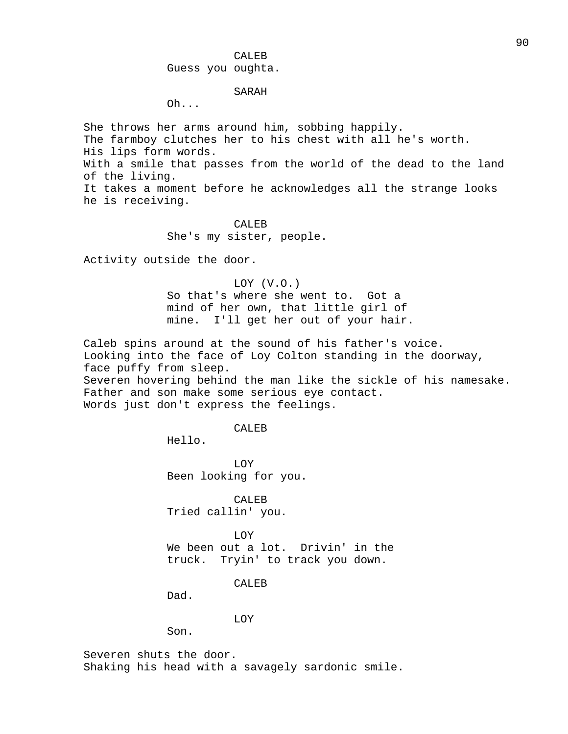CALEB
Guess you oughta.

SARAH
Oh...

She throws her arms around him, sobbing happily.
The farmboy clutches her to his chest with all he's worth.
His lips form words.
With a smile that passes from the world of the dead to the land of the living.
It takes a moment before he acknowledges all the strange looks he is receiving.

CALEB
She's my sister, people.

Activity outside the door.

LOY (V.O.)
So that's where she went to. Got a mind of her own, that little girl of mine. I'll get her out of your hair.

Caleb spins around at the sound of his father's voice.
Looking into the face of Loy Colton standing in the doorway, face puffy from sleep.
Severen hovering behind the man like the sickle of his namesake.
Father and son make some serious eye contact.
Words just don't express the feelings.

CALEB
Hello.

LOY
Been looking for you.

CALEB
Tried callin' you.

LOY
We been out a lot. Drivin' in the truck. Tryin' to track you down.

CALEB
Dad.

LOY
Son.

Severen shuts the door.
Shaking his head with a savagely sardonic smile.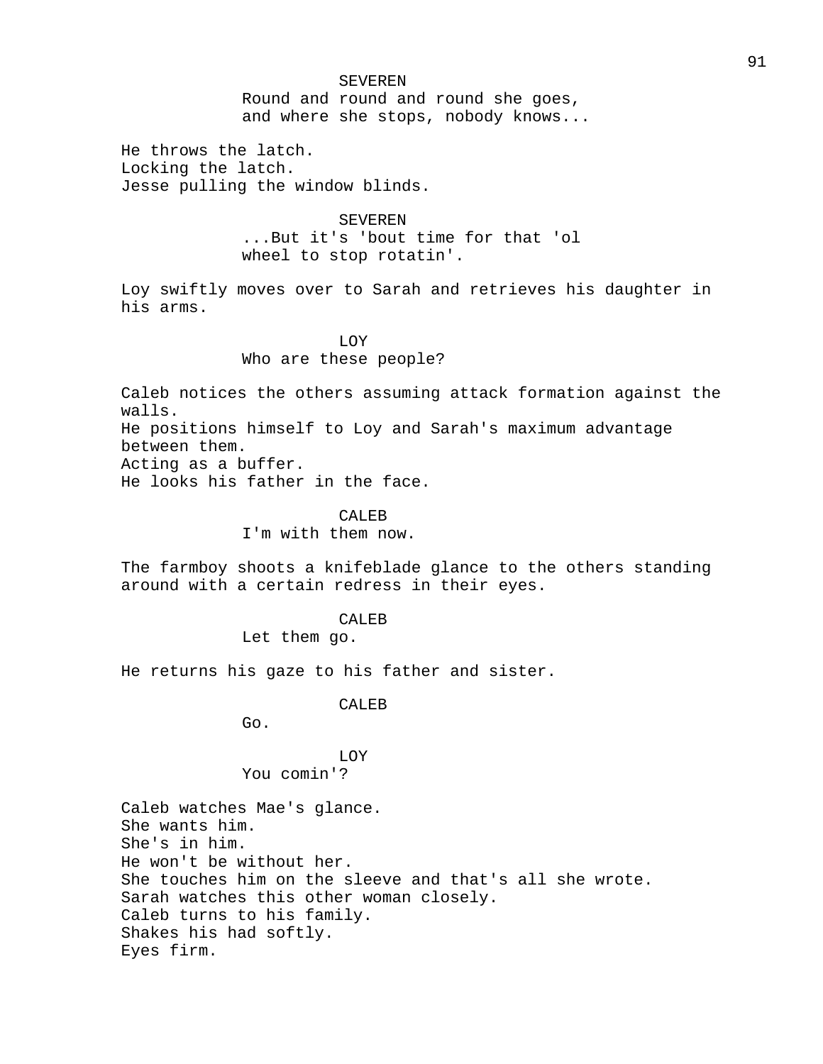SEVEREN
Round and round and round she goes,
and where she stops, nobody knows...

He throws the latch.
Locking the latch.
Jesse pulling the window blinds.

SEVEREN
...But it's 'bout time for that 'ol
wheel to stop rotatin'.

Loy swiftly moves over to Sarah and retrieves his daughter in his arms.

LOY
Who are these people?

Caleb notices the others assuming attack formation against the walls.
He positions himself to Loy and Sarah's maximum advantage between them.
Acting as a buffer.
He looks his father in the face.

CALEB
I'm with them now.

The farmboy shoots a knifeblade glance to the others standing around with a certain redress in their eyes.

CALEB
Let them go.

He returns his gaze to his father and sister.

CALEB
Go.

LOY
You comin'?

Caleb watches Mae's glance.
She wants him.
She's in him.
He won't be without her.
She touches him on the sleeve and that's all she wrote.
Sarah watches this other woman closely.
Caleb turns to his family.
Shakes his had softly.
Eyes firm.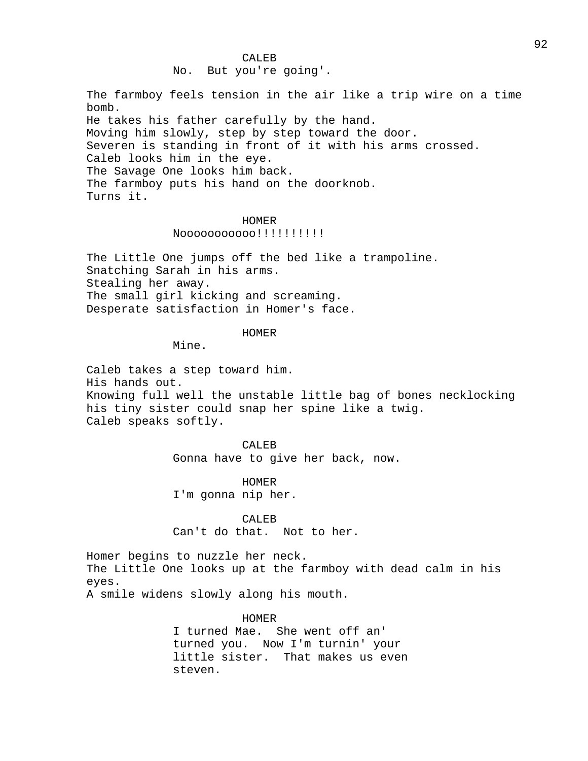CALEB

No.  But you're going'.

The farmboy feels tension in the air like a trip wire on a time bomb.
He takes his father carefully by the hand.
Moving him slowly, step by step toward the door.
Severen is standing in front of it with his arms crossed.
Caleb looks him in the eye.
The Savage One looks him back.
The farmboy puts his hand on the doorknob.
Turns it.

HOMER

Noooooooooooo!!!!!!!!!

The Little One jumps off the bed like a trampoline.
Snatching Sarah in his arms.
Stealing her away.
The small girl kicking and screaming.
Desperate satisfaction in Homer's face.

HOMER

Mine.

Caleb takes a step toward him.
His hands out.
Knowing full well the unstable little bag of bones necklocking his tiny sister could snap her spine like a twig.
Caleb speaks softly.

CALEB

Gonna have to give her back, now.

HOMER

I'm gonna nip her.

CALEB

Can't do that.  Not to her.

Homer begins to nuzzle her neck.
The Little One looks up at the farmboy with dead calm in his eyes.
A smile widens slowly along his mouth.

HOMER

I turned Mae.  She went off an' turned you.  Now I'm turnin' your little sister.  That makes us even steven.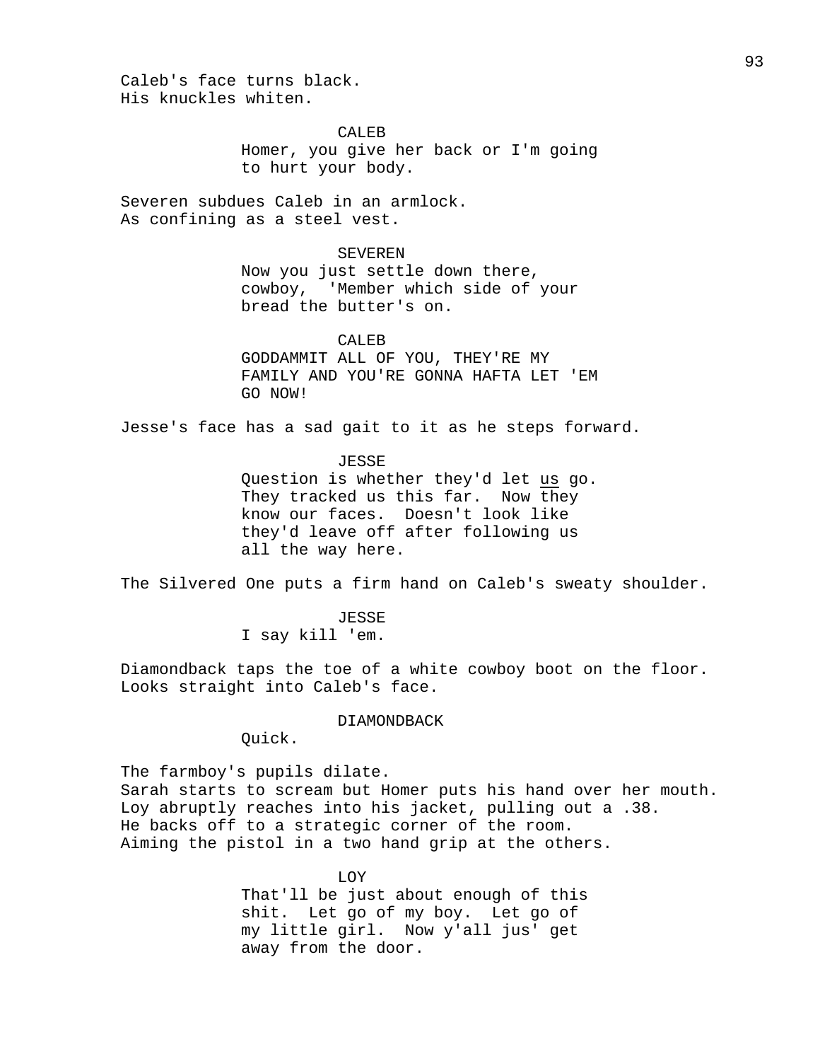Caleb's face turns black.
His knuckles whiten.

CALEB
Homer, you give her back or I'm going to hurt your body.

Severen subdues Caleb in an armlock.
As confining as a steel vest.

SEVEREN
Now you just settle down there, cowboy,  'Member which side of your bread the butter's on.

CALEB
GODDAMMIT ALL OF YOU, THEY'RE MY FAMILY AND YOU'RE GONNA HAFTA LET 'EM GO NOW!

Jesse's face has a sad gait to it as he steps forward.

JESSE
Question is whether they'd let <u>us</u> go. They tracked us this far.  Now <u>they</u> know our faces.  Doesn't look like they'd leave off after following us all the way here.

The Silvered One puts a firm hand on Caleb's sweaty shoulder.

JESSE
I say kill 'em.

Diamondback taps the toe of a white cowboy boot on the floor.
Looks straight into Caleb's face.

DIAMONDBACK
Quick.

The farmboy's pupils dilate.
Sarah starts to scream but Homer puts his hand over her mouth.
Loy abruptly reaches into his jacket, pulling out a .38.
He backs off to a strategic corner of the room.
Aiming the pistol in a two hand grip at the others.

LOY
That'll be just about enough of this shit.  Let go of my boy.  Let go of my little girl.  Now y'all jus' get away from the door.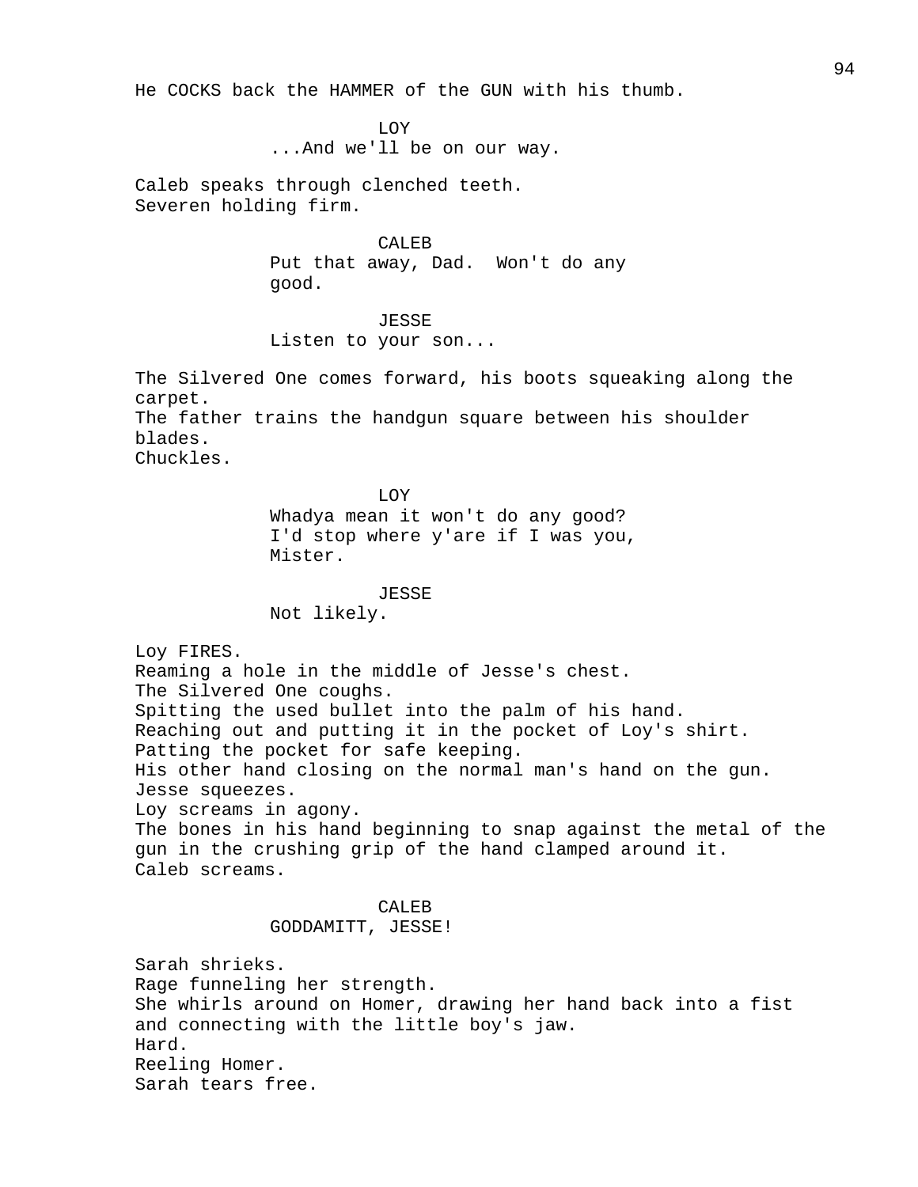He COCKS back the HAMMER of the GUN with his thumb.

LOY
...And we'll be on our way.

Caleb speaks through clenched teeth.
Severen holding firm.

CALEB
Put that away, Dad. Won't do any good.

JESSE
Listen to your son...

The Silvered One comes forward, his boots squeaking along the carpet.
The father trains the handgun square between his shoulder blades.
Chuckles.

LOY
Whadya mean it won't do any good? I'd stop where y'are if I was you, Mister.

JESSE
Not likely.

Loy FIRES.
Reaming a hole in the middle of Jesse's chest.
The Silvered One coughs.
Spitting the used bullet into the palm of his hand.
Reaching out and putting it in the pocket of Loy's shirt.
Patting the pocket for safe keeping.
His other hand closing on the normal man's hand on the gun.
Jesse squeezes.
Loy screams in agony.
The bones in his hand beginning to snap against the metal of the gun in the crushing grip of the hand clamped around it.
Caleb screams.

CALEB
GODDAMITT, JESSE!

Sarah shrieks.
Rage funneling her strength.
She whirls around on Homer, drawing her hand back into a fist and connecting with the little boy's jaw.
Hard.
Reeling Homer.
Sarah tears free.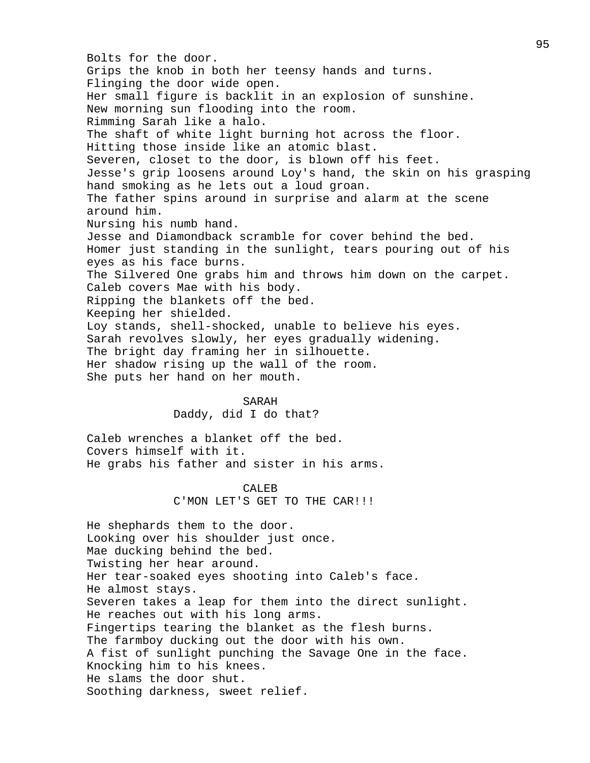Bolts for the door.
Grips the knob in both her teensy hands and turns.
Flinging the door wide open.
Her small figure is backlit in an explosion of sunshine.
New morning sun flooding into the room.
Rimming Sarah like a halo.
The shaft of white light burning hot across the floor.
Hitting those inside like an atomic blast.
Severen, closet to the door, is blown off his feet.
Jesse's grip loosens around Loy's hand, the skin on his grasping hand smoking as he lets out a loud groan.
The father spins around in surprise and alarm at the scene around him.
Nursing his numb hand.
Jesse and Diamondback scramble for cover behind the bed.
Homer just standing in the sunlight, tears pouring out of his eyes as his face burns.
The Silvered One grabs him and throws him down on the carpet.
Caleb covers Mae with his body.
Ripping the blankets off the bed.
Keeping her shielded.
Loy stands, shell-shocked, unable to believe his eyes.
Sarah revolves slowly, her eyes gradually widening.
The bright day framing her in silhouette.
Her shadow rising up the wall of the room.
She puts her hand on her mouth.

SARAH
Daddy, did I do that?

Caleb wrenches a blanket off the bed.
Covers himself with it.
He grabs his father and sister in his arms.

CALEB
C'MON LET'S GET TO THE CAR!!!

He shephards them to the door.
Looking over his shoulder just once.
Mae ducking behind the bed.
Twisting her hear around.
Her tear-soaked eyes shooting into Caleb's face.
He almost stays.
Severen takes a leap for them into the direct sunlight.
He reaches out with his long arms.
Fingertips tearing the blanket as the flesh burns.
The farmboy ducking out the door with his own.
A fist of sunlight punching the Savage One in the face.
Knocking him to his knees.
He slams the door shut.
Soothing darkness, sweet relief.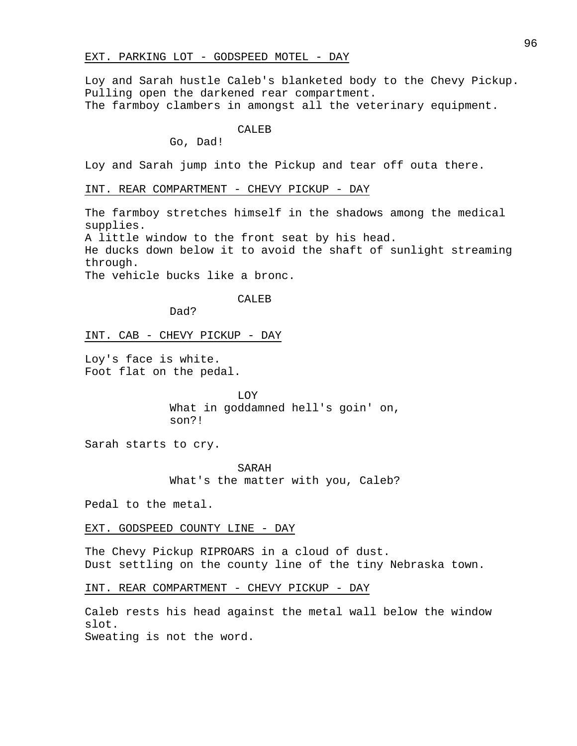EXT. PARKING LOT - GODSPEED MOTEL - DAY

Loy and Sarah hustle Caleb's blanketed body to the Chevy Pickup.
Pulling open the darkened rear compartment.
The farmboy clambers in amongst all the veterinary equipment.

CALEB
Go, Dad!

Loy and Sarah jump into the Pickup and tear off outa there.

INT. REAR COMPARTMENT - CHEVY PICKUP - DAY

The farmboy stretches himself in the shadows among the medical supplies.
A little window to the front seat by his head.
He ducks down below it to avoid the shaft of sunlight streaming through.
The vehicle bucks like a bronc.

CALEB
Dad?

INT. CAB - CHEVY PICKUP - DAY

Loy's face is white.
Foot flat on the pedal.

LOY
What in goddamned hell's goin' on, son?!

Sarah starts to cry.

SARAH
What's the matter with you, Caleb?

Pedal to the metal.

EXT. GODSPEED COUNTY LINE - DAY

The Chevy Pickup RIPROARS in a cloud of dust.
Dust settling on the county line of the tiny Nebraska town.

INT. REAR COMPARTMENT - CHEVY PICKUP - DAY

Caleb rests his head against the metal wall below the window slot.
Sweating is not the word.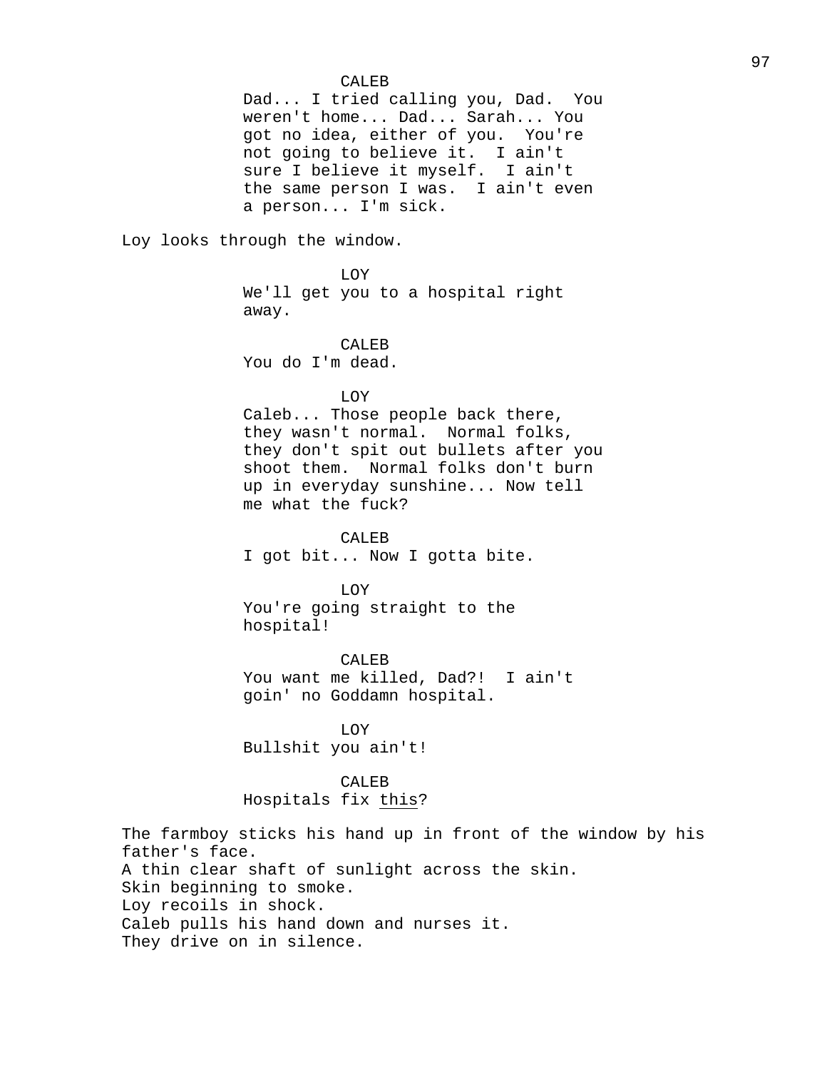CALEB
Dad... I tried calling you, Dad. You weren't home... Dad... Sarah... You got no idea, either of you. You're not going to believe it. I ain't sure I believe it myself. I ain't the same person I was. I ain't even a person... I'm sick.

Loy looks through the window.

LOY
We'll get you to a hospital right away.

CALEB
You do I'm dead.

LOY
Caleb... Those people back there, they wasn't normal. Normal folks, they don't spit out bullets after you shoot them. Normal folks don't burn up in everyday sunshine... Now tell me what the fuck?

CALEB
I got bit... Now I gotta bite.

LOY
You're going straight to the hospital!

CALEB
You want me killed, Dad?! I ain't goin' no Goddamn hospital.

LOY
Bullshit you ain't!

CALEB
Hospitals fix <u>this</u>?

The farmboy sticks his hand up in front of the window by his father's face.
A thin clear shaft of sunlight across the skin.
Skin beginning to smoke.
Loy recoils in shock.
Caleb pulls his hand down and nurses it.
They drive on in silence.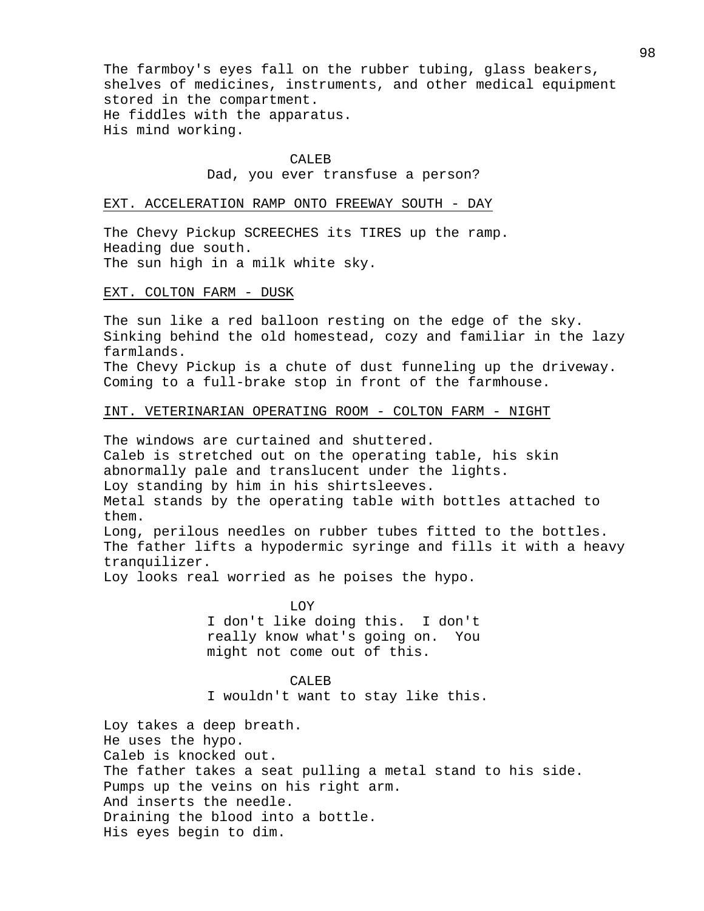The farmboy's eyes fall on the rubber tubing, glass beakers, shelves of medicines, instruments, and other medical equipment stored in the compartment.
He fiddles with the apparatus.
His mind working.

CALEB
Dad, you ever transfuse a person?

EXT. ACCELERATION RAMP ONTO FREEWAY SOUTH - DAY

The Chevy Pickup SCREECHES its TIRES up the ramp.
Heading due south.
The sun high in a milk white sky.

EXT. COLTON FARM - DUSK

The sun like a red balloon resting on the edge of the sky.
Sinking behind the old homestead, cozy and familiar in the lazy farmlands.
The Chevy Pickup is a chute of dust funneling up the driveway.
Coming to a full-brake stop in front of the farmhouse.

INT. VETERINARIAN OPERATING ROOM - COLTON FARM - NIGHT

The windows are curtained and shuttered.
Caleb is stretched out on the operating table, his skin abnormally pale and translucent under the lights.
Loy standing by him in his shirtsleeves.
Metal stands by the operating table with bottles attached to them.
Long, perilous needles on rubber tubes fitted to the bottles.
The father lifts a hypodermic syringe and fills it with a heavy tranquilizer.
Loy looks real worried as he poises the hypo.

LOY
I don't like doing this. I don't really know what's going on. You might not come out of this.

CALEB
I wouldn't want to stay like this.

Loy takes a deep breath.
He uses the hypo.
Caleb is knocked out.
The father takes a seat pulling a metal stand to his side.
Pumps up the veins on his right arm.
And inserts the needle.
Draining the blood into a bottle.
His eyes begin to dim.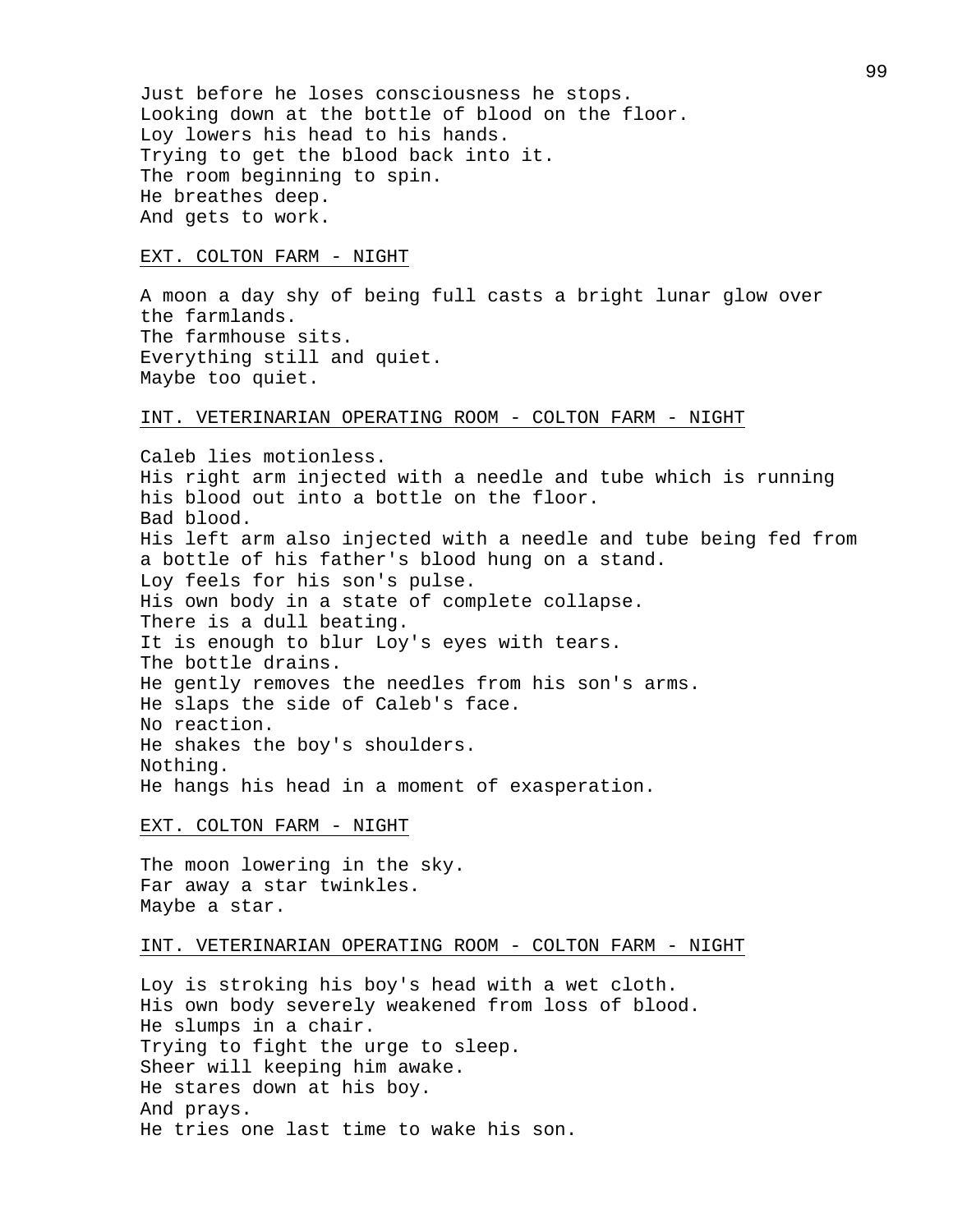Just before he loses consciousness he stops.
Looking down at the bottle of blood on the floor.
Loy lowers his head to his hands.
Trying to get the blood back into it.
The room beginning to spin.
He breathes deep.
And gets to work.

EXT. COLTON FARM - NIGHT

A moon a day shy of being full casts a bright lunar glow over the farmlands.
The farmhouse sits.
Everything still and quiet.
Maybe too quiet.

INT. VETERINARIAN OPERATING ROOM - COLTON FARM - NIGHT

Caleb lies motionless.
His right arm injected with a needle and tube which is running his blood out into a bottle on the floor.
Bad blood.
His left arm also injected with a needle and tube being fed from a bottle of his father's blood hung on a stand.
Loy feels for his son's pulse.
His own body in a state of complete collapse.
There is a dull beating.
It is enough to blur Loy's eyes with tears.
The bottle drains.
He gently removes the needles from his son's arms.
He slaps the side of Caleb's face.
No reaction.
He shakes the boy's shoulders.
Nothing.
He hangs his head in a moment of exasperation.

EXT. COLTON FARM - NIGHT

The moon lowering in the sky.
Far away a star twinkles.
Maybe a star.

INT. VETERINARIAN OPERATING ROOM - COLTON FARM - NIGHT

Loy is stroking his boy's head with a wet cloth.
His own body severely weakened from loss of blood.
He slumps in a chair.
Trying to fight the urge to sleep.
Sheer will keeping him awake.
He stares down at his boy.
And prays.
He tries one last time to wake his son.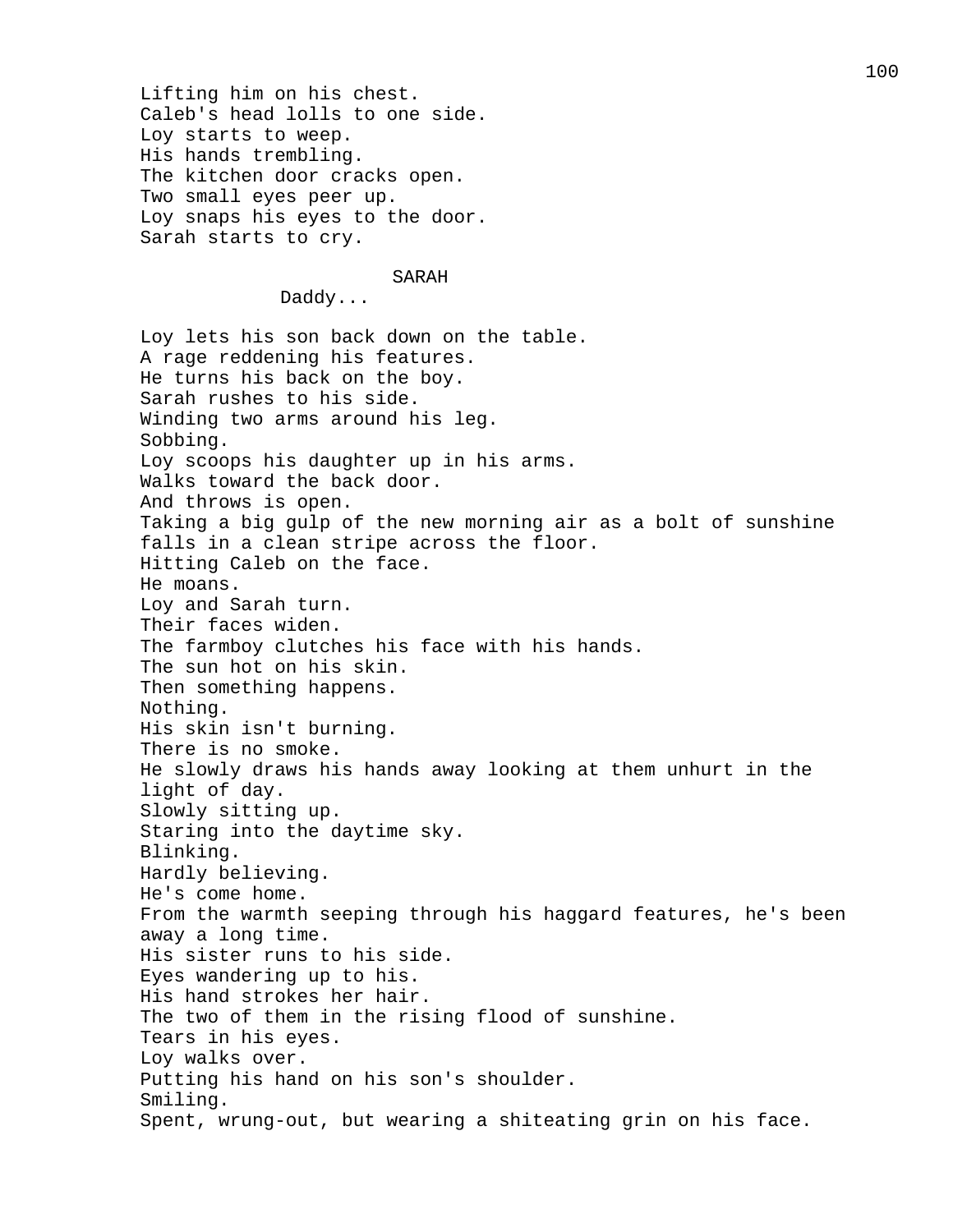Lifting him on his chest.
Caleb's head lolls to one side.
Loy starts to weep.
His hands trembling.
The kitchen door cracks open.
Two small eyes peer up.
Loy snaps his eyes to the door.
Sarah starts to cry.

SARAH
Daddy...

Loy lets his son back down on the table.
A rage reddening his features.
He turns his back on the boy.
Sarah rushes to his side.
Winding two arms around his leg.
Sobbing.
Loy scoops his daughter up in his arms.
Walks toward the back door.
And throws is open.
Taking a big gulp of the new morning air as a bolt of sunshine falls in a clean stripe across the floor.
Hitting Caleb on the face.
He moans.
Loy and Sarah turn.
Their faces widen.
The farmboy clutches his face with his hands.
The sun hot on his skin.
Then something happens.
Nothing.
His skin isn't burning.
There is no smoke.
He slowly draws his hands away looking at them unhurt in the light of day.
Slowly sitting up.
Staring into the daytime sky.
Blinking.
Hardly believing.
He's come home.
From the warmth seeping through his haggard features, he's been away a long time.
His sister runs to his side.
Eyes wandering up to his.
His hand strokes her hair.
The two of them in the rising flood of sunshine.
Tears in his eyes.
Loy walks over.
Putting his hand on his son's shoulder.
Smiling.
Spent, wrung-out, but wearing a shiteating grin on his face.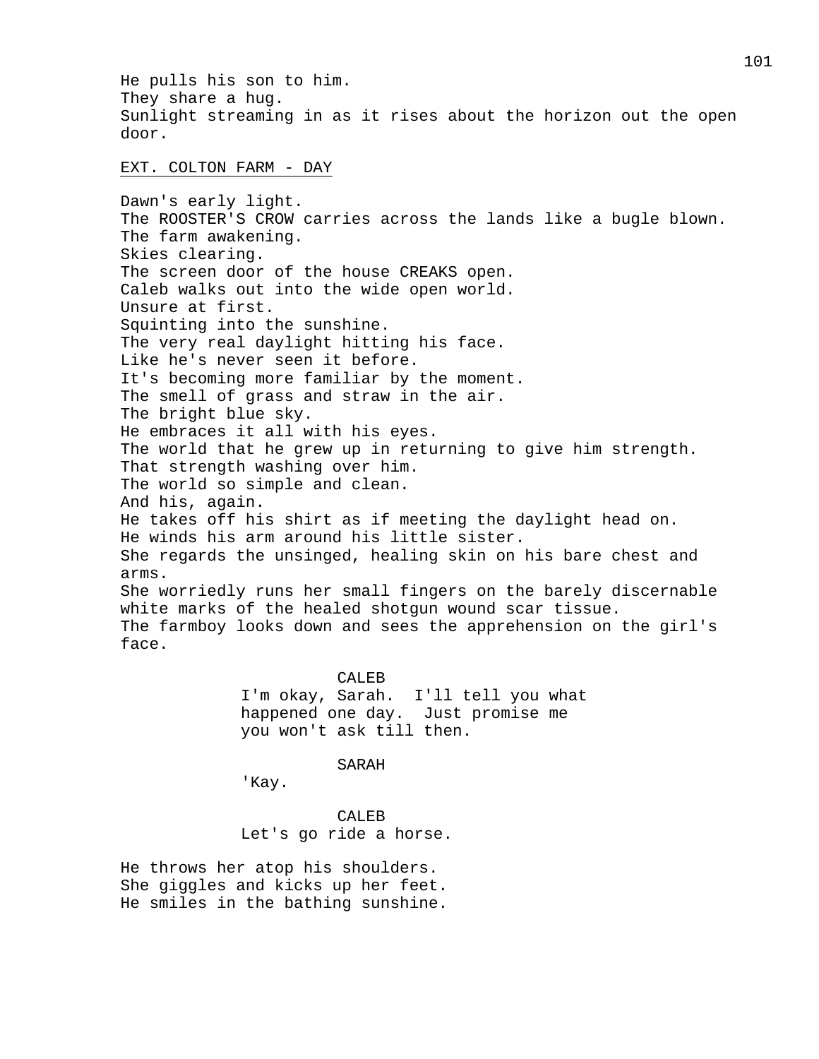He pulls his son to him.
They share a hug.
Sunlight streaming in as it rises about the horizon out the open door.

EXT. COLTON FARM - DAY

Dawn's early light.
The ROOSTER'S CROW carries across the lands like a bugle blown.
The farm awakening.
Skies clearing.
The screen door of the house CREAKS open.
Caleb walks out into the wide open world.
Unsure at first.
Squinting into the sunshine.
The very real daylight hitting his face.
Like he's never seen it before.
It's becoming more familiar by the moment.
The smell of grass and straw in the air.
The bright blue sky.
He embraces it all with his eyes.
The world that he grew up in returning to give him strength.
That strength washing over him.
The world so simple and clean.
And his, again.
He takes off his shirt as if meeting the daylight head on.
He winds his arm around his little sister.
She regards the unsinged, healing skin on his bare chest and arms.
She worriedly runs her small fingers on the barely discernable white marks of the healed shotgun wound scar tissue.
The farmboy looks down and sees the apprehension on the girl's face.

CALEB
I'm okay, Sarah. I'll tell you what happened one day. Just promise me you won't ask till then.

SARAH
'Kay.

CALEB
Let's go ride a horse.

He throws her atop his shoulders.
She giggles and kicks up her feet.
He smiles in the bathing sunshine.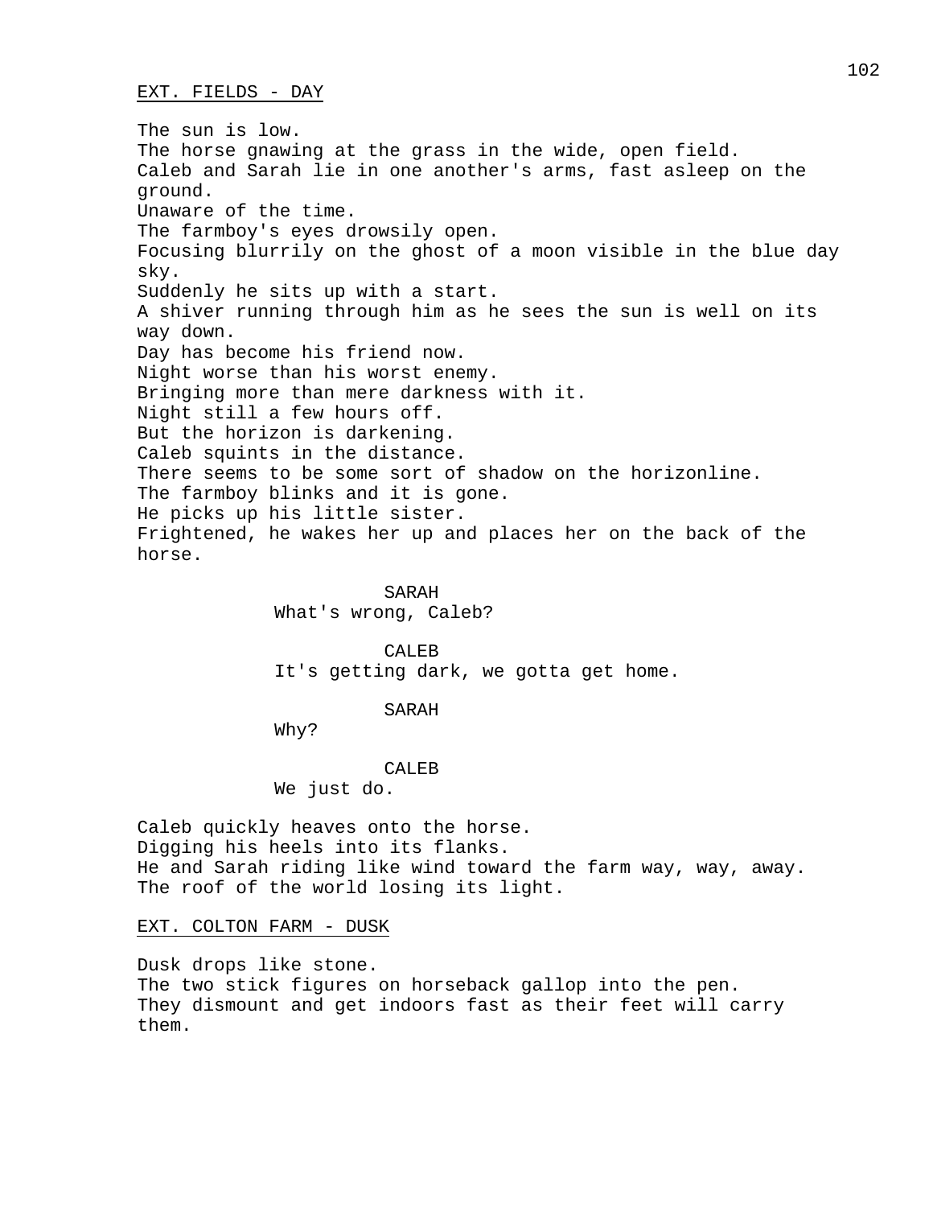EXT. FIELDS - DAY

The sun is low.
The horse gnawing at the grass in the wide, open field.
Caleb and Sarah lie in one another's arms, fast asleep on the ground.
Unaware of the time.
The farmboy's eyes drowsily open.
Focusing blurrily on the ghost of a moon visible in the blue day sky.
Suddenly he sits up with a start.
A shiver running through him as he sees the sun is well on its way down.
Day has become his friend now.
Night worse than his worst enemy.
Bringing more than mere darkness with it.
Night still a few hours off.
But the horizon is darkening.
Caleb squints in the distance.
There seems to be some sort of shadow on the horizonline.
The farmboy blinks and it is gone.
He picks up his little sister.
Frightened, he wakes her up and places her on the back of the horse.

SARAH
What's wrong, Caleb?

CALEB
It's getting dark, we gotta get home.

SARAH
Why?

CALEB
We just do.

Caleb quickly heaves onto the horse.
Digging his heels into its flanks.
He and Sarah riding like wind toward the farm way, way, away.
The roof of the world losing its light.

EXT. COLTON FARM - DUSK

Dusk drops like stone.
The two stick figures on horseback gallop into the pen.
They dismount and get indoors fast as their feet will carry them.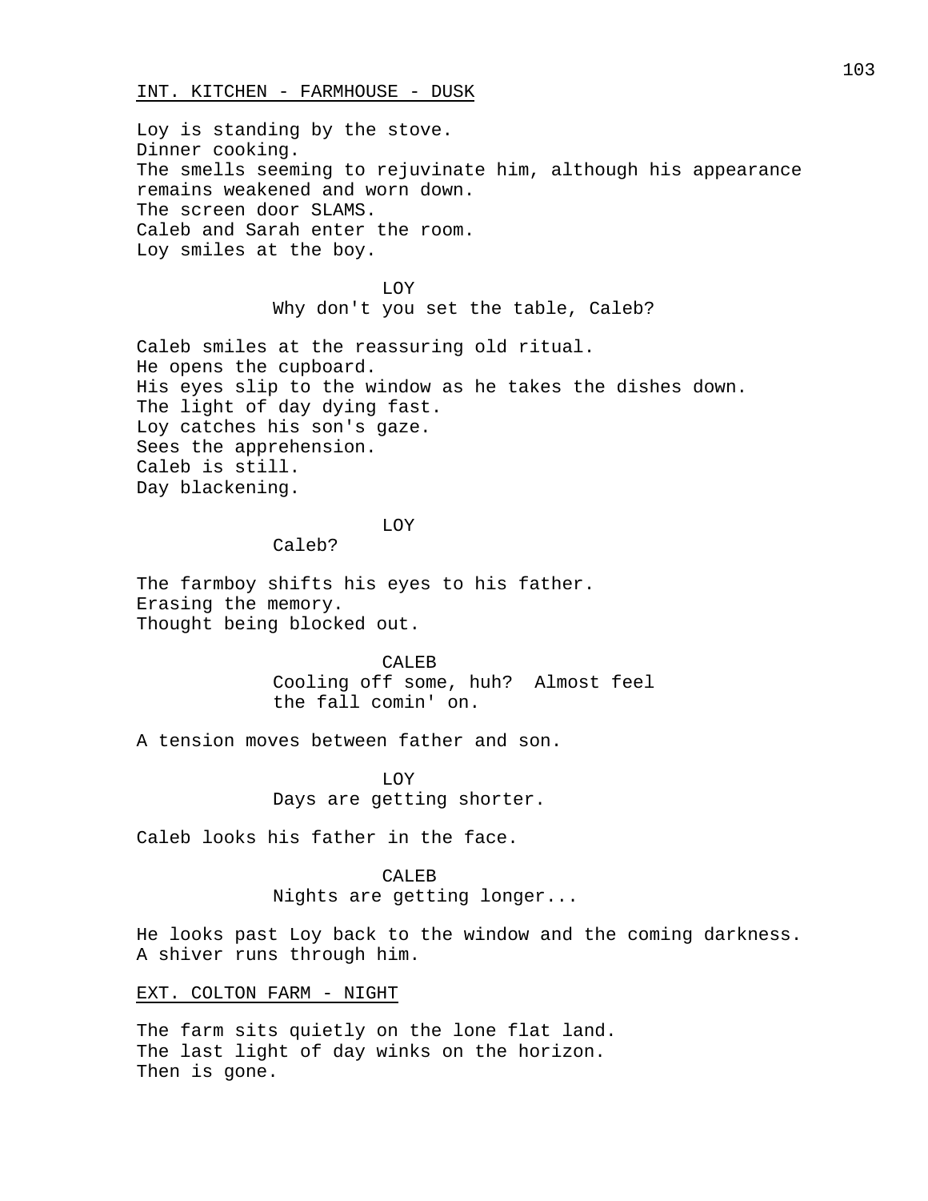INT. KITCHEN - FARMHOUSE - DUSK

Loy is standing by the stove.
Dinner cooking.
The smells seeming to rejuvinate him, although his appearance remains weakened and worn down.
The screen door SLAMS.
Caleb and Sarah enter the room.
Loy smiles at the boy.

LOY
Why don't you set the table, Caleb?

Caleb smiles at the reassuring old ritual.
He opens the cupboard.
His eyes slip to the window as he takes the dishes down.
The light of day dying fast.
Loy catches his son's gaze.
Sees the apprehension.
Caleb is still.
Day blackening.

LOY
Caleb?

The farmboy shifts his eyes to his father.
Erasing the memory.
Thought being blocked out.

CALEB
Cooling off some, huh? Almost feel the fall comin' on.

A tension moves between father and son.

LOY
Days are getting shorter.

Caleb looks his father in the face.

CALEB
Nights are getting longer...

He looks past Loy back to the window and the coming darkness.
A shiver runs through him.

EXT. COLTON FARM - NIGHT

The farm sits quietly on the lone flat land.
The last light of day winks on the horizon.
Then is gone.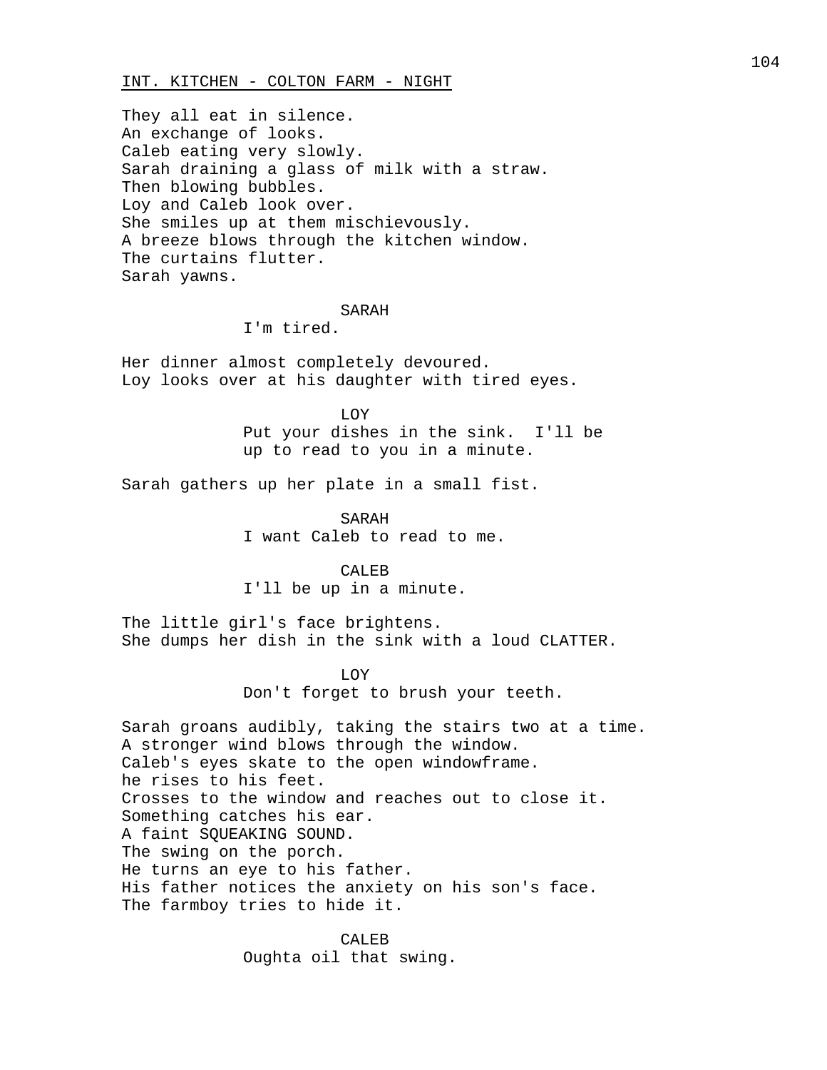INT. KITCHEN - COLTON FARM - NIGHT

They all eat in silence.
An exchange of looks.
Caleb eating very slowly.
Sarah draining a glass of milk with a straw.
Then blowing bubbles.
Loy and Caleb look over.
She smiles up at them mischievously.
A breeze blows through the kitchen window.
The curtains flutter.
Sarah yawns.

SARAH
I'm tired.

Her dinner almost completely devoured.
Loy looks over at his daughter with tired eyes.

LOY
Put your dishes in the sink. I'll be up to read to you in a minute.

Sarah gathers up her plate in a small fist.

SARAH
I want Caleb to read to me.

CALEB
I'll be up in a minute.

The little girl's face brightens.
She dumps her dish in the sink with a loud CLATTER.

LOY
Don't forget to brush your teeth.

Sarah groans audibly, taking the stairs two at a time.
A stronger wind blows through the window.
Caleb's eyes skate to the open windowframe.
he rises to his feet.
Crosses to the window and reaches out to close it.
Something catches his ear.
A faint SQUEAKING SOUND.
The swing on the porch.
He turns an eye to his father.
His father notices the anxiety on his son's face.
The farmboy tries to hide it.

CALEB
Oughta oil that swing.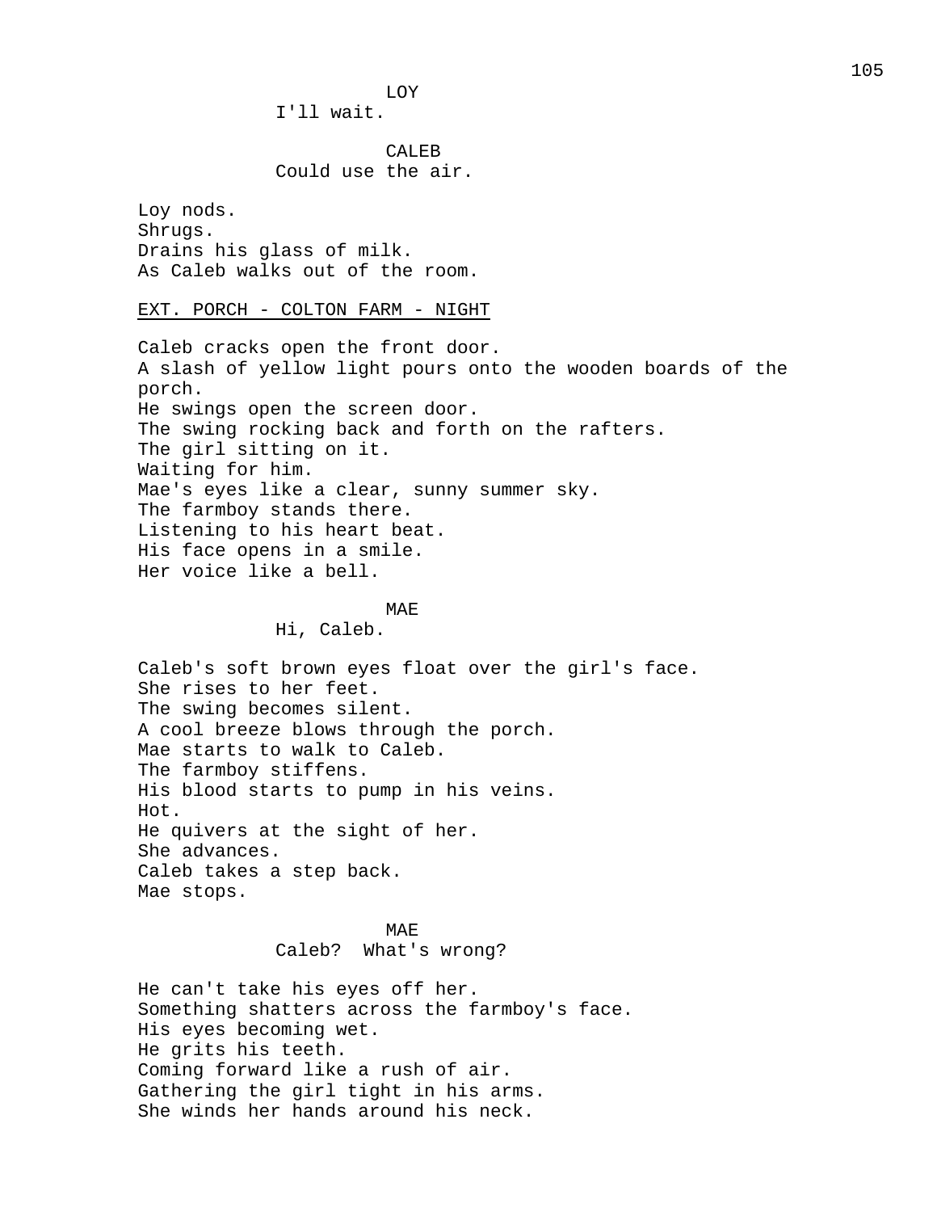LOY
I'll wait.

CALEB
Could use the air.

Loy nods.
Shrugs.
Drains his glass of milk.
As Caleb walks out of the room.

EXT. PORCH - COLTON FARM - NIGHT

Caleb cracks open the front door.
A slash of yellow light pours onto the wooden boards of the porch.
He swings open the screen door.
The swing rocking back and forth on the rafters.
The girl sitting on it.
Waiting for him.
Mae's eyes like a clear, sunny summer sky.
The farmboy stands there.
Listening to his heart beat.
His face opens in a smile.
Her voice like a bell.

MAE
Hi, Caleb.

Caleb's soft brown eyes float over the girl's face.
She rises to her feet.
The swing becomes silent.
A cool breeze blows through the porch.
Mae starts to walk to Caleb.
The farmboy stiffens.
His blood starts to pump in his veins.
Hot.
He quivers at the sight of her.
She advances.
Caleb takes a step back.
Mae stops.

MAE
Caleb? What's wrong?

He can't take his eyes off her.
Something shatters across the farmboy's face.
His eyes becoming wet.
He grits his teeth.
Coming forward like a rush of air.
Gathering the girl tight in his arms.
She winds her hands around his neck.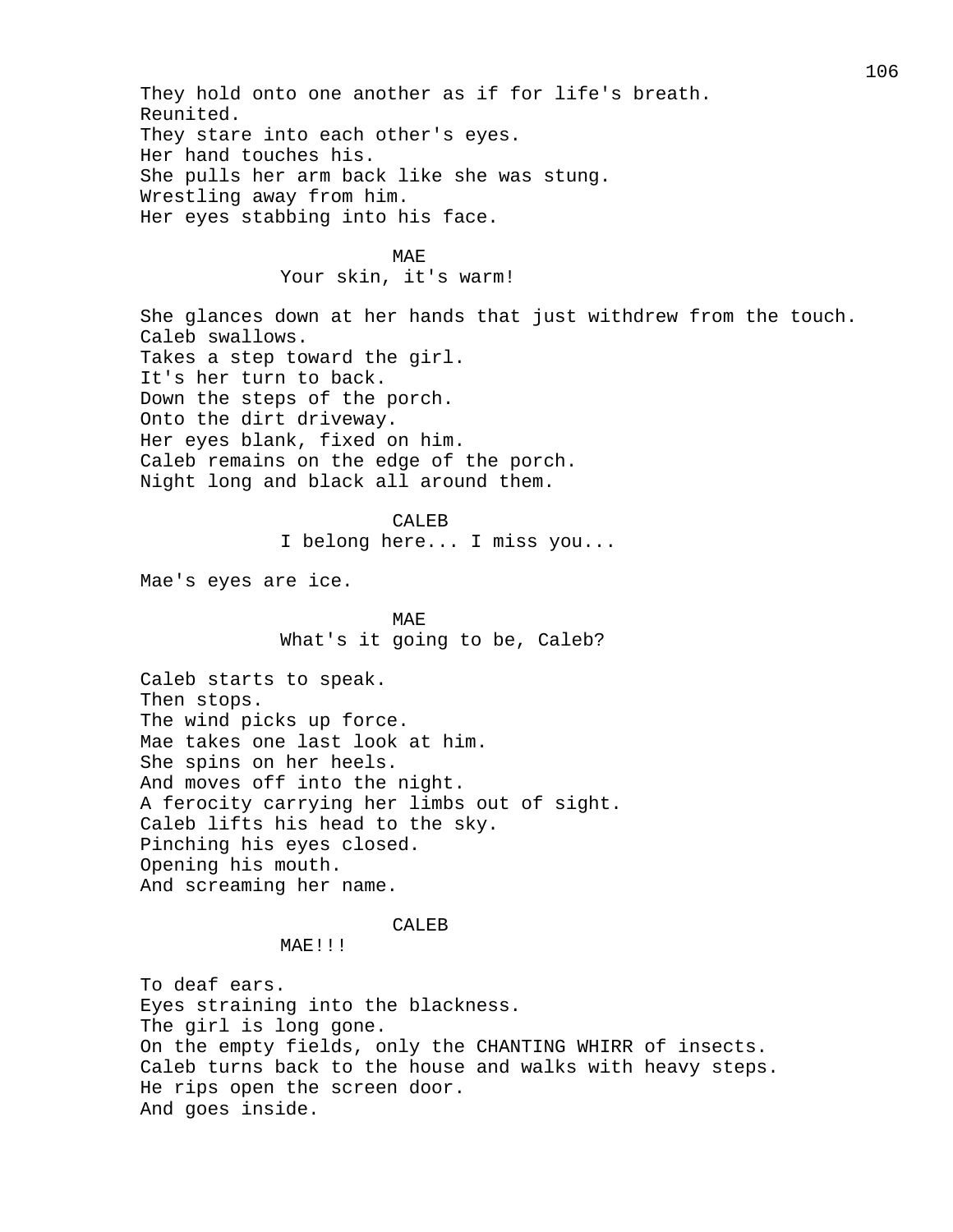They hold onto one another as if for life's breath.
Reunited.
They stare into each other's eyes.
Her hand touches his.
She pulls her arm back like she was stung.
Wrestling away from him.
Her eyes stabbing into his face.

MAE
Your skin, it's warm!

She glances down at her hands that just withdrew from the touch.
Caleb swallows.
Takes a step toward the girl.
It's her turn to back.
Down the steps of the porch.
Onto the dirt driveway.
Her eyes blank, fixed on him.
Caleb remains on the edge of the porch.
Night long and black all around them.

CALEB
I belong here... I miss you...

Mae's eyes are ice.

MAE
What's it going to be, Caleb?

Caleb starts to speak.
Then stops.
The wind picks up force.
Mae takes one last look at him.
She spins on her heels.
And moves off into the night.
A ferocity carrying her limbs out of sight.
Caleb lifts his head to the sky.
Pinching his eyes closed.
Opening his mouth.
And screaming her name.

CALEB
MAE!!!

To deaf ears.
Eyes straining into the blackness.
The girl is long gone.
On the empty fields, only the CHANTING WHIRR of insects.
Caleb turns back to the house and walks with heavy steps.
He rips open the screen door.
And goes inside.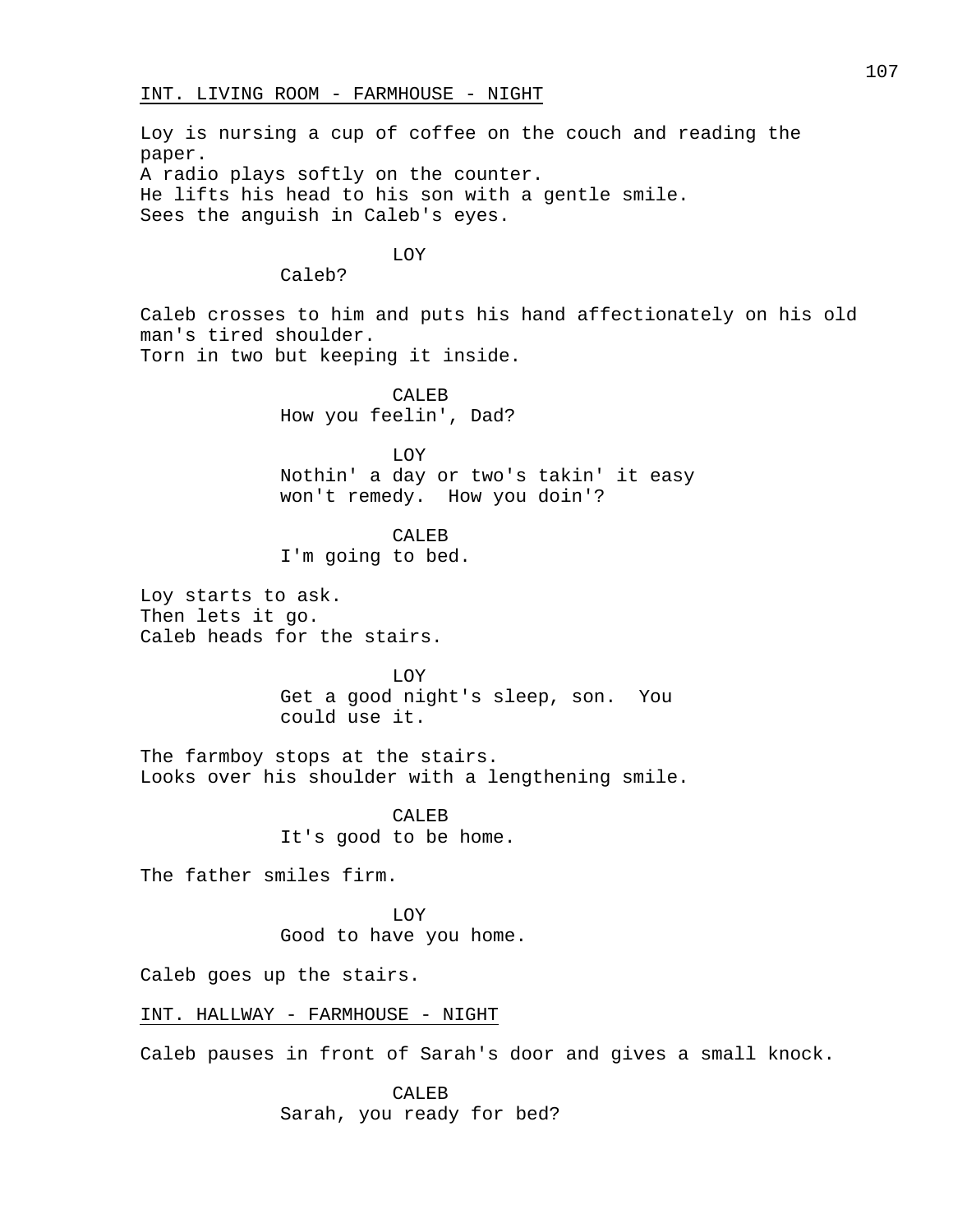INT. LIVING ROOM - FARMHOUSE - NIGHT

Loy is nursing a cup of coffee on the couch and reading the paper.
A radio plays softly on the counter.
He lifts his head to his son with a gentle smile.
Sees the anguish in Caleb's eyes.

LOY
Caleb?

Caleb crosses to him and puts his hand affectionately on his old man's tired shoulder.
Torn in two but keeping it inside.

CALEB
How you feelin', Dad?

LOY
Nothin' a day or two's takin' it easy won't remedy.  How you doin'?

CALEB
I'm going to bed.

Loy starts to ask.
Then lets it go.
Caleb heads for the stairs.

LOY
Get a good night's sleep, son.  You could use it.

The farmboy stops at the stairs.
Looks over his shoulder with a lengthening smile.

CALEB
It's good to be home.

The father smiles firm.

LOY
Good to have you home.

Caleb goes up the stairs.

INT. HALLWAY - FARMHOUSE - NIGHT

Caleb pauses in front of Sarah's door and gives a small knock.

CALEB
Sarah, you ready for bed?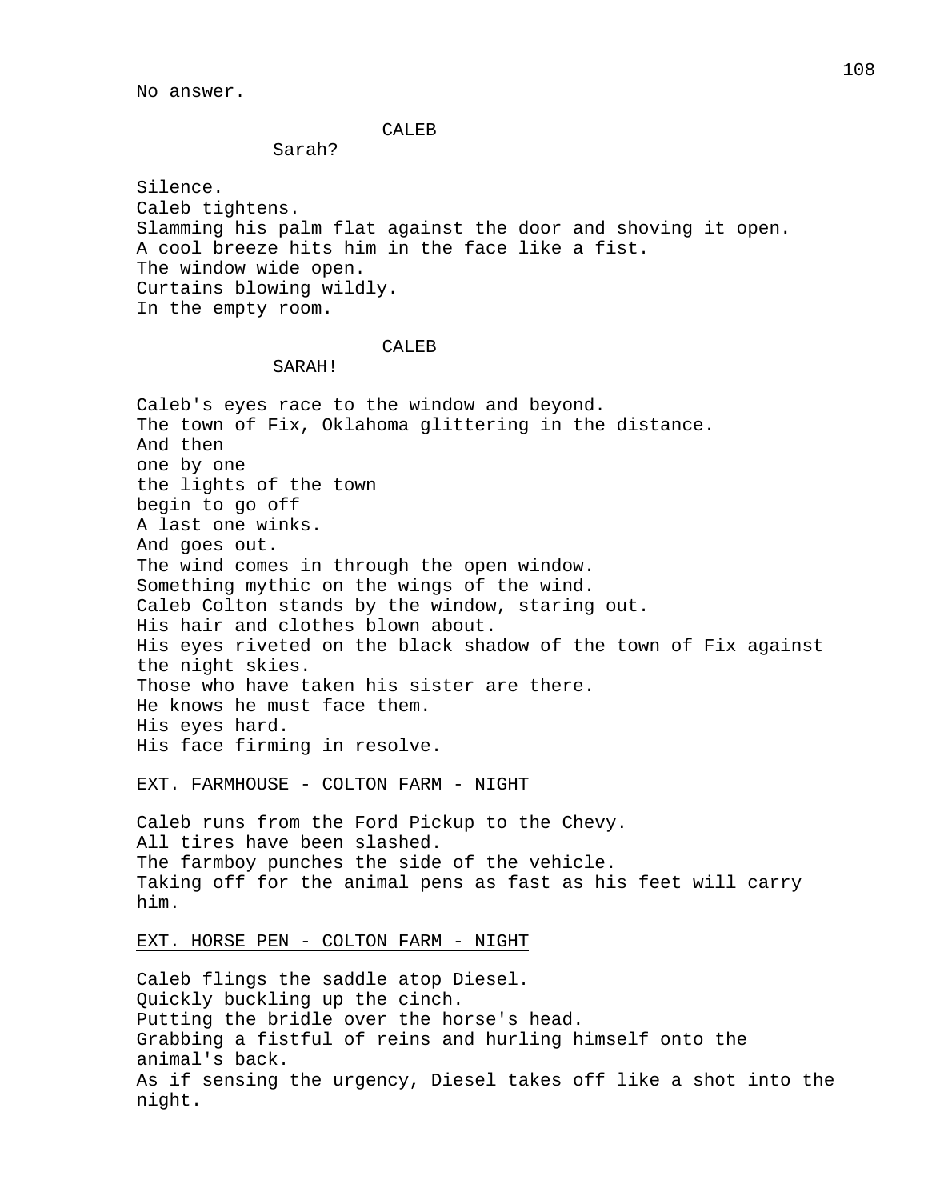No answer.

CALEB

Sarah?

Silence.
Caleb tightens.
Slamming his palm flat against the door and shoving it open.
A cool breeze hits him in the face like a fist.
The window wide open.
Curtains blowing wildly.
In the empty room.

CALEB

SARAH!

Caleb's eyes race to the window and beyond.
The town of Fix, Oklahoma glittering in the distance.
And then
one by one
the lights of the town
begin to go off
A last one winks.
And goes out.
The wind comes in through the open window.
Something mythic on the wings of the wind.
Caleb Colton stands by the window, staring out.
His hair and clothes blown about.
His eyes riveted on the black shadow of the town of Fix against the night skies.
Those who have taken his sister are there.
He knows he must face them.
His eyes hard.
His face firming in resolve.

EXT. FARMHOUSE - COLTON FARM - NIGHT

Caleb runs from the Ford Pickup to the Chevy.
All tires have been slashed.
The farmboy punches the side of the vehicle.
Taking off for the animal pens as fast as his feet will carry him.

EXT. HORSE PEN - COLTON FARM - NIGHT

Caleb flings the saddle atop Diesel.
Quickly buckling up the cinch.
Putting the bridle over the horse's head.
Grabbing a fistful of reins and hurling himself onto the animal's back.
As if sensing the urgency, Diesel takes off like a shot into the night.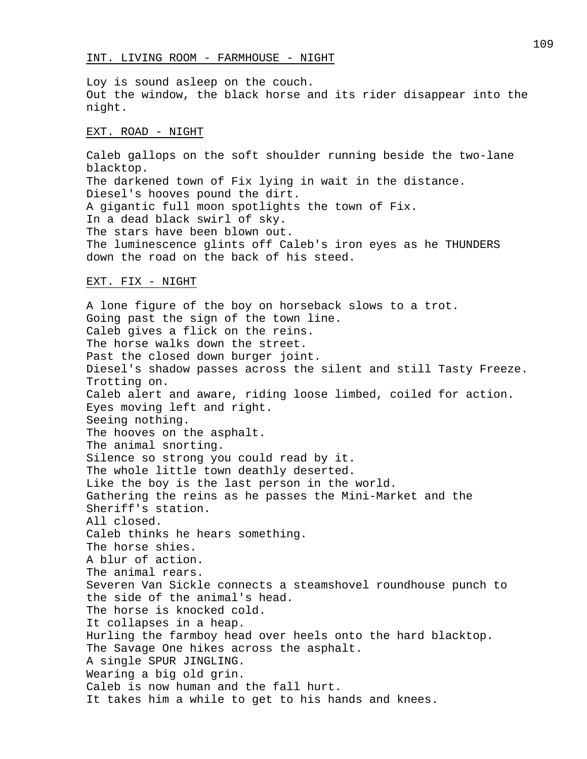INT. LIVING ROOM - FARMHOUSE - NIGHT

Loy is sound asleep on the couch.
Out the window, the black horse and its rider disappear into the night.

EXT. ROAD - NIGHT

Caleb gallops on the soft shoulder running beside the two-lane blacktop.
The darkened town of Fix lying in wait in the distance.
Diesel's hooves pound the dirt.
A gigantic full moon spotlights the town of Fix.
In a dead black swirl of sky.
The stars have been blown out.
The luminescence glints off Caleb's iron eyes as he THUNDERS down the road on the back of his steed.

EXT. FIX - NIGHT

A lone figure of the boy on horseback slows to a trot.
Going past the sign of the town line.
Caleb gives a flick on the reins.
The horse walks down the street.
Past the closed down burger joint.
Diesel's shadow passes across the silent and still Tasty Freeze.
Trotting on.
Caleb alert and aware, riding loose limbed, coiled for action.
Eyes moving left and right.
Seeing nothing.
The hooves on the asphalt.
The animal snorting.
Silence so strong you could read by it.
The whole little town deathly deserted.
Like the boy is the last person in the world.
Gathering the reins as he passes the Mini-Market and the Sheriff's station.
All closed.
Caleb thinks he hears something.
The horse shies.
A blur of action.
The animal rears.
Severen Van Sickle connects a steamshovel roundhouse punch to the side of the animal's head.
The horse is knocked cold.
It collapses in a heap.
Hurling the farmboy head over heels onto the hard blacktop.
The Savage One hikes across the asphalt.
A single SPUR JINGLING.
Wearing a big old grin.
Caleb is now human and the fall hurt.
It takes him a while to get to his hands and knees.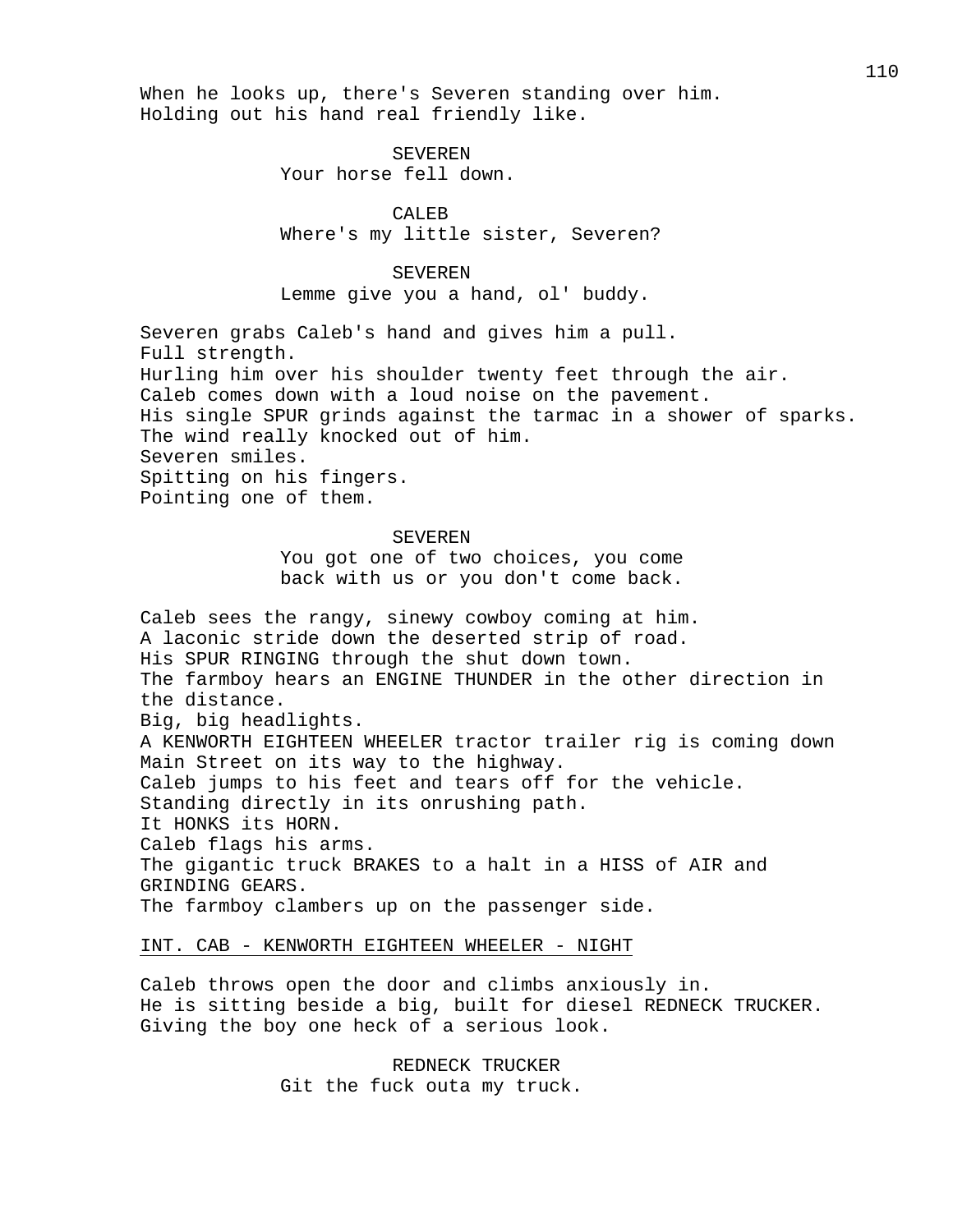When he looks up, there's Severen standing over him.
Holding out his hand real friendly like.

SEVEREN
Your horse fell down.

CALEB
Where's my little sister, Severen?

SEVEREN
Lemme give you a hand, ol' buddy.

Severen grabs Caleb's hand and gives him a pull.
Full strength.
Hurling him over his shoulder twenty feet through the air.
Caleb comes down with a loud noise on the pavement.
His single SPUR grinds against the tarmac in a shower of sparks.
The wind really knocked out of him.
Severen smiles.
Spitting on his fingers.
Pointing one of them.

SEVEREN
You got one of two choices, you come back with us or you don't come back.

Caleb sees the rangy, sinewy cowboy coming at him.
A laconic stride down the deserted strip of road.
His SPUR RINGING through the shut down town.
The farmboy hears an ENGINE THUNDER in the other direction in the distance.
Big, big headlights.
A KENWORTH EIGHTEEN WHEELER tractor trailer rig is coming down Main Street on its way to the highway.
Caleb jumps to his feet and tears off for the vehicle.
Standing directly in its onrushing path.
It HONKS its HORN.
Caleb flags his arms.
The gigantic truck BRAKES to a halt in a HISS of AIR and GRINDING GEARS.
The farmboy clambers up on the passenger side.

INT. CAB - KENWORTH EIGHTEEN WHEELER - NIGHT

Caleb throws open the door and climbs anxiously in.
He is sitting beside a big, built for diesel REDNECK TRUCKER.
Giving the boy one heck of a serious look.

REDNECK TRUCKER
Git the fuck outa my truck.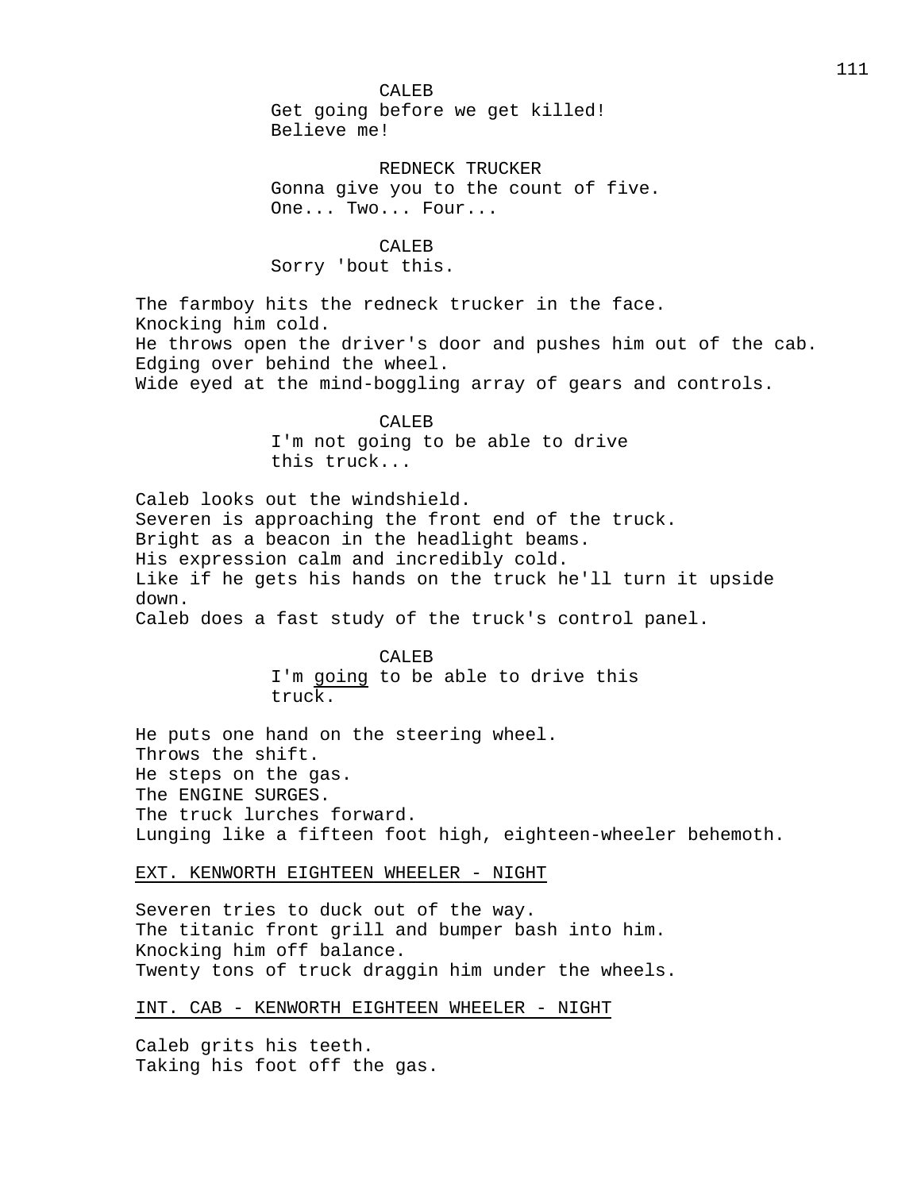CALEB
Get going before we get killed!
Believe me!

REDNECK TRUCKER
Gonna give you to the count of five.
One... Two... Four...

CALEB
Sorry 'bout this.

The farmboy hits the redneck trucker in the face.
Knocking him cold.
He throws open the driver's door and pushes him out of the cab.
Edging over behind the wheel.
Wide eyed at the mind-boggling array of gears and controls.

CALEB
I'm not going to be able to drive
this truck...

Caleb looks out the windshield.
Severen is approaching the front end of the truck.
Bright as a beacon in the headlight beams.
His expression calm and incredibly cold.
Like if he gets his hands on the truck he'll turn it upside
down.
Caleb does a fast study of the truck's control panel.

CALEB
I'm <u>going</u> to be able to drive this
truck.

He puts one hand on the steering wheel.
Throws the shift.
He steps on the gas.
The ENGINE SURGES.
The truck lurches forward.
Lunging like a fifteen foot high, eighteen-wheeler behemoth.

EXT. KENWORTH EIGHTEEN WHEELER - NIGHT

Severen tries to duck out of the way.
The titanic front grill and bumper bash into him.
Knocking him off balance.
Twenty tons of truck draggin him under the wheels.

INT. CAB - KENWORTH EIGHTEEN WHEELER - NIGHT

Caleb grits his teeth.
Taking his foot off the gas.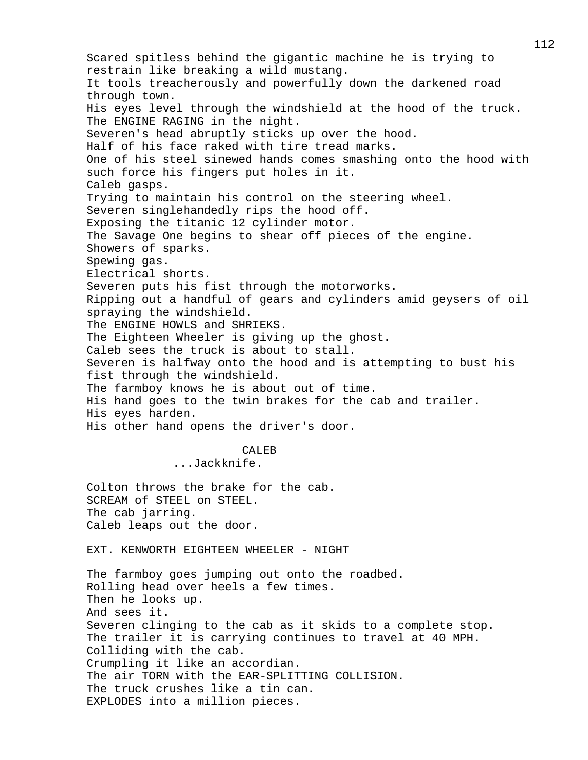Scared spitless behind the gigantic machine he is trying to restrain like breaking a wild mustang.
It tools treacherously and powerfully down the darkened road through town.
His eyes level through the windshield at the hood of the truck.
The ENGINE RAGING in the night.
Severen's head abruptly sticks up over the hood.
Half of his face raked with tire tread marks.
One of his steel sinewed hands comes smashing onto the hood with such force his fingers put holes in it.
Caleb gasps.
Trying to maintain his control on the steering wheel.
Severen singlehandedly rips the hood off.
Exposing the titanic 12 cylinder motor.
The Savage One begins to shear off pieces of the engine.
Showers of sparks.
Spewing gas.
Electrical shorts.
Severen puts his fist through the motorworks.
Ripping out a handful of gears and cylinders amid geysers of oil spraying the windshield.
The ENGINE HOWLS and SHRIEKS.
The Eighteen Wheeler is giving up the ghost.
Caleb sees the truck is about to stall.
Severen is halfway onto the hood and is attempting to bust his fist through the windshield.
The farmboy knows he is about out of time.
His hand goes to the twin brakes for the cab and trailer.
His eyes harden.
His other hand opens the driver's door.

CALEB
...Jackknife.

Colton throws the brake for the cab.
SCREAM of STEEL on STEEL.
The cab jarring.
Caleb leaps out the door.

EXT. KENWORTH EIGHTEEN WHEELER - NIGHT

The farmboy goes jumping out onto the roadbed.
Rolling head over heels a few times.
Then he looks up.
And sees it.
Severen clinging to the cab as it skids to a complete stop.
The trailer it is carrying continues to travel at 40 MPH.
Colliding with the cab.
Crumpling it like an accordian.
The air TORN with the EAR-SPLITTING COLLISION.
The truck crushes like a tin can.
EXPLODES into a million pieces.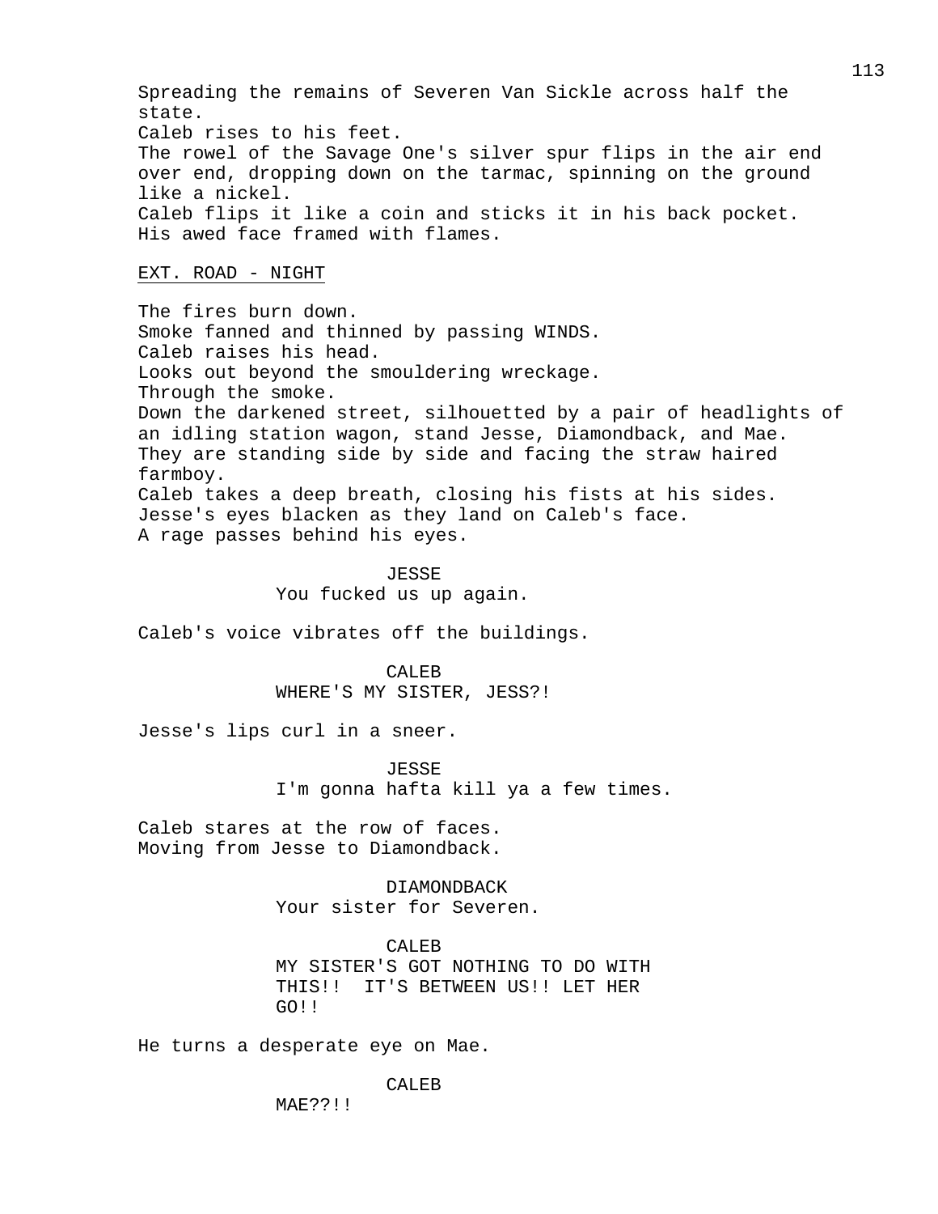Spreading the remains of Severen Van Sickle across half the state.
Caleb rises to his feet.
The rowel of the Savage One's silver spur flips in the air end over end, dropping down on the tarmac, spinning on the ground like a nickel.
Caleb flips it like a coin and sticks it in his back pocket.
His awed face framed with flames.

EXT. ROAD - NIGHT

The fires burn down.
Smoke fanned and thinned by passing WINDS.
Caleb raises his head.
Looks out beyond the smouldering wreckage.
Through the smoke.
Down the darkened street, silhouetted by a pair of headlights of an idling station wagon, stand Jesse, Diamondback, and Mae.
They are standing side by side and facing the straw haired farmboy.
Caleb takes a deep breath, closing his fists at his sides.
Jesse's eyes blacken as they land on Caleb's face.
A rage passes behind his eyes.

JESSE
You fucked us up again.

Caleb's voice vibrates off the buildings.

CALEB
WHERE'S MY SISTER, JESS?!

Jesse's lips curl in a sneer.

JESSE
I'm gonna hafta kill ya a few times.

Caleb stares at the row of faces.
Moving from Jesse to Diamondback.

DIAMONDBACK
Your sister for Severen.

CALEB
MY SISTER'S GOT NOTHING TO DO WITH THIS!! IT'S BETWEEN US!! LET HER GO!!

He turns a desperate eye on Mae.

CALEB
MAE??!!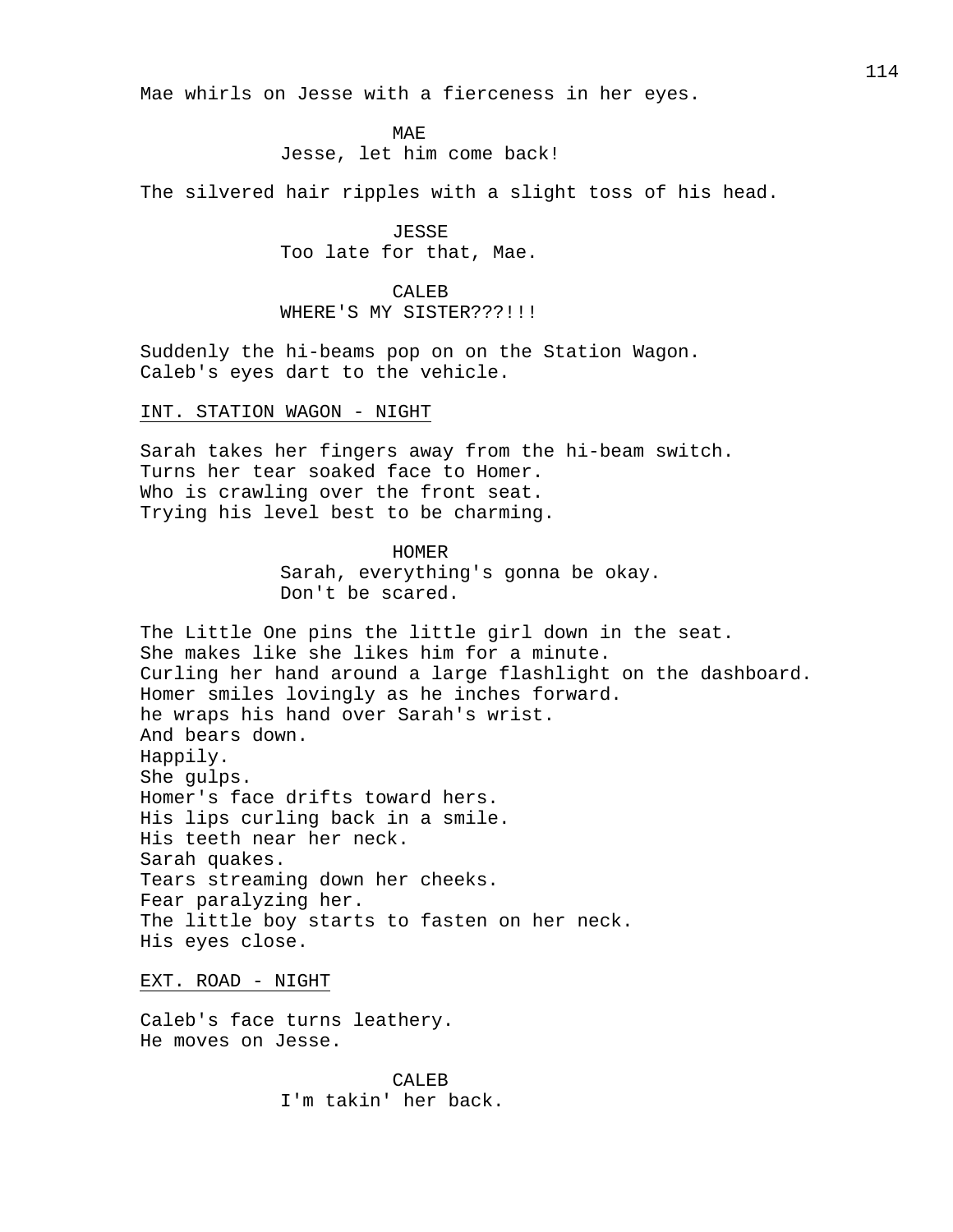Mae whirls on Jesse with a fierceness in her eyes.

MAE
Jesse, let him come back!

The silvered hair ripples with a slight toss of his head.

JESSE
Too late for that, Mae.

CALEB
WHERE'S MY SISTER???!!!

Suddenly the hi-beams pop on on the Station Wagon.
Caleb's eyes dart to the vehicle.

INT. STATION WAGON - NIGHT

Sarah takes her fingers away from the hi-beam switch.
Turns her tear soaked face to Homer.
Who is crawling over the front seat.
Trying his level best to be charming.

HOMER
Sarah, everything's gonna be okay.
Don't be scared.

The Little One pins the little girl down in the seat.
She makes like she likes him for a minute.
Curling her hand around a large flashlight on the dashboard.
Homer smiles lovingly as he inches forward.
he wraps his hand over Sarah's wrist.
And bears down.
Happily.
She gulps.
Homer's face drifts toward hers.
His lips curling back in a smile.
His teeth near her neck.
Sarah quakes.
Tears streaming down her cheeks.
Fear paralyzing her.
The little boy starts to fasten on her neck.
His eyes close.

EXT. ROAD - NIGHT

Caleb's face turns leathery.
He moves on Jesse.

CALEB
I'm takin' her back.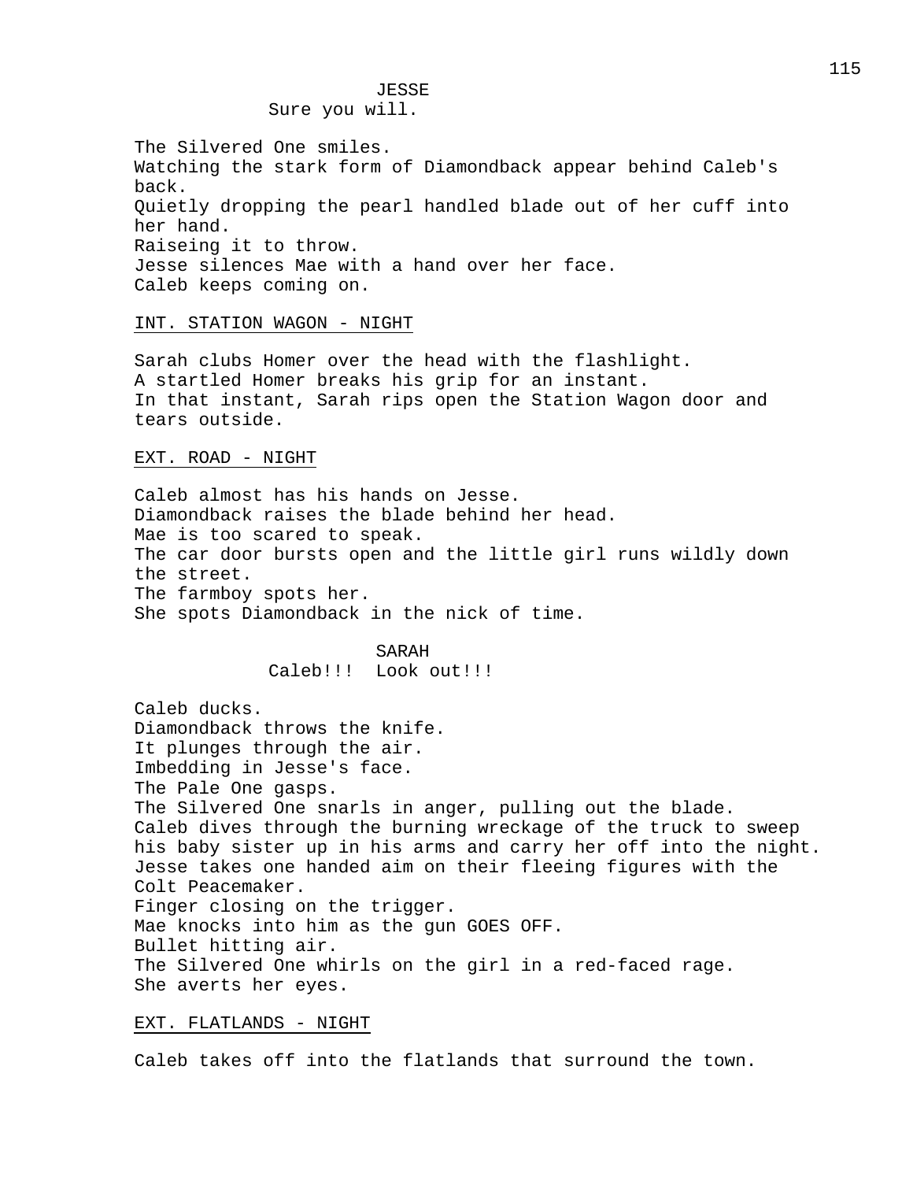JESSE
Sure you will.

The Silvered One smiles.
Watching the stark form of Diamondback appear behind Caleb's back.
Quietly dropping the pearl handled blade out of her cuff into her hand.
Raiseing it to throw.
Jesse silences Mae with a hand over her face.
Caleb keeps coming on.

INT. STATION WAGON - NIGHT

Sarah clubs Homer over the head with the flashlight.
A startled Homer breaks his grip for an instant.
In that instant, Sarah rips open the Station Wagon door and tears outside.

EXT. ROAD - NIGHT

Caleb almost has his hands on Jesse.
Diamondback raises the blade behind her head.
Mae is too scared to speak.
The car door bursts open and the little girl runs wildly down the street.
The farmboy spots her.
She spots Diamondback in the nick of time.

SARAH
Caleb!!! Look out!!!

Caleb ducks.
Diamondback throws the knife.
It plunges through the air.
Imbedding in Jesse's face.
The Pale One gasps.
The Silvered One snarls in anger, pulling out the blade.
Caleb dives through the burning wreckage of the truck to sweep his baby sister up in his arms and carry her off into the night.
Jesse takes one handed aim on their fleeing figures with the Colt Peacemaker.
Finger closing on the trigger.
Mae knocks into him as the gun GOES OFF.
Bullet hitting air.
The Silvered One whirls on the girl in a red-faced rage.
She averts her eyes.

EXT. FLATLANDS - NIGHT

Caleb takes off into the flatlands that surround the town.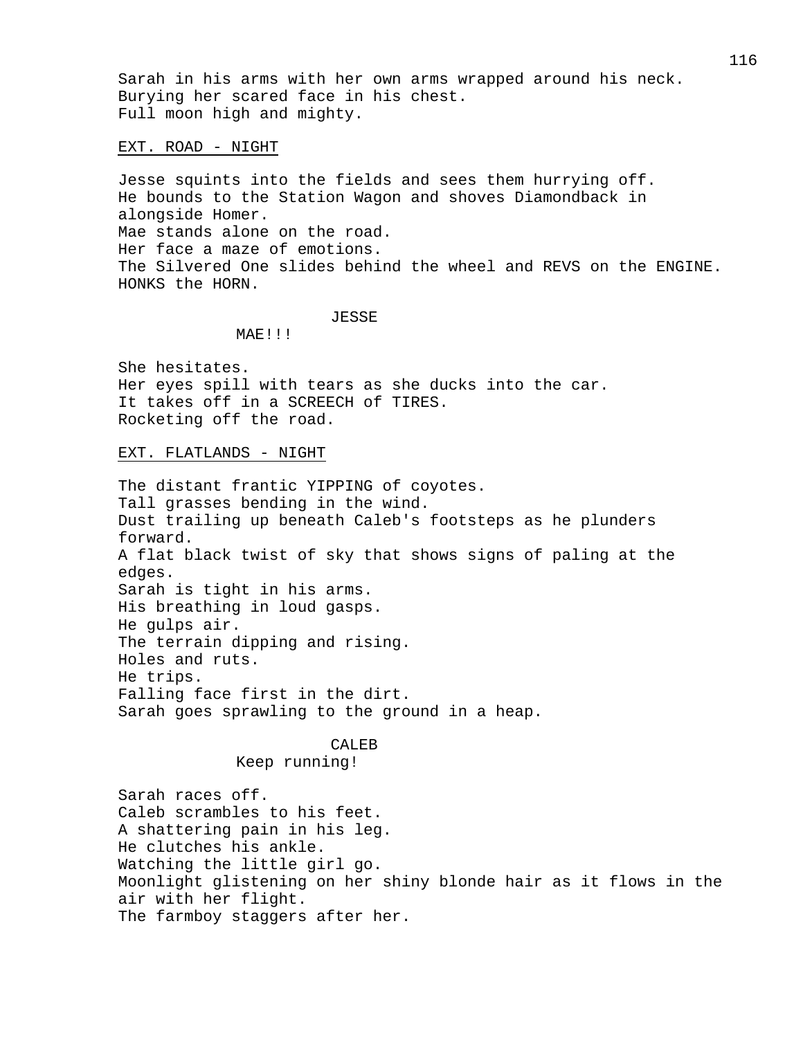Sarah in his arms with her own arms wrapped around his neck.
Burying her scared face in his chest.
Full moon high and mighty.

EXT. ROAD - NIGHT

Jesse squints into the fields and sees them hurrying off.
He bounds to the Station Wagon and shoves Diamondback in alongside Homer.
Mae stands alone on the road.
Her face a maze of emotions.
The Silvered One slides behind the wheel and REVS on the ENGINE.
HONKS the HORN.

JESSE
MAE!!!

She hesitates.
Her eyes spill with tears as she ducks into the car.
It takes off in a SCREECH of TIRES.
Rocketing off the road.

EXT. FLATLANDS - NIGHT

The distant frantic YIPPING of coyotes.
Tall grasses bending in the wind.
Dust trailing up beneath Caleb's footsteps as he plunders forward.
A flat black twist of sky that shows signs of paling at the edges.
Sarah is tight in his arms.
His breathing in loud gasps.
He gulps air.
The terrain dipping and rising.
Holes and ruts.
He trips.
Falling face first in the dirt.
Sarah goes sprawling to the ground in a heap.

CALEB
Keep running!

Sarah races off.
Caleb scrambles to his feet.
A shattering pain in his leg.
He clutches his ankle.
Watching the little girl go.
Moonlight glistening on her shiny blonde hair as it flows in the air with her flight.
The farmboy staggers after her.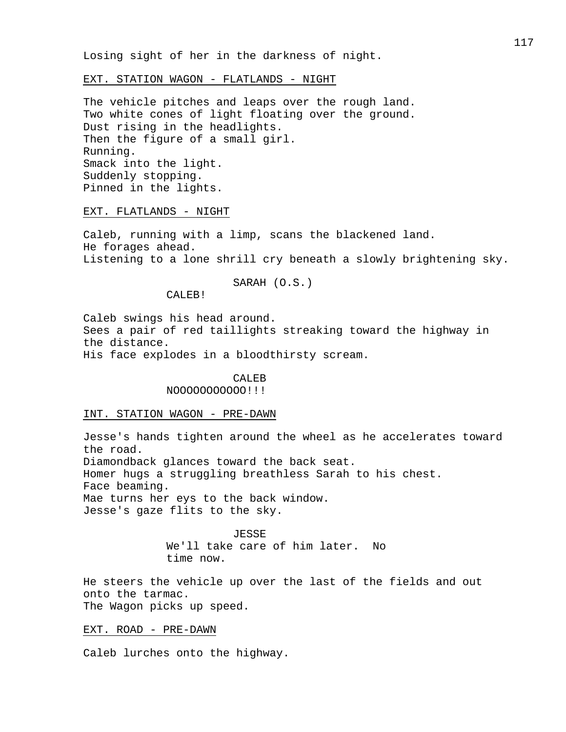Losing sight of her in the darkness of night.

EXT. STATION WAGON - FLATLANDS - NIGHT

The vehicle pitches and leaps over the rough land.
Two white cones of light floating over the ground.
Dust rising in the headlights.
Then the figure of a small girl.
Running.
Smack into the light.
Suddenly stopping.
Pinned in the lights.

EXT. FLATLANDS - NIGHT

Caleb, running with a limp, scans the blackened land.
He forages ahead.
Listening to a lone shrill cry beneath a slowly brightening sky.

SARAH (O.S.)
CALEB!

Caleb swings his head around.
Sees a pair of red taillights streaking toward the highway in the distance.
His face explodes in a bloodthirsty scream.

CALEB
NOOOOOOOOOOO!!!

INT. STATION WAGON - PRE-DAWN

Jesse's hands tighten around the wheel as he accelerates toward the road.
Diamondback glances toward the back seat.
Homer hugs a struggling breathless Sarah to his chest.
Face beaming.
Mae turns her eys to the back window.
Jesse's gaze flits to the sky.

JESSE
We'll take care of him later. No time now.

He steers the vehicle up over the last of the fields and out onto the tarmac.
The Wagon picks up speed.

EXT. ROAD - PRE-DAWN

Caleb lurches onto the highway.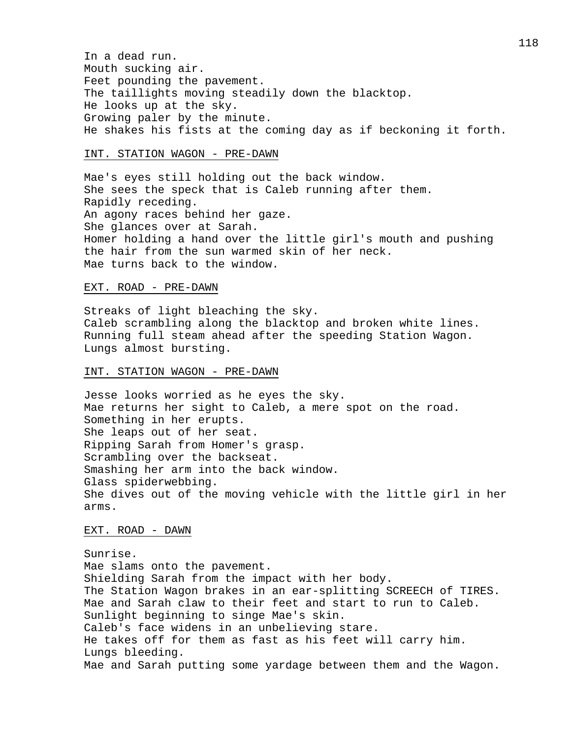In a dead run.
Mouth sucking air.
Feet pounding the pavement.
The taillights moving steadily down the blacktop.
He looks up at the sky.
Growing paler by the minute.
He shakes his fists at the coming day as if beckoning it forth.

INT. STATION WAGON - PRE-DAWN

Mae's eyes still holding out the back window.
She sees the speck that is Caleb running after them.
Rapidly receding.
An agony races behind her gaze.
She glances over at Sarah.
Homer holding a hand over the little girl's mouth and pushing the hair from the sun warmed skin of her neck.
Mae turns back to the window.

EXT. ROAD - PRE-DAWN

Streaks of light bleaching the sky.
Caleb scrambling along the blacktop and broken white lines.
Running full steam ahead after the speeding Station Wagon.
Lungs almost bursting.

INT. STATION WAGON - PRE-DAWN

Jesse looks worried as he eyes the sky.
Mae returns her sight to Caleb, a mere spot on the road.
Something in her erupts.
She leaps out of her seat.
Ripping Sarah from Homer's grasp.
Scrambling over the backseat.
Smashing her arm into the back window.
Glass spiderwebbing.
She dives out of the moving vehicle with the little girl in her arms.

EXT. ROAD - DAWN

Sunrise.
Mae slams onto the pavement.
Shielding Sarah from the impact with her body.
The Station Wagon brakes in an ear-splitting SCREECH of TIRES.
Mae and Sarah claw to their feet and start to run to Caleb.
Sunlight beginning to singe Mae's skin.
Caleb's face widens in an unbelieving stare.
He takes off for them as fast as his feet will carry him.
Lungs bleeding.
Mae and Sarah putting some yardage between them and the Wagon.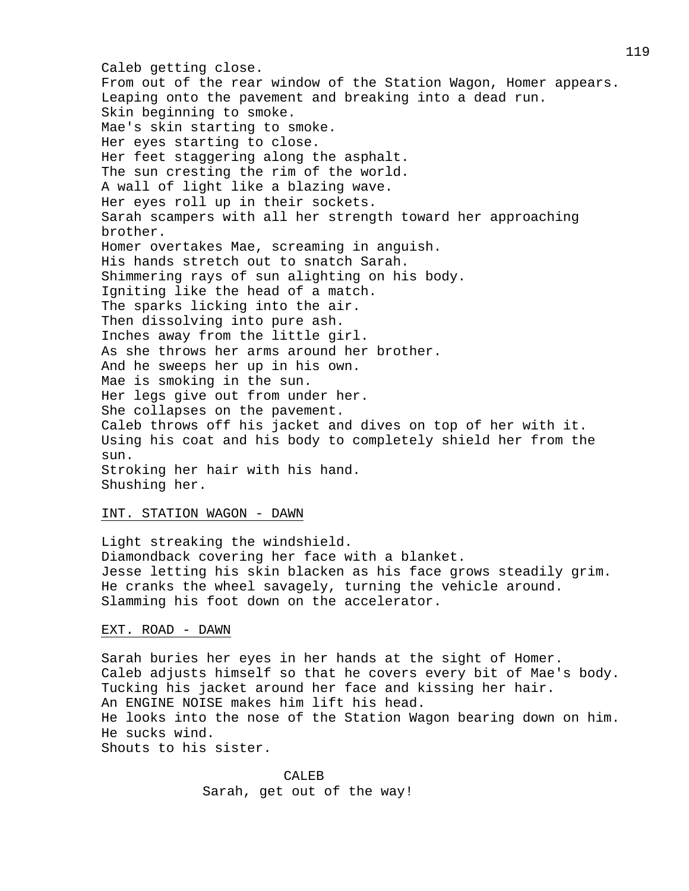Caleb getting close.
From out of the rear window of the Station Wagon, Homer appears.
Leaping onto the pavement and breaking into a dead run.
Skin beginning to smoke.
Mae's skin starting to smoke.
Her eyes starting to close.
Her feet staggering along the asphalt.
The sun cresting the rim of the world.
A wall of light like a blazing wave.
Her eyes roll up in their sockets.
Sarah scampers with all her strength toward her approaching brother.
Homer overtakes Mae, screaming in anguish.
His hands stretch out to snatch Sarah.
Shimmering rays of sun alighting on his body.
Igniting like the head of a match.
The sparks licking into the air.
Then dissolving into pure ash.
Inches away from the little girl.
As she throws her arms around her brother.
And he sweeps her up in his own.
Mae is smoking in the sun.
Her legs give out from under her.
She collapses on the pavement.
Caleb throws off his jacket and dives on top of her with it.
Using his coat and his body to completely shield her from the sun.
Stroking her hair with his hand.
Shushing her.

INT. STATION WAGON - DAWN

Light streaking the windshield.
Diamondback covering her face with a blanket.
Jesse letting his skin blacken as his face grows steadily grim.
He cranks the wheel savagely, turning the vehicle around.
Slamming his foot down on the accelerator.

EXT. ROAD - DAWN

Sarah buries her eyes in her hands at the sight of Homer.
Caleb adjusts himself so that he covers every bit of Mae's body.
Tucking his jacket around her face and kissing her hair.
An ENGINE NOISE makes him lift his head.
He looks into the nose of the Station Wagon bearing down on him.
He sucks wind.
Shouts to his sister.

CALEB
Sarah, get out of the way!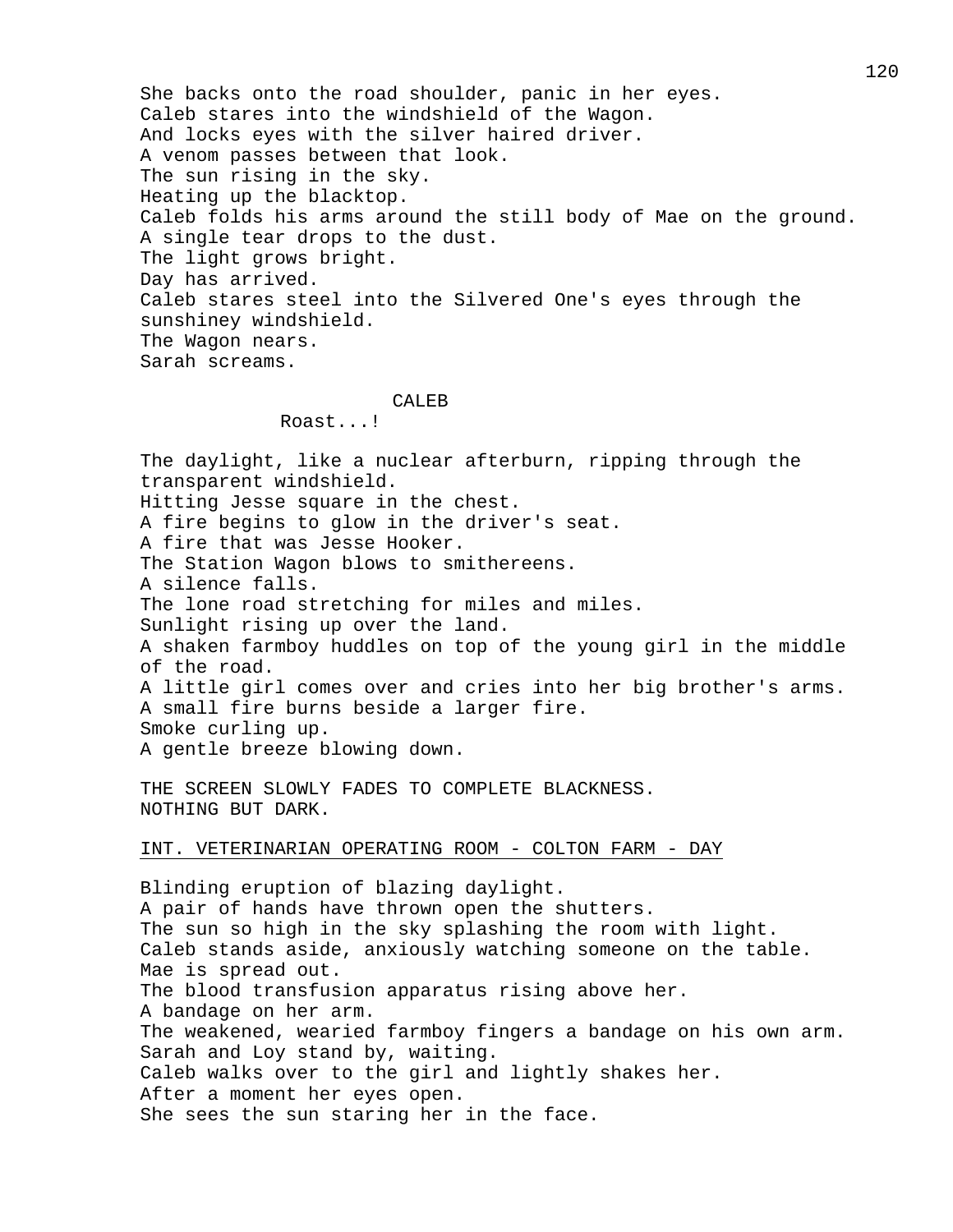She backs onto the road shoulder, panic in her eyes.
Caleb stares into the windshield of the Wagon.
And locks eyes with the silver haired driver.
A venom passes between that look.
The sun rising in the sky.
Heating up the blacktop.
Caleb folds his arms around the still body of Mae on the ground.
A single tear drops to the dust.
The light grows bright.
Day has arrived.
Caleb stares steel into the Silvered One's eyes through the sunshiney windshield.
The Wagon nears.
Sarah screams.

CALEB
Roast...!

The daylight, like a nuclear afterburn, ripping through the transparent windshield.
Hitting Jesse square in the chest.
A fire begins to glow in the driver's seat.
A fire that was Jesse Hooker.
The Station Wagon blows to smithereens.
A silence falls.
The lone road stretching for miles and miles.
Sunlight rising up over the land.
A shaken farmboy huddles on top of the young girl in the middle of the road.
A little girl comes over and cries into her big brother's arms.
A small fire burns beside a larger fire.
Smoke curling up.
A gentle breeze blowing down.

THE SCREEN SLOWLY FADES TO COMPLETE BLACKNESS.
NOTHING BUT DARK.

INT. VETERINARIAN OPERATING ROOM - COLTON FARM - DAY

Blinding eruption of blazing daylight.
A pair of hands have thrown open the shutters.
The sun so high in the sky splashing the room with light.
Caleb stands aside, anxiously watching someone on the table.
Mae is spread out.
The blood transfusion apparatus rising above her.
A bandage on her arm.
The weakened, wearied farmboy fingers a bandage on his own arm.
Sarah and Loy stand by, waiting.
Caleb walks over to the girl and lightly shakes her.
After a moment her eyes open.
She sees the sun staring her in the face.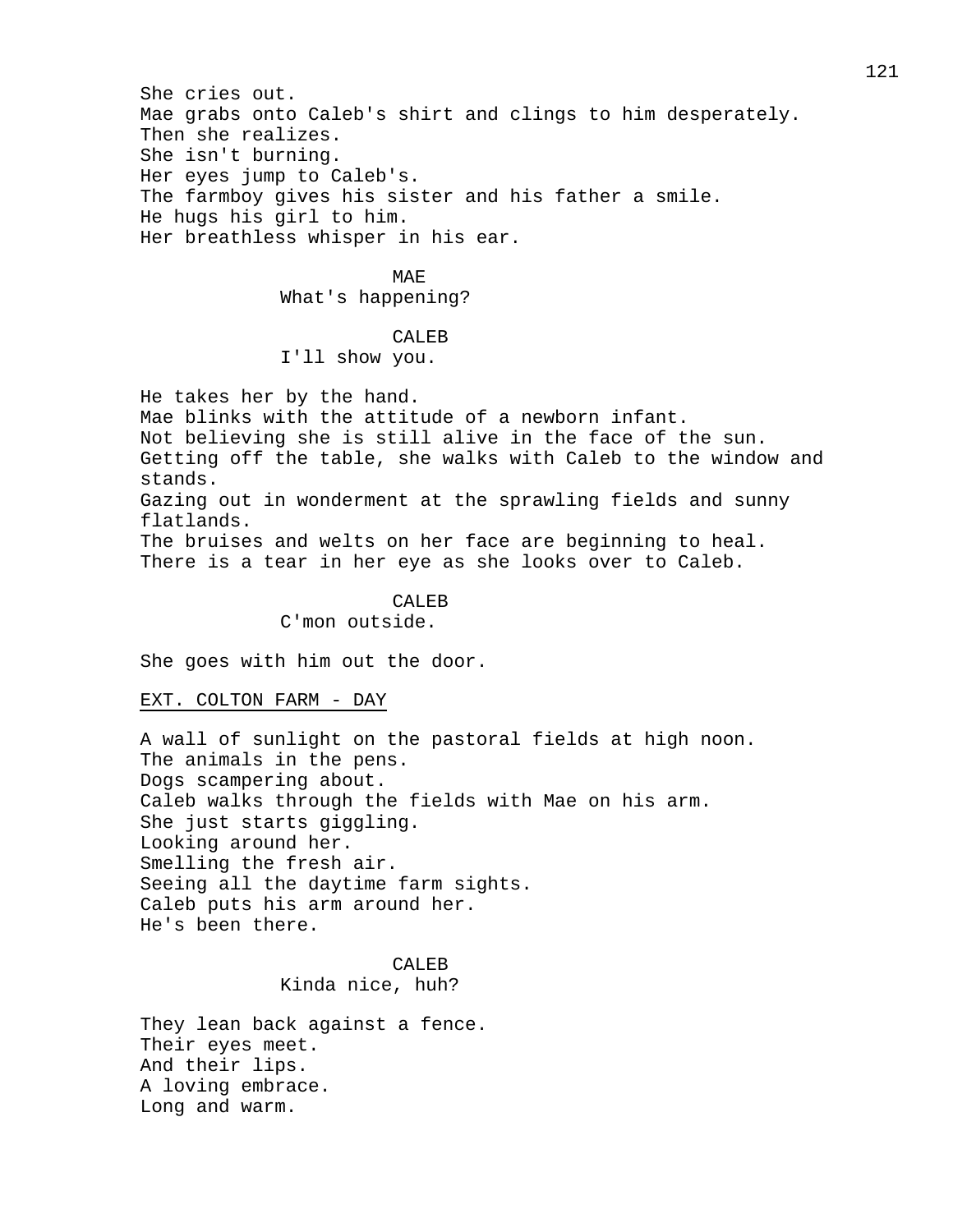She cries out.
Mae grabs onto Caleb's shirt and clings to him desperately.
Then she realizes.
She isn't burning.
Her eyes jump to Caleb's.
The farmboy gives his sister and his father a smile.
He hugs his girl to him.
Her breathless whisper in his ear.

MAE
What's happening?

CALEB
I'll show you.

He takes her by the hand.
Mae blinks with the attitude of a newborn infant.
Not believing she is still alive in the face of the sun.
Getting off the table, she walks with Caleb to the window and stands.
Gazing out in wonderment at the sprawling fields and sunny flatlands.
The bruises and welts on her face are beginning to heal.
There is a tear in her eye as she looks over to Caleb.

CALEB
C'mon outside.

She goes with him out the door.

EXT. COLTON FARM - DAY

A wall of sunlight on the pastoral fields at high noon.
The animals in the pens.
Dogs scampering about.
Caleb walks through the fields with Mae on his arm.
She just starts giggling.
Looking around her.
Smelling the fresh air.
Seeing all the daytime farm sights.
Caleb puts his arm around her.
He's been there.

CALEB
Kinda nice, huh?

They lean back against a fence.
Their eyes meet.
And their lips.
A loving embrace.
Long and warm.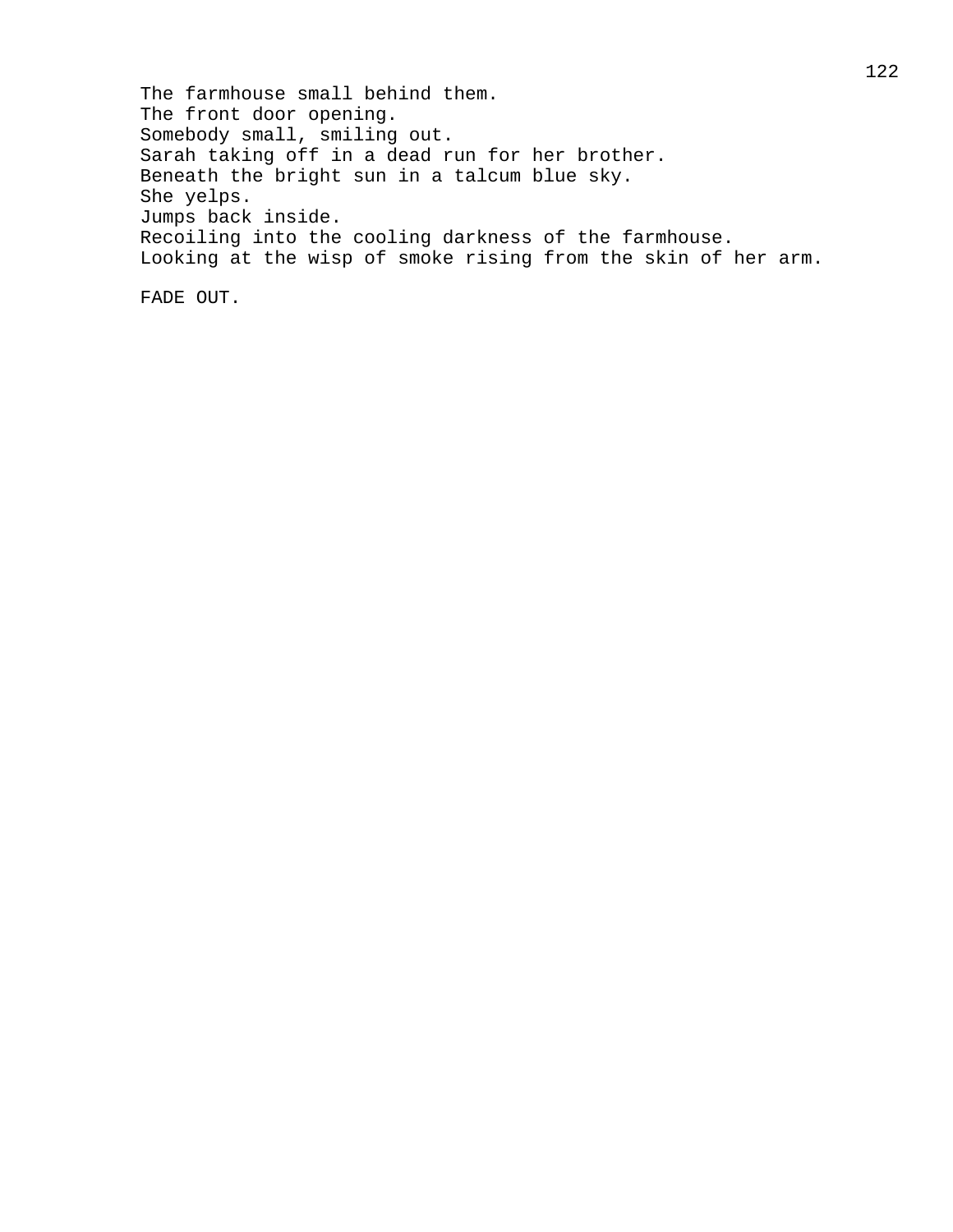The farmhouse small behind them.
The front door opening.
Somebody small, smiling out.
Sarah taking off in a dead run for her brother.
Beneath the bright sun in a talcum blue sky.
She yelps.
Jumps back inside.
Recoiling into the cooling darkness of the farmhouse.
Looking at the wisp of smoke rising from the skin of her arm.

FADE OUT.